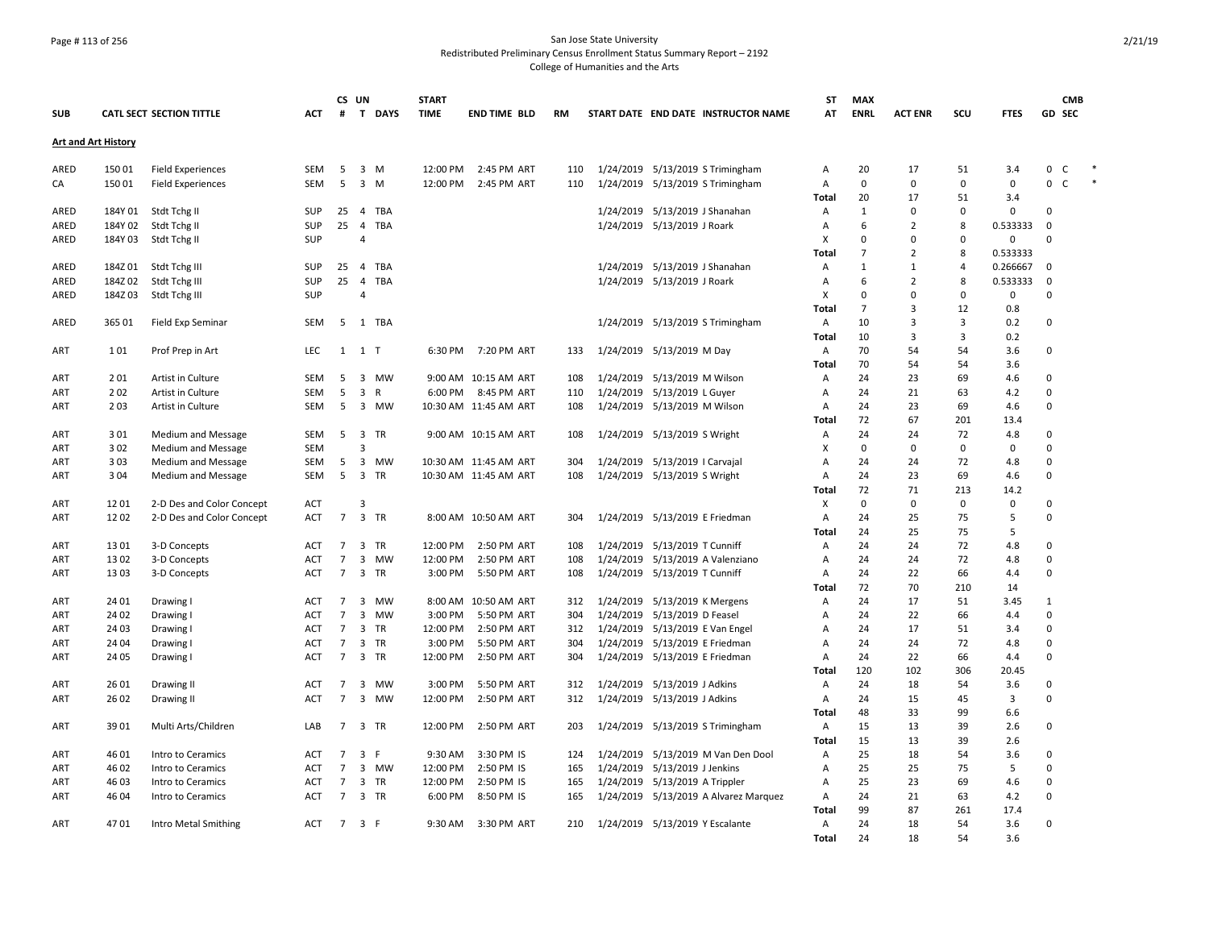San Jose State University
Redistributed Preliminary Census Enrollment Status Summary Report – 2192
College of Humanities and the Arts

| SUB | CATL SECT | SECTION TITTLE | ACT | CS # | UN T | DAYS | START TIME | END TIME | BLD | RM | START DATE | END DATE | INSTRUCTOR NAME | ST AT | MAX ENRL | ACT ENR | SCU | FTES | GD | CMB SEC | |
|---|---|---|---|---|---|---|---|---|---|---|---|---|---|---|---|---|---|---|---|---|---|
| **Art and Art History** | | | | | | | | | | | | | | | | | | | | | |
| ARED | 150 01 | Field Experiences | SEM | 5 | 3 | M | 12:00 PM | 2:45 PM | ART | 110 | 1/24/2019 | 5/13/2019 | S Trimingham | A | 20 | 17 | 51 | 3.4 | 0 | C | * |
| CA | 150 01 | Field Experiences | SEM | 5 | 3 | M | 12:00 PM | 2:45 PM | ART | 110 | 1/24/2019 | 5/13/2019 | S Trimingham | A | 0 | 0 | 0 | 0 | 0 | C | * |
| | | | | | | | | | | | | | | Total | 20 | 17 | 51 | 3.4 | | | |
| ARED | 184Y 01 | Stdt Tchg II | SUP | 25 | 4 | TBA | | | | | 1/24/2019 | 5/13/2019 | J Shanahan | A | 1 | 0 | 0 | 0 | 0 | | |
| ARED | 184Y 02 | Stdt Tchg II | SUP | 25 | 4 | TBA | | | | | 1/24/2019 | 5/13/2019 | J Roark | A | 6 | 2 | 8 | 0.533333 | 0 | | |
| ARED | 184Y 03 | Stdt Tchg II | SUP | | 4 | | | | | | | | | X | 0 | 0 | 0 | 0 | 0 | | |
| | | | | | | | | | | | | | | Total | 7 | 2 | 8 | 0.533333 | | | |
| ARED | 184Z 01 | Stdt Tchg III | SUP | 25 | 4 | TBA | | | | | 1/24/2019 | 5/13/2019 | J Shanahan | A | 1 | 1 | 4 | 0.266667 | 0 | | |
| ARED | 184Z 02 | Stdt Tchg III | SUP | 25 | 4 | TBA | | | | | 1/24/2019 | 5/13/2019 | J Roark | A | 6 | 2 | 8 | 0.533333 | 0 | | |
| ARED | 184Z 03 | Stdt Tchg III | SUP | | 4 | | | | | | | | | X | 0 | 0 | 0 | 0 | 0 | | |
| | | | | | | | | | | | | | | Total | 7 | 3 | 12 | 0.8 | | | |
| ARED | 365 01 | Field Exp Seminar | SEM | 5 | 1 | TBA | | | | | 1/24/2019 | 5/13/2019 | S Trimingham | A | 10 | 3 | 3 | 0.2 | 0 | | |
| | | | | | | | | | | | | | | Total | 10 | 3 | 3 | 0.2 | | | |
| ART | 1 01 | Prof Prep in Art | LEC | 1 | 1 | T | 6:30 PM | 7:20 PM | ART | 133 | 1/24/2019 | 5/13/2019 | M Day | A | 70 | 54 | 54 | 3.6 | 0 | | |
| | | | | | | | | | | | | | | Total | 70 | 54 | 54 | 3.6 | | | |
| ART | 2 01 | Artist in Culture | SEM | 5 | 3 | MW | 9:00 AM | 10:15 AM | ART | 108 | 1/24/2019 | 5/13/2019 | M Wilson | A | 24 | 23 | 69 | 4.6 | 0 | | |
| ART | 2 02 | Artist in Culture | SEM | 5 | 3 | R | 6:00 PM | 8:45 PM | ART | 110 | 1/24/2019 | 5/13/2019 | L Guyer | A | 24 | 21 | 63 | 4.2 | 0 | | |
| ART | 2 03 | Artist in Culture | SEM | 5 | 3 | MW | 10:30 AM | 11:45 AM | ART | 108 | 1/24/2019 | 5/13/2019 | M Wilson | A | 24 | 23 | 69 | 4.6 | 0 | | |
| | | | | | | | | | | | | | | Total | 72 | 67 | 201 | 13.4 | | | |
| ART | 3 01 | Medium and Message | SEM | 5 | 3 | TR | 9:00 AM | 10:15 AM | ART | 108 | 1/24/2019 | 5/13/2019 | S Wright | A | 24 | 24 | 72 | 4.8 | 0 | | |
| ART | 3 02 | Medium and Message | SEM | | 3 | | | | | | | | | X | 0 | 0 | 0 | 0 | 0 | | |
| ART | 3 03 | Medium and Message | SEM | 5 | 3 | MW | 10:30 AM | 11:45 AM | ART | 304 | 1/24/2019 | 5/13/2019 | I Carvajal | A | 24 | 24 | 72 | 4.8 | 0 | | |
| ART | 3 04 | Medium and Message | SEM | 5 | 3 | TR | 10:30 AM | 11:45 AM | ART | 108 | 1/24/2019 | 5/13/2019 | S Wright | A | 24 | 23 | 69 | 4.6 | 0 | | |
| | | | | | | | | | | | | | | Total | 72 | 71 | 213 | 14.2 | | | |
| ART | 12 01 | 2-D Des and Color Concept | ACT | | 3 | | | | | | | | | X | 0 | 0 | 0 | 0 | 0 | | |
| ART | 12 02 | 2-D Des and Color Concept | ACT | 7 | 3 | TR | 8:00 AM | 10:50 AM | ART | 304 | 1/24/2019 | 5/13/2019 | E Friedman | A | 24 | 25 | 75 | 5 | 0 | | |
| | | | | | | | | | | | | | | Total | 24 | 25 | 75 | 5 | | | |
| ART | 13 01 | 3-D Concepts | ACT | 7 | 3 | TR | 12:00 PM | 2:50 PM | ART | 108 | 1/24/2019 | 5/13/2019 | T Cunniff | A | 24 | 24 | 72 | 4.8 | 0 | | |
| ART | 13 02 | 3-D Concepts | ACT | 7 | 3 | MW | 12:00 PM | 2:50 PM | ART | 108 | 1/24/2019 | 5/13/2019 | A Valenziano | A | 24 | 24 | 72 | 4.8 | 0 | | |
| ART | 13 03 | 3-D Concepts | ACT | 7 | 3 | TR | 3:00 PM | 5:50 PM | ART | 108 | 1/24/2019 | 5/13/2019 | T Cunniff | A | 24 | 22 | 66 | 4.4 | 0 | | |
| | | | | | | | | | | | | | | Total | 72 | 70 | 210 | 14 | | | |
| ART | 24 01 | Drawing I | ACT | 7 | 3 | MW | 8:00 AM | 10:50 AM | ART | 312 | 1/24/2019 | 5/13/2019 | K Mergens | A | 24 | 17 | 51 | 3.45 | 1 | | |
| ART | 24 02 | Drawing I | ACT | 7 | 3 | MW | 3:00 PM | 5:50 PM | ART | 304 | 1/24/2019 | 5/13/2019 | D Feasel | A | 24 | 22 | 66 | 4.4 | 0 | | |
| ART | 24 03 | Drawing I | ACT | 7 | 3 | TR | 12:00 PM | 2:50 PM | ART | 312 | 1/24/2019 | 5/13/2019 | E Van Engel | A | 24 | 17 | 51 | 3.4 | 0 | | |
| ART | 24 04 | Drawing I | ACT | 7 | 3 | TR | 3:00 PM | 5:50 PM | ART | 304 | 1/24/2019 | 5/13/2019 | E Friedman | A | 24 | 24 | 72 | 4.8 | 0 | | |
| ART | 24 05 | Drawing I | ACT | 7 | 3 | TR | 12:00 PM | 2:50 PM | ART | 304 | 1/24/2019 | 5/13/2019 | E Friedman | A | 24 | 22 | 66 | 4.4 | 0 | | |
| | | | | | | | | | | | | | | Total | 120 | 102 | 306 | 20.45 | | | |
| ART | 26 01 | Drawing II | ACT | 7 | 3 | MW | 3:00 PM | 5:50 PM | ART | 312 | 1/24/2019 | 5/13/2019 | J Adkins | A | 24 | 18 | 54 | 3.6 | 0 | | |
| ART | 26 02 | Drawing II | ACT | 7 | 3 | MW | 12:00 PM | 2:50 PM | ART | 312 | 1/24/2019 | 5/13/2019 | J Adkins | A | 24 | 15 | 45 | 3 | 0 | | |
| | | | | | | | | | | | | | | Total | 48 | 33 | 99 | 6.6 | | | |
| ART | 39 01 | Multi Arts/Children | LAB | 7 | 3 | TR | 12:00 PM | 2:50 PM | ART | 203 | 1/24/2019 | 5/13/2019 | S Trimingham | A | 15 | 13 | 39 | 2.6 | 0 | | |
| | | | | | | | | | | | | | | Total | 15 | 13 | 39 | 2.6 | | | |
| ART | 46 01 | Intro to Ceramics | ACT | 7 | 3 | F | 9:30 AM | 3:30 PM | IS | 124 | 1/24/2019 | 5/13/2019 | M Van Den Dool | A | 25 | 18 | 54 | 3.6 | 0 | | |
| ART | 46 02 | Intro to Ceramics | ACT | 7 | 3 | MW | 12:00 PM | 2:50 PM | IS | 165 | 1/24/2019 | 5/13/2019 | J Jenkins | A | 25 | 25 | 75 | 5 | 0 | | |
| ART | 46 03 | Intro to Ceramics | ACT | 7 | 3 | TR | 12:00 PM | 2:50 PM | IS | 165 | 1/24/2019 | 5/13/2019 | A Trippler | A | 25 | 23 | 69 | 4.6 | 0 | | |
| ART | 46 04 | Intro to Ceramics | ACT | 7 | 3 | TR | 6:00 PM | 8:50 PM | IS | 165 | 1/24/2019 | 5/13/2019 | A Alvarez Marquez | A | 24 | 21 | 63 | 4.2 | 0 | | |
| | | | | | | | | | | | | | | Total | 99 | 87 | 261 | 17.4 | | | |
| ART | 47 01 | Intro Metal Smithing | ACT | 7 | 3 | F | 9:30 AM | 3:30 PM | ART | 210 | 1/24/2019 | 5/13/2019 | Y Escalante | A | 24 | 18 | 54 | 3.6 | 0 | | |
| | | | | | | | | | | | | | | Total | 24 | 18 | 54 | 3.6 | | | |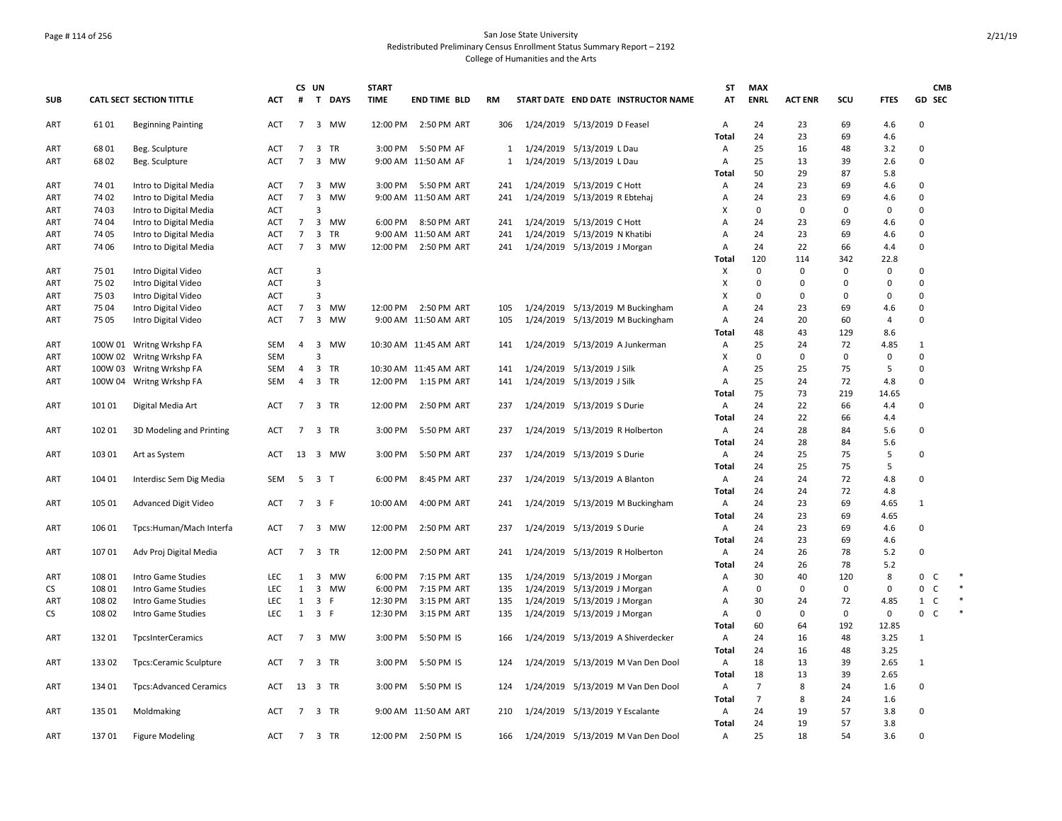# San Jose State University
## Redistributed Preliminary Census Enrollment Status Summary Report – 2192
### College of Humanities and the Arts

| SUB | CATL SECT | SECTION TITTLE | ACT | CS # | UN T | DAYS | START TIME | END TIME | BLD | RM | START DATE | END DATE | INSTRUCTOR NAME | ST AT | MAX ENRL | ACT ENR | SCU | FTES | GD | CMB SEC |
|---|---|---|---|---|---|---|---|---|---|---|---|---|---|---|---|---|---|---|---|---|
| ART | 61 01 | Beginning Painting | ACT | 7 | 3 | MW | 12:00 PM | 2:50 PM | ART | 306 | 1/24/2019 | 5/13/2019 | D Feasel | A | 24 | 23 | 69 | 4.6 | 0 | |
| | | | | | | | | | | | | | | Total | 24 | 23 | 69 | 4.6 | | |
| ART | 68 01 | Beg. Sculpture | ACT | 7 | 3 | TR | 3:00 PM | 5:50 PM | AF | 1 | 1/24/2019 | 5/13/2019 | L Dau | A | 25 | 16 | 48 | 3.2 | 0 | |
| ART | 68 02 | Beg. Sculpture | ACT | 7 | 3 | MW | 9:00 AM | 11:50 AM | AF | 1 | 1/24/2019 | 5/13/2019 | L Dau | A | 25 | 13 | 39 | 2.6 | 0 | |
| | | | | | | | | | | | | | | Total | 50 | 29 | 87 | 5.8 | | |
| ART | 74 01 | Intro to Digital Media | ACT | 7 | 3 | MW | 3:00 PM | 5:50 PM | ART | 241 | 1/24/2019 | 5/13/2019 | C Hott | A | 24 | 23 | 69 | 4.6 | 0 | |
| ART | 74 02 | Intro to Digital Media | ACT | 7 | 3 | MW | 9:00 AM | 11:50 AM | ART | 241 | 1/24/2019 | 5/13/2019 | R Ebtehaj | A | 24 | 23 | 69 | 4.6 | 0 | |
| ART | 74 03 | Intro to Digital Media | ACT | | 3 | | | | | | | | | X | 0 | 0 | 0 | 0 | 0 | |
| ART | 74 04 | Intro to Digital Media | ACT | 7 | 3 | MW | 6:00 PM | 8:50 PM | ART | 241 | 1/24/2019 | 5/13/2019 | C Hott | A | 24 | 23 | 69 | 4.6 | 0 | |
| ART | 74 05 | Intro to Digital Media | ACT | 7 | 3 | TR | 9:00 AM | 11:50 AM | ART | 241 | 1/24/2019 | 5/13/2019 | N Khatibi | A | 24 | 23 | 69 | 4.6 | 0 | |
| ART | 74 06 | Intro to Digital Media | ACT | 7 | 3 | MW | 12:00 PM | 2:50 PM | ART | 241 | 1/24/2019 | 5/13/2019 | J Morgan | A | 24 | 22 | 66 | 4.4 | 0 | |
| | | | | | | | | | | | | | | Total | 120 | 114 | 342 | 22.8 | | |
| ART | 75 01 | Intro Digital Video | ACT | | 3 | | | | | | | | | X | 0 | 0 | 0 | 0 | 0 | |
| ART | 75 02 | Intro Digital Video | ACT | | 3 | | | | | | | | | X | 0 | 0 | 0 | 0 | 0 | |
| ART | 75 03 | Intro Digital Video | ACT | | 3 | | | | | | | | | X | 0 | 0 | 0 | 0 | 0 | |
| ART | 75 04 | Intro Digital Video | ACT | 7 | 3 | MW | 12:00 PM | 2:50 PM | ART | 105 | 1/24/2019 | 5/13/2019 | M Buckingham | A | 24 | 23 | 69 | 4.6 | 0 | |
| ART | 75 05 | Intro Digital Video | ACT | 7 | 3 | MW | 9:00 AM | 11:50 AM | ART | 105 | 1/24/2019 | 5/13/2019 | M Buckingham | A | 24 | 20 | 60 | 4 | 0 | |
| | | | | | | | | | | | | | | Total | 48 | 43 | 129 | 8.6 | | |
| ART | 100W 01 | Writng Wrkshp FA | SEM | 4 | 3 | MW | 10:30 AM | 11:45 AM | ART | 141 | 1/24/2019 | 5/13/2019 | A Junkerman | A | 25 | 24 | 72 | 4.85 | 1 | |
| ART | 100W 02 | Writng Wrkshp FA | SEM | | 3 | | | | | | | | | X | 0 | 0 | 0 | 0 | 0 | |
| ART | 100W 03 | Writng Wrkshp FA | SEM | 4 | 3 | TR | 10:30 AM | 11:45 AM | ART | 141 | 1/24/2019 | 5/13/2019 | J Silk | A | 25 | 25 | 75 | 5 | 0 | |
| ART | 100W 04 | Writng Wrkshp FA | SEM | 4 | 3 | TR | 12:00 PM | 1:15 PM | ART | 141 | 1/24/2019 | 5/13/2019 | J Silk | A | 25 | 24 | 72 | 4.8 | 0 | |
| | | | | | | | | | | | | | | Total | 75 | 73 | 219 | 14.65 | | |
| ART | 101 01 | Digital Media Art | ACT | 7 | 3 | TR | 12:00 PM | 2:50 PM | ART | 237 | 1/24/2019 | 5/13/2019 | S Durie | A | 24 | 22 | 66 | 4.4 | 0 | |
| | | | | | | | | | | | | | | Total | 24 | 22 | 66 | 4.4 | | |
| ART | 102 01 | 3D Modeling and Printing | ACT | 7 | 3 | TR | 3:00 PM | 5:50 PM | ART | 237 | 1/24/2019 | 5/13/2019 | R Holberton | A | 24 | 28 | 84 | 5.6 | 0 | |
| | | | | | | | | | | | | | | Total | 24 | 28 | 84 | 5.6 | | |
| ART | 103 01 | Art as System | ACT | 13 | 3 | MW | 3:00 PM | 5:50 PM | ART | 237 | 1/24/2019 | 5/13/2019 | S Durie | A | 24 | 25 | 75 | 5 | 0 | |
| | | | | | | | | | | | | | | Total | 24 | 25 | 75 | 5 | | |
| ART | 104 01 | Interdisc Sem Dig Media | SEM | 5 | 3 | T | 6:00 PM | 8:45 PM | ART | 237 | 1/24/2019 | 5/13/2019 | A Blanton | A | 24 | 24 | 72 | 4.8 | 0 | |
| | | | | | | | | | | | | | | Total | 24 | 24 | 72 | 4.8 | | |
| ART | 105 01 | Advanced Digit Video | ACT | 7 | 3 | F | 10:00 AM | 4:00 PM | ART | 241 | 1/24/2019 | 5/13/2019 | M Buckingham | A | 24 | 23 | 69 | 4.65 | 1 | |
| | | | | | | | | | | | | | | Total | 24 | 23 | 69 | 4.65 | | |
| ART | 106 01 | Tpcs:Human/Mach Interfa | ACT | 7 | 3 | MW | 12:00 PM | 2:50 PM | ART | 237 | 1/24/2019 | 5/13/2019 | S Durie | A | 24 | 23 | 69 | 4.6 | 0 | |
| | | | | | | | | | | | | | | Total | 24 | 23 | 69 | 4.6 | | |
| ART | 107 01 | Adv Proj Digital Media | ACT | 7 | 3 | TR | 12:00 PM | 2:50 PM | ART | 241 | 1/24/2019 | 5/13/2019 | R Holberton | A | 24 | 26 | 78 | 5.2 | 0 | |
| | | | | | | | | | | | | | | Total | 24 | 26 | 78 | 5.2 | | |
| ART | 108 01 | Intro Game Studies | LEC | 1 | 3 | MW | 6:00 PM | 7:15 PM | ART | 135 | 1/24/2019 | 5/13/2019 | J Morgan | A | 30 | 40 | 120 | 8 | 0 | C * |
| CS | 108 01 | Intro Game Studies | LEC | 1 | 3 | MW | 6:00 PM | 7:15 PM | ART | 135 | 1/24/2019 | 5/13/2019 | J Morgan | A | 0 | 0 | 0 | 0 | 0 | C * |
| ART | 108 02 | Intro Game Studies | LEC | 1 | 3 | F | 12:30 PM | 3:15 PM | ART | 135 | 1/24/2019 | 5/13/2019 | J Morgan | A | 30 | 24 | 72 | 4.85 | 1 | C * |
| CS | 108 02 | Intro Game Studies | LEC | 1 | 3 | F | 12:30 PM | 3:15 PM | ART | 135 | 1/24/2019 | 5/13/2019 | J Morgan | A | 0 | 0 | 0 | 0 | 0 | C * |
| | | | | | | | | | | | | | | Total | 60 | 64 | 192 | 12.85 | | |
| ART | 132 01 | TpcsInterCeramics | ACT | 7 | 3 | MW | 3:00 PM | 5:50 PM | IS | 166 | 1/24/2019 | 5/13/2019 | A Shiverdecker | A | 24 | 16 | 48 | 3.25 | 1 | |
| | | | | | | | | | | | | | | Total | 24 | 16 | 48 | 3.25 | | |
| ART | 133 02 | Tpcs:Ceramic Sculpture | ACT | 7 | 3 | TR | 3:00 PM | 5:50 PM | IS | 124 | 1/24/2019 | 5/13/2019 | M Van Den Dool | A | 18 | 13 | 39 | 2.65 | 1 | |
| | | | | | | | | | | | | | | Total | 18 | 13 | 39 | 2.65 | | |
| ART | 134 01 | Tpcs:Advanced Ceramics | ACT | 13 | 3 | TR | 3:00 PM | 5:50 PM | IS | 124 | 1/24/2019 | 5/13/2019 | M Van Den Dool | A | 7 | 8 | 24 | 1.6 | 0 | |
| | | | | | | | | | | | | | | Total | 7 | 8 | 24 | 1.6 | | |
| ART | 135 01 | Moldmaking | ACT | 7 | 3 | TR | 9:00 AM | 11:50 AM | ART | 210 | 1/24/2019 | 5/13/2019 | Y Escalante | A | 24 | 19 | 57 | 3.8 | 0 | |
| | | | | | | | | | | | | | | Total | 24 | 19 | 57 | 3.8 | | |
| ART | 137 01 | Figure Modeling | ACT | 7 | 3 | TR | 12:00 PM | 2:50 PM | IS | 166 | 1/24/2019 | 5/13/2019 | M Van Den Dool | A | 25 | 18 | 54 | 3.6 | 0 | |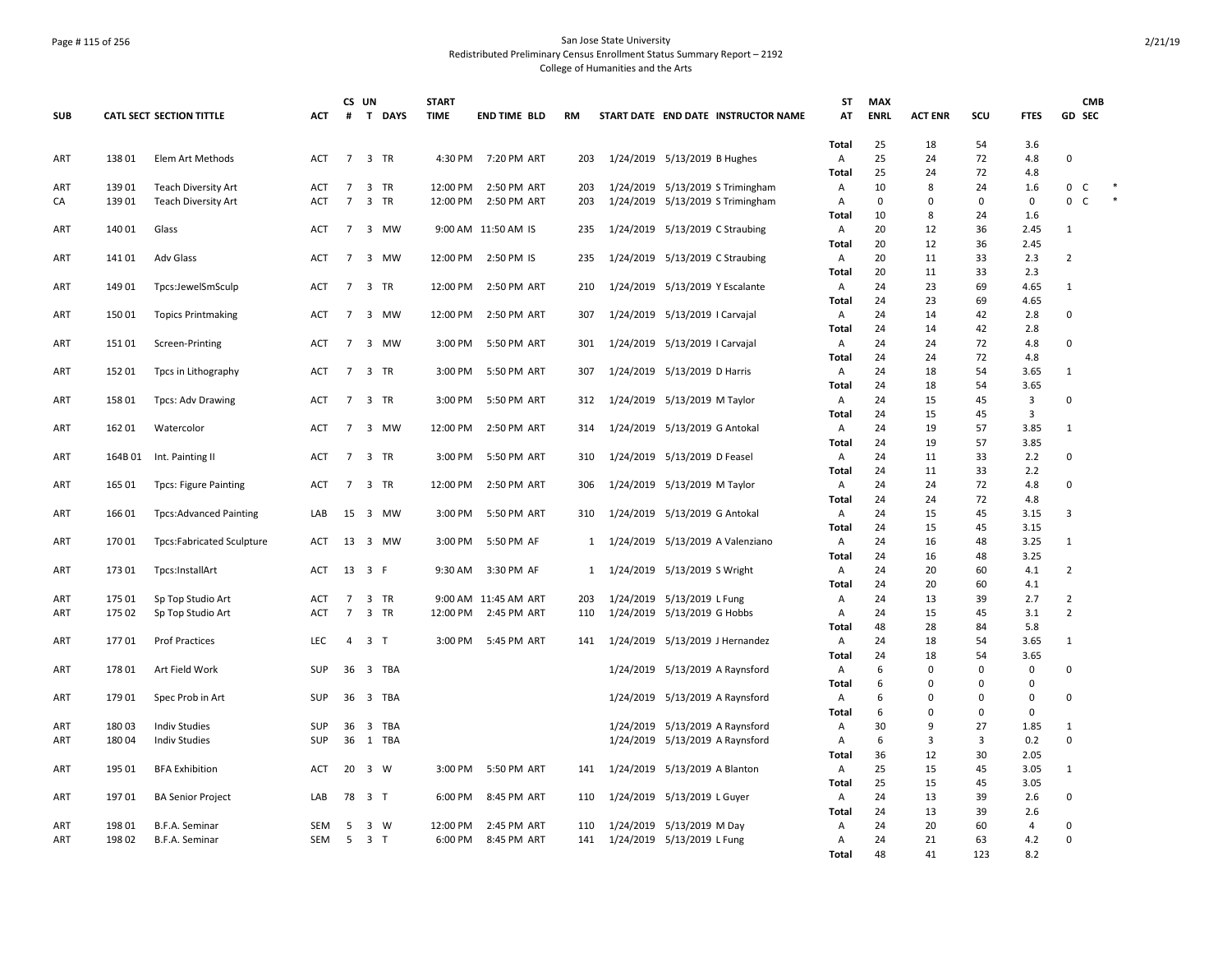San Jose State University
Redistributed Preliminary Census Enrollment Status Summary Report – 2192
College of Humanities and the Arts

| SUB | CATL SECT | SECTION TITTLE | ACT | CS # | UN T | DAYS | START TIME | END TIME | BLD | RM | START DATE | END DATE | INSTRUCTOR NAME | ST AT | MAX ENRL | ACT ENR | SCU | FTES | GD | CMB SEC |
|---|---|---|---|---|---|---|---|---|---|---|---|---|---|---|---|---|---|---|---|---|
| | | | | | | | | | | | | | | Total | 25 | 18 | 54 | 3.6 | | |
| ART | 138 01 | Elem Art Methods | ACT | 7 | 3 | TR | 4:30 PM | 7:20 PM | ART | 203 | 1/24/2019 | 5/13/2019 | B Hughes | A | 25 | 24 | 72 | 4.8 | 0 | |
| | | | | | | | | | | | | | | Total | 25 | 24 | 72 | 4.8 | | |
| ART | 139 01 | Teach Diversity Art | ACT | 7 | 3 | TR | 12:00 PM | 2:50 PM | ART | 203 | 1/24/2019 | 5/13/2019 | S Trimingham | A | 10 | 8 | 24 | 1.6 | 0 | C * |
| CA | 139 01 | Teach Diversity Art | ACT | 7 | 3 | TR | 12:00 PM | 2:50 PM | ART | 203 | 1/24/2019 | 5/13/2019 | S Trimingham | A | 0 | 0 | 0 | 0 | 0 | C * |
| | | | | | | | | | | | | | | Total | 10 | 8 | 24 | 1.6 | | |
| ART | 140 01 | Glass | ACT | 7 | 3 | MW | 9:00 AM | 11:50 AM | IS | 235 | 1/24/2019 | 5/13/2019 | C Straubing | A | 20 | 12 | 36 | 2.45 | 1 | |
| | | | | | | | | | | | | | | Total | 20 | 12 | 36 | 2.45 | | |
| ART | 141 01 | Adv Glass | ACT | 7 | 3 | MW | 12:00 PM | 2:50 PM | IS | 235 | 1/24/2019 | 5/13/2019 | C Straubing | A | 20 | 11 | 33 | 2.3 | 2 | |
| | | | | | | | | | | | | | | Total | 20 | 11 | 33 | 2.3 | | |
| ART | 149 01 | Tpcs:JewelSmSculp | ACT | 7 | 3 | TR | 12:00 PM | 2:50 PM | ART | 210 | 1/24/2019 | 5/13/2019 | Y Escalante | A | 24 | 23 | 69 | 4.65 | 1 | |
| | | | | | | | | | | | | | | Total | 24 | 23 | 69 | 4.65 | | |
| ART | 150 01 | Topics Printmaking | ACT | 7 | 3 | MW | 12:00 PM | 2:50 PM | ART | 307 | 1/24/2019 | 5/13/2019 | I Carvajal | A | 24 | 14 | 42 | 2.8 | 0 | |
| | | | | | | | | | | | | | | Total | 24 | 14 | 42 | 2.8 | | |
| ART | 151 01 | Screen-Printing | ACT | 7 | 3 | MW | 3:00 PM | 5:50 PM | ART | 301 | 1/24/2019 | 5/13/2019 | I Carvajal | A | 24 | 24 | 72 | 4.8 | 0 | |
| | | | | | | | | | | | | | | Total | 24 | 24 | 72 | 4.8 | | |
| ART | 152 01 | Tpcs in Lithography | ACT | 7 | 3 | TR | 3:00 PM | 5:50 PM | ART | 307 | 1/24/2019 | 5/13/2019 | D Harris | A | 24 | 18 | 54 | 3.65 | 1 | |
| | | | | | | | | | | | | | | Total | 24 | 18 | 54 | 3.65 | | |
| ART | 158 01 | Tpcs: Adv Drawing | ACT | 7 | 3 | TR | 3:00 PM | 5:50 PM | ART | 312 | 1/24/2019 | 5/13/2019 | M Taylor | A | 24 | 15 | 45 | 3 | 0 | |
| | | | | | | | | | | | | | | Total | 24 | 15 | 45 | 3 | | |
| ART | 162 01 | Watercolor | ACT | 7 | 3 | MW | 12:00 PM | 2:50 PM | ART | 314 | 1/24/2019 | 5/13/2019 | G Antokal | A | 24 | 19 | 57 | 3.85 | 1 | |
| | | | | | | | | | | | | | | Total | 24 | 19 | 57 | 3.85 | | |
| ART | 164B 01 | Int. Painting II | ACT | 7 | 3 | TR | 3:00 PM | 5:50 PM | ART | 310 | 1/24/2019 | 5/13/2019 | D Feasel | A | 24 | 11 | 33 | 2.2 | 0 | |
| | | | | | | | | | | | | | | Total | 24 | 11 | 33 | 2.2 | | |
| ART | 165 01 | Tpcs: Figure Painting | ACT | 7 | 3 | TR | 12:00 PM | 2:50 PM | ART | 306 | 1/24/2019 | 5/13/2019 | M Taylor | A | 24 | 24 | 72 | 4.8 | 0 | |
| | | | | | | | | | | | | | | Total | 24 | 24 | 72 | 4.8 | | |
| ART | 166 01 | Tpcs:Advanced Painting | LAB | 15 | 3 | MW | 3:00 PM | 5:50 PM | ART | 310 | 1/24/2019 | 5/13/2019 | G Antokal | A | 24 | 15 | 45 | 3.15 | 3 | |
| | | | | | | | | | | | | | | Total | 24 | 15 | 45 | 3.15 | | |
| ART | 170 01 | Tpcs:Fabricated Sculpture | ACT | 13 | 3 | MW | 3:00 PM | 5:50 PM | AF | 1 | 1/24/2019 | 5/13/2019 | A Valenziano | A | 24 | 16 | 48 | 3.25 | 1 | |
| | | | | | | | | | | | | | | Total | 24 | 16 | 48 | 3.25 | | |
| ART | 173 01 | Tpcs:InstallArt | ACT | 13 | 3 | F | 9:30 AM | 3:30 PM | AF | 1 | 1/24/2019 | 5/13/2019 | S Wright | A | 24 | 20 | 60 | 4.1 | 2 | |
| | | | | | | | | | | | | | | Total | 24 | 20 | 60 | 4.1 | | |
| ART | 175 01 | Sp Top Studio Art | ACT | 7 | 3 | TR | 9:00 AM | 11:45 AM | ART | 203 | 1/24/2019 | 5/13/2019 | L Fung | A | 24 | 13 | 39 | 2.7 | 2 | |
| ART | 175 02 | Sp Top Studio Art | ACT | 7 | 3 | TR | 12:00 PM | 2:45 PM | ART | 110 | 1/24/2019 | 5/13/2019 | G Hobbs | A | 24 | 15 | 45 | 3.1 | 2 | |
| | | | | | | | | | | | | | | Total | 48 | 28 | 84 | 5.8 | | |
| ART | 177 01 | Prof Practices | LEC | 4 | 3 | T | 3:00 PM | 5:45 PM | ART | 141 | 1/24/2019 | 5/13/2019 | J Hernandez | A | 24 | 18 | 54 | 3.65 | 1 | |
| | | | | | | | | | | | | | | Total | 24 | 18 | 54 | 3.65 | | |
| ART | 178 01 | Art Field Work | SUP | 36 | 3 | TBA | | | | | 1/24/2019 | 5/13/2019 | A Raynsford | A | 6 | 0 | 0 | 0 | 0 | |
| | | | | | | | | | | | | | | Total | 6 | 0 | 0 | 0 | | |
| ART | 179 01 | Spec Prob in Art | SUP | 36 | 3 | TBA | | | | | 1/24/2019 | 5/13/2019 | A Raynsford | A | 6 | 0 | 0 | 0 | 0 | |
| | | | | | | | | | | | | | | Total | 6 | 0 | 0 | 0 | | |
| ART | 180 03 | Indiv Studies | SUP | 36 | 3 | TBA | | | | | 1/24/2019 | 5/13/2019 | A Raynsford | A | 30 | 9 | 27 | 1.85 | 1 | |
| ART | 180 04 | Indiv Studies | SUP | 36 | 1 | TBA | | | | | 1/24/2019 | 5/13/2019 | A Raynsford | A | 6 | 3 | 3 | 0.2 | 0 | |
| | | | | | | | | | | | | | | Total | 36 | 12 | 30 | 2.05 | | |
| ART | 195 01 | BFA Exhibition | ACT | 20 | 3 | W | 3:00 PM | 5:50 PM | ART | 141 | 1/24/2019 | 5/13/2019 | A Blanton | A | 25 | 15 | 45 | 3.05 | 1 | |
| | | | | | | | | | | | | | | Total | 25 | 15 | 45 | 3.05 | | |
| ART | 197 01 | BA Senior Project | LAB | 78 | 3 | T | 6:00 PM | 8:45 PM | ART | 110 | 1/24/2019 | 5/13/2019 | L Guyer | A | 24 | 13 | 39 | 2.6 | 0 | |
| | | | | | | | | | | | | | | Total | 24 | 13 | 39 | 2.6 | | |
| ART | 198 01 | B.F.A. Seminar | SEM | 5 | 3 | W | 12:00 PM | 2:45 PM | ART | 110 | 1/24/2019 | 5/13/2019 | M Day | A | 24 | 20 | 60 | 4 | 0 | |
| ART | 198 02 | B.F.A. Seminar | SEM | 5 | 3 | T | 6:00 PM | 8:45 PM | ART | 141 | 1/24/2019 | 5/13/2019 | L Fung | A | 24 | 21 | 63 | 4.2 | 0 | |
| | | | | | | | | | | | | | | Total | 48 | 41 | 123 | 8.2 | | |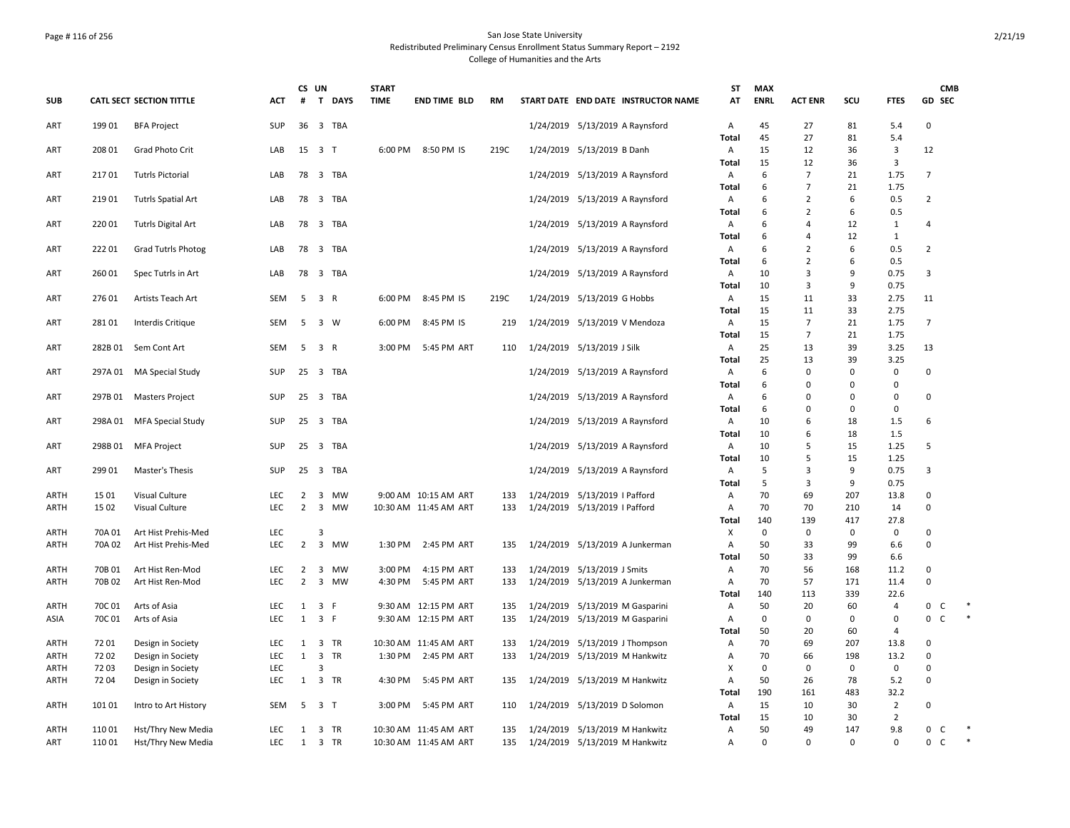San Jose State University
Redistributed Preliminary Census Enrollment Status Summary Report – 2192
College of Humanities and the Arts

| SUB | CATL SECT | SECTION TITTLE | ACT | CS # | UN T | DAYS | START TIME | END TIME | BLD | RM | START DATE | END DATE | INSTRUCTOR NAME | ST AT | MAX ENRL | ACT ENR | SCU | FTES | GD | CMB SEC | |
|---|---|---|---|---|---|---|---|---|---|---|---|---|---|---|---|---|---|---|---|---|---|
| ART | 199 01 | BFA Project | SUP | 36 | 3 | TBA | | | | | 1/24/2019 | 5/13/2019 | A Raynsford | A | 45 | 27 | 81 | 5.4 | 0 | | |
| | | | | | | | | | | | | | | Total | 45 | 27 | 81 | 5.4 | | | |
| ART | 208 01 | Grad Photo Crit | LAB | 15 | 3 | T | 6:00 PM | 8:50 PM | IS | 219C | 1/24/2019 | 5/13/2019 | B Danh | A | 15 | 12 | 36 | 3 | 12 | | |
| | | | | | | | | | | | | | | Total | 15 | 12 | 36 | 3 | | | |
| ART | 217 01 | Tutrls Pictorial | LAB | 78 | 3 | TBA | | | | | 1/24/2019 | 5/13/2019 | A Raynsford | A | 6 | 7 | 21 | 1.75 | 7 | | |
| | | | | | | | | | | | | | | Total | 6 | 7 | 21 | 1.75 | | | |
| ART | 219 01 | Tutrls Spatial Art | LAB | 78 | 3 | TBA | | | | | 1/24/2019 | 5/13/2019 | A Raynsford | A | 6 | 2 | 6 | 0.5 | 2 | | |
| | | | | | | | | | | | | | | Total | 6 | 2 | 6 | 0.5 | | | |
| ART | 220 01 | Tutrls Digital Art | LAB | 78 | 3 | TBA | | | | | 1/24/2019 | 5/13/2019 | A Raynsford | A | 6 | 4 | 12 | 1 | 4 | | |
| | | | | | | | | | | | | | | Total | 6 | 4 | 12 | 1 | | | |
| ART | 222 01 | Grad Tutrls Photog | LAB | 78 | 3 | TBA | | | | | 1/24/2019 | 5/13/2019 | A Raynsford | A | 6 | 2 | 6 | 0.5 | 2 | | |
| | | | | | | | | | | | | | | Total | 6 | 2 | 6 | 0.5 | | | |
| ART | 260 01 | Spec Tutrls in Art | LAB | 78 | 3 | TBA | | | | | 1/24/2019 | 5/13/2019 | A Raynsford | A | 10 | 3 | 9 | 0.75 | 3 | | |
| | | | | | | | | | | | | | | Total | 10 | 3 | 9 | 0.75 | | | |
| ART | 276 01 | Artists Teach Art | SEM | 5 | 3 | R | 6:00 PM | 8:45 PM | IS | 219C | 1/24/2019 | 5/13/2019 | G Hobbs | A | 15 | 11 | 33 | 2.75 | 11 | | |
| | | | | | | | | | | | | | | Total | 15 | 11 | 33 | 2.75 | | | |
| ART | 281 01 | Interdis Critique | SEM | 5 | 3 | W | 6:00 PM | 8:45 PM | IS | 219 | 1/24/2019 | 5/13/2019 | V Mendoza | A | 15 | 7 | 21 | 1.75 | 7 | | |
| | | | | | | | | | | | | | | Total | 15 | 7 | 21 | 1.75 | | | |
| ART | 282B 01 | Sem Cont Art | SEM | 5 | 3 | R | 3:00 PM | 5:45 PM | ART | 110 | 1/24/2019 | 5/13/2019 | J Silk | A | 25 | 13 | 39 | 3.25 | 13 | | |
| | | | | | | | | | | | | | | Total | 25 | 13 | 39 | 3.25 | | | |
| ART | 297A 01 | MA Special Study | SUP | 25 | 3 | TBA | | | | | 1/24/2019 | 5/13/2019 | A Raynsford | A | 6 | 0 | 0 | 0 | 0 | | |
| | | | | | | | | | | | | | | Total | 6 | 0 | 0 | 0 | | | |
| ART | 297B 01 | Masters Project | SUP | 25 | 3 | TBA | | | | | 1/24/2019 | 5/13/2019 | A Raynsford | A | 6 | 0 | 0 | 0 | 0 | | |
| | | | | | | | | | | | | | | Total | 6 | 0 | 0 | 0 | | | |
| ART | 298A 01 | MFA Special Study | SUP | 25 | 3 | TBA | | | | | 1/24/2019 | 5/13/2019 | A Raynsford | A | 10 | 6 | 18 | 1.5 | 6 | | |
| | | | | | | | | | | | | | | Total | 10 | 6 | 18 | 1.5 | | | |
| ART | 298B 01 | MFA Project | SUP | 25 | 3 | TBA | | | | | 1/24/2019 | 5/13/2019 | A Raynsford | A | 10 | 5 | 15 | 1.25 | 5 | | |
| | | | | | | | | | | | | | | Total | 10 | 5 | 15 | 1.25 | | | |
| ART | 299 01 | Master's Thesis | SUP | 25 | 3 | TBA | | | | | 1/24/2019 | 5/13/2019 | A Raynsford | A | 5 | 3 | 9 | 0.75 | 3 | | |
| | | | | | | | | | | | | | | Total | 5 | 3 | 9 | 0.75 | | | |
| ARTH | 15 01 | Visual Culture | LEC | 2 | 3 | MW | 9:00 AM | 10:15 AM | ART | 133 | 1/24/2019 | 5/13/2019 | I Pafford | A | 70 | 69 | 207 | 13.8 | 0 | | |
| ARTH | 15 02 | Visual Culture | LEC | 2 | 3 | MW | 10:30 AM | 11:45 AM | ART | 133 | 1/24/2019 | 5/13/2019 | I Pafford | A | 70 | 70 | 210 | 14 | 0 | | |
| | | | | | | | | | | | | | | Total | 140 | 139 | 417 | 27.8 | | | |
| ARTH | 70A 01 | Art Hist Prehis-Med | LEC | | 3 | | | | | | | | | X | 0 | 0 | 0 | 0 | 0 | | |
| ARTH | 70A 02 | Art Hist Prehis-Med | LEC | 2 | 3 | MW | 1:30 PM | 2:45 PM | ART | 135 | 1/24/2019 | 5/13/2019 | A Junkerman | A | 50 | 33 | 99 | 6.6 | 0 | | |
| | | | | | | | | | | | | | | Total | 50 | 33 | 99 | 6.6 | | | |
| ARTH | 70B 01 | Art Hist Ren-Mod | LEC | 2 | 3 | MW | 3:00 PM | 4:15 PM | ART | 133 | 1/24/2019 | 5/13/2019 | J Smits | A | 70 | 56 | 168 | 11.2 | 0 | | |
| ARTH | 70B 02 | Art Hist Ren-Mod | LEC | 2 | 3 | MW | 4:30 PM | 5:45 PM | ART | 133 | 1/24/2019 | 5/13/2019 | A Junkerman | A | 70 | 57 | 171 | 11.4 | 0 | | |
| | | | | | | | | | | | | | | Total | 140 | 113 | 339 | 22.6 | | | |
| ARTH | 70C 01 | Arts of Asia | LEC | 1 | 3 | F | 9:30 AM | 12:15 PM | ART | 135 | 1/24/2019 | 5/13/2019 | M Gasparini | A | 50 | 20 | 60 | 4 | 0 | C | * |
| ASIA | 70C 01 | Arts of Asia | LEC | 1 | 3 | F | 9:30 AM | 12:15 PM | ART | 135 | 1/24/2019 | 5/13/2019 | M Gasparini | A | 0 | 0 | 0 | 0 | 0 | C | * |
| | | | | | | | | | | | | | | Total | 50 | 20 | 60 | 4 | | | |
| ARTH | 72 01 | Design in Society | LEC | 1 | 3 | TR | 10:30 AM | 11:45 AM | ART | 133 | 1/24/2019 | 5/13/2019 | J Thompson | A | 70 | 69 | 207 | 13.8 | 0 | | |
| ARTH | 72 02 | Design in Society | LEC | 1 | 3 | TR | 1:30 PM | 2:45 PM | ART | 133 | 1/24/2019 | 5/13/2019 | M Hankwitz | A | 70 | 66 | 198 | 13.2 | 0 | | |
| ARTH | 72 03 | Design in Society | LEC | | 3 | | | | | | | | | X | 0 | 0 | 0 | 0 | 0 | | |
| ARTH | 72 04 | Design in Society | LEC | 1 | 3 | TR | 4:30 PM | 5:45 PM | ART | 135 | 1/24/2019 | 5/13/2019 | M Hankwitz | A | 50 | 26 | 78 | 5.2 | 0 | | |
| | | | | | | | | | | | | | | Total | 190 | 161 | 483 | 32.2 | | | |
| ARTH | 101 01 | Intro to Art History | SEM | 5 | 3 | T | 3:00 PM | 5:45 PM | ART | 110 | 1/24/2019 | 5/13/2019 | D Solomon | A | 15 | 10 | 30 | 2 | 0 | | |
| | | | | | | | | | | | | | | Total | 15 | 10 | 30 | 2 | | | |
| ARTH | 110 01 | Hst/Thry New Media | LEC | 1 | 3 | TR | 10:30 AM | 11:45 AM | ART | 135 | 1/24/2019 | 5/13/2019 | M Hankwitz | A | 50 | 49 | 147 | 9.8 | 0 | C | * |
| ART | 110 01 | Hst/Thry New Media | LEC | 1 | 3 | TR | 10:30 AM | 11:45 AM | ART | 135 | 1/24/2019 | 5/13/2019 | M Hankwitz | A | 0 | 0 | 0 | 0 | 0 | C | * |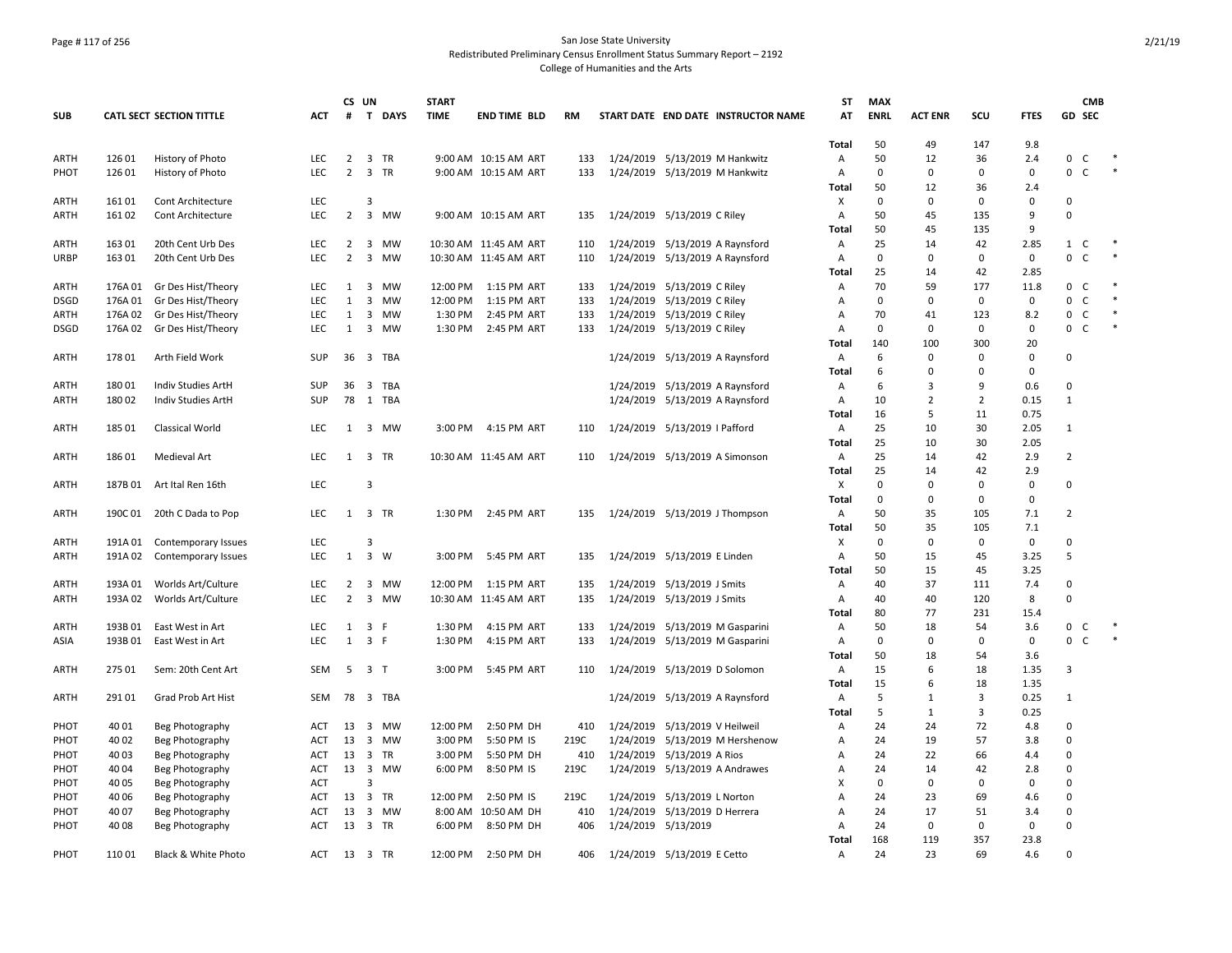San Jose State University
Redistributed Preliminary Census Enrollment Status Summary Report – 2192
College of Humanities and the Arts

| SUB | CATL SECT | SECTION TITTLE | ACT | CS # | UN T | DAYS | START TIME | END TIME | BLD | RM | START DATE | END DATE | INSTRUCTOR NAME | ST AT | MAX ENRL | ACT ENR | SCU | FTES | GD | CMB SEC |
|---|---|---|---|---|---|---|---|---|---|---|---|---|---|---|---|---|---|---|---|---|
| | | | | | | | | | | | | | | Total | 50 | 49 | 147 | 9.8 | | |
| ARTH | 126 01 | History of Photo | LEC | 2 | 3 | TR | 9:00 AM | 10:15 AM | ART | 133 | 1/24/2019 | 5/13/2019 | M Hankwitz | A | 50 | 12 | 36 | 2.4 | 0 | C * |
| PHOT | 126 01 | History of Photo | LEC | 2 | 3 | TR | 9:00 AM | 10:15 AM | ART | 133 | 1/24/2019 | 5/13/2019 | M Hankwitz | A | 0 | 0 | 0 | 0 | 0 | C * |
| | | | | | | | | | | | | | | Total | 50 | 12 | 36 | 2.4 | | |
| ARTH | 161 01 | Cont Architecture | LEC | | 3 | | | | | | | | | X | 0 | 0 | 0 | 0 | 0 | |
| ARTH | 161 02 | Cont Architecture | LEC | 2 | 3 | MW | 9:00 AM | 10:15 AM | ART | 135 | 1/24/2019 | 5/13/2019 | C Riley | A | 50 | 45 | 135 | 9 | 0 | |
| | | | | | | | | | | | | | | Total | 50 | 45 | 135 | 9 | | |
| ARTH | 163 01 | 20th Cent Urb Des | LEC | 2 | 3 | MW | 10:30 AM | 11:45 AM | ART | 110 | 1/24/2019 | 5/13/2019 | A Raynsford | A | 25 | 14 | 42 | 2.85 | 1 | C * |
| URBP | 163 01 | 20th Cent Urb Des | LEC | 2 | 3 | MW | 10:30 AM | 11:45 AM | ART | 110 | 1/24/2019 | 5/13/2019 | A Raynsford | A | 0 | 0 | 0 | 0 | 0 | C * |
| | | | | | | | | | | | | | | Total | 25 | 14 | 42 | 2.85 | | |
| ARTH | 176A 01 | Gr Des Hist/Theory | LEC | 1 | 3 | MW | 12:00 PM | 1:15 PM | ART | 133 | 1/24/2019 | 5/13/2019 | C Riley | A | 70 | 59 | 177 | 11.8 | 0 | C * |
| DSGD | 176A 01 | Gr Des Hist/Theory | LEC | 1 | 3 | MW | 12:00 PM | 1:15 PM | ART | 133 | 1/24/2019 | 5/13/2019 | C Riley | A | 0 | 0 | 0 | 0 | 0 | C * |
| ARTH | 176A 02 | Gr Des Hist/Theory | LEC | 1 | 3 | MW | 1:30 PM | 2:45 PM | ART | 133 | 1/24/2019 | 5/13/2019 | C Riley | A | 70 | 41 | 123 | 8.2 | 0 | C * |
| DSGD | 176A 02 | Gr Des Hist/Theory | LEC | 1 | 3 | MW | 1:30 PM | 2:45 PM | ART | 133 | 1/24/2019 | 5/13/2019 | C Riley | A | 0 | 0 | 0 | 0 | 0 | C * |
| | | | | | | | | | | | | | | Total | 140 | 100 | 300 | 20 | | |
| ARTH | 178 01 | Arth Field Work | SUP | 36 | 3 | TBA | | | | | 1/24/2019 | 5/13/2019 | A Raynsford | A | 6 | 0 | 0 | 0 | 0 | |
| | | | | | | | | | | | | | | Total | 6 | 0 | 0 | 0 | | |
| ARTH | 180 01 | Indiv Studies ArtH | SUP | 36 | 3 | TBA | | | | | 1/24/2019 | 5/13/2019 | A Raynsford | A | 6 | 3 | 9 | 0.6 | 0 | |
| ARTH | 180 02 | Indiv Studies ArtH | SUP | 78 | 1 | TBA | | | | | 1/24/2019 | 5/13/2019 | A Raynsford | A | 10 | 2 | 2 | 0.15 | 1 | |
| | | | | | | | | | | | | | | Total | 16 | 5 | 11 | 0.75 | | |
| ARTH | 185 01 | Classical World | LEC | 1 | 3 | MW | 3:00 PM | 4:15 PM | ART | 110 | 1/24/2019 | 5/13/2019 | I Pafford | A | 25 | 10 | 30 | 2.05 | 1 | |
| | | | | | | | | | | | | | | Total | 25 | 10 | 30 | 2.05 | | |
| ARTH | 186 01 | Medieval Art | LEC | 1 | 3 | TR | 10:30 AM | 11:45 AM | ART | 110 | 1/24/2019 | 5/13/2019 | A Simonson | A | 25 | 14 | 42 | 2.9 | 2 | |
| | | | | | | | | | | | | | | Total | 25 | 14 | 42 | 2.9 | | |
| ARTH | 187B 01 | Art Ital Ren 16th | LEC | | 3 | | | | | | | | | X | 0 | 0 | 0 | 0 | 0 | |
| | | | | | | | | | | | | | | Total | 0 | 0 | 0 | 0 | | |
| ARTH | 190C 01 | 20th C Dada to Pop | LEC | 1 | 3 | TR | 1:30 PM | 2:45 PM | ART | 135 | 1/24/2019 | 5/13/2019 | J Thompson | A | 50 | 35 | 105 | 7.1 | 2 | |
| | | | | | | | | | | | | | | Total | 50 | 35 | 105 | 7.1 | | |
| ARTH | 191A 01 | Contemporary Issues | LEC | | 3 | | | | | | | | | X | 0 | 0 | 0 | 0 | 0 | |
| ARTH | 191A 02 | Contemporary Issues | LEC | 1 | 3 | W | 3:00 PM | 5:45 PM | ART | 135 | 1/24/2019 | 5/13/2019 | E Linden | A | 50 | 15 | 45 | 3.25 | 5 | |
| | | | | | | | | | | | | | | Total | 50 | 15 | 45 | 3.25 | | |
| ARTH | 193A 01 | Worlds Art/Culture | LEC | 2 | 3 | MW | 12:00 PM | 1:15 PM | ART | 135 | 1/24/2019 | 5/13/2019 | J Smits | A | 40 | 37 | 111 | 7.4 | 0 | |
| ARTH | 193A 02 | Worlds Art/Culture | LEC | 2 | 3 | MW | 10:30 AM | 11:45 AM | ART | 135 | 1/24/2019 | 5/13/2019 | J Smits | A | 40 | 40 | 120 | 8 | 0 | |
| | | | | | | | | | | | | | | Total | 80 | 77 | 231 | 15.4 | | |
| ARTH | 193B 01 | East West in Art | LEC | 1 | 3 | F | 1:30 PM | 4:15 PM | ART | 133 | 1/24/2019 | 5/13/2019 | M Gasparini | A | 50 | 18 | 54 | 3.6 | 0 | C * |
| ASIA | 193B 01 | East West in Art | LEC | 1 | 3 | F | 1:30 PM | 4:15 PM | ART | 133 | 1/24/2019 | 5/13/2019 | M Gasparini | A | 0 | 0 | 0 | 0 | 0 | C * |
| | | | | | | | | | | | | | | Total | 50 | 18 | 54 | 3.6 | | |
| ARTH | 275 01 | Sem: 20th Cent Art | SEM | 5 | 3 | T | 3:00 PM | 5:45 PM | ART | 110 | 1/24/2019 | 5/13/2019 | D Solomon | A | 15 | 6 | 18 | 1.35 | 3 | |
| | | | | | | | | | | | | | | Total | 15 | 6 | 18 | 1.35 | | |
| ARTH | 291 01 | Grad Prob Art Hist | SEM | 78 | 3 | TBA | | | | | 1/24/2019 | 5/13/2019 | A Raynsford | A | 5 | 1 | 3 | 0.25 | 1 | |
| | | | | | | | | | | | | | | Total | 5 | 1 | 3 | 0.25 | | |
| PHOT | 40 01 | Beg Photography | ACT | 13 | 3 | MW | 12:00 PM | 2:50 PM | DH | 410 | 1/24/2019 | 5/13/2019 | V Heilweil | A | 24 | 24 | 72 | 4.8 | 0 | |
| PHOT | 40 02 | Beg Photography | ACT | 13 | 3 | MW | 3:00 PM | 5:50 PM | IS | 219C | 1/24/2019 | 5/13/2019 | M Hershenow | A | 24 | 19 | 57 | 3.8 | 0 | |
| PHOT | 40 03 | Beg Photography | ACT | 13 | 3 | TR | 3:00 PM | 5:50 PM | DH | 410 | 1/24/2019 | 5/13/2019 | A Rios | A | 24 | 22 | 66 | 4.4 | 0 | |
| PHOT | 40 04 | Beg Photography | ACT | 13 | 3 | MW | 6:00 PM | 8:50 PM | IS | 219C | 1/24/2019 | 5/13/2019 | A Andrawes | A | 24 | 14 | 42 | 2.8 | 0 | |
| PHOT | 40 05 | Beg Photography | ACT | | 3 | | | | | | | | | X | 0 | 0 | 0 | 0 | 0 | |
| PHOT | 40 06 | Beg Photography | ACT | 13 | 3 | TR | 12:00 PM | 2:50 PM | IS | 219C | 1/24/2019 | 5/13/2019 | L Norton | A | 24 | 23 | 69 | 4.6 | 0 | |
| PHOT | 40 07 | Beg Photography | ACT | 13 | 3 | MW | 8:00 AM | 10:50 AM | DH | 410 | 1/24/2019 | 5/13/2019 | D Herrera | A | 24 | 17 | 51 | 3.4 | 0 | |
| PHOT | 40 08 | Beg Photography | ACT | 13 | 3 | TR | 6:00 PM | 8:50 PM | DH | 406 | 1/24/2019 | 5/13/2019 | | A | 24 | 0 | 0 | 0 | 0 | |
| | | | | | | | | | | | | | | Total | 168 | 119 | 357 | 23.8 | | |
| PHOT | 110 01 | Black & White Photo | ACT | 13 | 3 | TR | 12:00 PM | 2:50 PM | DH | 406 | 1/24/2019 | 5/13/2019 | E Cetto | A | 24 | 23 | 69 | 4.6 | 0 | |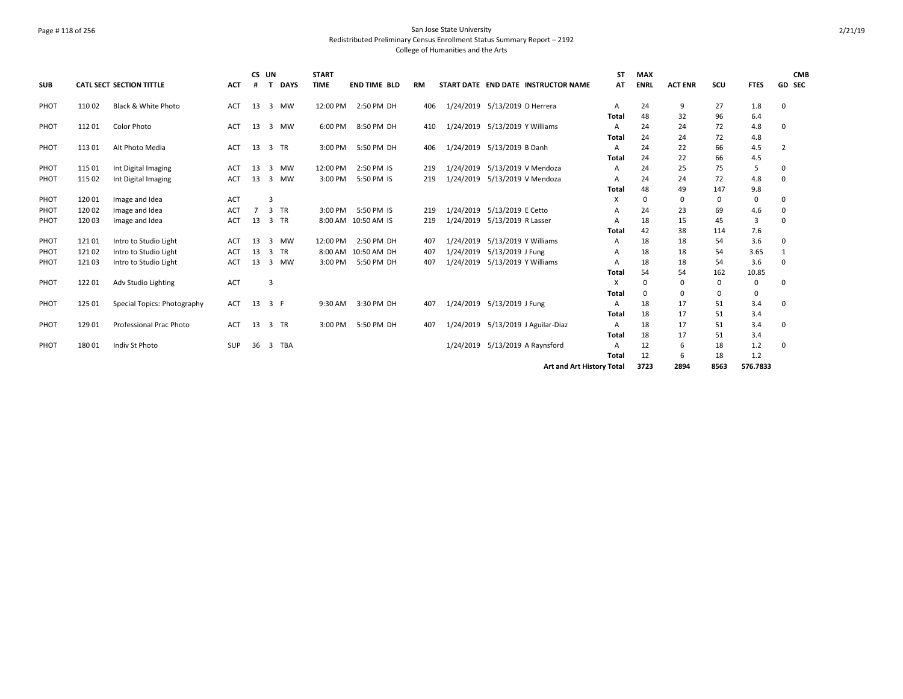San Jose State University
Redistributed Preliminary Census Enrollment Status Summary Report – 2192
College of Humanities and the Arts

| SUB | CATL SECT | SECTION TITTLE | ACT | CS # | UN T | DAYS | START TIME | END TIME | BLD | RM | START DATE | END DATE | INSTRUCTOR NAME | ST AT | MAX ENRL | ACT ENR | SCU | FTES | GD | CMB SEC |
|---|---|---|---|---|---|---|---|---|---|---|---|---|---|---|---|---|---|---|---|---|
| PHOT | 110 02 | Black & White Photo | ACT | 13 | 3 | MW | 12:00 PM | 2:50 PM | DH | 406 | 1/24/2019 | 5/13/2019 | D Herrera | A | 24 | 9 | 27 | 1.8 | 0 | |
| | | | | | | | | | | | | | | Total | 48 | 32 | 96 | 6.4 | | |
| PHOT | 112 01 | Color Photo | ACT | 13 | 3 | MW | 6:00 PM | 8:50 PM | DH | 410 | 1/24/2019 | 5/13/2019 | Y Williams | A | 24 | 24 | 72 | 4.8 | 0 | |
| | | | | | | | | | | | | | | Total | 24 | 24 | 72 | 4.8 | | |
| PHOT | 113 01 | Alt Photo Media | ACT | 13 | 3 | TR | 3:00 PM | 5:50 PM | DH | 406 | 1/24/2019 | 5/13/2019 | B Danh | A | 24 | 22 | 66 | 4.5 | 2 | |
| | | | | | | | | | | | | | | Total | 24 | 22 | 66 | 4.5 | | |
| PHOT | 115 01 | Int Digital Imaging | ACT | 13 | 3 | MW | 12:00 PM | 2:50 PM | IS | 219 | 1/24/2019 | 5/13/2019 | V Mendoza | A | 24 | 25 | 75 | 5 | 0 | |
| PHOT | 115 02 | Int Digital Imaging | ACT | 13 | 3 | MW | 3:00 PM | 5:50 PM | IS | 219 | 1/24/2019 | 5/13/2019 | V Mendoza | A | 24 | 24 | 72 | 4.8 | 0 | |
| | | | | | | | | | | | | | | Total | 48 | 49 | 147 | 9.8 | | |
| PHOT | 120 01 | Image and Idea | ACT | | 3 | | | | | | | | | X | 0 | 0 | 0 | 0 | 0 | |
| PHOT | 120 02 | Image and Idea | ACT | 7 | 3 | TR | 3:00 PM | 5:50 PM | IS | 219 | 1/24/2019 | 5/13/2019 | E Cetto | A | 24 | 23 | 69 | 4.6 | 0 | |
| PHOT | 120 03 | Image and Idea | ACT | 13 | 3 | TR | 8:00 AM | 10:50 AM | IS | 219 | 1/24/2019 | 5/13/2019 | R Lasser | A | 18 | 15 | 45 | 3 | 0 | |
| | | | | | | | | | | | | | | Total | 42 | 38 | 114 | 7.6 | | |
| PHOT | 121 01 | Intro to Studio Light | ACT | 13 | 3 | MW | 12:00 PM | 2:50 PM | DH | 407 | 1/24/2019 | 5/13/2019 | Y Williams | A | 18 | 18 | 54 | 3.6 | 0 | |
| PHOT | 121 02 | Intro to Studio Light | ACT | 13 | 3 | TR | 8:00 AM | 10:50 AM | DH | 407 | 1/24/2019 | 5/13/2019 | J Fung | A | 18 | 18 | 54 | 3.65 | 1 | |
| PHOT | 121 03 | Intro to Studio Light | ACT | 13 | 3 | MW | 3:00 PM | 5:50 PM | DH | 407 | 1/24/2019 | 5/13/2019 | Y Williams | A | 18 | 18 | 54 | 3.6 | 0 | |
| | | | | | | | | | | | | | | Total | 54 | 54 | 162 | 10.85 | | |
| PHOT | 122 01 | Adv Studio Lighting | ACT | | 3 | | | | | | | | | X | 0 | 0 | 0 | 0 | 0 | |
| | | | | | | | | | | | | | | Total | 0 | 0 | 0 | 0 | | |
| PHOT | 125 01 | Special Topics: Photography | ACT | 13 | 3 | F | 9:30 AM | 3:30 PM | DH | 407 | 1/24/2019 | 5/13/2019 | J Fung | A | 18 | 17 | 51 | 3.4 | 0 | |
| | | | | | | | | | | | | | | Total | 18 | 17 | 51 | 3.4 | | |
| PHOT | 129 01 | Professional Prac Photo | ACT | 13 | 3 | TR | 3:00 PM | 5:50 PM | DH | 407 | 1/24/2019 | 5/13/2019 | J Aguilar-Diaz | A | 18 | 17 | 51 | 3.4 | 0 | |
| | | | | | | | | | | | | | | Total | 18 | 17 | 51 | 3.4 | | |
| PHOT | 180 01 | Indiv St Photo | SUP | 36 | 3 | TBA | | | | | 1/24/2019 | 5/13/2019 | A Raynsford | A | 12 | 6 | 18 | 1.2 | 0 | |
| | | | | | | | | | | | | | | Total | 12 | 6 | 18 | 1.2 | | |
| | | | | | | | | | | | | | **Art and Art History Total** | | **3723** | **2894** | **8563** | **576.7833** | | |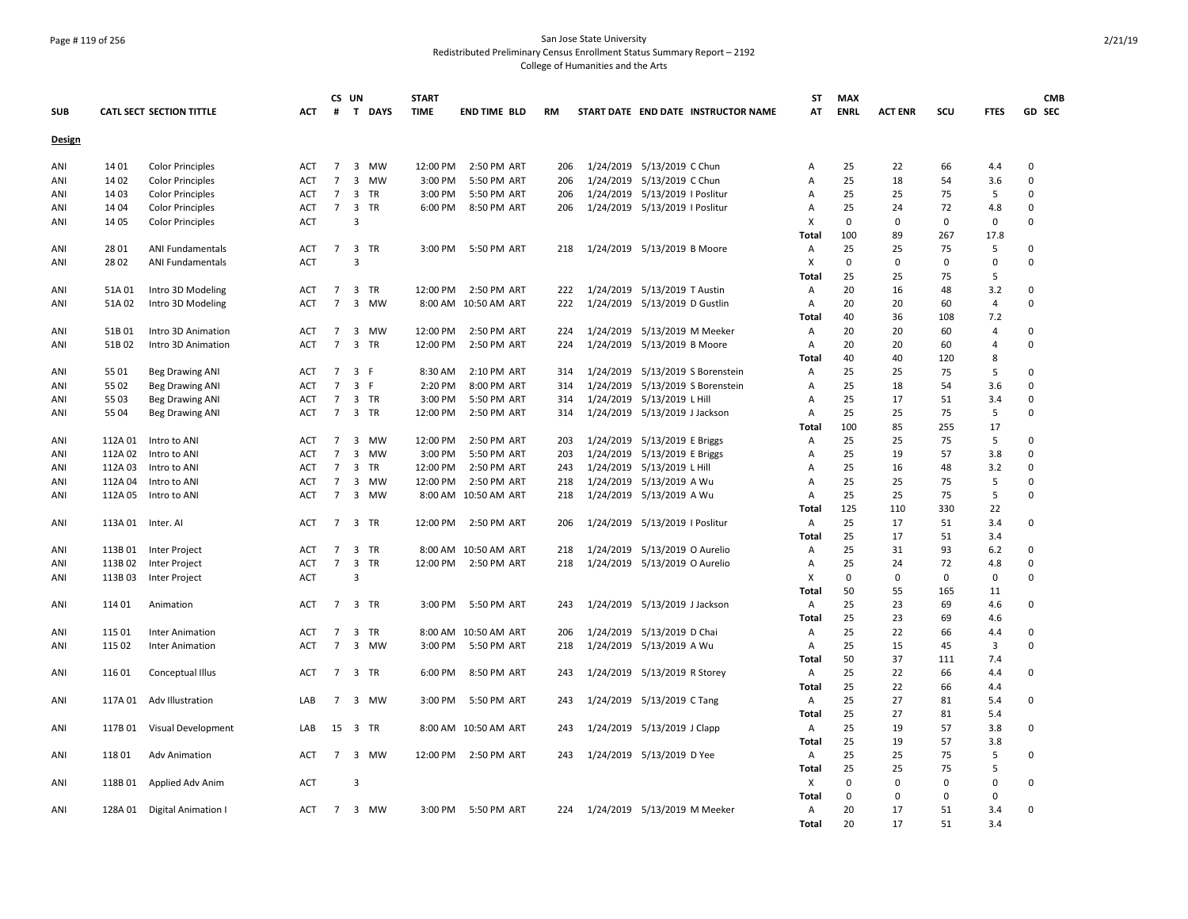San Jose State University
Redistributed Preliminary Census Enrollment Status Summary Report – 2192
College of Humanities and the Arts

| SUB | CATL SECT | SECTION TITTLE | ACT | CS # | UN T | DAYS | START TIME | END TIME | BLD | RM | START DATE | END DATE | INSTRUCTOR NAME | ST AT | MAX ENRL | ACT ENR | SCU | FTES | GD | CMB SEC |
|---|---|---|---|---|---|---|---|---|---|---|---|---|---|---|---|---|---|---|---|---|
| **Design** | | | | | | | | | | | | | | | | | | | | |
| ANI | 14 01 | Color Principles | ACT | 7 | 3 | MW | 12:00 PM | 2:50 PM | ART | 206 | 1/24/2019 | 5/13/2019 | C Chun | A | 25 | 22 | 66 | 4.4 | 0 | |
| ANI | 14 02 | Color Principles | ACT | 7 | 3 | MW | 3:00 PM | 5:50 PM | ART | 206 | 1/24/2019 | 5/13/2019 | C Chun | A | 25 | 18 | 54 | 3.6 | 0 | |
| ANI | 14 03 | Color Principles | ACT | 7 | 3 | TR | 3:00 PM | 5:50 PM | ART | 206 | 1/24/2019 | 5/13/2019 | I Poslitur | A | 25 | 25 | 75 | 5 | 0 | |
| ANI | 14 04 | Color Principles | ACT | 7 | 3 | TR | 6:00 PM | 8:50 PM | ART | 206 | 1/24/2019 | 5/13/2019 | I Poslitur | A | 25 | 24 | 72 | 4.8 | 0 | |
| ANI | 14 05 | Color Principles | ACT | | 3 | | | | | | | | | X | 0 | 0 | 0 | 0 | 0 | |
| | | | | | | | | | | | | | | Total | 100 | 89 | 267 | 17.8 | | |
| ANI | 28 01 | ANI Fundamentals | ACT | 7 | 3 | TR | 3:00 PM | 5:50 PM | ART | 218 | 1/24/2019 | 5/13/2019 | B Moore | A | 25 | 25 | 75 | 5 | 0 | |
| ANI | 28 02 | ANI Fundamentals | ACT | | 3 | | | | | | | | | X | 0 | 0 | 0 | 0 | 0 | |
| | | | | | | | | | | | | | | Total | 25 | 25 | 75 | 5 | | |
| ANI | 51A 01 | Intro 3D Modeling | ACT | 7 | 3 | TR | 12:00 PM | 2:50 PM | ART | 222 | 1/24/2019 | 5/13/2019 | T Austin | A | 20 | 16 | 48 | 3.2 | 0 | |
| ANI | 51A 02 | Intro 3D Modeling | ACT | 7 | 3 | MW | 8:00 AM | 10:50 AM | ART | 222 | 1/24/2019 | 5/13/2019 | D Gustlin | A | 20 | 20 | 60 | 4 | 0 | |
| | | | | | | | | | | | | | | Total | 40 | 36 | 108 | 7.2 | | |
| ANI | 51B 01 | Intro 3D Animation | ACT | 7 | 3 | MW | 12:00 PM | 2:50 PM | ART | 224 | 1/24/2019 | 5/13/2019 | M Meeker | A | 20 | 20 | 60 | 4 | 0 | |
| ANI | 51B 02 | Intro 3D Animation | ACT | 7 | 3 | TR | 12:00 PM | 2:50 PM | ART | 224 | 1/24/2019 | 5/13/2019 | B Moore | A | 20 | 20 | 60 | 4 | 0 | |
| | | | | | | | | | | | | | | Total | 40 | 40 | 120 | 8 | | |
| ANI | 55 01 | Beg Drawing ANI | ACT | 7 | 3 | F | 8:30 AM | 2:10 PM | ART | 314 | 1/24/2019 | 5/13/2019 | S Borenstein | A | 25 | 25 | 75 | 5 | 0 | |
| ANI | 55 02 | Beg Drawing ANI | ACT | 7 | 3 | F | 2:20 PM | 8:00 PM | ART | 314 | 1/24/2019 | 5/13/2019 | S Borenstein | A | 25 | 18 | 54 | 3.6 | 0 | |
| ANI | 55 03 | Beg Drawing ANI | ACT | 7 | 3 | TR | 3:00 PM | 5:50 PM | ART | 314 | 1/24/2019 | 5/13/2019 | L Hill | A | 25 | 17 | 51 | 3.4 | 0 | |
| ANI | 55 04 | Beg Drawing ANI | ACT | 7 | 3 | TR | 12:00 PM | 2:50 PM | ART | 314 | 1/24/2019 | 5/13/2019 | J Jackson | A | 25 | 25 | 75 | 5 | 0 | |
| | | | | | | | | | | | | | | Total | 100 | 85 | 255 | 17 | | |
| ANI | 112A 01 | Intro to ANI | ACT | 7 | 3 | MW | 12:00 PM | 2:50 PM | ART | 203 | 1/24/2019 | 5/13/2019 | E Briggs | A | 25 | 25 | 75 | 5 | 0 | |
| ANI | 112A 02 | Intro to ANI | ACT | 7 | 3 | MW | 3:00 PM | 5:50 PM | ART | 203 | 1/24/2019 | 5/13/2019 | E Briggs | A | 25 | 19 | 57 | 3.8 | 0 | |
| ANI | 112A 03 | Intro to ANI | ACT | 7 | 3 | TR | 12:00 PM | 2:50 PM | ART | 243 | 1/24/2019 | 5/13/2019 | L Hill | A | 25 | 16 | 48 | 3.2 | 0 | |
| ANI | 112A 04 | Intro to ANI | ACT | 7 | 3 | MW | 12:00 PM | 2:50 PM | ART | 218 | 1/24/2019 | 5/13/2019 | A Wu | A | 25 | 25 | 75 | 5 | 0 | |
| ANI | 112A 05 | Intro to ANI | ACT | 7 | 3 | MW | 8:00 AM | 10:50 AM | ART | 218 | 1/24/2019 | 5/13/2019 | A Wu | A | 25 | 25 | 75 | 5 | 0 | |
| | | | | | | | | | | | | | | Total | 125 | 110 | 330 | 22 | | |
| ANI | 113A 01 | Inter. AI | ACT | 7 | 3 | TR | 12:00 PM | 2:50 PM | ART | 206 | 1/24/2019 | 5/13/2019 | I Poslitur | A | 25 | 17 | 51 | 3.4 | 0 | |
| | | | | | | | | | | | | | | Total | 25 | 17 | 51 | 3.4 | | |
| ANI | 113B 01 | Inter Project | ACT | 7 | 3 | TR | 8:00 AM | 10:50 AM | ART | 218 | 1/24/2019 | 5/13/2019 | O Aurelio | A | 25 | 31 | 93 | 6.2 | 0 | |
| ANI | 113B 02 | Inter Project | ACT | 7 | 3 | TR | 12:00 PM | 2:50 PM | ART | 218 | 1/24/2019 | 5/13/2019 | O Aurelio | A | 25 | 24 | 72 | 4.8 | 0 | |
| ANI | 113B 03 | Inter Project | ACT | | 3 | | | | | | | | | X | 0 | 0 | 0 | 0 | 0 | |
| | | | | | | | | | | | | | | Total | 50 | 55 | 165 | 11 | | |
| ANI | 114 01 | Animation | ACT | 7 | 3 | TR | 3:00 PM | 5:50 PM | ART | 243 | 1/24/2019 | 5/13/2019 | J Jackson | A | 25 | 23 | 69 | 4.6 | 0 | |
| | | | | | | | | | | | | | | Total | 25 | 23 | 69 | 4.6 | | |
| ANI | 115 01 | Inter Animation | ACT | 7 | 3 | TR | 8:00 AM | 10:50 AM | ART | 206 | 1/24/2019 | 5/13/2019 | D Chai | A | 25 | 22 | 66 | 4.4 | 0 | |
| ANI | 115 02 | Inter Animation | ACT | 7 | 3 | MW | 3:00 PM | 5:50 PM | ART | 218 | 1/24/2019 | 5/13/2019 | A Wu | A | 25 | 15 | 45 | 3 | 0 | |
| | | | | | | | | | | | | | | Total | 50 | 37 | 111 | 7.4 | | |
| ANI | 116 01 | Conceptual Illus | ACT | 7 | 3 | TR | 6:00 PM | 8:50 PM | ART | 243 | 1/24/2019 | 5/13/2019 | R Storey | A | 25 | 22 | 66 | 4.4 | 0 | |
| | | | | | | | | | | | | | | Total | 25 | 22 | 66 | 4.4 | | |
| ANI | 117A 01 | Adv Illustration | LAB | 7 | 3 | MW | 3:00 PM | 5:50 PM | ART | 243 | 1/24/2019 | 5/13/2019 | C Tang | A | 25 | 27 | 81 | 5.4 | 0 | |
| | | | | | | | | | | | | | | Total | 25 | 27 | 81 | 5.4 | | |
| ANI | 117B 01 | Visual Development | LAB | 15 | 3 | TR | 8:00 AM | 10:50 AM | ART | 243 | 1/24/2019 | 5/13/2019 | J Clapp | A | 25 | 19 | 57 | 3.8 | 0 | |
| | | | | | | | | | | | | | | Total | 25 | 19 | 57 | 3.8 | | |
| ANI | 118 01 | Adv Animation | ACT | 7 | 3 | MW | 12:00 PM | 2:50 PM | ART | 243 | 1/24/2019 | 5/13/2019 | D Yee | A | 25 | 25 | 75 | 5 | 0 | |
| | | | | | | | | | | | | | | Total | 25 | 25 | 75 | 5 | | |
| ANI | 118B 01 | Applied Adv Anim | ACT | | 3 | | | | | | | | | X | 0 | 0 | 0 | 0 | 0 | |
| | | | | | | | | | | | | | | Total | 0 | 0 | 0 | 0 | | |
| ANI | 128A 01 | Digital Animation I | ACT | 7 | 3 | MW | 3:00 PM | 5:50 PM | ART | 224 | 1/24/2019 | 5/13/2019 | M Meeker | A | 20 | 17 | 51 | 3.4 | 0 | |
| | | | | | | | | | | | | | | Total | 20 | 17 | 51 | 3.4 | | |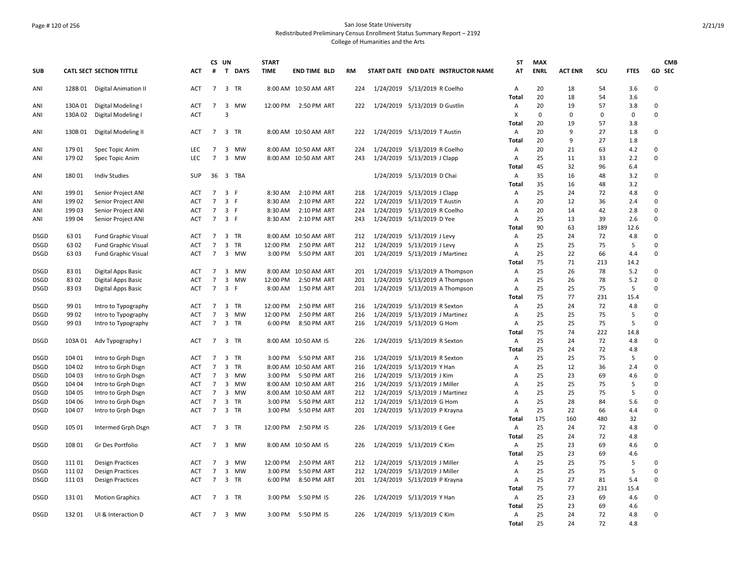San Jose State University
Redistributed Preliminary Census Enrollment Status Summary Report – 2192
College of Humanities and the Arts

| SUB | CATL SECT | SECTION TITTLE | ACT | CS # | UN T | DAYS | START TIME | END TIME | BLD | RM | START DATE | END DATE | INSTRUCTOR NAME | ST AT | MAX ENRL | ACT ENR | SCU | FTES | GD | CMB SEC |
|---|---|---|---|---|---|---|---|---|---|---|---|---|---|---|---|---|---|---|---|---|
| ANI | 128B 01 | Digital Animation II | ACT | 7 | 3 | TR | 8:00 AM | 10:50 AM | ART | 224 | 1/24/2019 | 5/13/2019 | R Coelho | A | 20 | 18 | 54 | 3.6 | 0 | |
| | | | | | | | | | | | | | | Total | 20 | 18 | 54 | 3.6 | | |
| ANI | 130A 01 | Digital Modeling I | ACT | 7 | 3 | MW | 12:00 PM | 2:50 PM | ART | 222 | 1/24/2019 | 5/13/2019 | D Gustlin | A | 20 | 19 | 57 | 3.8 | 0 | |
| ANI | 130A 02 | Digital Modeling I | ACT | | 3 | | | | | | | | | X | 0 | 0 | 0 | 0 | 0 | |
| | | | | | | | | | | | | | | Total | 20 | 19 | 57 | 3.8 | | |
| ANI | 130B 01 | Digital Modeling II | ACT | 7 | 3 | TR | 8:00 AM | 10:50 AM | ART | 222 | 1/24/2019 | 5/13/2019 | T Austin | A | 20 | 9 | 27 | 1.8 | 0 | |
| | | | | | | | | | | | | | | Total | 20 | 9 | 27 | 1.8 | | |
| ANI | 179 01 | Spec Topic Anim | LEC | 7 | 3 | MW | 8:00 AM | 10:50 AM | ART | 224 | 1/24/2019 | 5/13/2019 | R Coelho | A | 20 | 21 | 63 | 4.2 | 0 | |
| ANI | 179 02 | Spec Topic Anim | LEC | 7 | 3 | MW | 8:00 AM | 10:50 AM | ART | 243 | 1/24/2019 | 5/13/2019 | J Clapp | A | 25 | 11 | 33 | 2.2 | 0 | |
| | | | | | | | | | | | | | | Total | 45 | 32 | 96 | 6.4 | | |
| ANI | 180 01 | Indiv Studies | SUP | 36 | 3 | TBA | | | | | 1/24/2019 | 5/13/2019 | D Chai | A | 35 | 16 | 48 | 3.2 | 0 | |
| | | | | | | | | | | | | | | Total | 35 | 16 | 48 | 3.2 | | |
| ANI | 199 01 | Senior Project ANI | ACT | 7 | 3 | F | 8:30 AM | 2:10 PM | ART | 218 | 1/24/2019 | 5/13/2019 | J Clapp | A | 25 | 24 | 72 | 4.8 | 0 | |
| ANI | 199 02 | Senior Project ANI | ACT | 7 | 3 | F | 8:30 AM | 2:10 PM | ART | 222 | 1/24/2019 | 5/13/2019 | T Austin | A | 20 | 12 | 36 | 2.4 | 0 | |
| ANI | 199 03 | Senior Project ANI | ACT | 7 | 3 | F | 8:30 AM | 2:10 PM | ART | 224 | 1/24/2019 | 5/13/2019 | R Coelho | A | 20 | 14 | 42 | 2.8 | 0 | |
| ANI | 199 04 | Senior Project ANI | ACT | 7 | 3 | F | 8:30 AM | 2:10 PM | ART | 243 | 1/24/2019 | 5/13/2019 | D Yee | A | 25 | 13 | 39 | 2.6 | 0 | |
| | | | | | | | | | | | | | | Total | 90 | 63 | 189 | 12.6 | | |
| DSGD | 63 01 | Fund Graphic Visual | ACT | 7 | 3 | TR | 8:00 AM | 10:50 AM | ART | 212 | 1/24/2019 | 5/13/2019 | J Levy | A | 25 | 24 | 72 | 4.8 | 0 | |
| DSGD | 63 02 | Fund Graphic Visual | ACT | 7 | 3 | TR | 12:00 PM | 2:50 PM | ART | 212 | 1/24/2019 | 5/13/2019 | J Levy | A | 25 | 25 | 75 | 5 | 0 | |
| DSGD | 63 03 | Fund Graphic Visual | ACT | 7 | 3 | MW | 3:00 PM | 5:50 PM | ART | 201 | 1/24/2019 | 5/13/2019 | J Martinez | A | 25 | 22 | 66 | 4.4 | 0 | |
| | | | | | | | | | | | | | | Total | 75 | 71 | 213 | 14.2 | | |
| DSGD | 83 01 | Digital Apps Basic | ACT | 7 | 3 | MW | 8:00 AM | 10:50 AM | ART | 201 | 1/24/2019 | 5/13/2019 | A Thompson | A | 25 | 26 | 78 | 5.2 | 0 | |
| DSGD | 83 02 | Digital Apps Basic | ACT | 7 | 3 | MW | 12:00 PM | 2:50 PM | ART | 201 | 1/24/2019 | 5/13/2019 | A Thompson | A | 25 | 26 | 78 | 5.2 | 0 | |
| DSGD | 83 03 | Digital Apps Basic | ACT | 7 | 3 | F | 8:00 AM | 1:50 PM | ART | 201 | 1/24/2019 | 5/13/2019 | A Thompson | A | 25 | 25 | 75 | 5 | 0 | |
| | | | | | | | | | | | | | | Total | 75 | 77 | 231 | 15.4 | | |
| DSGD | 99 01 | Intro to Typography | ACT | 7 | 3 | TR | 12:00 PM | 2:50 PM | ART | 216 | 1/24/2019 | 5/13/2019 | R Sexton | A | 25 | 24 | 72 | 4.8 | 0 | |
| DSGD | 99 02 | Intro to Typography | ACT | 7 | 3 | MW | 12:00 PM | 2:50 PM | ART | 216 | 1/24/2019 | 5/13/2019 | J Martinez | A | 25 | 25 | 75 | 5 | 0 | |
| DSGD | 99 03 | Intro to Typography | ACT | 7 | 3 | TR | 6:00 PM | 8:50 PM | ART | 216 | 1/24/2019 | 5/13/2019 | G Hom | A | 25 | 25 | 75 | 5 | 0 | |
| | | | | | | | | | | | | | | Total | 75 | 74 | 222 | 14.8 | | |
| DSGD | 103A 01 | Adv Typography I | ACT | 7 | 3 | TR | 8:00 AM | 10:50 AM | IS | 226 | 1/24/2019 | 5/13/2019 | R Sexton | A | 25 | 24 | 72 | 4.8 | 0 | |
| | | | | | | | | | | | | | | Total | 25 | 24 | 72 | 4.8 | | |
| DSGD | 104 01 | Intro to Grph Dsgn | ACT | 7 | 3 | TR | 3:00 PM | 5:50 PM | ART | 216 | 1/24/2019 | 5/13/2019 | R Sexton | A | 25 | 25 | 75 | 5 | 0 | |
| DSGD | 104 02 | Intro to Grph Dsgn | ACT | 7 | 3 | TR | 8:00 AM | 10:50 AM | ART | 216 | 1/24/2019 | 5/13/2019 | Y Han | A | 25 | 12 | 36 | 2.4 | 0 | |
| DSGD | 104 03 | Intro to Grph Dsgn | ACT | 7 | 3 | MW | 3:00 PM | 5:50 PM | ART | 216 | 1/24/2019 | 5/13/2019 | J Kim | A | 25 | 23 | 69 | 4.6 | 0 | |
| DSGD | 104 04 | Intro to Grph Dsgn | ACT | 7 | 3 | MW | 8:00 AM | 10:50 AM | ART | 216 | 1/24/2019 | 5/13/2019 | J Miller | A | 25 | 25 | 75 | 5 | 0 | |
| DSGD | 104 05 | Intro to Grph Dsgn | ACT | 7 | 3 | MW | 8:00 AM | 10:50 AM | ART | 212 | 1/24/2019 | 5/13/2019 | J Martinez | A | 25 | 25 | 75 | 5 | 0 | |
| DSGD | 104 06 | Intro to Grph Dsgn | ACT | 7 | 3 | TR | 3:00 PM | 5:50 PM | ART | 212 | 1/24/2019 | 5/13/2019 | G Hom | A | 25 | 28 | 84 | 5.6 | 0 | |
| DSGD | 104 07 | Intro to Grph Dsgn | ACT | 7 | 3 | TR | 3:00 PM | 5:50 PM | ART | 201 | 1/24/2019 | 5/13/2019 | P Krayna | A | 25 | 22 | 66 | 4.4 | 0 | |
| | | | | | | | | | | | | | | Total | 175 | 160 | 480 | 32 | | |
| DSGD | 105 01 | Intermed Grph Dsgn | ACT | 7 | 3 | TR | 12:00 PM | 2:50 PM | IS | 226 | 1/24/2019 | 5/13/2019 | E Gee | A | 25 | 24 | 72 | 4.8 | 0 | |
| | | | | | | | | | | | | | | Total | 25 | 24 | 72 | 4.8 | | |
| DSGD | 108 01 | Gr Des Portfolio | ACT | 7 | 3 | MW | 8:00 AM | 10:50 AM | IS | 226 | 1/24/2019 | 5/13/2019 | C Kim | A | 25 | 23 | 69 | 4.6 | 0 | |
| | | | | | | | | | | | | | | Total | 25 | 23 | 69 | 4.6 | | |
| DSGD | 111 01 | Design Practices | ACT | 7 | 3 | MW | 12:00 PM | 2:50 PM | ART | 212 | 1/24/2019 | 5/13/2019 | J Miller | A | 25 | 25 | 75 | 5 | 0 | |
| DSGD | 111 02 | Design Practices | ACT | 7 | 3 | MW | 3:00 PM | 5:50 PM | ART | 212 | 1/24/2019 | 5/13/2019 | J Miller | A | 25 | 25 | 75 | 5 | 0 | |
| DSGD | 111 03 | Design Practices | ACT | 7 | 3 | TR | 6:00 PM | 8:50 PM | ART | 201 | 1/24/2019 | 5/13/2019 | P Krayna | A | 25 | 27 | 81 | 5.4 | 0 | |
| | | | | | | | | | | | | | | Total | 75 | 77 | 231 | 15.4 | | |
| DSGD | 131 01 | Motion Graphics | ACT | 7 | 3 | TR | 3:00 PM | 5:50 PM | IS | 226 | 1/24/2019 | 5/13/2019 | Y Han | A | 25 | 23 | 69 | 4.6 | 0 | |
| | | | | | | | | | | | | | | Total | 25 | 23 | 69 | 4.6 | | |
| DSGD | 132 01 | UI & Interaction D | ACT | 7 | 3 | MW | 3:00 PM | 5:50 PM | IS | 226 | 1/24/2019 | 5/13/2019 | C Kim | A | 25 | 24 | 72 | 4.8 | 0 | |
| | | | | | | | | | | | | | | Total | 25 | 24 | 72 | 4.8 | | |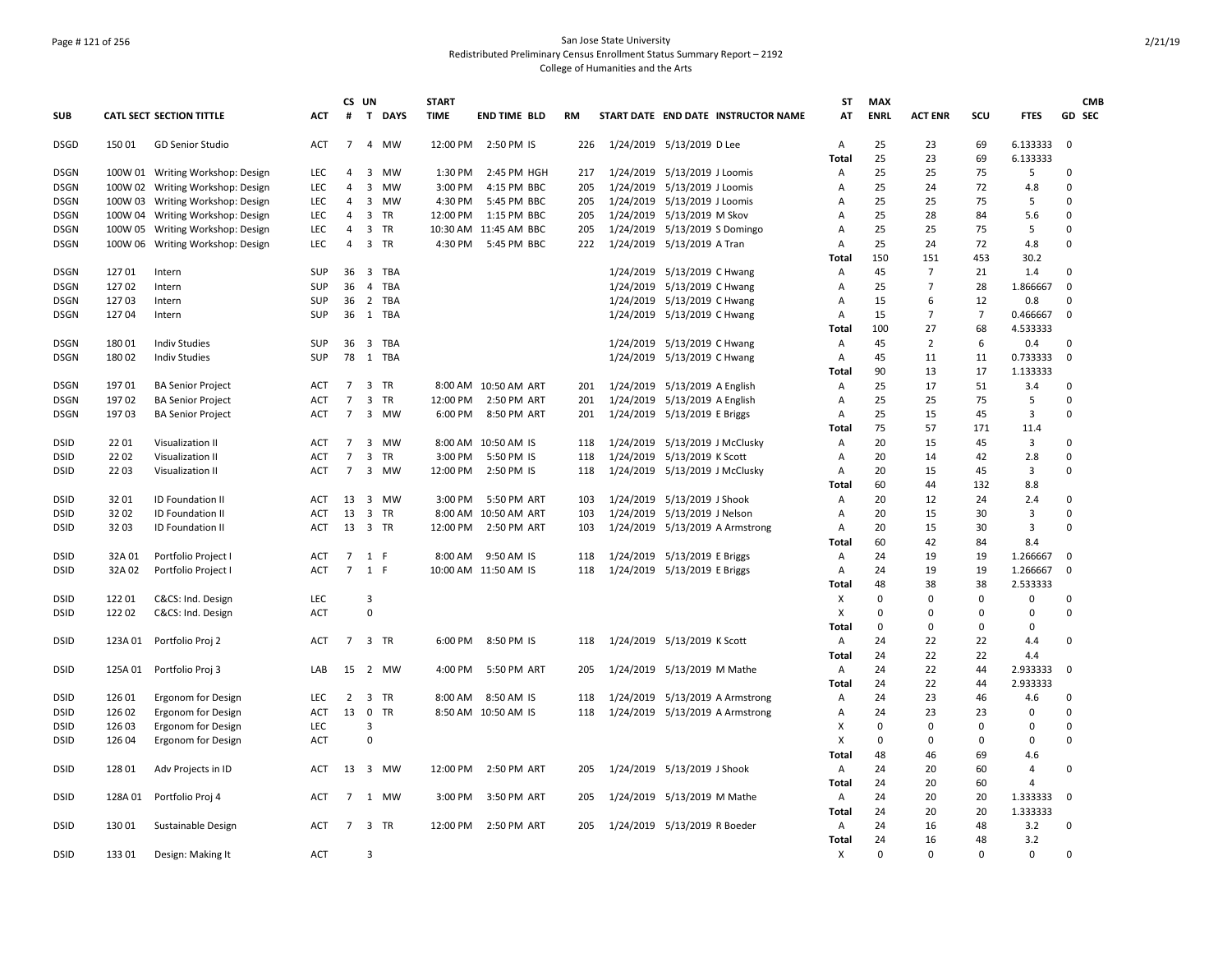San Jose State University
Redistributed Preliminary Census Enrollment Status Summary Report – 2192
College of Humanities and the Arts

| SUB | CATL SECT | SECTION TITTLE | ACT | CS # | UN T | DAYS | START TIME | END TIME | BLD | RM | START DATE | END DATE | INSTRUCTOR NAME | ST AT | MAX ENRL | ACT ENR | SCU | FTES | GD | CMB SEC |
|---|---|---|---|---|---|---|---|---|---|---|---|---|---|---|---|---|---|---|---|---|
| DSGD | 150 01 | GD Senior Studio | ACT | 7 | 4 | MW | 12:00 PM | 2:50 PM | IS | 226 | 1/24/2019 | 5/13/2019 | D Lee | A | 25 | 23 | 69 | 6.133333 | 0 | |
| | | | | | | | | | | | | | | Total | 25 | 23 | 69 | 6.133333 | | |
| DSGN | 100W 01 | Writing Workshop: Design | LEC | 4 | 3 | MW | 1:30 PM | 2:45 PM | HGH | 217 | 1/24/2019 | 5/13/2019 | J Loomis | A | 25 | 25 | 75 | 5 | 0 | |
| DSGN | 100W 02 | Writing Workshop: Design | LEC | 4 | 3 | MW | 3:00 PM | 4:15 PM | BBC | 205 | 1/24/2019 | 5/13/2019 | J Loomis | A | 25 | 24 | 72 | 4.8 | 0 | |
| DSGN | 100W 03 | Writing Workshop: Design | LEC | 4 | 3 | MW | 4:30 PM | 5:45 PM | BBC | 205 | 1/24/2019 | 5/13/2019 | J Loomis | A | 25 | 25 | 75 | 5 | 0 | |
| DSGN | 100W 04 | Writing Workshop: Design | LEC | 4 | 3 | TR | 12:00 PM | 1:15 PM | BBC | 205 | 1/24/2019 | 5/13/2019 | M Skov | A | 25 | 28 | 84 | 5.6 | 0 | |
| DSGN | 100W 05 | Writing Workshop: Design | LEC | 4 | 3 | TR | 10:30 AM | 11:45 AM | BBC | 205 | 1/24/2019 | 5/13/2019 | S Domingo | A | 25 | 25 | 75 | 5 | 0 | |
| DSGN | 100W 06 | Writing Workshop: Design | LEC | 4 | 3 | TR | 4:30 PM | 5:45 PM | BBC | 222 | 1/24/2019 | 5/13/2019 | A Tran | A | 25 | 24 | 72 | 4.8 | 0 | |
| | | | | | | | | | | | | | | Total | 150 | 151 | 453 | 30.2 | | |
| DSGN | 127 01 | Intern | SUP | 36 | 3 | TBA | | | | | 1/24/2019 | 5/13/2019 | C Hwang | A | 45 | 7 | 21 | 1.4 | 0 | |
| DSGN | 127 02 | Intern | SUP | 36 | 4 | TBA | | | | | 1/24/2019 | 5/13/2019 | C Hwang | A | 25 | 7 | 28 | 1.866667 | 0 | |
| DSGN | 127 03 | Intern | SUP | 36 | 2 | TBA | | | | | 1/24/2019 | 5/13/2019 | C Hwang | A | 15 | 6 | 12 | 0.8 | 0 | |
| DSGN | 127 04 | Intern | SUP | 36 | 1 | TBA | | | | | 1/24/2019 | 5/13/2019 | C Hwang | A | 15 | 7 | 7 | 0.466667 | 0 | |
| | | | | | | | | | | | | | | Total | 100 | 27 | 68 | 4.533333 | | |
| DSGN | 180 01 | Indiv Studies | SUP | 36 | 3 | TBA | | | | | 1/24/2019 | 5/13/2019 | C Hwang | A | 45 | 2 | 6 | 0.4 | 0 | |
| DSGN | 180 02 | Indiv Studies | SUP | 78 | 1 | TBA | | | | | 1/24/2019 | 5/13/2019 | C Hwang | A | 45 | 11 | 11 | 0.733333 | 0 | |
| | | | | | | | | | | | | | | Total | 90 | 13 | 17 | 1.133333 | | |
| DSGN | 197 01 | BA Senior Project | ACT | 7 | 3 | TR | 8:00 AM | 10:50 AM | ART | 201 | 1/24/2019 | 5/13/2019 | A English | A | 25 | 17 | 51 | 3.4 | 0 | |
| DSGN | 197 02 | BA Senior Project | ACT | 7 | 3 | TR | 12:00 PM | 2:50 PM | ART | 201 | 1/24/2019 | 5/13/2019 | A English | A | 25 | 25 | 75 | 5 | 0 | |
| DSGN | 197 03 | BA Senior Project | ACT | 7 | 3 | MW | 6:00 PM | 8:50 PM | ART | 201 | 1/24/2019 | 5/13/2019 | E Briggs | A | 25 | 15 | 45 | 3 | 0 | |
| | | | | | | | | | | | | | | Total | 75 | 57 | 171 | 11.4 | | |
| DSID | 22 01 | Visualization II | ACT | 7 | 3 | MW | 8:00 AM | 10:50 AM | IS | 118 | 1/24/2019 | 5/13/2019 | J McClusky | A | 20 | 15 | 45 | 3 | 0 | |
| DSID | 22 02 | Visualization II | ACT | 7 | 3 | TR | 3:00 PM | 5:50 PM | IS | 118 | 1/24/2019 | 5/13/2019 | K Scott | A | 20 | 14 | 42 | 2.8 | 0 | |
| DSID | 22 03 | Visualization II | ACT | 7 | 3 | MW | 12:00 PM | 2:50 PM | IS | 118 | 1/24/2019 | 5/13/2019 | J McClusky | A | 20 | 15 | 45 | 3 | 0 | |
| | | | | | | | | | | | | | | Total | 60 | 44 | 132 | 8.8 | | |
| DSID | 32 01 | ID Foundation II | ACT | 13 | 3 | MW | 3:00 PM | 5:50 PM | ART | 103 | 1/24/2019 | 5/13/2019 | J Shook | A | 20 | 12 | 24 | 2.4 | 0 | |
| DSID | 32 02 | ID Foundation II | ACT | 13 | 3 | TR | 8:00 AM | 10:50 AM | ART | 103 | 1/24/2019 | 5/13/2019 | J Nelson | A | 20 | 15 | 30 | 3 | 0 | |
| DSID | 32 03 | ID Foundation II | ACT | 13 | 3 | TR | 12:00 PM | 2:50 PM | ART | 103 | 1/24/2019 | 5/13/2019 | A Armstrong | A | 20 | 15 | 30 | 3 | 0 | |
| | | | | | | | | | | | | | | Total | 60 | 42 | 84 | 8.4 | | |
| DSID | 32A 01 | Portfolio Project I | ACT | 7 | 1 | F | 8:00 AM | 9:50 AM | IS | 118 | 1/24/2019 | 5/13/2019 | E Briggs | A | 24 | 19 | 19 | 1.266667 | 0 | |
| DSID | 32A 02 | Portfolio Project I | ACT | 7 | 1 | F | 10:00 AM | 11:50 AM | IS | 118 | 1/24/2019 | 5/13/2019 | E Briggs | A | 24 | 19 | 19 | 1.266667 | 0 | |
| | | | | | | | | | | | | | | Total | 48 | 38 | 38 | 2.533333 | | |
| DSID | 122 01 | C&CS: Ind. Design | LEC | | 3 | | | | | | | | | X | 0 | 0 | 0 | 0 | 0 | |
| DSID | 122 02 | C&CS: Ind. Design | ACT | | 0 | | | | | | | | | X | 0 | 0 | 0 | 0 | 0 | |
| | | | | | | | | | | | | | | Total | 0 | 0 | 0 | 0 | | |
| DSID | 123A 01 | Portfolio Proj 2 | ACT | 7 | 3 | TR | 6:00 PM | 8:50 PM | IS | 118 | 1/24/2019 | 5/13/2019 | K Scott | A | 24 | 22 | 22 | 4.4 | 0 | |
| | | | | | | | | | | | | | | Total | 24 | 22 | 22 | 4.4 | | |
| DSID | 125A 01 | Portfolio Proj 3 | LAB | 15 | 2 | MW | 4:00 PM | 5:50 PM | ART | 205 | 1/24/2019 | 5/13/2019 | M Mathe | A | 24 | 22 | 44 | 2.933333 | 0 | |
| | | | | | | | | | | | | | | Total | 24 | 22 | 44 | 2.933333 | | |
| DSID | 126 01 | Ergonom for Design | LEC | 2 | 3 | TR | 8:00 AM | 8:50 AM | IS | 118 | 1/24/2019 | 5/13/2019 | A Armstrong | A | 24 | 23 | 46 | 4.6 | 0 | |
| DSID | 126 02 | Ergonom for Design | ACT | 13 | 0 | TR | 8:50 AM | 10:50 AM | IS | 118 | 1/24/2019 | 5/13/2019 | A Armstrong | A | 24 | 23 | 23 | 0 | 0 | |
| DSID | 126 03 | Ergonom for Design | LEC | | 3 | | | | | | | | | X | 0 | 0 | 0 | 0 | 0 | |
| DSID | 126 04 | Ergonom for Design | ACT | | 0 | | | | | | | | | X | 0 | 0 | 0 | 0 | 0 | |
| | | | | | | | | | | | | | | Total | 48 | 46 | 69 | 4.6 | | |
| DSID | 128 01 | Adv Projects in ID | ACT | 13 | 3 | MW | 12:00 PM | 2:50 PM | ART | 205 | 1/24/2019 | 5/13/2019 | J Shook | A | 24 | 20 | 60 | 4 | 0 | |
| | | | | | | | | | | | | | | Total | 24 | 20 | 60 | 4 | | |
| DSID | 128A 01 | Portfolio Proj 4 | ACT | 7 | 1 | MW | 3:00 PM | 3:50 PM | ART | 205 | 1/24/2019 | 5/13/2019 | M Mathe | A | 24 | 20 | 20 | 1.333333 | 0 | |
| | | | | | | | | | | | | | | Total | 24 | 20 | 20 | 1.333333 | | |
| DSID | 130 01 | Sustainable Design | ACT | 7 | 3 | TR | 12:00 PM | 2:50 PM | ART | 205 | 1/24/2019 | 5/13/2019 | R Boeder | A | 24 | 16 | 48 | 3.2 | 0 | |
| | | | | | | | | | | | | | | Total | 24 | 16 | 48 | 3.2 | | |
| DSID | 133 01 | Design: Making It | ACT | | 3 | | | | | | | | | X | 0 | 0 | 0 | 0 | 0 | |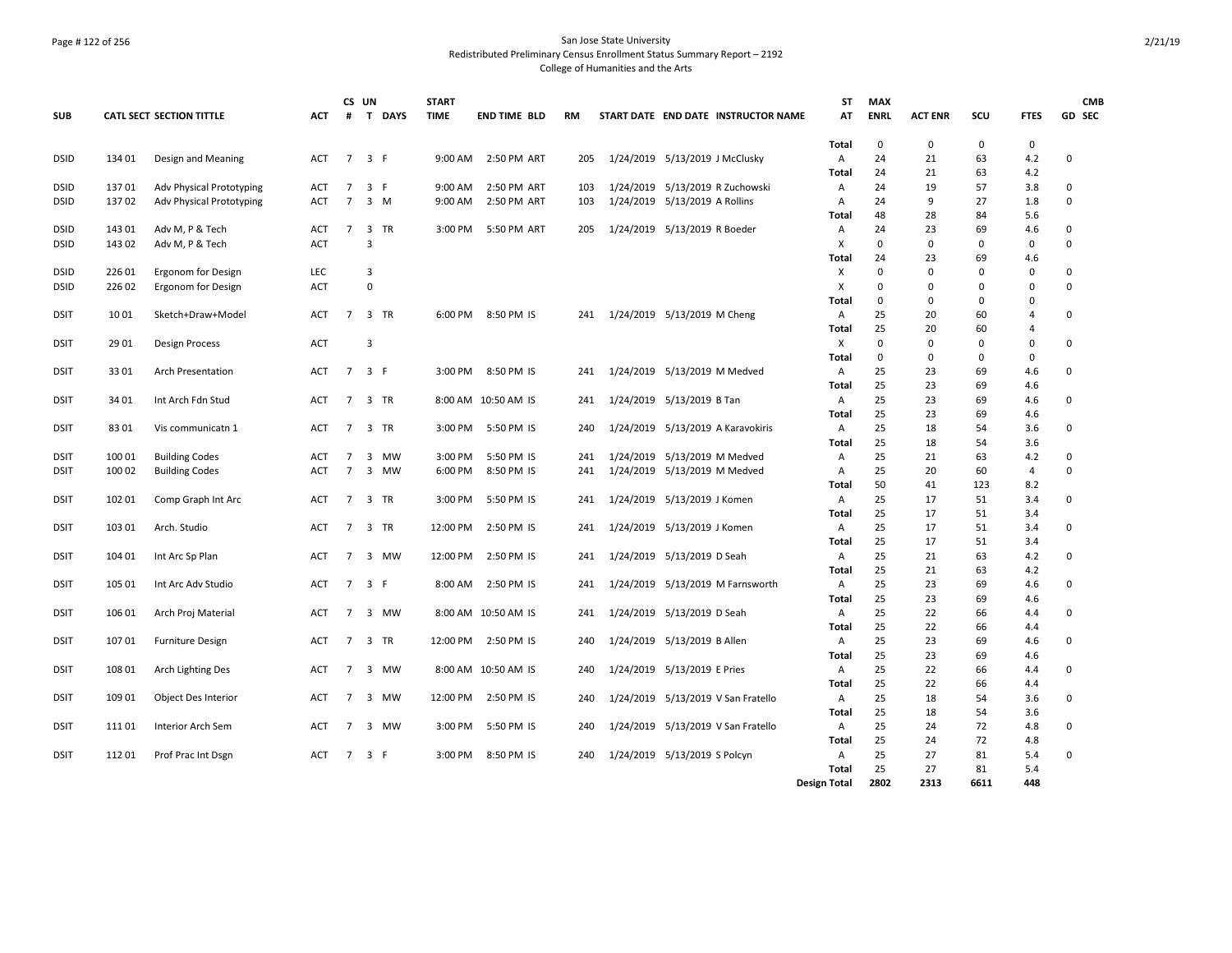San Jose State University
Redistributed Preliminary Census Enrollment Status Summary Report – 2192
College of Humanities and the Arts

| SUB | CATL SECT | SECTION TITTLE | ACT | CS # | UN T | DAYS | START TIME | END TIME | BLD | RM | START DATE | END DATE | INSTRUCTOR NAME | ST AT | MAX ENRL | ACT ENR | SCU | FTES | GD | CMB SEC |
|---|---|---|---|---|---|---|---|---|---|---|---|---|---|---|---|---|---|---|---|---|
| | | | | | | | | | | | | | | Total | 0 | 0 | 0 | 0 | | |
| DSID | 134 01 | Design and Meaning | ACT | 7 | 3 | F | 9:00 AM | 2:50 PM | ART | 205 | 1/24/2019 | 5/13/2019 | J McClusky | A | 24 | 21 | 63 | 4.2 | 0 | |
| | | | | | | | | | | | | | | Total | 24 | 21 | 63 | 4.2 | | |
| DSID | 137 01 | Adv Physical Prototyping | ACT | 7 | 3 | F | 9:00 AM | 2:50 PM | ART | 103 | 1/24/2019 | 5/13/2019 | R Zuchowski | A | 24 | 19 | 57 | 3.8 | 0 | |
| DSID | 137 02 | Adv Physical Prototyping | ACT | 7 | 3 | M | 9:00 AM | 2:50 PM | ART | 103 | 1/24/2019 | 5/13/2019 | A Rollins | A | 24 | 9 | 27 | 1.8 | 0 | |
| | | | | | | | | | | | | | | Total | 48 | 28 | 84 | 5.6 | | |
| DSID | 143 01 | Adv M, P & Tech | ACT | 7 | 3 | TR | 3:00 PM | 5:50 PM | ART | 205 | 1/24/2019 | 5/13/2019 | R Boeder | A | 24 | 23 | 69 | 4.6 | 0 | |
| DSID | 143 02 | Adv M, P & Tech | ACT | | 3 | | | | | | | | | X | 0 | 0 | 0 | 0 | 0 | |
| | | | | | | | | | | | | | | Total | 24 | 23 | 69 | 4.6 | | |
| DSID | 226 01 | Ergonom for Design | LEC | | 3 | | | | | | | | | X | 0 | 0 | 0 | 0 | 0 | |
| DSID | 226 02 | Ergonom for Design | ACT | | 0 | | | | | | | | | X | 0 | 0 | 0 | 0 | 0 | |
| | | | | | | | | | | | | | | Total | 0 | 0 | 0 | 0 | | |
| DSIT | 10 01 | Sketch+Draw+Model | ACT | 7 | 3 | TR | 6:00 PM | 8:50 PM | IS | 241 | 1/24/2019 | 5/13/2019 | M Cheng | A | 25 | 20 | 60 | 4 | 0 | |
| | | | | | | | | | | | | | | Total | 25 | 20 | 60 | 4 | | |
| DSIT | 29 01 | Design Process | ACT | | 3 | | | | | | | | | X | 0 | 0 | 0 | 0 | 0 | |
| | | | | | | | | | | | | | | Total | 0 | 0 | 0 | 0 | | |
| DSIT | 33 01 | Arch Presentation | ACT | 7 | 3 | F | 3:00 PM | 8:50 PM | IS | 241 | 1/24/2019 | 5/13/2019 | M Medved | A | 25 | 23 | 69 | 4.6 | 0 | |
| | | | | | | | | | | | | | | Total | 25 | 23 | 69 | 4.6 | | |
| DSIT | 34 01 | Int Arch Fdn Stud | ACT | 7 | 3 | TR | 8:00 AM | 10:50 AM | IS | 241 | 1/24/2019 | 5/13/2019 | B Tan | A | 25 | 23 | 69 | 4.6 | 0 | |
| | | | | | | | | | | | | | | Total | 25 | 23 | 69 | 4.6 | | |
| DSIT | 83 01 | Vis communicatn 1 | ACT | 7 | 3 | TR | 3:00 PM | 5:50 PM | IS | 240 | 1/24/2019 | 5/13/2019 | A Karavokiris | A | 25 | 18 | 54 | 3.6 | 0 | |
| | | | | | | | | | | | | | | Total | 25 | 18 | 54 | 3.6 | | |
| DSIT | 100 01 | Building Codes | ACT | 7 | 3 | MW | 3:00 PM | 5:50 PM | IS | 241 | 1/24/2019 | 5/13/2019 | M Medved | A | 25 | 21 | 63 | 4.2 | 0 | |
| DSIT | 100 02 | Building Codes | ACT | 7 | 3 | MW | 6:00 PM | 8:50 PM | IS | 241 | 1/24/2019 | 5/13/2019 | M Medved | A | 25 | 20 | 60 | 4 | 0 | |
| | | | | | | | | | | | | | | Total | 50 | 41 | 123 | 8.2 | | |
| DSIT | 102 01 | Comp Graph Int Arc | ACT | 7 | 3 | TR | 3:00 PM | 5:50 PM | IS | 241 | 1/24/2019 | 5/13/2019 | J Komen | A | 25 | 17 | 51 | 3.4 | 0 | |
| | | | | | | | | | | | | | | Total | 25 | 17 | 51 | 3.4 | | |
| DSIT | 103 01 | Arch. Studio | ACT | 7 | 3 | TR | 12:00 PM | 2:50 PM | IS | 241 | 1/24/2019 | 5/13/2019 | J Komen | A | 25 | 17 | 51 | 3.4 | 0 | |
| | | | | | | | | | | | | | | Total | 25 | 17 | 51 | 3.4 | | |
| DSIT | 104 01 | Int Arc Sp Plan | ACT | 7 | 3 | MW | 12:00 PM | 2:50 PM | IS | 241 | 1/24/2019 | 5/13/2019 | D Seah | A | 25 | 21 | 63 | 4.2 | 0 | |
| | | | | | | | | | | | | | | Total | 25 | 21 | 63 | 4.2 | | |
| DSIT | 105 01 | Int Arc Adv Studio | ACT | 7 | 3 | F | 8:00 AM | 2:50 PM | IS | 241 | 1/24/2019 | 5/13/2019 | M Farnsworth | A | 25 | 23 | 69 | 4.6 | 0 | |
| | | | | | | | | | | | | | | Total | 25 | 23 | 69 | 4.6 | | |
| DSIT | 106 01 | Arch Proj Material | ACT | 7 | 3 | MW | 8:00 AM | 10:50 AM | IS | 241 | 1/24/2019 | 5/13/2019 | D Seah | A | 25 | 22 | 66 | 4.4 | 0 | |
| | | | | | | | | | | | | | | Total | 25 | 22 | 66 | 4.4 | | |
| DSIT | 107 01 | Furniture Design | ACT | 7 | 3 | TR | 12:00 PM | 2:50 PM | IS | 240 | 1/24/2019 | 5/13/2019 | B Allen | A | 25 | 23 | 69 | 4.6 | 0 | |
| | | | | | | | | | | | | | | Total | 25 | 23 | 69 | 4.6 | | |
| DSIT | 108 01 | Arch Lighting Des | ACT | 7 | 3 | MW | 8:00 AM | 10:50 AM | IS | 240 | 1/24/2019 | 5/13/2019 | E Pries | A | 25 | 22 | 66 | 4.4 | 0 | |
| | | | | | | | | | | | | | | Total | 25 | 22 | 66 | 4.4 | | |
| DSIT | 109 01 | Object Des Interior | ACT | 7 | 3 | MW | 12:00 PM | 2:50 PM | IS | 240 | 1/24/2019 | 5/13/2019 | V San Fratello | A | 25 | 18 | 54 | 3.6 | 0 | |
| | | | | | | | | | | | | | | Total | 25 | 18 | 54 | 3.6 | | |
| DSIT | 111 01 | Interior Arch Sem | ACT | 7 | 3 | MW | 3:00 PM | 5:50 PM | IS | 240 | 1/24/2019 | 5/13/2019 | V San Fratello | A | 25 | 24 | 72 | 4.8 | 0 | |
| | | | | | | | | | | | | | | Total | 25 | 24 | 72 | 4.8 | | |
| DSIT | 112 01 | Prof Prac Int Dsgn | ACT | 7 | 3 | F | 3:00 PM | 8:50 PM | IS | 240 | 1/24/2019 | 5/13/2019 | S Polcyn | A | 25 | 27 | 81 | 5.4 | 0 | |
| | | | | | | | | | | | | | | Total | 25 | 27 | 81 | 5.4 | | |
| | | | | | | | | | | | | | | **Design Total** | **2802** | **2313** | **6611** | **448** | | |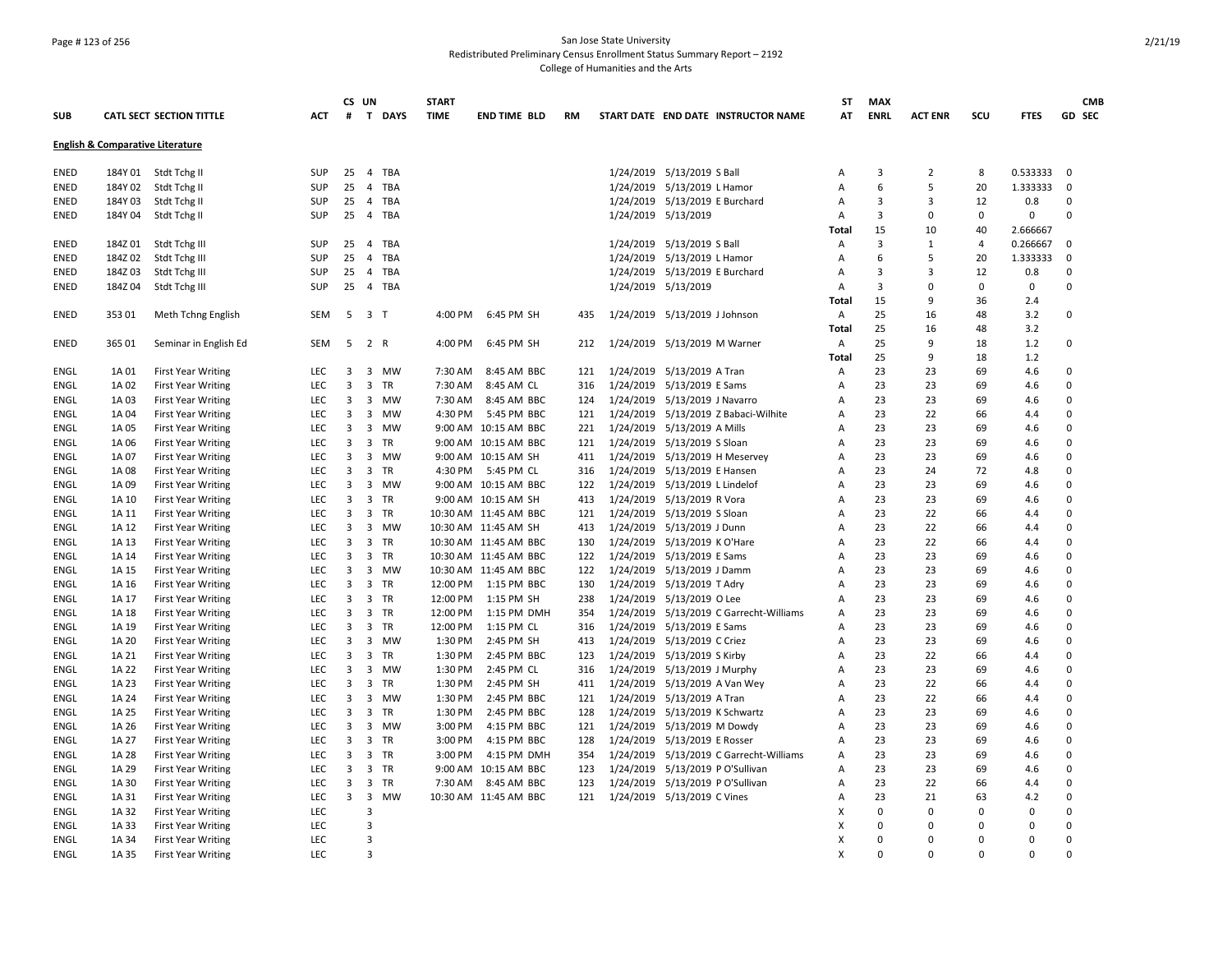San Jose State University
Redistributed Preliminary Census Enrollment Status Summary Report – 2192
College of Humanities and the Arts

| SUB | CATL SECT | SECTION TITTLE | ACT | CS # | UN T | DAYS | START TIME | END TIME | BLD | RM | START DATE | END DATE | INSTRUCTOR NAME | ST AT | MAX ENRL | ACT ENR | SCU | FTES | GD | CMB SEC |
|---|---|---|---|---|---|---|---|---|---|---|---|---|---|---|---|---|---|---|---|---|
| **English & Comparative Literature** | | | | | | | | | | | | | | | | | | | | |
| ENED | 184Y 01 | Stdt Tchg II | SUP | 25 | 4 | TBA | | | | | 1/24/2019 | 5/13/2019 | S Ball | A | 3 | 2 | 8 | 0.533333 | 0 | |
| ENED | 184Y 02 | Stdt Tchg II | SUP | 25 | 4 | TBA | | | | | 1/24/2019 | 5/13/2019 | L Hamor | A | 6 | 5 | 20 | 1.333333 | 0 | |
| ENED | 184Y 03 | Stdt Tchg II | SUP | 25 | 4 | TBA | | | | | 1/24/2019 | 5/13/2019 | E Burchard | A | 3 | 3 | 12 | 0.8 | 0 | |
| ENED | 184Y 04 | Stdt Tchg II | SUP | 25 | 4 | TBA | | | | | 1/24/2019 | 5/13/2019 | | A | 3 | 0 | 0 | 0 | 0 | |
| | | | | | | | | | | | | | | Total | 15 | 10 | 40 | 2.666667 | | |
| ENED | 184Z 01 | Stdt Tchg III | SUP | 25 | 4 | TBA | | | | | 1/24/2019 | 5/13/2019 | S Ball | A | 3 | 1 | 4 | 0.266667 | 0 | |
| ENED | 184Z 02 | Stdt Tchg III | SUP | 25 | 4 | TBA | | | | | 1/24/2019 | 5/13/2019 | L Hamor | A | 6 | 5 | 20 | 1.333333 | 0 | |
| ENED | 184Z 03 | Stdt Tchg III | SUP | 25 | 4 | TBA | | | | | 1/24/2019 | 5/13/2019 | E Burchard | A | 3 | 3 | 12 | 0.8 | 0 | |
| ENED | 184Z 04 | Stdt Tchg III | SUP | 25 | 4 | TBA | | | | | 1/24/2019 | 5/13/2019 | | A | 3 | 0 | 0 | 0 | 0 | |
| | | | | | | | | | | | | | | Total | 15 | 9 | 36 | 2.4 | | |
| ENED | 353 01 | Meth Tchng English | SEM | 5 | 3 | T | 4:00 PM | 6:45 PM | SH | 435 | 1/24/2019 | 5/13/2019 | J Johnson | A | 25 | 16 | 48 | 3.2 | 0 | |
| | | | | | | | | | | | | | | Total | 25 | 16 | 48 | 3.2 | | |
| ENED | 365 01 | Seminar in English Ed | SEM | 5 | 2 | R | 4:00 PM | 6:45 PM | SH | 212 | 1/24/2019 | 5/13/2019 | M Warner | A | 25 | 9 | 18 | 1.2 | 0 | |
| | | | | | | | | | | | | | | Total | 25 | 9 | 18 | 1.2 | | |
| ENGL | 1A 01 | First Year Writing | LEC | 3 | 3 | MW | 7:30 AM | 8:45 AM | BBC | 121 | 1/24/2019 | 5/13/2019 | A Tran | A | 23 | 23 | 69 | 4.6 | 0 | |
| ENGL | 1A 02 | First Year Writing | LEC | 3 | 3 | TR | 7:30 AM | 8:45 AM | CL | 316 | 1/24/2019 | 5/13/2019 | E Sams | A | 23 | 23 | 69 | 4.6 | 0 | |
| ENGL | 1A 03 | First Year Writing | LEC | 3 | 3 | MW | 7:30 AM | 8:45 AM | BBC | 124 | 1/24/2019 | 5/13/2019 | J Navarro | A | 23 | 23 | 69 | 4.6 | 0 | |
| ENGL | 1A 04 | First Year Writing | LEC | 3 | 3 | MW | 4:30 PM | 5:45 PM | BBC | 121 | 1/24/2019 | 5/13/2019 | Z Babaci-Wilhite | A | 23 | 22 | 66 | 4.4 | 0 | |
| ENGL | 1A 05 | First Year Writing | LEC | 3 | 3 | MW | 9:00 AM | 10:15 AM | BBC | 221 | 1/24/2019 | 5/13/2019 | A Mills | A | 23 | 23 | 69 | 4.6 | 0 | |
| ENGL | 1A 06 | First Year Writing | LEC | 3 | 3 | TR | 9:00 AM | 10:15 AM | BBC | 121 | 1/24/2019 | 5/13/2019 | S Sloan | A | 23 | 23 | 69 | 4.6 | 0 | |
| ENGL | 1A 07 | First Year Writing | LEC | 3 | 3 | MW | 9:00 AM | 10:15 AM | SH | 411 | 1/24/2019 | 5/13/2019 | H Meservey | A | 23 | 23 | 69 | 4.6 | 0 | |
| ENGL | 1A 08 | First Year Writing | LEC | 3 | 3 | TR | 4:30 PM | 5:45 PM | CL | 316 | 1/24/2019 | 5/13/2019 | E Hansen | A | 23 | 24 | 72 | 4.8 | 0 | |
| ENGL | 1A 09 | First Year Writing | LEC | 3 | 3 | MW | 9:00 AM | 10:15 AM | BBC | 122 | 1/24/2019 | 5/13/2019 | L Lindelof | A | 23 | 23 | 69 | 4.6 | 0 | |
| ENGL | 1A 10 | First Year Writing | LEC | 3 | 3 | TR | 9:00 AM | 10:15 AM | SH | 413 | 1/24/2019 | 5/13/2019 | R Vora | A | 23 | 23 | 69 | 4.6 | 0 | |
| ENGL | 1A 11 | First Year Writing | LEC | 3 | 3 | TR | 10:30 AM | 11:45 AM | BBC | 121 | 1/24/2019 | 5/13/2019 | S Sloan | A | 23 | 22 | 66 | 4.4 | 0 | |
| ENGL | 1A 12 | First Year Writing | LEC | 3 | 3 | MW | 10:30 AM | 11:45 AM | SH | 413 | 1/24/2019 | 5/13/2019 | J Dunn | A | 23 | 22 | 66 | 4.4 | 0 | |
| ENGL | 1A 13 | First Year Writing | LEC | 3 | 3 | TR | 10:30 AM | 11:45 AM | BBC | 130 | 1/24/2019 | 5/13/2019 | K O'Hare | A | 23 | 22 | 66 | 4.4 | 0 | |
| ENGL | 1A 14 | First Year Writing | LEC | 3 | 3 | TR | 10:30 AM | 11:45 AM | BBC | 122 | 1/24/2019 | 5/13/2019 | E Sams | A | 23 | 23 | 69 | 4.6 | 0 | |
| ENGL | 1A 15 | First Year Writing | LEC | 3 | 3 | MW | 10:30 AM | 11:45 AM | BBC | 122 | 1/24/2019 | 5/13/2019 | J Damm | A | 23 | 23 | 69 | 4.6 | 0 | |
| ENGL | 1A 16 | First Year Writing | LEC | 3 | 3 | TR | 12:00 PM | 1:15 PM | BBC | 130 | 1/24/2019 | 5/13/2019 | T Adry | A | 23 | 23 | 69 | 4.6 | 0 | |
| ENGL | 1A 17 | First Year Writing | LEC | 3 | 3 | TR | 12:00 PM | 1:15 PM | SH | 238 | 1/24/2019 | 5/13/2019 | O Lee | A | 23 | 23 | 69 | 4.6 | 0 | |
| ENGL | 1A 18 | First Year Writing | LEC | 3 | 3 | TR | 12:00 PM | 1:15 PM | DMH | 354 | 1/24/2019 | 5/13/2019 | C Garrecht-Williams | A | 23 | 23 | 69 | 4.6 | 0 | |
| ENGL | 1A 19 | First Year Writing | LEC | 3 | 3 | TR | 12:00 PM | 1:15 PM | CL | 316 | 1/24/2019 | 5/13/2019 | E Sams | A | 23 | 23 | 69 | 4.6 | 0 | |
| ENGL | 1A 20 | First Year Writing | LEC | 3 | 3 | MW | 1:30 PM | 2:45 PM | SH | 413 | 1/24/2019 | 5/13/2019 | C Criez | A | 23 | 23 | 69 | 4.6 | 0 | |
| ENGL | 1A 21 | First Year Writing | LEC | 3 | 3 | TR | 1:30 PM | 2:45 PM | BBC | 123 | 1/24/2019 | 5/13/2019 | S Kirby | A | 23 | 22 | 66 | 4.4 | 0 | |
| ENGL | 1A 22 | First Year Writing | LEC | 3 | 3 | MW | 1:30 PM | 2:45 PM | CL | 316 | 1/24/2019 | 5/13/2019 | J Murphy | A | 23 | 23 | 69 | 4.6 | 0 | |
| ENGL | 1A 23 | First Year Writing | LEC | 3 | 3 | TR | 1:30 PM | 2:45 PM | SH | 411 | 1/24/2019 | 5/13/2019 | A Van Wey | A | 23 | 22 | 66 | 4.4 | 0 | |
| ENGL | 1A 24 | First Year Writing | LEC | 3 | 3 | MW | 1:30 PM | 2:45 PM | BBC | 121 | 1/24/2019 | 5/13/2019 | A Tran | A | 23 | 22 | 66 | 4.4 | 0 | |
| ENGL | 1A 25 | First Year Writing | LEC | 3 | 3 | TR | 1:30 PM | 2:45 PM | BBC | 128 | 1/24/2019 | 5/13/2019 | K Schwartz | A | 23 | 23 | 69 | 4.6 | 0 | |
| ENGL | 1A 26 | First Year Writing | LEC | 3 | 3 | MW | 3:00 PM | 4:15 PM | BBC | 121 | 1/24/2019 | 5/13/2019 | M Dowdy | A | 23 | 23 | 69 | 4.6 | 0 | |
| ENGL | 1A 27 | First Year Writing | LEC | 3 | 3 | TR | 3:00 PM | 4:15 PM | BBC | 128 | 1/24/2019 | 5/13/2019 | E Rosser | A | 23 | 23 | 69 | 4.6 | 0 | |
| ENGL | 1A 28 | First Year Writing | LEC | 3 | 3 | TR | 3:00 PM | 4:15 PM | DMH | 354 | 1/24/2019 | 5/13/2019 | C Garrecht-Williams | A | 23 | 23 | 69 | 4.6 | 0 | |
| ENGL | 1A 29 | First Year Writing | LEC | 3 | 3 | TR | 9:00 AM | 10:15 AM | BBC | 123 | 1/24/2019 | 5/13/2019 | P O'Sullivan | A | 23 | 23 | 69 | 4.6 | 0 | |
| ENGL | 1A 30 | First Year Writing | LEC | 3 | 3 | TR | 7:30 AM | 8:45 AM | BBC | 123 | 1/24/2019 | 5/13/2019 | P O'Sullivan | A | 23 | 22 | 66 | 4.4 | 0 | |
| ENGL | 1A 31 | First Year Writing | LEC | 3 | 3 | MW | 10:30 AM | 11:45 AM | BBC | 121 | 1/24/2019 | 5/13/2019 | C Vines | A | 23 | 21 | 63 | 4.2 | 0 | |
| ENGL | 1A 32 | First Year Writing | LEC | | 3 | | | | | | | | | X | 0 | 0 | 0 | 0 | 0 | |
| ENGL | 1A 33 | First Year Writing | LEC | | 3 | | | | | | | | | X | 0 | 0 | 0 | 0 | 0 | |
| ENGL | 1A 34 | First Year Writing | LEC | | 3 | | | | | | | | | X | 0 | 0 | 0 | 0 | 0 | |
| ENGL | 1A 35 | First Year Writing | LEC | | 3 | | | | | | | | | X | 0 | 0 | 0 | 0 | 0 | |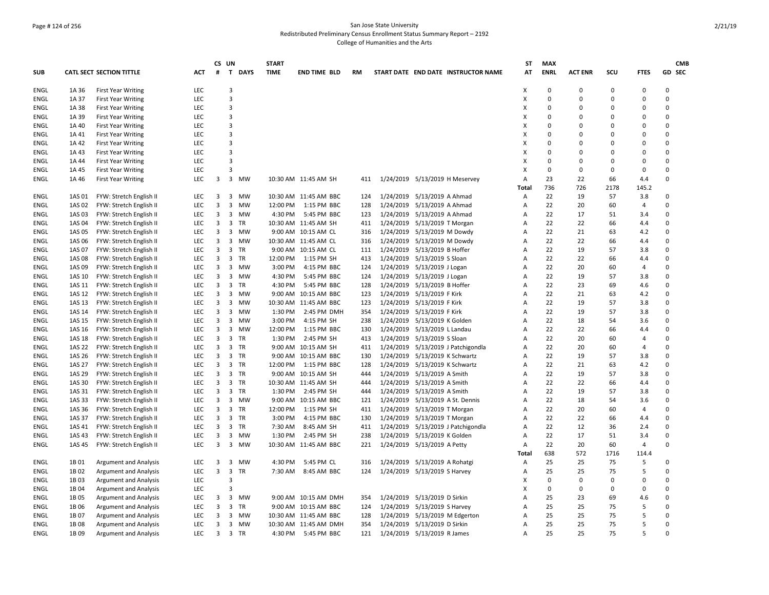San Jose State University
Redistributed Preliminary Census Enrollment Status Summary Report – 2192
College of Humanities and the Arts

| SUB | CATL SECT | SECTION TITTLE | ACT | CS # | UN T | DAYS | START TIME | END TIME | BLD | RM | START DATE | END DATE | INSTRUCTOR NAME | ST AT | MAX ENRL | ACT ENR | SCU | FTES | GD | CMB SEC |
|---|---|---|---|---|---|---|---|---|---|---|---|---|---|---|---|---|---|---|---|---|
| ENGL | 1A 36 | First Year Writing | LEC | | 3 | | | | | | | | | X | 0 | 0 | 0 | 0 | 0 | |
| ENGL | 1A 37 | First Year Writing | LEC | | 3 | | | | | | | | | X | 0 | 0 | 0 | 0 | 0 | |
| ENGL | 1A 38 | First Year Writing | LEC | | 3 | | | | | | | | | X | 0 | 0 | 0 | 0 | 0 | |
| ENGL | 1A 39 | First Year Writing | LEC | | 3 | | | | | | | | | X | 0 | 0 | 0 | 0 | 0 | |
| ENGL | 1A 40 | First Year Writing | LEC | | 3 | | | | | | | | | X | 0 | 0 | 0 | 0 | 0 | |
| ENGL | 1A 41 | First Year Writing | LEC | | 3 | | | | | | | | | X | 0 | 0 | 0 | 0 | 0 | |
| ENGL | 1A 42 | First Year Writing | LEC | | 3 | | | | | | | | | X | 0 | 0 | 0 | 0 | 0 | |
| ENGL | 1A 43 | First Year Writing | LEC | | 3 | | | | | | | | | X | 0 | 0 | 0 | 0 | 0 | |
| ENGL | 1A 44 | First Year Writing | LEC | | 3 | | | | | | | | | X | 0 | 0 | 0 | 0 | 0 | |
| ENGL | 1A 45 | First Year Writing | LEC | | 3 | | | | | | | | | X | 0 | 0 | 0 | 0 | 0 | |
| ENGL | 1A 46 | First Year Writing | LEC | 3 | 3 | MW | 10:30 AM | 11:45 AM | SH | 411 | 1/24/2019 | 5/13/2019 | H Meservey | A | 23 | 22 | 66 | 4.4 | 0 | |
| | | | | | | | | | | | | | | Total | 736 | 726 | 2178 | 145.2 | | |
| ENGL | 1AS 01 | FYW: Stretch English II | LEC | 3 | 3 | MW | 10:30 AM | 11:45 AM | BBC | 124 | 1/24/2019 | 5/13/2019 | A Ahmad | A | 22 | 19 | 57 | 3.8 | 0 | |
| ENGL | 1AS 02 | FYW: Stretch English II | LEC | 3 | 3 | MW | 12:00 PM | 1:15 PM | BBC | 128 | 1/24/2019 | 5/13/2019 | A Ahmad | A | 22 | 20 | 60 | 4 | 0 | |
| ENGL | 1AS 03 | FYW: Stretch English II | LEC | 3 | 3 | MW | 4:30 PM | 5:45 PM | BBC | 123 | 1/24/2019 | 5/13/2019 | A Ahmad | A | 22 | 17 | 51 | 3.4 | 0 | |
| ENGL | 1AS 04 | FYW: Stretch English II | LEC | 3 | 3 | TR | 10:30 AM | 11:45 AM | SH | 411 | 1/24/2019 | 5/13/2019 | T Morgan | A | 22 | 22 | 66 | 4.4 | 0 | |
| ENGL | 1AS 05 | FYW: Stretch English II | LEC | 3 | 3 | MW | 9:00 AM | 10:15 AM | CL | 316 | 1/24/2019 | 5/13/2019 | M Dowdy | A | 22 | 21 | 63 | 4.2 | 0 | |
| ENGL | 1AS 06 | FYW: Stretch English II | LEC | 3 | 3 | MW | 10:30 AM | 11:45 AM | CL | 316 | 1/24/2019 | 5/13/2019 | M Dowdy | A | 22 | 22 | 66 | 4.4 | 0 | |
| ENGL | 1AS 07 | FYW: Stretch English II | LEC | 3 | 3 | TR | 9:00 AM | 10:15 AM | CL | 111 | 1/24/2019 | 5/13/2019 | B Hoffer | A | 22 | 19 | 57 | 3.8 | 0 | |
| ENGL | 1AS 08 | FYW: Stretch English II | LEC | 3 | 3 | TR | 12:00 PM | 1:15 PM | SH | 413 | 1/24/2019 | 5/13/2019 | S Sloan | A | 22 | 22 | 66 | 4.4 | 0 | |
| ENGL | 1AS 09 | FYW: Stretch English II | LEC | 3 | 3 | MW | 3:00 PM | 4:15 PM | BBC | 124 | 1/24/2019 | 5/13/2019 | J Logan | A | 22 | 20 | 60 | 4 | 0 | |
| ENGL | 1AS 10 | FYW: Stretch English II | LEC | 3 | 3 | MW | 4:30 PM | 5:45 PM | BBC | 124 | 1/24/2019 | 5/13/2019 | J Logan | A | 22 | 19 | 57 | 3.8 | 0 | |
| ENGL | 1AS 11 | FYW: Stretch English II | LEC | 3 | 3 | TR | 4:30 PM | 5:45 PM | BBC | 128 | 1/24/2019 | 5/13/2019 | B Hoffer | A | 22 | 23 | 69 | 4.6 | 0 | |
| ENGL | 1AS 12 | FYW: Stretch English II | LEC | 3 | 3 | MW | 9:00 AM | 10:15 AM | BBC | 123 | 1/24/2019 | 5/13/2019 | F Kirk | A | 22 | 21 | 63 | 4.2 | 0 | |
| ENGL | 1AS 13 | FYW: Stretch English II | LEC | 3 | 3 | MW | 10:30 AM | 11:45 AM | BBC | 123 | 1/24/2019 | 5/13/2019 | F Kirk | A | 22 | 19 | 57 | 3.8 | 0 | |
| ENGL | 1AS 14 | FYW: Stretch English II | LEC | 3 | 3 | MW | 1:30 PM | 2:45 PM | DMH | 354 | 1/24/2019 | 5/13/2019 | F Kirk | A | 22 | 19 | 57 | 3.8 | 0 | |
| ENGL | 1AS 15 | FYW: Stretch English II | LEC | 3 | 3 | MW | 3:00 PM | 4:15 PM | SH | 238 | 1/24/2019 | 5/13/2019 | K Golden | A | 22 | 18 | 54 | 3.6 | 0 | |
| ENGL | 1AS 16 | FYW: Stretch English II | LEC | 3 | 3 | MW | 12:00 PM | 1:15 PM | BBC | 130 | 1/24/2019 | 5/13/2019 | L Landau | A | 22 | 22 | 66 | 4.4 | 0 | |
| ENGL | 1AS 18 | FYW: Stretch English II | LEC | 3 | 3 | TR | 1:30 PM | 2:45 PM | SH | 413 | 1/24/2019 | 5/13/2019 | S Sloan | A | 22 | 20 | 60 | 4 | 0 | |
| ENGL | 1AS 22 | FYW: Stretch English II | LEC | 3 | 3 | TR | 9:00 AM | 10:15 AM | SH | 411 | 1/24/2019 | 5/13/2019 | J Patchigondla | A | 22 | 20 | 60 | 4 | 0 | |
| ENGL | 1AS 26 | FYW: Stretch English II | LEC | 3 | 3 | TR | 9:00 AM | 10:15 AM | BBC | 130 | 1/24/2019 | 5/13/2019 | K Schwartz | A | 22 | 19 | 57 | 3.8 | 0 | |
| ENGL | 1AS 27 | FYW: Stretch English II | LEC | 3 | 3 | TR | 12:00 PM | 1:15 PM | BBC | 128 | 1/24/2019 | 5/13/2019 | K Schwartz | A | 22 | 21 | 63 | 4.2 | 0 | |
| ENGL | 1AS 29 | FYW: Stretch English II | LEC | 3 | 3 | TR | 9:00 AM | 10:15 AM | SH | 444 | 1/24/2019 | 5/13/2019 | A Smith | A | 22 | 19 | 57 | 3.8 | 0 | |
| ENGL | 1AS 30 | FYW: Stretch English II | LEC | 3 | 3 | TR | 10:30 AM | 11:45 AM | SH | 444 | 1/24/2019 | 5/13/2019 | A Smith | A | 22 | 22 | 66 | 4.4 | 0 | |
| ENGL | 1AS 31 | FYW: Stretch English II | LEC | 3 | 3 | TR | 1:30 PM | 2:45 PM | SH | 444 | 1/24/2019 | 5/13/2019 | A Smith | A | 22 | 19 | 57 | 3.8 | 0 | |
| ENGL | 1AS 33 | FYW: Stretch English II | LEC | 3 | 3 | MW | 9:00 AM | 10:15 AM | BBC | 121 | 1/24/2019 | 5/13/2019 | A St. Dennis | A | 22 | 18 | 54 | 3.6 | 0 | |
| ENGL | 1AS 36 | FYW: Stretch English II | LEC | 3 | 3 | TR | 12:00 PM | 1:15 PM | SH | 411 | 1/24/2019 | 5/13/2019 | T Morgan | A | 22 | 20 | 60 | 4 | 0 | |
| ENGL | 1AS 37 | FYW: Stretch English II | LEC | 3 | 3 | TR | 3:00 PM | 4:15 PM | BBC | 130 | 1/24/2019 | 5/13/2019 | T Morgan | A | 22 | 22 | 66 | 4.4 | 0 | |
| ENGL | 1AS 41 | FYW: Stretch English II | LEC | 3 | 3 | TR | 7:30 AM | 8:45 AM | SH | 411 | 1/24/2019 | 5/13/2019 | J Patchigondla | A | 22 | 12 | 36 | 2.4 | 0 | |
| ENGL | 1AS 43 | FYW: Stretch English II | LEC | 3 | 3 | MW | 1:30 PM | 2:45 PM | SH | 238 | 1/24/2019 | 5/13/2019 | K Golden | A | 22 | 17 | 51 | 3.4 | 0 | |
| ENGL | 1AS 45 | FYW: Stretch English II | LEC | 3 | 3 | MW | 10:30 AM | 11:45 AM | BBC | 221 | 1/24/2019 | 5/13/2019 | A Petty | A | 22 | 20 | 60 | 4 | 0 | |
| | | | | | | | | | | | | | | Total | 638 | 572 | 1716 | 114.4 | | |
| ENGL | 1B 01 | Argument and Analysis | LEC | 3 | 3 | MW | 4:30 PM | 5:45 PM | CL | 316 | 1/24/2019 | 5/13/2019 | A Rohatgi | A | 25 | 25 | 75 | 5 | 0 | |
| ENGL | 1B 02 | Argument and Analysis | LEC | 3 | 3 | TR | 7:30 AM | 8:45 AM | BBC | 124 | 1/24/2019 | 5/13/2019 | S Harvey | A | 25 | 25 | 75 | 5 | 0 | |
| ENGL | 1B 03 | Argument and Analysis | LEC | | 3 | | | | | | | | | X | 0 | 0 | 0 | 0 | 0 | |
| ENGL | 1B 04 | Argument and Analysis | LEC | | 3 | | | | | | | | | X | 0 | 0 | 0 | 0 | 0 | |
| ENGL | 1B 05 | Argument and Analysis | LEC | 3 | 3 | MW | 9:00 AM | 10:15 AM | DMH | 354 | 1/24/2019 | 5/13/2019 | D Sirkin | A | 25 | 23 | 69 | 4.6 | 0 | |
| ENGL | 1B 06 | Argument and Analysis | LEC | 3 | 3 | TR | 9:00 AM | 10:15 AM | BBC | 124 | 1/24/2019 | 5/13/2019 | S Harvey | A | 25 | 25 | 75 | 5 | 0 | |
| ENGL | 1B 07 | Argument and Analysis | LEC | 3 | 3 | MW | 10:30 AM | 11:45 AM | BBC | 128 | 1/24/2019 | 5/13/2019 | M Edgerton | A | 25 | 25 | 75 | 5 | 0 | |
| ENGL | 1B 08 | Argument and Analysis | LEC | 3 | 3 | MW | 10:30 AM | 11:45 AM | DMH | 354 | 1/24/2019 | 5/13/2019 | D Sirkin | A | 25 | 25 | 75 | 5 | 0 | |
| ENGL | 1B 09 | Argument and Analysis | LEC | 3 | 3 | TR | 4:30 PM | 5:45 PM | BBC | 121 | 1/24/2019 | 5/13/2019 | R James | A | 25 | 25 | 75 | 5 | 0 | |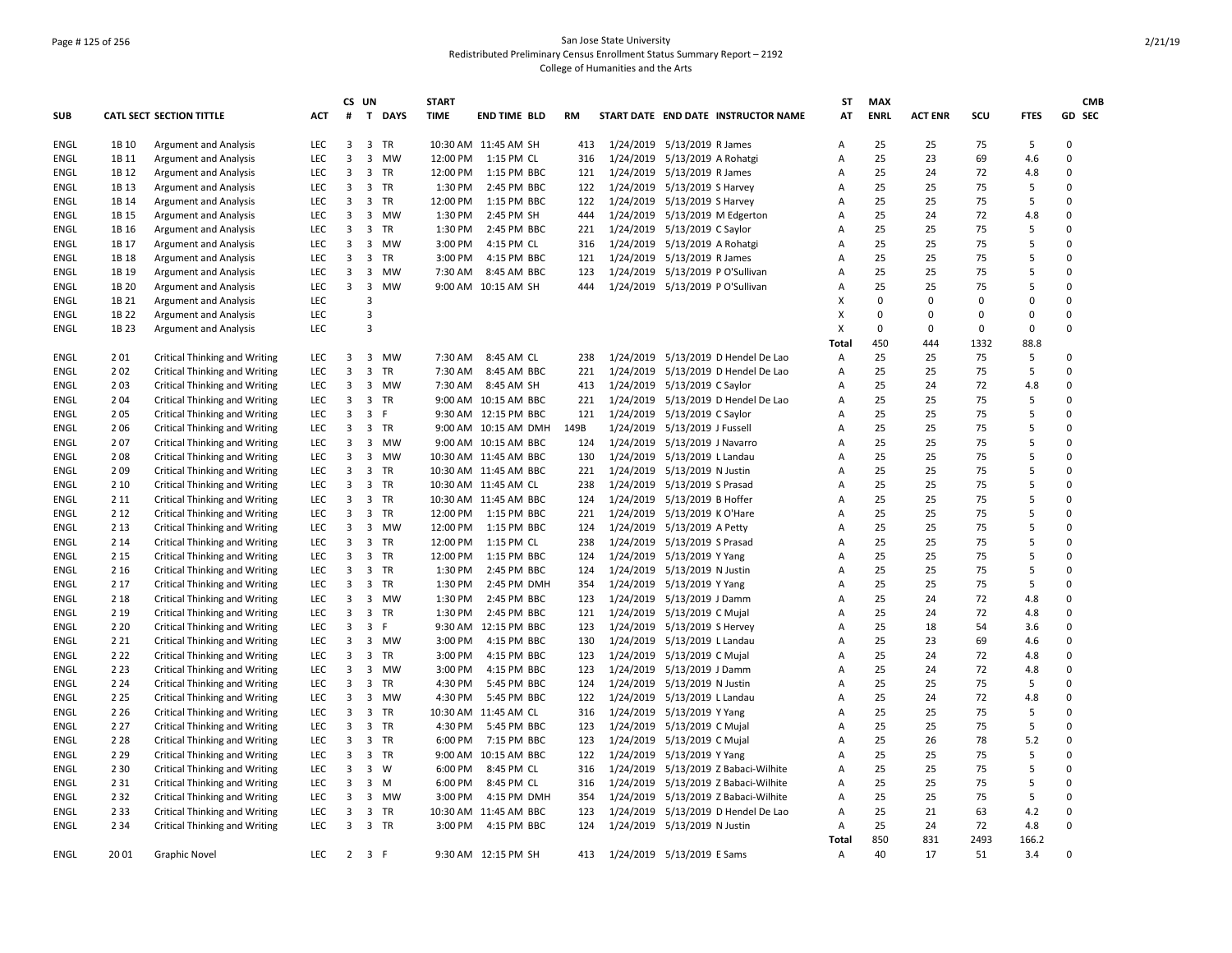San Jose State University
Redistributed Preliminary Census Enrollment Status Summary Report – 2192
College of Humanities and the Arts

| SUB | CATL SECT | SECTION TITTLE | ACT | CS # | UN T | DAYS | START TIME | END TIME | BLD | RM | START DATE | END DATE | INSTRUCTOR NAME | ST AT | MAX ENRL | ACT ENR | SCU | FTES | GD | CMB SEC |
|---|---|---|---|---|---|---|---|---|---|---|---|---|---|---|---|---|---|---|---|---|
| ENGL | 1B 10 | Argument and Analysis | LEC | 3 | 3 | TR | 10:30 AM | 11:45 AM | SH | 413 | 1/24/2019 | 5/13/2019 | R James | A | 25 | 25 | 75 | 5 | 0 | |
| ENGL | 1B 11 | Argument and Analysis | LEC | 3 | 3 | MW | 12:00 PM | 1:15 PM | CL | 316 | 1/24/2019 | 5/13/2019 | A Rohatgi | A | 25 | 23 | 69 | 4.6 | 0 | |
| ENGL | 1B 12 | Argument and Analysis | LEC | 3 | 3 | TR | 12:00 PM | 1:15 PM | BBC | 121 | 1/24/2019 | 5/13/2019 | R James | A | 25 | 24 | 72 | 4.8 | 0 | |
| ENGL | 1B 13 | Argument and Analysis | LEC | 3 | 3 | TR | 1:30 PM | 2:45 PM | BBC | 122 | 1/24/2019 | 5/13/2019 | S Harvey | A | 25 | 25 | 75 | 5 | 0 | |
| ENGL | 1B 14 | Argument and Analysis | LEC | 3 | 3 | TR | 12:00 PM | 1:15 PM | BBC | 122 | 1/24/2019 | 5/13/2019 | S Harvey | A | 25 | 25 | 75 | 5 | 0 | |
| ENGL | 1B 15 | Argument and Analysis | LEC | 3 | 3 | MW | 1:30 PM | 2:45 PM | SH | 444 | 1/24/2019 | 5/13/2019 | M Edgerton | A | 25 | 24 | 72 | 4.8 | 0 | |
| ENGL | 1B 16 | Argument and Analysis | LEC | 3 | 3 | TR | 1:30 PM | 2:45 PM | BBC | 221 | 1/24/2019 | 5/13/2019 | C Saylor | A | 25 | 25 | 75 | 5 | 0 | |
| ENGL | 1B 17 | Argument and Analysis | LEC | 3 | 3 | MW | 3:00 PM | 4:15 PM | CL | 316 | 1/24/2019 | 5/13/2019 | A Rohatgi | A | 25 | 25 | 75 | 5 | 0 | |
| ENGL | 1B 18 | Argument and Analysis | LEC | 3 | 3 | TR | 3:00 PM | 4:15 PM | BBC | 121 | 1/24/2019 | 5/13/2019 | R James | A | 25 | 25 | 75 | 5 | 0 | |
| ENGL | 1B 19 | Argument and Analysis | LEC | 3 | 3 | MW | 7:30 AM | 8:45 AM | BBC | 123 | 1/24/2019 | 5/13/2019 | P O'Sullivan | A | 25 | 25 | 75 | 5 | 0 | |
| ENGL | 1B 20 | Argument and Analysis | LEC | 3 | 3 | MW | 9:00 AM | 10:15 AM | SH | 444 | 1/24/2019 | 5/13/2019 | P O'Sullivan | A | 25 | 25 | 75 | 5 | 0 | |
| ENGL | 1B 21 | Argument and Analysis | LEC | | 3 | | | | | | | | | X | 0 | 0 | 0 | 0 | 0 | |
| ENGL | 1B 22 | Argument and Analysis | LEC | | 3 | | | | | | | | | X | 0 | 0 | 0 | 0 | 0 | |
| ENGL | 1B 23 | Argument and Analysis | LEC | | 3 | | | | | | | | | X | 0 | 0 | 0 | 0 | 0 | |
| | | | | | | | | | | | | | | Total | 450 | 444 | 1332 | 88.8 | | |
| ENGL | 2 01 | Critical Thinking and Writing | LEC | 3 | 3 | MW | 7:30 AM | 8:45 AM | CL | 238 | 1/24/2019 | 5/13/2019 | D Hendel De Lao | A | 25 | 25 | 75 | 5 | 0 | |
| ENGL | 2 02 | Critical Thinking and Writing | LEC | 3 | 3 | TR | 7:30 AM | 8:45 AM | BBC | 221 | 1/24/2019 | 5/13/2019 | D Hendel De Lao | A | 25 | 25 | 75 | 5 | 0 | |
| ENGL | 2 03 | Critical Thinking and Writing | LEC | 3 | 3 | MW | 7:30 AM | 8:45 AM | SH | 413 | 1/24/2019 | 5/13/2019 | C Saylor | A | 25 | 24 | 72 | 4.8 | 0 | |
| ENGL | 2 04 | Critical Thinking and Writing | LEC | 3 | 3 | TR | 9:00 AM | 10:15 AM | BBC | 221 | 1/24/2019 | 5/13/2019 | D Hendel De Lao | A | 25 | 25 | 75 | 5 | 0 | |
| ENGL | 2 05 | Critical Thinking and Writing | LEC | 3 | 3 | F | 9:30 AM | 12:15 PM | BBC | 121 | 1/24/2019 | 5/13/2019 | C Saylor | A | 25 | 25 | 75 | 5 | 0 | |
| ENGL | 2 06 | Critical Thinking and Writing | LEC | 3 | 3 | TR | 9:00 AM | 10:15 AM | DMH | 149B | 1/24/2019 | 5/13/2019 | J Fussell | A | 25 | 25 | 75 | 5 | 0 | |
| ENGL | 2 07 | Critical Thinking and Writing | LEC | 3 | 3 | MW | 9:00 AM | 10:15 AM | BBC | 124 | 1/24/2019 | 5/13/2019 | J Navarro | A | 25 | 25 | 75 | 5 | 0 | |
| ENGL | 2 08 | Critical Thinking and Writing | LEC | 3 | 3 | MW | 10:30 AM | 11:45 AM | BBC | 130 | 1/24/2019 | 5/13/2019 | L Landau | A | 25 | 25 | 75 | 5 | 0 | |
| ENGL | 2 09 | Critical Thinking and Writing | LEC | 3 | 3 | TR | 10:30 AM | 11:45 AM | BBC | 221 | 1/24/2019 | 5/13/2019 | N Justin | A | 25 | 25 | 75 | 5 | 0 | |
| ENGL | 2 10 | Critical Thinking and Writing | LEC | 3 | 3 | TR | 10:30 AM | 11:45 AM | CL | 238 | 1/24/2019 | 5/13/2019 | S Prasad | A | 25 | 25 | 75 | 5 | 0 | |
| ENGL | 2 11 | Critical Thinking and Writing | LEC | 3 | 3 | TR | 10:30 AM | 11:45 AM | BBC | 124 | 1/24/2019 | 5/13/2019 | B Hoffer | A | 25 | 25 | 75 | 5 | 0 | |
| ENGL | 2 12 | Critical Thinking and Writing | LEC | 3 | 3 | TR | 12:00 PM | 1:15 PM | BBC | 221 | 1/24/2019 | 5/13/2019 | K O'Hare | A | 25 | 25 | 75 | 5 | 0 | |
| ENGL | 2 13 | Critical Thinking and Writing | LEC | 3 | 3 | MW | 12:00 PM | 1:15 PM | BBC | 124 | 1/24/2019 | 5/13/2019 | A Petty | A | 25 | 25 | 75 | 5 | 0 | |
| ENGL | 2 14 | Critical Thinking and Writing | LEC | 3 | 3 | TR | 12:00 PM | 1:15 PM | CL | 238 | 1/24/2019 | 5/13/2019 | S Prasad | A | 25 | 25 | 75 | 5 | 0 | |
| ENGL | 2 15 | Critical Thinking and Writing | LEC | 3 | 3 | TR | 12:00 PM | 1:15 PM | BBC | 124 | 1/24/2019 | 5/13/2019 | Y Yang | A | 25 | 25 | 75 | 5 | 0 | |
| ENGL | 2 16 | Critical Thinking and Writing | LEC | 3 | 3 | TR | 1:30 PM | 2:45 PM | BBC | 124 | 1/24/2019 | 5/13/2019 | N Justin | A | 25 | 25 | 75 | 5 | 0 | |
| ENGL | 2 17 | Critical Thinking and Writing | LEC | 3 | 3 | TR | 1:30 PM | 2:45 PM | DMH | 354 | 1/24/2019 | 5/13/2019 | Y Yang | A | 25 | 25 | 75 | 5 | 0 | |
| ENGL | 2 18 | Critical Thinking and Writing | LEC | 3 | 3 | MW | 1:30 PM | 2:45 PM | BBC | 123 | 1/24/2019 | 5/13/2019 | J Damm | A | 25 | 24 | 72 | 4.8 | 0 | |
| ENGL | 2 19 | Critical Thinking and Writing | LEC | 3 | 3 | TR | 1:30 PM | 2:45 PM | BBC | 121 | 1/24/2019 | 5/13/2019 | C Mujal | A | 25 | 24 | 72 | 4.8 | 0 | |
| ENGL | 2 20 | Critical Thinking and Writing | LEC | 3 | 3 | F | 9:30 AM | 12:15 PM | BBC | 123 | 1/24/2019 | 5/13/2019 | S Hervey | A | 25 | 18 | 54 | 3.6 | 0 | |
| ENGL | 2 21 | Critical Thinking and Writing | LEC | 3 | 3 | MW | 3:00 PM | 4:15 PM | BBC | 130 | 1/24/2019 | 5/13/2019 | L Landau | A | 25 | 23 | 69 | 4.6 | 0 | |
| ENGL | 2 22 | Critical Thinking and Writing | LEC | 3 | 3 | TR | 3:00 PM | 4:15 PM | BBC | 123 | 1/24/2019 | 5/13/2019 | C Mujal | A | 25 | 24 | 72 | 4.8 | 0 | |
| ENGL | 2 23 | Critical Thinking and Writing | LEC | 3 | 3 | MW | 3:00 PM | 4:15 PM | BBC | 123 | 1/24/2019 | 5/13/2019 | J Damm | A | 25 | 24 | 72 | 4.8 | 0 | |
| ENGL | 2 24 | Critical Thinking and Writing | LEC | 3 | 3 | TR | 4:30 PM | 5:45 PM | BBC | 124 | 1/24/2019 | 5/13/2019 | N Justin | A | 25 | 25 | 75 | 5 | 0 | |
| ENGL | 2 25 | Critical Thinking and Writing | LEC | 3 | 3 | MW | 4:30 PM | 5:45 PM | BBC | 122 | 1/24/2019 | 5/13/2019 | L Landau | A | 25 | 24 | 72 | 4.8 | 0 | |
| ENGL | 2 26 | Critical Thinking and Writing | LEC | 3 | 3 | TR | 10:30 AM | 11:45 AM | CL | 316 | 1/24/2019 | 5/13/2019 | Y Yang | A | 25 | 25 | 75 | 5 | 0 | |
| ENGL | 2 27 | Critical Thinking and Writing | LEC | 3 | 3 | TR | 4:30 PM | 5:45 PM | BBC | 123 | 1/24/2019 | 5/13/2019 | C Mujal | A | 25 | 25 | 75 | 5 | 0 | |
| ENGL | 2 28 | Critical Thinking and Writing | LEC | 3 | 3 | TR | 6:00 PM | 7:15 PM | BBC | 123 | 1/24/2019 | 5/13/2019 | C Mujal | A | 25 | 26 | 78 | 5.2 | 0 | |
| ENGL | 2 29 | Critical Thinking and Writing | LEC | 3 | 3 | TR | 9:00 AM | 10:15 AM | BBC | 122 | 1/24/2019 | 5/13/2019 | Y Yang | A | 25 | 25 | 75 | 5 | 0 | |
| ENGL | 2 30 | Critical Thinking and Writing | LEC | 3 | 3 | W | 6:00 PM | 8:45 PM | CL | 316 | 1/24/2019 | 5/13/2019 | Z Babaci-Wilhite | A | 25 | 25 | 75 | 5 | 0 | |
| ENGL | 2 31 | Critical Thinking and Writing | LEC | 3 | 3 | M | 6:00 PM | 8:45 PM | CL | 316 | 1/24/2019 | 5/13/2019 | Z Babaci-Wilhite | A | 25 | 25 | 75 | 5 | 0 | |
| ENGL | 2 32 | Critical Thinking and Writing | LEC | 3 | 3 | MW | 3:00 PM | 4:15 PM | DMH | 354 | 1/24/2019 | 5/13/2019 | Z Babaci-Wilhite | A | 25 | 25 | 75 | 5 | 0 | |
| ENGL | 2 33 | Critical Thinking and Writing | LEC | 3 | 3 | TR | 10:30 AM | 11:45 AM | BBC | 123 | 1/24/2019 | 5/13/2019 | D Hendel De Lao | A | 25 | 21 | 63 | 4.2 | 0 | |
| ENGL | 2 34 | Critical Thinking and Writing | LEC | 3 | 3 | TR | 3:00 PM | 4:15 PM | BBC | 124 | 1/24/2019 | 5/13/2019 | N Justin | A | 25 | 24 | 72 | 4.8 | 0 | |
| | | | | | | | | | | | | | | Total | 850 | 831 | 2493 | 166.2 | | |
| ENGL | 20 01 | Graphic Novel | LEC | 2 | 3 | F | 9:30 AM | 12:15 PM | SH | 413 | 1/24/2019 | 5/13/2019 | E Sams | A | 40 | 17 | 51 | 3.4 | 0 | |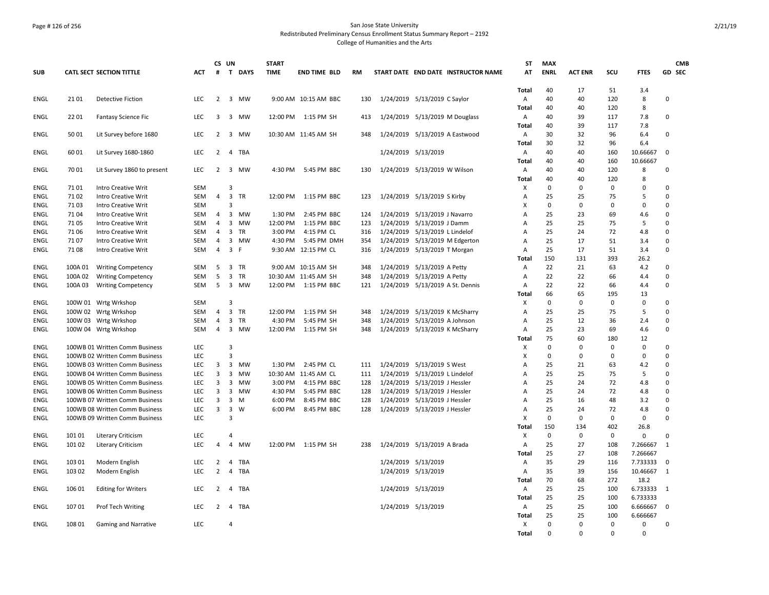San Jose State University
Redistributed Preliminary Census Enrollment Status Summary Report – 2192
College of Humanities and the Arts

| SUB | CATL SECT | SECTION TITTLE | ACT | CS # | UN T | DAYS | START TIME | END TIME | BLD | RM | START DATE | END DATE | INSTRUCTOR NAME | ST AT | MAX ENRL | ACT ENR | SCU | FTES | GD | CMB SEC |
|---|---|---|---|---|---|---|---|---|---|---|---|---|---|---|---|---|---|---|---|---|
| | | | | | | | | | | | | | | Total | 40 | 17 | 51 | 3.4 | | |
| ENGL | 21 01 | Detective Fiction | LEC | 2 | 3 | MW | 9:00 AM | 10:15 AM | BBC | 130 | 1/24/2019 | 5/13/2019 | C Saylor | A | 40 | 40 | 120 | 8 | 0 | |
| | | | | | | | | | | | | | | Total | 40 | 40 | 120 | 8 | | |
| ENGL | 22 01 | Fantasy Science Fic | LEC | 3 | 3 | MW | 12:00 PM | 1:15 PM | SH | 413 | 1/24/2019 | 5/13/2019 | M Douglass | A | 40 | 39 | 117 | 7.8 | 0 | |
| | | | | | | | | | | | | | | Total | 40 | 39 | 117 | 7.8 | | |
| ENGL | 50 01 | Lit Survey before 1680 | LEC | 2 | 3 | MW | 10:30 AM | 11:45 AM | SH | 348 | 1/24/2019 | 5/13/2019 | A Eastwood | A | 30 | 32 | 96 | 6.4 | 0 | |
| | | | | | | | | | | | | | | Total | 30 | 32 | 96 | 6.4 | | |
| ENGL | 60 01 | Lit Survey 1680-1860 | LEC | 2 | 4 | TBA | | | | | 1/24/2019 | 5/13/2019 | | A | 40 | 40 | 160 | 10.66667 | 0 | |
| | | | | | | | | | | | | | | Total | 40 | 40 | 160 | 10.66667 | | |
| ENGL | 70 01 | Lit Survey 1860 to present | LEC | 2 | 3 | MW | 4:30 PM | 5:45 PM | BBC | 130 | 1/24/2019 | 5/13/2019 | W Wilson | A | 40 | 40 | 120 | 8 | 0 | |
| | | | | | | | | | | | | | | Total | 40 | 40 | 120 | 8 | | |
| ENGL | 71 01 | Intro Creative Writ | SEM | | 3 | | | | | | | | | X | 0 | 0 | 0 | 0 | 0 | |
| ENGL | 71 02 | Intro Creative Writ | SEM | 4 | 3 | TR | 12:00 PM | 1:15 PM | BBC | 123 | 1/24/2019 | 5/13/2019 | S Kirby | A | 25 | 25 | 75 | 5 | 0 | |
| ENGL | 71 03 | Intro Creative Writ | SEM | | 3 | | | | | | | | | X | 0 | 0 | 0 | 0 | 0 | |
| ENGL | 71 04 | Intro Creative Writ | SEM | 4 | 3 | MW | 1:30 PM | 2:45 PM | BBC | 124 | 1/24/2019 | 5/13/2019 | J Navarro | A | 25 | 23 | 69 | 4.6 | 0 | |
| ENGL | 71 05 | Intro Creative Writ | SEM | 4 | 3 | MW | 12:00 PM | 1:15 PM | BBC | 123 | 1/24/2019 | 5/13/2019 | J Damm | A | 25 | 25 | 75 | 5 | 0 | |
| ENGL | 71 06 | Intro Creative Writ | SEM | 4 | 3 | TR | 3:00 PM | 4:15 PM | CL | 316 | 1/24/2019 | 5/13/2019 | L Lindelof | A | 25 | 24 | 72 | 4.8 | 0 | |
| ENGL | 71 07 | Intro Creative Writ | SEM | 4 | 3 | MW | 4:30 PM | 5:45 PM | DMH | 354 | 1/24/2019 | 5/13/2019 | M Edgerton | A | 25 | 17 | 51 | 3.4 | 0 | |
| ENGL | 71 08 | Intro Creative Writ | SEM | 4 | 3 | F | 9:30 AM | 12:15 PM | CL | 316 | 1/24/2019 | 5/13/2019 | T Morgan | A | 25 | 17 | 51 | 3.4 | 0 | |
| | | | | | | | | | | | | | | Total | 150 | 131 | 393 | 26.2 | | |
| ENGL | 100A 01 | Writing Competency | SEM | 5 | 3 | TR | 9:00 AM | 10:15 AM | SH | 348 | 1/24/2019 | 5/13/2019 | A Petty | A | 22 | 21 | 63 | 4.2 | 0 | |
| ENGL | 100A 02 | Writing Competency | SEM | 5 | 3 | TR | 10:30 AM | 11:45 AM | SH | 348 | 1/24/2019 | 5/13/2019 | A Petty | A | 22 | 22 | 66 | 4.4 | 0 | |
| ENGL | 100A 03 | Writing Competency | SEM | 5 | 3 | MW | 12:00 PM | 1:15 PM | BBC | 121 | 1/24/2019 | 5/13/2019 | A St. Dennis | A | 22 | 22 | 66 | 4.4 | 0 | |
| | | | | | | | | | | | | | | Total | 66 | 65 | 195 | 13 | | |
| ENGL | 100W 01 | Wrtg Wrkshop | SEM | | 3 | | | | | | | | | X | 0 | 0 | 0 | 0 | 0 | |
| ENGL | 100W 02 | Wrtg Wrkshop | SEM | 4 | 3 | TR | 12:00 PM | 1:15 PM | SH | 348 | 1/24/2019 | 5/13/2019 | K McSharry | A | 25 | 25 | 75 | 5 | 0 | |
| ENGL | 100W 03 | Wrtg Wrkshop | SEM | 4 | 3 | TR | 4:30 PM | 5:45 PM | SH | 348 | 1/24/2019 | 5/13/2019 | A Johnson | A | 25 | 12 | 36 | 2.4 | 0 | |
| ENGL | 100W 04 | Wrtg Wrkshop | SEM | 4 | 3 | MW | 12:00 PM | 1:15 PM | SH | 348 | 1/24/2019 | 5/13/2019 | K McSharry | A | 25 | 23 | 69 | 4.6 | 0 | |
| | | | | | | | | | | | | | | Total | 75 | 60 | 180 | 12 | | |
| ENGL | 100WB 01 | Written Comm Business | LEC | | 3 | | | | | | | | | X | 0 | 0 | 0 | 0 | 0 | |
| ENGL | 100WB 02 | Written Comm Business | LEC | | 3 | | | | | | | | | X | 0 | 0 | 0 | 0 | 0 | |
| ENGL | 100WB 03 | Written Comm Business | LEC | 3 | 3 | MW | 1:30 PM | 2:45 PM | CL | 111 | 1/24/2019 | 5/13/2019 | S West | A | 25 | 21 | 63 | 4.2 | 0 | |
| ENGL | 100WB 04 | Written Comm Business | LEC | 3 | 3 | MW | 10:30 AM | 11:45 AM | CL | 111 | 1/24/2019 | 5/13/2019 | L Lindelof | A | 25 | 25 | 75 | 5 | 0 | |
| ENGL | 100WB 05 | Written Comm Business | LEC | 3 | 3 | MW | 3:00 PM | 4:15 PM | BBC | 128 | 1/24/2019 | 5/13/2019 | J Hessler | A | 25 | 24 | 72 | 4.8 | 0 | |
| ENGL | 100WB 06 | Written Comm Business | LEC | 3 | 3 | MW | 4:30 PM | 5:45 PM | BBC | 128 | 1/24/2019 | 5/13/2019 | J Hessler | A | 25 | 24 | 72 | 4.8 | 0 | |
| ENGL | 100WB 07 | Written Comm Business | LEC | 3 | 3 | M | 6:00 PM | 8:45 PM | BBC | 128 | 1/24/2019 | 5/13/2019 | J Hessler | A | 25 | 16 | 48 | 3.2 | 0 | |
| ENGL | 100WB 08 | Written Comm Business | LEC | 3 | 3 | W | 6:00 PM | 8:45 PM | BBC | 128 | 1/24/2019 | 5/13/2019 | J Hessler | A | 25 | 24 | 72 | 4.8 | 0 | |
| ENGL | 100WB 09 | Written Comm Business | LEC | | 3 | | | | | | | | | X | 0 | 0 | 0 | 0 | 0 | |
| | | | | | | | | | | | | | | Total | 150 | 134 | 402 | 26.8 | | |
| ENGL | 101 01 | Literary Criticism | LEC | | 4 | | | | | | | | | X | 0 | 0 | 0 | 0 | 0 | |
| ENGL | 101 02 | Literary Criticism | LEC | 4 | 4 | MW | 12:00 PM | 1:15 PM | SH | 238 | 1/24/2019 | 5/13/2019 | A Brada | A | 25 | 27 | 108 | 7.266667 | 1 | |
| | | | | | | | | | | | | | | Total | 25 | 27 | 108 | 7.266667 | | |
| ENGL | 103 01 | Modern English | LEC | 2 | 4 | TBA | | | | | 1/24/2019 | 5/13/2019 | | A | 35 | 29 | 116 | 7.733333 | 0 | |
| ENGL | 103 02 | Modern English | LEC | 2 | 4 | TBA | | | | | 1/24/2019 | 5/13/2019 | | A | 35 | 39 | 156 | 10.46667 | 1 | |
| | | | | | | | | | | | | | | Total | 70 | 68 | 272 | 18.2 | | |
| ENGL | 106 01 | Editing for Writers | LEC | 2 | 4 | TBA | | | | | 1/24/2019 | 5/13/2019 | | A | 25 | 25 | 100 | 6.733333 | 1 | |
| | | | | | | | | | | | | | | Total | 25 | 25 | 100 | 6.733333 | | |
| ENGL | 107 01 | Prof Tech Writing | LEC | 2 | 4 | TBA | | | | | 1/24/2019 | 5/13/2019 | | A | 25 | 25 | 100 | 6.666667 | 0 | |
| | | | | | | | | | | | | | | Total | 25 | 25 | 100 | 6.666667 | | |
| ENGL | 108 01 | Gaming and Narrative | LEC | | 4 | | | | | | | | | X | 0 | 0 | 0 | 0 | 0 | |
| | | | | | | | | | | | | | | Total | 0 | 0 | 0 | 0 | | |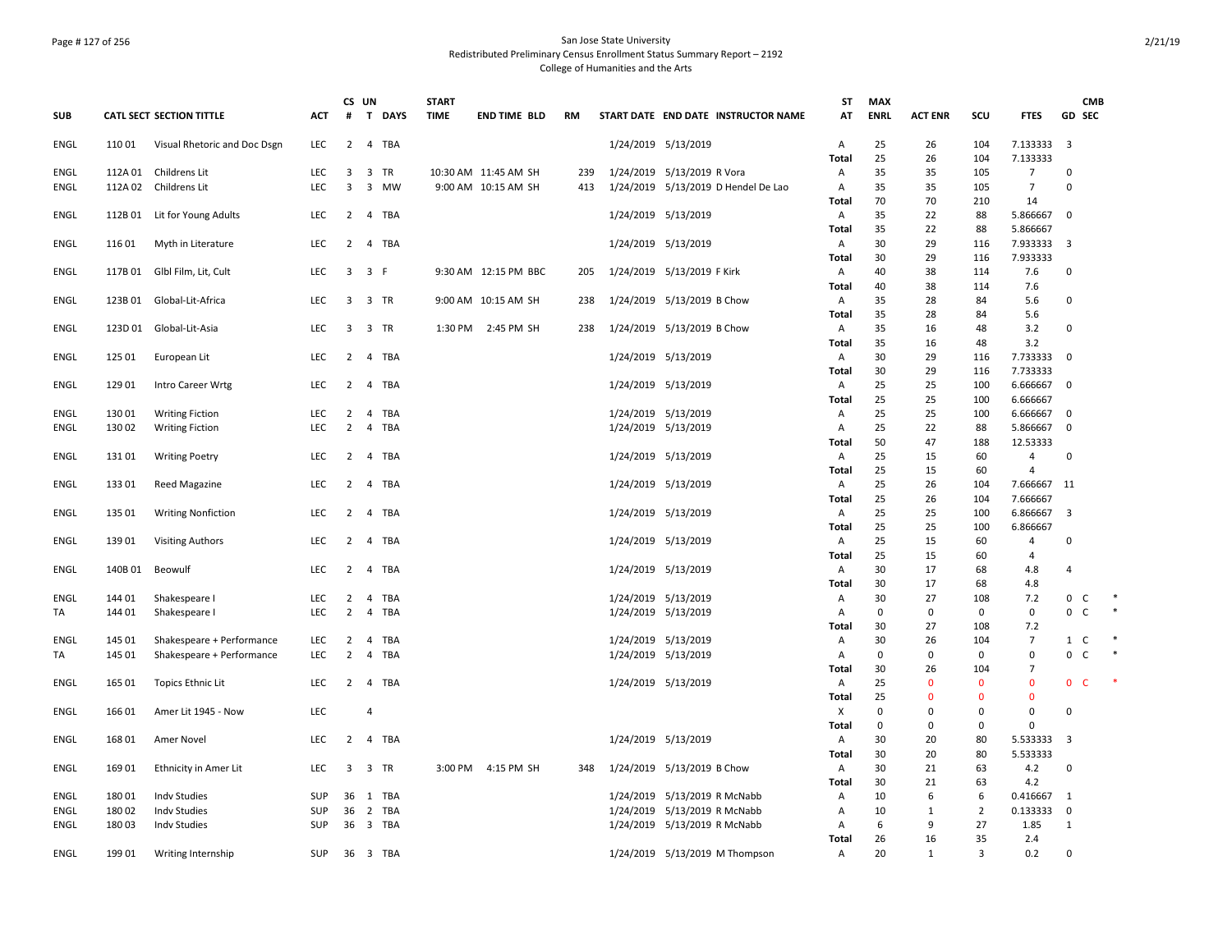San Jose State University
Redistributed Preliminary Census Enrollment Status Summary Report – 2192
College of Humanities and the Arts

| SUB | CATL SECT | SECTION TITTLE | ACT | CS # | UN T | DAYS | START TIME | END TIME | BLD | RM | START DATE | END DATE | INSTRUCTOR NAME | ST AT | MAX ENRL | ACT ENR | SCU | FTES | GD | CMB SEC | |
|---|---|---|---|---|---|---|---|---|---|---|---|---|---|---|---|---|---|---|---|---|---|
| ENGL | 110 01 | Visual Rhetoric and Doc Dsgn | LEC | 2 | 4 | TBA | | | | | 1/24/2019 | 5/13/2019 | | A | 25 | 26 | 104 | 7.133333 | 3 | | |
| | | | | | | | | | | | | | | Total | 25 | 26 | 104 | 7.133333 | | | |
| ENGL | 112A 01 | Childrens Lit | LEC | 3 | 3 | TR | 10:30 AM | 11:45 AM | SH | 239 | 1/24/2019 | 5/13/2019 | R Vora | A | 35 | 35 | 105 | 7 | 0 | | |
| ENGL | 112A 02 | Childrens Lit | LEC | 3 | 3 | MW | 9:00 AM | 10:15 AM | SH | 413 | 1/24/2019 | 5/13/2019 | D Hendel De Lao | A | 35 | 35 | 105 | 7 | 0 | | |
| | | | | | | | | | | | | | | Total | 70 | 70 | 210 | 14 | | | |
| ENGL | 112B 01 | Lit for Young Adults | LEC | 2 | 4 | TBA | | | | | 1/24/2019 | 5/13/2019 | | A | 35 | 22 | 88 | 5.866667 | 0 | | |
| | | | | | | | | | | | | | | Total | 35 | 22 | 88 | 5.866667 | | | |
| ENGL | 116 01 | Myth in Literature | LEC | 2 | 4 | TBA | | | | | 1/24/2019 | 5/13/2019 | | A | 30 | 29 | 116 | 7.933333 | 3 | | |
| | | | | | | | | | | | | | | Total | 30 | 29 | 116 | 7.933333 | | | |
| ENGL | 117B 01 | Glbl Film, Lit, Cult | LEC | 3 | 3 | F | 9:30 AM | 12:15 PM | BBC | 205 | 1/24/2019 | 5/13/2019 | F Kirk | A | 40 | 38 | 114 | 7.6 | 0 | | |
| | | | | | | | | | | | | | | Total | 40 | 38 | 114 | 7.6 | | | |
| ENGL | 123B 01 | Global-Lit-Africa | LEC | 3 | 3 | TR | 9:00 AM | 10:15 AM | SH | 238 | 1/24/2019 | 5/13/2019 | B Chow | A | 35 | 28 | 84 | 5.6 | 0 | | |
| | | | | | | | | | | | | | | Total | 35 | 28 | 84 | 5.6 | | | |
| ENGL | 123D 01 | Global-Lit-Asia | LEC | 3 | 3 | TR | 1:30 PM | 2:45 PM | SH | 238 | 1/24/2019 | 5/13/2019 | B Chow | A | 35 | 16 | 48 | 3.2 | 0 | | |
| | | | | | | | | | | | | | | Total | 35 | 16 | 48 | 3.2 | | | |
| ENGL | 125 01 | European Lit | LEC | 2 | 4 | TBA | | | | | 1/24/2019 | 5/13/2019 | | A | 30 | 29 | 116 | 7.733333 | 0 | | |
| | | | | | | | | | | | | | | Total | 30 | 29 | 116 | 7.733333 | | | |
| ENGL | 129 01 | Intro Career Wrtg | LEC | 2 | 4 | TBA | | | | | 1/24/2019 | 5/13/2019 | | A | 25 | 25 | 100 | 6.666667 | 0 | | |
| | | | | | | | | | | | | | | Total | 25 | 25 | 100 | 6.666667 | | | |
| ENGL | 130 01 | Writing Fiction | LEC | 2 | 4 | TBA | | | | | 1/24/2019 | 5/13/2019 | | A | 25 | 25 | 100 | 6.666667 | 0 | | |
| ENGL | 130 02 | Writing Fiction | LEC | 2 | 4 | TBA | | | | | 1/24/2019 | 5/13/2019 | | A | 25 | 22 | 88 | 5.866667 | 0 | | |
| | | | | | | | | | | | | | | Total | 50 | 47 | 188 | 12.53333 | | | |
| ENGL | 131 01 | Writing Poetry | LEC | 2 | 4 | TBA | | | | | 1/24/2019 | 5/13/2019 | | A | 25 | 15 | 60 | 4 | 0 | | |
| | | | | | | | | | | | | | | Total | 25 | 15 | 60 | 4 | | | |
| ENGL | 133 01 | Reed Magazine | LEC | 2 | 4 | TBA | | | | | 1/24/2019 | 5/13/2019 | | A | 25 | 26 | 104 | 7.666667 | 11 | | |
| | | | | | | | | | | | | | | Total | 25 | 26 | 104 | 7.666667 | | | |
| ENGL | 135 01 | Writing Nonfiction | LEC | 2 | 4 | TBA | | | | | 1/24/2019 | 5/13/2019 | | A | 25 | 25 | 100 | 6.866667 | 3 | | |
| | | | | | | | | | | | | | | Total | 25 | 25 | 100 | 6.866667 | | | |
| ENGL | 139 01 | Visiting Authors | LEC | 2 | 4 | TBA | | | | | 1/24/2019 | 5/13/2019 | | A | 25 | 15 | 60 | 4 | 0 | | |
| | | | | | | | | | | | | | | Total | 25 | 15 | 60 | 4 | | | |
| ENGL | 140B 01 | Beowulf | LEC | 2 | 4 | TBA | | | | | 1/24/2019 | 5/13/2019 | | A | 30 | 17 | 68 | 4.8 | 4 | | |
| | | | | | | | | | | | | | | Total | 30 | 17 | 68 | 4.8 | | | |
| ENGL | 144 01 | Shakespeare I | LEC | 2 | 4 | TBA | | | | | 1/24/2019 | 5/13/2019 | | A | 30 | 27 | 108 | 7.2 | 0 | C | * |
| TA | 144 01 | Shakespeare I | LEC | 2 | 4 | TBA | | | | | 1/24/2019 | 5/13/2019 | | A | 0 | 0 | 0 | 0 | 0 | C | * |
| | | | | | | | | | | | | | | Total | 30 | 27 | 108 | 7.2 | | | |
| ENGL | 145 01 | Shakespeare + Performance | LEC | 2 | 4 | TBA | | | | | 1/24/2019 | 5/13/2019 | | A | 30 | 26 | 104 | 7 | 1 | C | * |
| TA | 145 01 | Shakespeare + Performance | LEC | 2 | 4 | TBA | | | | | 1/24/2019 | 5/13/2019 | | A | 0 | 0 | 0 | 0 | 0 | C | * |
| | | | | | | | | | | | | | | Total | 30 | 26 | 104 | 7 | | | |
| ENGL | 165 01 | Topics Ethnic Lit | LEC | 2 | 4 | TBA | | | | | 1/24/2019 | 5/13/2019 | | A | 25 | 0 | 0 | 0 | 0 | C | * |
| | | | | | | | | | | | | | | Total | 25 | 0 | 0 | 0 | | | |
| ENGL | 166 01 | Amer Lit 1945 - Now | LEC | | 4 | | | | | | | | | X | 0 | 0 | 0 | 0 | 0 | | |
| | | | | | | | | | | | | | | Total | 0 | 0 | 0 | 0 | | | |
| ENGL | 168 01 | Amer Novel | LEC | 2 | 4 | TBA | | | | | 1/24/2019 | 5/13/2019 | | A | 30 | 20 | 80 | 5.533333 | 3 | | |
| | | | | | | | | | | | | | | Total | 30 | 20 | 80 | 5.533333 | | | |
| ENGL | 169 01 | Ethnicity in Amer Lit | LEC | 3 | 3 | TR | 3:00 PM | 4:15 PM | SH | 348 | 1/24/2019 | 5/13/2019 | B Chow | A | 30 | 21 | 63 | 4.2 | 0 | | |
| | | | | | | | | | | | | | | Total | 30 | 21 | 63 | 4.2 | | | |
| ENGL | 180 01 | Indv Studies | SUP | 36 | 1 | TBA | | | | | 1/24/2019 | 5/13/2019 | R McNabb | A | 10 | 6 | 6 | 0.416667 | 1 | | |
| ENGL | 180 02 | Indv Studies | SUP | 36 | 2 | TBA | | | | | 1/24/2019 | 5/13/2019 | R McNabb | A | 10 | 1 | 2 | 0.133333 | 0 | | |
| ENGL | 180 03 | Indv Studies | SUP | 36 | 3 | TBA | | | | | 1/24/2019 | 5/13/2019 | R McNabb | A | 6 | 9 | 27 | 1.85 | 1 | | |
| | | | | | | | | | | | | | | Total | 26 | 16 | 35 | 2.4 | | | |
| ENGL | 199 01 | Writing Internship | SUP | 36 | 3 | TBA | | | | | 1/24/2019 | 5/13/2019 | M Thompson | A | 20 | 1 | 3 | 0.2 | 0 | | |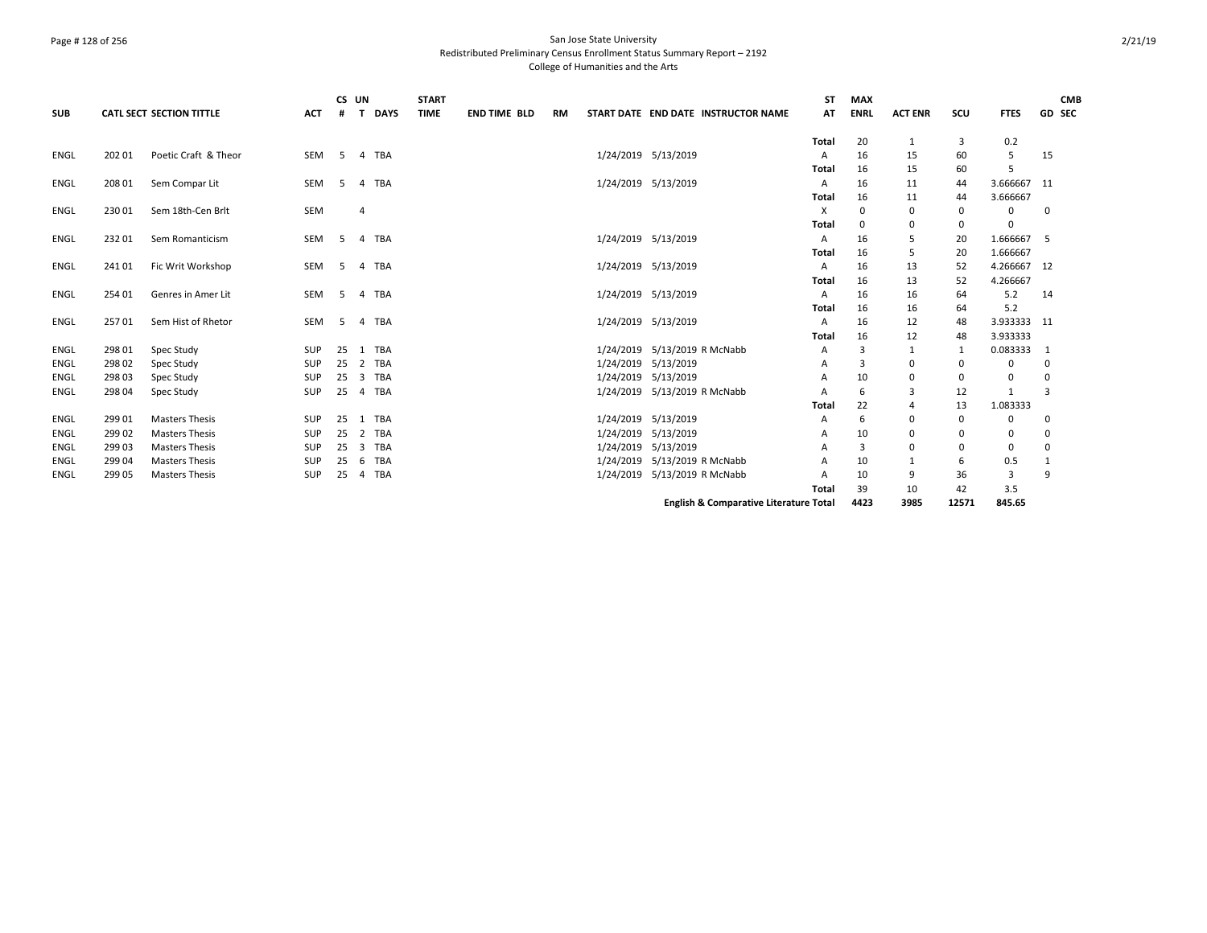San Jose State University
Redistributed Preliminary Census Enrollment Status Summary Report – 2192
College of Humanities and the Arts

| SUB | CATL | SECT | SECTION TITTLE | ACT | CS # | UN T | DAYS | START TIME | END TIME | BLD | RM | START DATE | END DATE | INSTRUCTOR NAME | ST AT | MAX ENRL | ACT ENR | SCU | FTES | GD | CMB SEC |
|---|---|---|---|---|---|---|---|---|---|---|---|---|---|---|---|---|---|---|---|---|---|
| | | | | | | | | | | | | | | | Total | 20 | 1 | 3 | 0.2 | | |
| ENGL | 202 | 01 | Poetic Craft & Theor | SEM | 5 | 4 | TBA | | | | | 1/24/2019 | 5/13/2019 | | A | 16 | 15 | 60 | 5 | 15 | |
| | | | | | | | | | | | | | | | Total | 16 | 15 | 60 | 5 | | |
| ENGL | 208 | 01 | Sem Compar Lit | SEM | 5 | 4 | TBA | | | | | 1/24/2019 | 5/13/2019 | | A | 16 | 11 | 44 | 3.666667 | 11 | |
| | | | | | | | | | | | | | | | Total | 16 | 11 | 44 | 3.666667 | | |
| ENGL | 230 | 01 | Sem 18th-Cen Brlt | SEM | | 4 | | | | | | | | | X | 0 | 0 | 0 | 0 | 0 | |
| | | | | | | | | | | | | | | | Total | 0 | 0 | 0 | 0 | | |
| ENGL | 232 | 01 | Sem Romanticism | SEM | 5 | 4 | TBA | | | | | 1/24/2019 | 5/13/2019 | | A | 16 | 5 | 20 | 1.666667 | 5 | |
| | | | | | | | | | | | | | | | Total | 16 | 5 | 20 | 1.666667 | | |
| ENGL | 241 | 01 | Fic Writ Workshop | SEM | 5 | 4 | TBA | | | | | 1/24/2019 | 5/13/2019 | | A | 16 | 13 | 52 | 4.266667 | 12 | |
| | | | | | | | | | | | | | | | Total | 16 | 13 | 52 | 4.266667 | | |
| ENGL | 254 | 01 | Genres in Amer Lit | SEM | 5 | 4 | TBA | | | | | 1/24/2019 | 5/13/2019 | | A | 16 | 16 | 64 | 5.2 | 14 | |
| | | | | | | | | | | | | | | | Total | 16 | 16 | 64 | 5.2 | | |
| ENGL | 257 | 01 | Sem Hist of Rhetor | SEM | 5 | 4 | TBA | | | | | 1/24/2019 | 5/13/2019 | | A | 16 | 12 | 48 | 3.933333 | 11 | |
| | | | | | | | | | | | | | | | Total | 16 | 12 | 48 | 3.933333 | | |
| ENGL | 298 | 01 | Spec Study | SUP | 25 | 1 | TBA | | | | | 1/24/2019 | 5/13/2019 | R McNabb | A | 3 | 1 | 1 | 0.083333 | 1 | |
| ENGL | 298 | 02 | Spec Study | SUP | 25 | 2 | TBA | | | | | 1/24/2019 | 5/13/2019 | | A | 3 | 0 | 0 | 0 | 0 | |
| ENGL | 298 | 03 | Spec Study | SUP | 25 | 3 | TBA | | | | | 1/24/2019 | 5/13/2019 | | A | 10 | 0 | 0 | 0 | 0 | |
| ENGL | 298 | 04 | Spec Study | SUP | 25 | 4 | TBA | | | | | 1/24/2019 | 5/13/2019 | R McNabb | A | 6 | 3 | 12 | 1 | 3 | |
| | | | | | | | | | | | | | | | Total | 22 | 4 | 13 | 1.083333 | | |
| ENGL | 299 | 01 | Masters Thesis | SUP | 25 | 1 | TBA | | | | | 1/24/2019 | 5/13/2019 | | A | 6 | 0 | 0 | 0 | 0 | |
| ENGL | 299 | 02 | Masters Thesis | SUP | 25 | 2 | TBA | | | | | 1/24/2019 | 5/13/2019 | | A | 10 | 0 | 0 | 0 | 0 | |
| ENGL | 299 | 03 | Masters Thesis | SUP | 25 | 3 | TBA | | | | | 1/24/2019 | 5/13/2019 | | A | 3 | 0 | 0 | 0 | 0 | |
| ENGL | 299 | 04 | Masters Thesis | SUP | 25 | 6 | TBA | | | | | 1/24/2019 | 5/13/2019 | R McNabb | A | 10 | 1 | 6 | 0.5 | 1 | |
| ENGL | 299 | 05 | Masters Thesis | SUP | 25 | 4 | TBA | | | | | 1/24/2019 | 5/13/2019 | R McNabb | A | 10 | 9 | 36 | 3 | 9 | |
| | | | | | | | | | | | | | | | Total | 39 | 10 | 42 | 3.5 | | |
| | | | | | | | | | | | | | | **English & Comparative Literature Total** | | **4423** | **3985** | **12571** | **845.65** | | |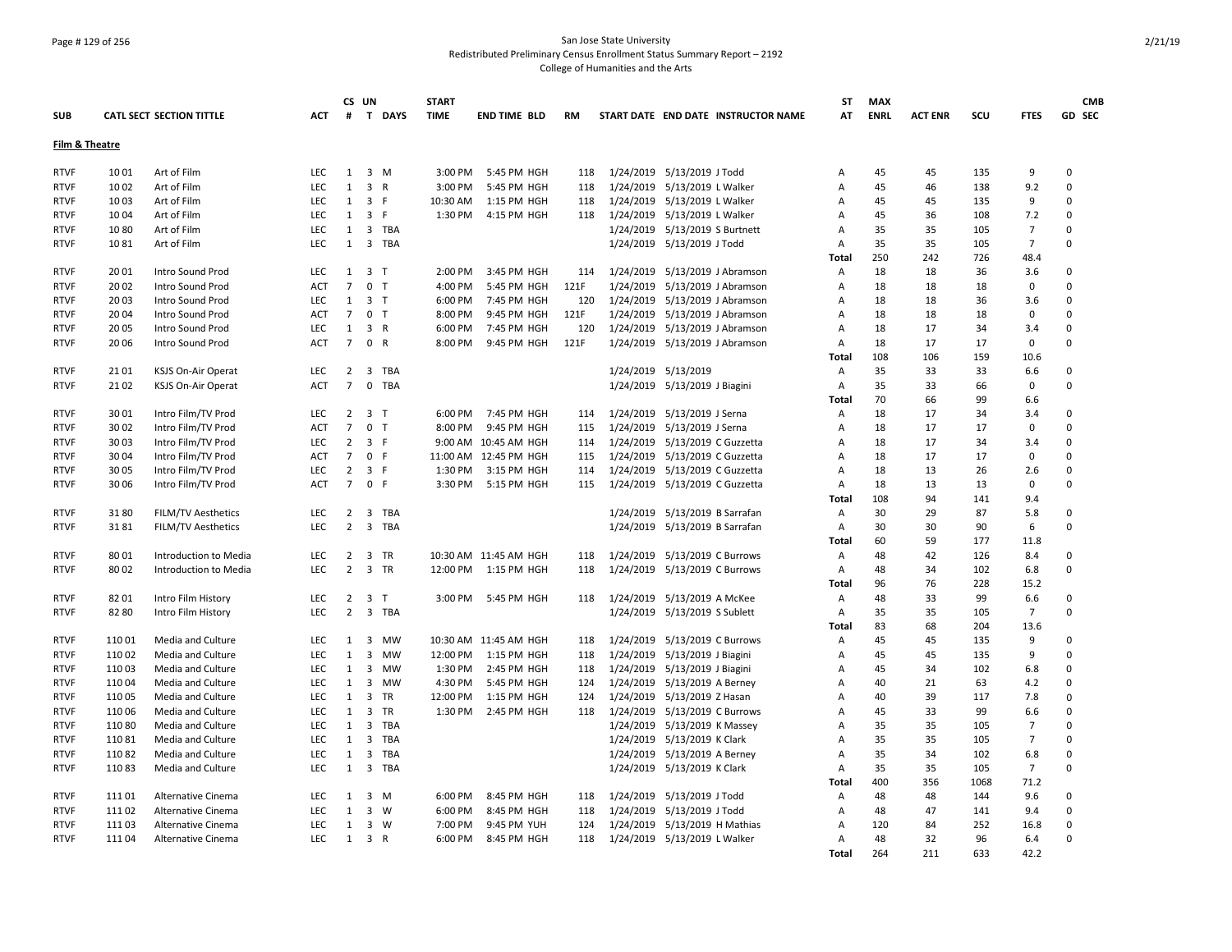San Jose State University
Redistributed Preliminary Census Enrollment Status Summary Report – 2192
College of Humanities and the Arts

**Film & Theatre**

| SUB | CATL SECT | SECTION TITTLE | ACT | CS # | UN T | DAYS | START TIME | END TIME | BLD | RM | START DATE | END DATE | INSTRUCTOR NAME | ST AT | MAX ENRL | ACT ENR | SCU | FTES | GD | CMB SEC |
|---|---|---|---|---|---|---|---|---|---|---|---|---|---|---|---|---|---|---|---|---|
| RTVF | 10 01 | Art of Film | LEC | 1 | 3 | M | 3:00 PM | 5:45 PM | HGH | 118 | 1/24/2019 | 5/13/2019 | J Todd | A | 45 | 45 | 135 | 9 | 0 | |
| RTVF | 10 02 | Art of Film | LEC | 1 | 3 | R | 3:00 PM | 5:45 PM | HGH | 118 | 1/24/2019 | 5/13/2019 | L Walker | A | 45 | 46 | 138 | 9.2 | 0 | |
| RTVF | 10 03 | Art of Film | LEC | 1 | 3 | F | 10:30 AM | 1:15 PM | HGH | 118 | 1/24/2019 | 5/13/2019 | L Walker | A | 45 | 45 | 135 | 9 | 0 | |
| RTVF | 10 04 | Art of Film | LEC | 1 | 3 | F | 1:30 PM | 4:15 PM | HGH | 118 | 1/24/2019 | 5/13/2019 | L Walker | A | 45 | 36 | 108 | 7.2 | 0 | |
| RTVF | 10 80 | Art of Film | LEC | 1 | 3 | TBA | | | | | 1/24/2019 | 5/13/2019 | S Burtnett | A | 35 | 35 | 105 | 7 | 0 | |
| RTVF | 10 81 | Art of Film | LEC | 1 | 3 | TBA | | | | | 1/24/2019 | 5/13/2019 | J Todd | A | 35 | 35 | 105 | 7 | 0 | |
| | | | | | | | | | | | | | | Total | 250 | 242 | 726 | 48.4 | | |
| RTVF | 20 01 | Intro Sound Prod | LEC | 1 | 3 | T | 2:00 PM | 3:45 PM | HGH | 114 | 1/24/2019 | 5/13/2019 | J Abramson | A | 18 | 18 | 36 | 3.6 | 0 | |
| RTVF | 20 02 | Intro Sound Prod | ACT | 7 | 0 | T | 4:00 PM | 5:45 PM | HGH | 121F | 1/24/2019 | 5/13/2019 | J Abramson | A | 18 | 18 | 18 | 0 | 0 | |
| RTVF | 20 03 | Intro Sound Prod | LEC | 1 | 3 | T | 6:00 PM | 7:45 PM | HGH | 120 | 1/24/2019 | 5/13/2019 | J Abramson | A | 18 | 18 | 36 | 3.6 | 0 | |
| RTVF | 20 04 | Intro Sound Prod | ACT | 7 | 0 | T | 8:00 PM | 9:45 PM | HGH | 121F | 1/24/2019 | 5/13/2019 | J Abramson | A | 18 | 18 | 18 | 0 | 0 | |
| RTVF | 20 05 | Intro Sound Prod | LEC | 1 | 3 | R | 6:00 PM | 7:45 PM | HGH | 120 | 1/24/2019 | 5/13/2019 | J Abramson | A | 18 | 17 | 34 | 3.4 | 0 | |
| RTVF | 20 06 | Intro Sound Prod | ACT | 7 | 0 | R | 8:00 PM | 9:45 PM | HGH | 121F | 1/24/2019 | 5/13/2019 | J Abramson | A | 18 | 17 | 17 | 0 | 0 | |
| | | | | | | | | | | | | | | Total | 108 | 106 | 159 | 10.6 | | |
| RTVF | 21 01 | KSJS On-Air Operat | LEC | 2 | 3 | TBA | | | | | 1/24/2019 | 5/13/2019 | | A | 35 | 33 | 33 | 6.6 | 0 | |
| RTVF | 21 02 | KSJS On-Air Operat | ACT | 7 | 0 | TBA | | | | | 1/24/2019 | 5/13/2019 | J Biagini | A | 35 | 33 | 66 | 0 | 0 | |
| | | | | | | | | | | | | | | Total | 70 | 66 | 99 | 6.6 | | |
| RTVF | 30 01 | Intro Film/TV Prod | LEC | 2 | 3 | T | 6:00 PM | 7:45 PM | HGH | 114 | 1/24/2019 | 5/13/2019 | J Serna | A | 18 | 17 | 34 | 3.4 | 0 | |
| RTVF | 30 02 | Intro Film/TV Prod | ACT | 7 | 0 | T | 8:00 PM | 9:45 PM | HGH | 115 | 1/24/2019 | 5/13/2019 | J Serna | A | 18 | 17 | 17 | 0 | 0 | |
| RTVF | 30 03 | Intro Film/TV Prod | LEC | 2 | 3 | F | 9:00 AM | 10:45 AM | HGH | 114 | 1/24/2019 | 5/13/2019 | C Guzzetta | A | 18 | 17 | 34 | 3.4 | 0 | |
| RTVF | 30 04 | Intro Film/TV Prod | ACT | 7 | 0 | F | 11:00 AM | 12:45 PM | HGH | 115 | 1/24/2019 | 5/13/2019 | C Guzzetta | A | 18 | 17 | 17 | 0 | 0 | |
| RTVF | 30 05 | Intro Film/TV Prod | LEC | 2 | 3 | F | 1:30 PM | 3:15 PM | HGH | 114 | 1/24/2019 | 5/13/2019 | C Guzzetta | A | 18 | 13 | 26 | 2.6 | 0 | |
| RTVF | 30 06 | Intro Film/TV Prod | ACT | 7 | 0 | F | 3:30 PM | 5:15 PM | HGH | 115 | 1/24/2019 | 5/13/2019 | C Guzzetta | A | 18 | 13 | 13 | 0 | 0 | |
| | | | | | | | | | | | | | | Total | 108 | 94 | 141 | 9.4 | | |
| RTVF | 31 80 | FILM/TV Aesthetics | LEC | 2 | 3 | TBA | | | | | 1/24/2019 | 5/13/2019 | B Sarrafan | A | 30 | 29 | 87 | 5.8 | 0 | |
| RTVF | 31 81 | FILM/TV Aesthetics | LEC | 2 | 3 | TBA | | | | | 1/24/2019 | 5/13/2019 | B Sarrafan | A | 30 | 30 | 90 | 6 | 0 | |
| | | | | | | | | | | | | | | Total | 60 | 59 | 177 | 11.8 | | |
| RTVF | 80 01 | Introduction to Media | LEC | 2 | 3 | TR | 10:30 AM | 11:45 AM | HGH | 118 | 1/24/2019 | 5/13/2019 | C Burrows | A | 48 | 42 | 126 | 8.4 | 0 | |
| RTVF | 80 02 | Introduction to Media | LEC | 2 | 3 | TR | 12:00 PM | 1:15 PM | HGH | 118 | 1/24/2019 | 5/13/2019 | C Burrows | A | 48 | 34 | 102 | 6.8 | 0 | |
| | | | | | | | | | | | | | | Total | 96 | 76 | 228 | 15.2 | | |
| RTVF | 82 01 | Intro Film History | LEC | 2 | 3 | T | 3:00 PM | 5:45 PM | HGH | 118 | 1/24/2019 | 5/13/2019 | A McKee | A | 48 | 33 | 99 | 6.6 | 0 | |
| RTVF | 82 80 | Intro Film History | LEC | 2 | 3 | TBA | | | | | 1/24/2019 | 5/13/2019 | S Sublett | A | 35 | 35 | 105 | 7 | 0 | |
| | | | | | | | | | | | | | | Total | 83 | 68 | 204 | 13.6 | | |
| RTVF | 110 01 | Media and Culture | LEC | 1 | 3 | MW | 10:30 AM | 11:45 AM | HGH | 118 | 1/24/2019 | 5/13/2019 | C Burrows | A | 45 | 45 | 135 | 9 | 0 | |
| RTVF | 110 02 | Media and Culture | LEC | 1 | 3 | MW | 12:00 PM | 1:15 PM | HGH | 118 | 1/24/2019 | 5/13/2019 | J Biagini | A | 45 | 45 | 135 | 9 | 0 | |
| RTVF | 110 03 | Media and Culture | LEC | 1 | 3 | MW | 1:30 PM | 2:45 PM | HGH | 118 | 1/24/2019 | 5/13/2019 | J Biagini | A | 45 | 34 | 102 | 6.8 | 0 | |
| RTVF | 110 04 | Media and Culture | LEC | 1 | 3 | MW | 4:30 PM | 5:45 PM | HGH | 124 | 1/24/2019 | 5/13/2019 | A Berney | A | 40 | 21 | 63 | 4.2 | 0 | |
| RTVF | 110 05 | Media and Culture | LEC | 1 | 3 | TR | 12:00 PM | 1:15 PM | HGH | 124 | 1/24/2019 | 5/13/2019 | Z Hasan | A | 40 | 39 | 117 | 7.8 | 0 | |
| RTVF | 110 06 | Media and Culture | LEC | 1 | 3 | TR | 1:30 PM | 2:45 PM | HGH | 118 | 1/24/2019 | 5/13/2019 | C Burrows | A | 45 | 33 | 99 | 6.6 | 0 | |
| RTVF | 110 80 | Media and Culture | LEC | 1 | 3 | TBA | | | | | 1/24/2019 | 5/13/2019 | K Massey | A | 35 | 35 | 105 | 7 | 0 | |
| RTVF | 110 81 | Media and Culture | LEC | 1 | 3 | TBA | | | | | 1/24/2019 | 5/13/2019 | K Clark | A | 35 | 35 | 105 | 7 | 0 | |
| RTVF | 110 82 | Media and Culture | LEC | 1 | 3 | TBA | | | | | 1/24/2019 | 5/13/2019 | A Berney | A | 35 | 34 | 102 | 6.8 | 0 | |
| RTVF | 110 83 | Media and Culture | LEC | 1 | 3 | TBA | | | | | 1/24/2019 | 5/13/2019 | K Clark | A | 35 | 35 | 105 | 7 | 0 | |
| | | | | | | | | | | | | | | Total | 400 | 356 | 1068 | 71.2 | | |
| RTVF | 111 01 | Alternative Cinema | LEC | 1 | 3 | M | 6:00 PM | 8:45 PM | HGH | 118 | 1/24/2019 | 5/13/2019 | J Todd | A | 48 | 48 | 144 | 9.6 | 0 | |
| RTVF | 111 02 | Alternative Cinema | LEC | 1 | 3 | W | 6:00 PM | 8:45 PM | HGH | 118 | 1/24/2019 | 5/13/2019 | J Todd | A | 48 | 47 | 141 | 9.4 | 0 | |
| RTVF | 111 03 | Alternative Cinema | LEC | 1 | 3 | W | 7:00 PM | 9:45 PM | YUH | 124 | 1/24/2019 | 5/13/2019 | H Mathias | A | 120 | 84 | 252 | 16.8 | 0 | |
| RTVF | 111 04 | Alternative Cinema | LEC | 1 | 3 | R | 6:00 PM | 8:45 PM | HGH | 118 | 1/24/2019 | 5/13/2019 | L Walker | A | 48 | 32 | 96 | 6.4 | 0 | |
| | | | | | | | | | | | | | | Total | 264 | 211 | 633 | 42.2 | | |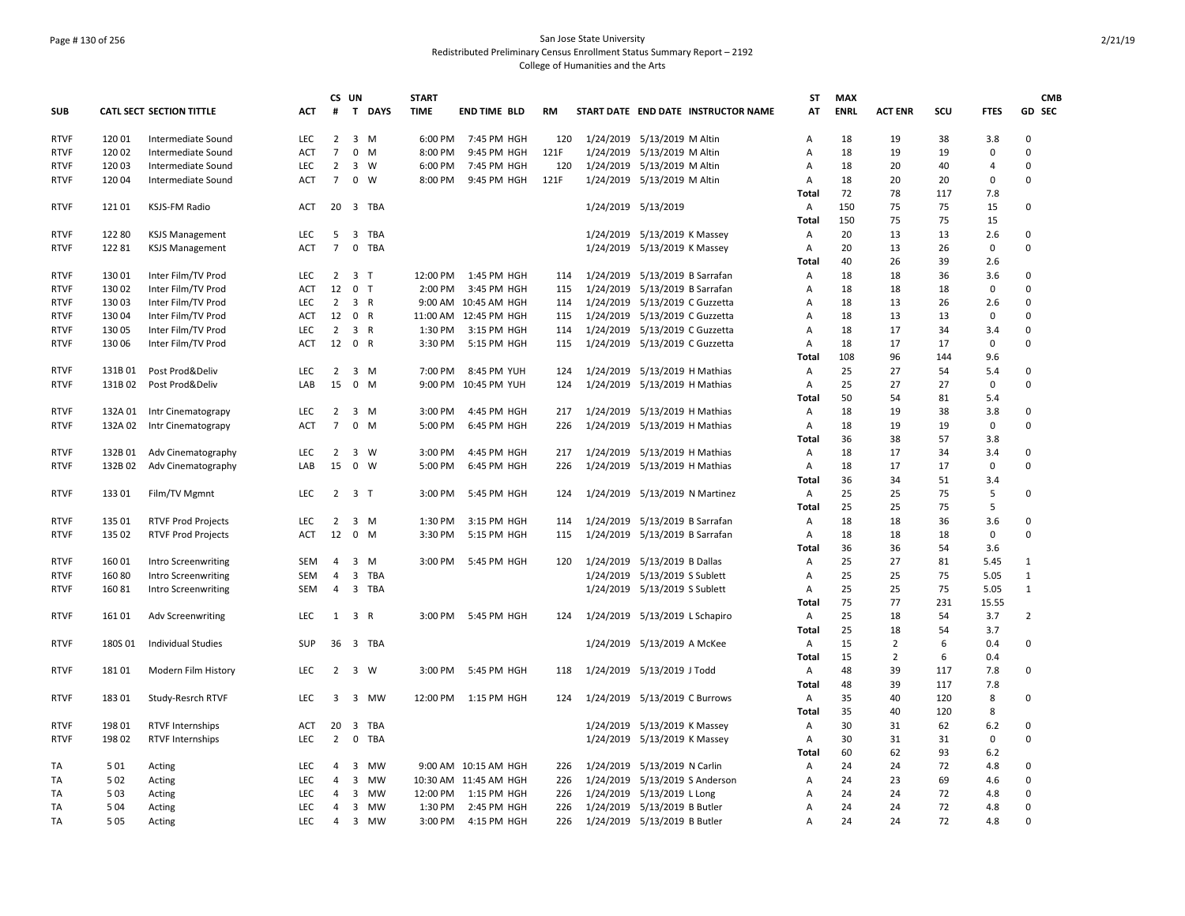San Jose State University

Redistributed Preliminary Census Enrollment Status Summary Report – 2192

College of Humanities and the Arts

| SUB | CATL SECT | SECTION TITTLE | ACT | CS # | UN T | DAYS | START TIME | END TIME | BLD | RM | START DATE | END DATE | INSTRUCTOR NAME | ST AT | MAX ENRL | ACT ENR | SCU | FTES | GD | CMB SEC |
|---|---|---|---|---|---|---|---|---|---|---|---|---|---|---|---|---|---|---|---|---|
| RTVF | 120 01 | Intermediate Sound | LEC | 2 | 3 | M | 6:00 PM | 7:45 PM | HGH | 120 | 1/24/2019 | 5/13/2019 | M Altin | A | 18 | 19 | 38 | 3.8 | 0 | |
| RTVF | 120 02 | Intermediate Sound | ACT | 7 | 0 | M | 8:00 PM | 9:45 PM | HGH | 121F | 1/24/2019 | 5/13/2019 | M Altin | A | 18 | 19 | 19 | 0 | 0 | |
| RTVF | 120 03 | Intermediate Sound | LEC | 2 | 3 | W | 6:00 PM | 7:45 PM | HGH | 120 | 1/24/2019 | 5/13/2019 | M Altin | A | 18 | 20 | 40 | 4 | 0 | |
| RTVF | 120 04 | Intermediate Sound | ACT | 7 | 0 | W | 8:00 PM | 9:45 PM | HGH | 121F | 1/24/2019 | 5/13/2019 | M Altin | A | 18 | 20 | 20 | 0 | 0 | |
| | | | | | | | | | | | | | | Total | 72 | 78 | 117 | 7.8 | | |
| RTVF | 121 01 | KSJS-FM Radio | ACT | 20 | 3 | TBA | | | | | 1/24/2019 | 5/13/2019 | | A | 150 | 75 | 75 | 15 | 0 | |
| | | | | | | | | | | | | | | Total | 150 | 75 | 75 | 15 | | |
| RTVF | 122 80 | KSJS Management | LEC | 5 | 3 | TBA | | | | | 1/24/2019 | 5/13/2019 | K Massey | A | 20 | 13 | 13 | 2.6 | 0 | |
| RTVF | 122 81 | KSJS Management | ACT | 7 | 0 | TBA | | | | | 1/24/2019 | 5/13/2019 | K Massey | A | 20 | 13 | 26 | 0 | 0 | |
| | | | | | | | | | | | | | | Total | 40 | 26 | 39 | 2.6 | | |
| RTVF | 130 01 | Inter Film/TV Prod | LEC | 2 | 3 | T | 12:00 PM | 1:45 PM | HGH | 114 | 1/24/2019 | 5/13/2019 | B Sarrafan | A | 18 | 18 | 36 | 3.6 | 0 | |
| RTVF | 130 02 | Inter Film/TV Prod | ACT | 12 | 0 | T | 2:00 PM | 3:45 PM | HGH | 115 | 1/24/2019 | 5/13/2019 | B Sarrafan | A | 18 | 18 | 18 | 0 | 0 | |
| RTVF | 130 03 | Inter Film/TV Prod | LEC | 2 | 3 | R | 9:00 AM | 10:45 AM | HGH | 114 | 1/24/2019 | 5/13/2019 | C Guzzetta | A | 18 | 13 | 26 | 2.6 | 0 | |
| RTVF | 130 04 | Inter Film/TV Prod | ACT | 12 | 0 | R | 11:00 AM | 12:45 PM | HGH | 115 | 1/24/2019 | 5/13/2019 | C Guzzetta | A | 18 | 13 | 13 | 0 | 0 | |
| RTVF | 130 05 | Inter Film/TV Prod | LEC | 2 | 3 | R | 1:30 PM | 3:15 PM | HGH | 114 | 1/24/2019 | 5/13/2019 | C Guzzetta | A | 18 | 17 | 34 | 3.4 | 0 | |
| RTVF | 130 06 | Inter Film/TV Prod | ACT | 12 | 0 | R | 3:30 PM | 5:15 PM | HGH | 115 | 1/24/2019 | 5/13/2019 | C Guzzetta | A | 18 | 17 | 17 | 0 | 0 | |
| | | | | | | | | | | | | | | Total | 108 | 96 | 144 | 9.6 | | |
| RTVF | 131B 01 | Post Prod&Deliv | LEC | 2 | 3 | M | 7:00 PM | 8:45 PM | YUH | 124 | 1/24/2019 | 5/13/2019 | H Mathias | A | 25 | 27 | 54 | 5.4 | 0 | |
| RTVF | 131B 02 | Post Prod&Deliv | LAB | 15 | 0 | M | 9:00 PM | 10:45 PM | YUH | 124 | 1/24/2019 | 5/13/2019 | H Mathias | A | 25 | 27 | 27 | 0 | 0 | |
| | | | | | | | | | | | | | | Total | 50 | 54 | 81 | 5.4 | | |
| RTVF | 132A 01 | Intr Cinematograpy | LEC | 2 | 3 | M | 3:00 PM | 4:45 PM | HGH | 217 | 1/24/2019 | 5/13/2019 | H Mathias | A | 18 | 19 | 38 | 3.8 | 0 | |
| RTVF | 132A 02 | Intr Cinematograpy | ACT | 7 | 0 | M | 5:00 PM | 6:45 PM | HGH | 226 | 1/24/2019 | 5/13/2019 | H Mathias | A | 18 | 19 | 19 | 0 | 0 | |
| | | | | | | | | | | | | | | Total | 36 | 38 | 57 | 3.8 | | |
| RTVF | 132B 01 | Adv Cinematography | LEC | 2 | 3 | W | 3:00 PM | 4:45 PM | HGH | 217 | 1/24/2019 | 5/13/2019 | H Mathias | A | 18 | 17 | 34 | 3.4 | 0 | |
| RTVF | 132B 02 | Adv Cinematography | LAB | 15 | 0 | W | 5:00 PM | 6:45 PM | HGH | 226 | 1/24/2019 | 5/13/2019 | H Mathias | A | 18 | 17 | 17 | 0 | 0 | |
| | | | | | | | | | | | | | | Total | 36 | 34 | 51 | 3.4 | | |
| RTVF | 133 01 | Film/TV Mgmnt | LEC | 2 | 3 | T | 3:00 PM | 5:45 PM | HGH | 124 | 1/24/2019 | 5/13/2019 | N Martinez | A | 25 | 25 | 75 | 5 | 0 | |
| | | | | | | | | | | | | | | Total | 25 | 25 | 75 | 5 | | |
| RTVF | 135 01 | RTVF Prod Projects | LEC | 2 | 3 | M | 1:30 PM | 3:15 PM | HGH | 114 | 1/24/2019 | 5/13/2019 | B Sarrafan | A | 18 | 18 | 36 | 3.6 | 0 | |
| RTVF | 135 02 | RTVF Prod Projects | ACT | 12 | 0 | M | 3:30 PM | 5:15 PM | HGH | 115 | 1/24/2019 | 5/13/2019 | B Sarrafan | A | 18 | 18 | 18 | 0 | 0 | |
| | | | | | | | | | | | | | | Total | 36 | 36 | 54 | 3.6 | | |
| RTVF | 160 01 | Intro Screenwriting | SEM | 4 | 3 | M | 3:00 PM | 5:45 PM | HGH | 120 | 1/24/2019 | 5/13/2019 | B Dallas | A | 25 | 27 | 81 | 5.45 | 1 | |
| RTVF | 160 80 | Intro Screenwriting | SEM | 4 | 3 | TBA | | | | | 1/24/2019 | 5/13/2019 | S Sublett | A | 25 | 25 | 75 | 5.05 | 1 | |
| RTVF | 160 81 | Intro Screenwriting | SEM | 4 | 3 | TBA | | | | | 1/24/2019 | 5/13/2019 | S Sublett | A | 25 | 25 | 75 | 5.05 | 1 | |
| | | | | | | | | | | | | | | Total | 75 | 77 | 231 | 15.55 | | |
| RTVF | 161 01 | Adv Screenwriting | LEC | 1 | 3 | R | 3:00 PM | 5:45 PM | HGH | 124 | 1/24/2019 | 5/13/2019 | L Schapiro | A | 25 | 18 | 54 | 3.7 | 2 | |
| | | | | | | | | | | | | | | Total | 25 | 18 | 54 | 3.7 | | |
| RTVF | 180S 01 | Individual Studies | SUP | 36 | 3 | TBA | | | | | 1/24/2019 | 5/13/2019 | A McKee | A | 15 | 2 | 6 | 0.4 | 0 | |
| | | | | | | | | | | | | | | Total | 15 | 2 | 6 | 0.4 | | |
| RTVF | 181 01 | Modern Film History | LEC | 2 | 3 | W | 3:00 PM | 5:45 PM | HGH | 118 | 1/24/2019 | 5/13/2019 | J Todd | A | 48 | 39 | 117 | 7.8 | 0 | |
| | | | | | | | | | | | | | | Total | 48 | 39 | 117 | 7.8 | | |
| RTVF | 183 01 | Study-Resrch RTVF | LEC | 3 | 3 | MW | 12:00 PM | 1:15 PM | HGH | 124 | 1/24/2019 | 5/13/2019 | C Burrows | A | 35 | 40 | 120 | 8 | 0 | |
| | | | | | | | | | | | | | | Total | 35 | 40 | 120 | 8 | | |
| RTVF | 198 01 | RTVF Internships | ACT | 20 | 3 | TBA | | | | | 1/24/2019 | 5/13/2019 | K Massey | A | 30 | 31 | 62 | 6.2 | 0 | |
| RTVF | 198 02 | RTVF Internships | LEC | 2 | 0 | TBA | | | | | 1/24/2019 | 5/13/2019 | K Massey | A | 30 | 31 | 31 | 0 | 0 | |
| | | | | | | | | | | | | | | Total | 60 | 62 | 93 | 6.2 | | |
| TA | 5 01 | Acting | LEC | 4 | 3 | MW | 9:00 AM | 10:15 AM | HGH | 226 | 1/24/2019 | 5/13/2019 | N Carlin | A | 24 | 24 | 72 | 4.8 | 0 | |
| TA | 5 02 | Acting | LEC | 4 | 3 | MW | 10:30 AM | 11:45 AM | HGH | 226 | 1/24/2019 | 5/13/2019 | S Anderson | A | 24 | 23 | 69 | 4.6 | 0 | |
| TA | 5 03 | Acting | LEC | 4 | 3 | MW | 12:00 PM | 1:15 PM | HGH | 226 | 1/24/2019 | 5/13/2019 | L Long | A | 24 | 24 | 72 | 4.8 | 0 | |
| TA | 5 04 | Acting | LEC | 4 | 3 | MW | 1:30 PM | 2:45 PM | HGH | 226 | 1/24/2019 | 5/13/2019 | B Butler | A | 24 | 24 | 72 | 4.8 | 0 | |
| TA | 5 05 | Acting | LEC | 4 | 3 | MW | 3:00 PM | 4:15 PM | HGH | 226 | 1/24/2019 | 5/13/2019 | B Butler | A | 24 | 24 | 72 | 4.8 | 0 | |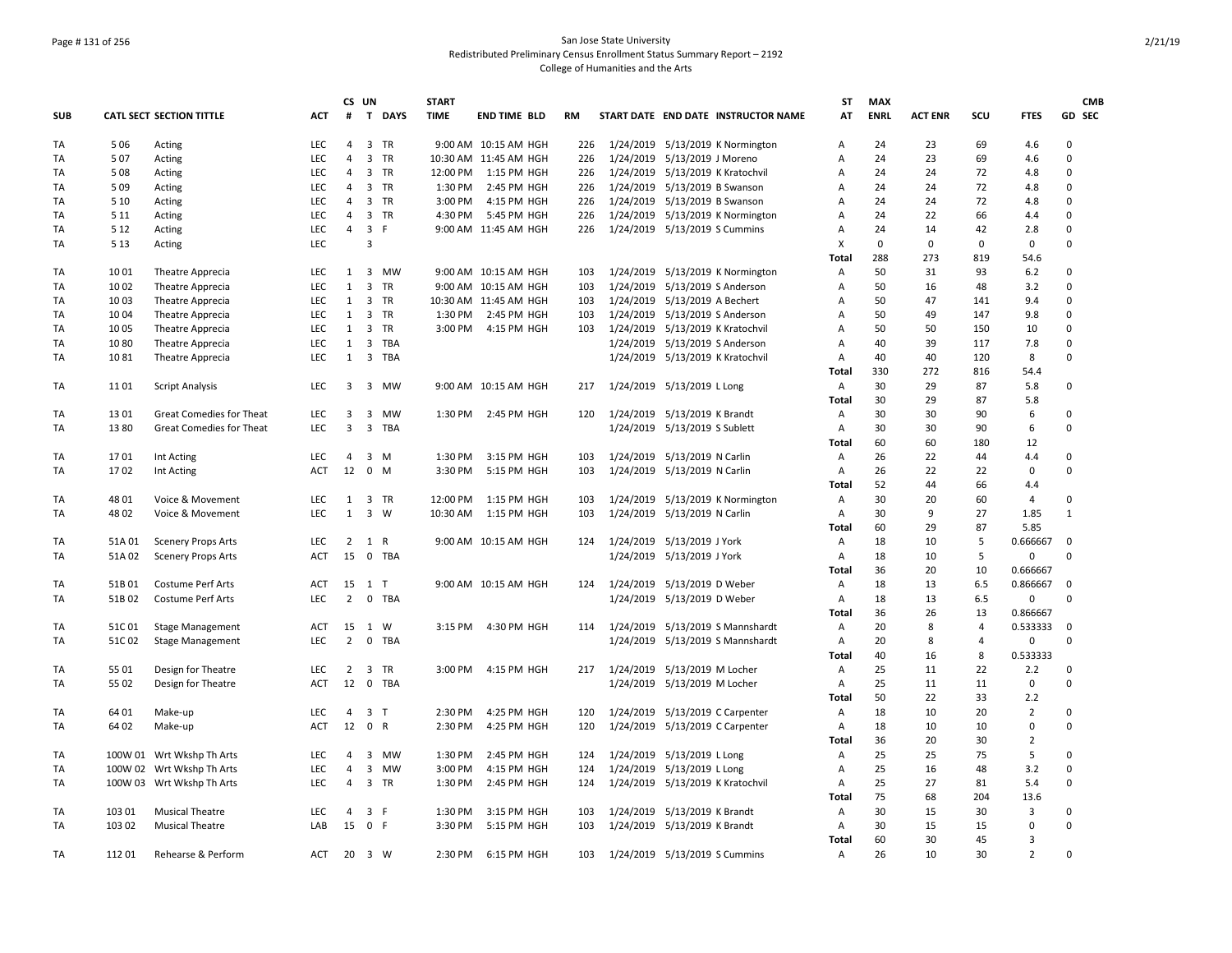San Jose State University
Redistributed Preliminary Census Enrollment Status Summary Report – 2192
College of Humanities and the Arts

| SUB | CATL SECT | SECTION TITTLE | ACT | CS # | UN T | DAYS | START TIME | END TIME | BLD | RM | START DATE | END DATE | INSTRUCTOR NAME | ST AT | MAX ENRL | ACT ENR | SCU | FTES | GD | CMB SEC |
|---|---|---|---|---|---|---|---|---|---|---|---|---|---|---|---|---|---|---|---|---|
| TA | 5 06 | Acting | LEC | 4 | 3 | TR | 9:00 AM | 10:15 AM | HGH | 226 | 1/24/2019 | 5/13/2019 | K Normington | A | 24 | 23 | 69 | 4.6 | 0 | |
| TA | 5 07 | Acting | LEC | 4 | 3 | TR | 10:30 AM | 11:45 AM | HGH | 226 | 1/24/2019 | 5/13/2019 | J Moreno | A | 24 | 23 | 69 | 4.6 | 0 | |
| TA | 5 08 | Acting | LEC | 4 | 3 | TR | 12:00 PM | 1:15 PM | HGH | 226 | 1/24/2019 | 5/13/2019 | K Kratochvil | A | 24 | 24 | 72 | 4.8 | 0 | |
| TA | 5 09 | Acting | LEC | 4 | 3 | TR | 1:30 PM | 2:45 PM | HGH | 226 | 1/24/2019 | 5/13/2019 | B Swanson | A | 24 | 24 | 72 | 4.8 | 0 | |
| TA | 5 10 | Acting | LEC | 4 | 3 | TR | 3:00 PM | 4:15 PM | HGH | 226 | 1/24/2019 | 5/13/2019 | B Swanson | A | 24 | 24 | 72 | 4.8 | 0 | |
| TA | 5 11 | Acting | LEC | 4 | 3 | TR | 4:30 PM | 5:45 PM | HGH | 226 | 1/24/2019 | 5/13/2019 | K Normington | A | 24 | 22 | 66 | 4.4 | 0 | |
| TA | 5 12 | Acting | LEC | 4 | 3 | F | 9:00 AM | 11:45 AM | HGH | 226 | 1/24/2019 | 5/13/2019 | S Cummins | A | 24 | 14 | 42 | 2.8 | 0 | |
| TA | 5 13 | Acting | LEC | | 3 | | | | | | | | | X | 0 | 0 | 0 | 0 | 0 | |
| | | | | | | | | | | | | | | Total | 288 | 273 | 819 | 54.6 | | |
| TA | 10 01 | Theatre Apprecia | LEC | 1 | 3 | MW | 9:00 AM | 10:15 AM | HGH | 103 | 1/24/2019 | 5/13/2019 | K Normington | A | 50 | 31 | 93 | 6.2 | 0 | |
| TA | 10 02 | Theatre Apprecia | LEC | 1 | 3 | TR | 9:00 AM | 10:15 AM | HGH | 103 | 1/24/2019 | 5/13/2019 | S Anderson | A | 50 | 16 | 48 | 3.2 | 0 | |
| TA | 10 03 | Theatre Apprecia | LEC | 1 | 3 | TR | 10:30 AM | 11:45 AM | HGH | 103 | 1/24/2019 | 5/13/2019 | A Bechert | A | 50 | 47 | 141 | 9.4 | 0 | |
| TA | 10 04 | Theatre Apprecia | LEC | 1 | 3 | TR | 1:30 PM | 2:45 PM | HGH | 103 | 1/24/2019 | 5/13/2019 | S Anderson | A | 50 | 49 | 147 | 9.8 | 0 | |
| TA | 10 05 | Theatre Apprecia | LEC | 1 | 3 | TR | 3:00 PM | 4:15 PM | HGH | 103 | 1/24/2019 | 5/13/2019 | K Kratochvil | A | 50 | 50 | 150 | 10 | 0 | |
| TA | 10 80 | Theatre Apprecia | LEC | 1 | 3 | TBA | | | | | 1/24/2019 | 5/13/2019 | S Anderson | A | 40 | 39 | 117 | 7.8 | 0 | |
| TA | 10 81 | Theatre Apprecia | LEC | 1 | 3 | TBA | | | | | 1/24/2019 | 5/13/2019 | K Kratochvil | A | 40 | 40 | 120 | 8 | 0 | |
| | | | | | | | | | | | | | | Total | 330 | 272 | 816 | 54.4 | | |
| TA | 11 01 | Script Analysis | LEC | 3 | 3 | MW | 9:00 AM | 10:15 AM | HGH | 217 | 1/24/2019 | 5/13/2019 | L Long | A | 30 | 29 | 87 | 5.8 | 0 | |
| | | | | | | | | | | | | | | Total | 30 | 29 | 87 | 5.8 | | |
| TA | 13 01 | Great Comedies for Theat | LEC | 3 | 3 | MW | 1:30 PM | 2:45 PM | HGH | 120 | 1/24/2019 | 5/13/2019 | K Brandt | A | 30 | 30 | 90 | 6 | 0 | |
| TA | 13 80 | Great Comedies for Theat | LEC | 3 | 3 | TBA | | | | | 1/24/2019 | 5/13/2019 | S Sublett | A | 30 | 30 | 90 | 6 | 0 | |
| | | | | | | | | | | | | | | Total | 60 | 60 | 180 | 12 | | |
| TA | 17 01 | Int Acting | LEC | 4 | 3 | M | 1:30 PM | 3:15 PM | HGH | 103 | 1/24/2019 | 5/13/2019 | N Carlin | A | 26 | 22 | 44 | 4.4 | 0 | |
| TA | 17 02 | Int Acting | ACT | 12 | 0 | M | 3:30 PM | 5:15 PM | HGH | 103 | 1/24/2019 | 5/13/2019 | N Carlin | A | 26 | 22 | 22 | 0 | 0 | |
| | | | | | | | | | | | | | | Total | 52 | 44 | 66 | 4.4 | | |
| TA | 48 01 | Voice & Movement | LEC | 1 | 3 | TR | 12:00 PM | 1:15 PM | HGH | 103 | 1/24/2019 | 5/13/2019 | K Normington | A | 30 | 20 | 60 | 4 | 0 | |
| TA | 48 02 | Voice & Movement | LEC | 1 | 3 | W | 10:30 AM | 1:15 PM | HGH | 103 | 1/24/2019 | 5/13/2019 | N Carlin | A | 30 | 9 | 27 | 1.85 | 1 | |
| | | | | | | | | | | | | | | Total | 60 | 29 | 87 | 5.85 | | |
| TA | 51A 01 | Scenery Props Arts | LEC | 2 | 1 | R | 9:00 AM | 10:15 AM | HGH | 124 | 1/24/2019 | 5/13/2019 | J York | A | 18 | 10 | 5 | 0.666667 | 0 | |
| TA | 51A 02 | Scenery Props Arts | ACT | 15 | 0 | TBA | | | | | 1/24/2019 | 5/13/2019 | J York | A | 18 | 10 | 5 | 0 | 0 | |
| | | | | | | | | | | | | | | Total | 36 | 20 | 10 | 0.666667 | | |
| TA | 51B 01 | Costume Perf Arts | ACT | 15 | 1 | T | 9:00 AM | 10:15 AM | HGH | 124 | 1/24/2019 | 5/13/2019 | D Weber | A | 18 | 13 | 6.5 | 0.866667 | 0 | |
| TA | 51B 02 | Costume Perf Arts | LEC | 2 | 0 | TBA | | | | | 1/24/2019 | 5/13/2019 | D Weber | A | 18 | 13 | 6.5 | 0 | 0 | |
| | | | | | | | | | | | | | | Total | 36 | 26 | 13 | 0.866667 | | |
| TA | 51C 01 | Stage Management | ACT | 15 | 1 | W | 3:15 PM | 4:30 PM | HGH | 114 | 1/24/2019 | 5/13/2019 | S Mannshardt | A | 20 | 8 | 4 | 0.533333 | 0 | |
| TA | 51C 02 | Stage Management | LEC | 2 | 0 | TBA | | | | | 1/24/2019 | 5/13/2019 | S Mannshardt | A | 20 | 8 | 4 | 0 | 0 | |
| | | | | | | | | | | | | | | Total | 40 | 16 | 8 | 0.533333 | | |
| TA | 55 01 | Design for Theatre | LEC | 2 | 3 | TR | 3:00 PM | 4:15 PM | HGH | 217 | 1/24/2019 | 5/13/2019 | M Locher | A | 25 | 11 | 22 | 2.2 | 0 | |
| TA | 55 02 | Design for Theatre | ACT | 12 | 0 | TBA | | | | | 1/24/2019 | 5/13/2019 | M Locher | A | 25 | 11 | 11 | 0 | 0 | |
| | | | | | | | | | | | | | | Total | 50 | 22 | 33 | 2.2 | | |
| TA | 64 01 | Make-up | LEC | 4 | 3 | T | 2:30 PM | 4:25 PM | HGH | 120 | 1/24/2019 | 5/13/2019 | C Carpenter | A | 18 | 10 | 20 | 2 | 0 | |
| TA | 64 02 | Make-up | ACT | 12 | 0 | R | 2:30 PM | 4:25 PM | HGH | 120 | 1/24/2019 | 5/13/2019 | C Carpenter | A | 18 | 10 | 10 | 0 | 0 | |
| | | | | | | | | | | | | | | Total | 36 | 20 | 30 | 2 | | |
| TA | 100W 01 | Wrt Wkshp Th Arts | LEC | 4 | 3 | MW | 1:30 PM | 2:45 PM | HGH | 124 | 1/24/2019 | 5/13/2019 | L Long | A | 25 | 25 | 75 | 5 | 0 | |
| TA | 100W 02 | Wrt Wkshp Th Arts | LEC | 4 | 3 | MW | 3:00 PM | 4:15 PM | HGH | 124 | 1/24/2019 | 5/13/2019 | L Long | A | 25 | 16 | 48 | 3.2 | 0 | |
| TA | 100W 03 | Wrt Wkshp Th Arts | LEC | 4 | 3 | TR | 1:30 PM | 2:45 PM | HGH | 124 | 1/24/2019 | 5/13/2019 | K Kratochvil | A | 25 | 27 | 81 | 5.4 | 0 | |
| | | | | | | | | | | | | | | Total | 75 | 68 | 204 | 13.6 | | |
| TA | 103 01 | Musical Theatre | LEC | 4 | 3 | F | 1:30 PM | 3:15 PM | HGH | 103 | 1/24/2019 | 5/13/2019 | K Brandt | A | 30 | 15 | 30 | 3 | 0 | |
| TA | 103 02 | Musical Theatre | LAB | 15 | 0 | F | 3:30 PM | 5:15 PM | HGH | 103 | 1/24/2019 | 5/13/2019 | K Brandt | A | 30 | 15 | 15 | 0 | 0 | |
| | | | | | | | | | | | | | | Total | 60 | 30 | 45 | 3 | | |
| TA | 112 01 | Rehearse & Perform | ACT | 20 | 3 | W | 2:30 PM | 6:15 PM | HGH | 103 | 1/24/2019 | 5/13/2019 | S Cummins | A | 26 | 10 | 30 | 2 | 0 | |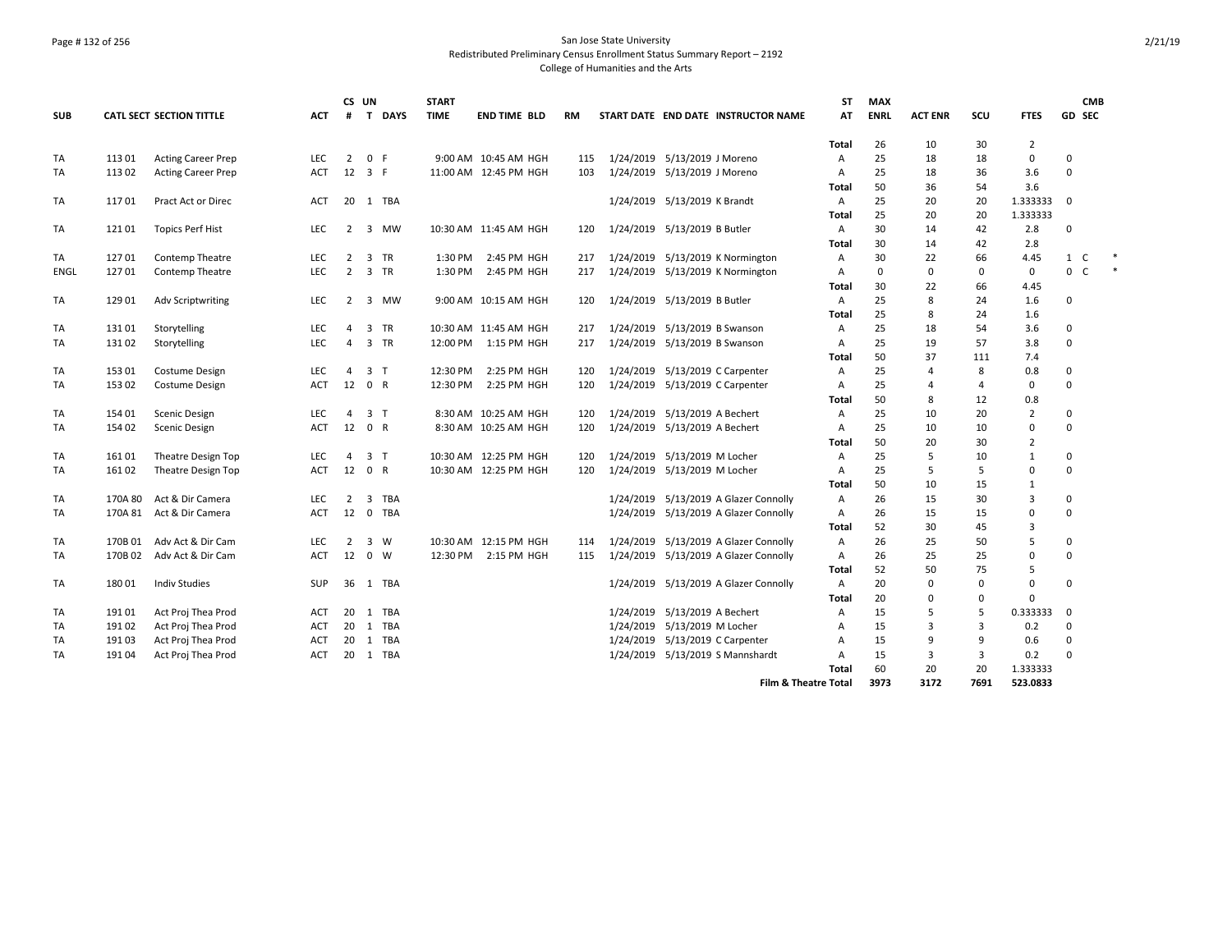San Jose State University
Redistributed Preliminary Census Enrollment Status Summary Report – 2192
College of Humanities and the Arts

| SUB | CATL SECT | SECTION TITTLE | ACT | CS # | UN T | DAYS | START TIME | END TIME | BLD | RM | START DATE | END DATE | INSTRUCTOR NAME | ST AT | MAX ENRL | ACT ENR | SCU | FTES | GD | CMB SEC |
|---|---|---|---|---|---|---|---|---|---|---|---|---|---|---|---|---|---|---|---|---|
| | | | | | | | | | | | | | | Total | 26 | 10 | 30 | 2 | | |
| TA | 113 01 | Acting Career Prep | LEC | 2 | 0 | F | 9:00 AM | 10:45 AM | HGH | 115 | 1/24/2019 | 5/13/2019 | J Moreno | A | 25 | 18 | 18 | 0 | 0 | |
| TA | 113 02 | Acting Career Prep | ACT | 12 | 3 | F | 11:00 AM | 12:45 PM | HGH | 103 | 1/24/2019 | 5/13/2019 | J Moreno | A | 25 | 18 | 36 | 3.6 | 0 | |
| | | | | | | | | | | | | | | Total | 50 | 36 | 54 | 3.6 | | |
| TA | 117 01 | Pract Act or Direc | ACT | 20 | 1 | TBA | | | | | 1/24/2019 | 5/13/2019 | K Brandt | A | 25 | 20 | 20 | 1.333333 | 0 | |
| | | | | | | | | | | | | | | Total | 25 | 20 | 20 | 1.333333 | | |
| TA | 121 01 | Topics Perf Hist | LEC | 2 | 3 | MW | 10:30 AM | 11:45 AM | HGH | 120 | 1/24/2019 | 5/13/2019 | B Butler | A | 30 | 14 | 42 | 2.8 | 0 | |
| | | | | | | | | | | | | | | Total | 30 | 14 | 42 | 2.8 | | |
| TA | 127 01 | Contemp Theatre | LEC | 2 | 3 | TR | 1:30 PM | 2:45 PM | HGH | 217 | 1/24/2019 | 5/13/2019 | K Normington | A | 30 | 22 | 66 | 4.45 | 1 | C * |
| ENGL | 127 01 | Contemp Theatre | LEC | 2 | 3 | TR | 1:30 PM | 2:45 PM | HGH | 217 | 1/24/2019 | 5/13/2019 | K Normington | A | 0 | 0 | 0 | 0 | 0 | C * |
| | | | | | | | | | | | | | | Total | 30 | 22 | 66 | 4.45 | | |
| TA | 129 01 | Adv Scriptwriting | LEC | 2 | 3 | MW | 9:00 AM | 10:15 AM | HGH | 120 | 1/24/2019 | 5/13/2019 | B Butler | A | 25 | 8 | 24 | 1.6 | 0 | |
| | | | | | | | | | | | | | | Total | 25 | 8 | 24 | 1.6 | | |
| TA | 131 01 | Storytelling | LEC | 4 | 3 | TR | 10:30 AM | 11:45 AM | HGH | 217 | 1/24/2019 | 5/13/2019 | B Swanson | A | 25 | 18 | 54 | 3.6 | 0 | |
| TA | 131 02 | Storytelling | LEC | 4 | 3 | TR | 12:00 PM | 1:15 PM | HGH | 217 | 1/24/2019 | 5/13/2019 | B Swanson | A | 25 | 19 | 57 | 3.8 | 0 | |
| | | | | | | | | | | | | | | Total | 50 | 37 | 111 | 7.4 | | |
| TA | 153 01 | Costume Design | LEC | 4 | 3 | T | 12:30 PM | 2:25 PM | HGH | 120 | 1/24/2019 | 5/13/2019 | C Carpenter | A | 25 | 4 | 8 | 0.8 | 0 | |
| TA | 153 02 | Costume Design | ACT | 12 | 0 | R | 12:30 PM | 2:25 PM | HGH | 120 | 1/24/2019 | 5/13/2019 | C Carpenter | A | 25 | 4 | 4 | 0 | 0 | |
| | | | | | | | | | | | | | | Total | 50 | 8 | 12 | 0.8 | | |
| TA | 154 01 | Scenic Design | LEC | 4 | 3 | T | 8:30 AM | 10:25 AM | HGH | 120 | 1/24/2019 | 5/13/2019 | A Bechert | A | 25 | 10 | 20 | 2 | 0 | |
| TA | 154 02 | Scenic Design | ACT | 12 | 0 | R | 8:30 AM | 10:25 AM | HGH | 120 | 1/24/2019 | 5/13/2019 | A Bechert | A | 25 | 10 | 10 | 0 | 0 | |
| | | | | | | | | | | | | | | Total | 50 | 20 | 30 | 2 | | |
| TA | 161 01 | Theatre Design Top | LEC | 4 | 3 | T | 10:30 AM | 12:25 PM | HGH | 120 | 1/24/2019 | 5/13/2019 | M Locher | A | 25 | 5 | 10 | 1 | 0 | |
| TA | 161 02 | Theatre Design Top | ACT | 12 | 0 | R | 10:30 AM | 12:25 PM | HGH | 120 | 1/24/2019 | 5/13/2019 | M Locher | A | 25 | 5 | 5 | 0 | 0 | |
| | | | | | | | | | | | | | | Total | 50 | 10 | 15 | 1 | | |
| TA | 170A 80 | Act & Dir Camera | LEC | 2 | 3 | TBA | | | | | 1/24/2019 | 5/13/2019 | A Glazer Connolly | A | 26 | 15 | 30 | 3 | 0 | |
| TA | 170A 81 | Act & Dir Camera | ACT | 12 | 0 | TBA | | | | | 1/24/2019 | 5/13/2019 | A Glazer Connolly | A | 26 | 15 | 15 | 0 | 0 | |
| | | | | | | | | | | | | | | Total | 52 | 30 | 45 | 3 | | |
| TA | 170B 01 | Adv Act & Dir Cam | LEC | 2 | 3 | W | 10:30 AM | 12:15 PM | HGH | 114 | 1/24/2019 | 5/13/2019 | A Glazer Connolly | A | 26 | 25 | 50 | 5 | 0 | |
| TA | 170B 02 | Adv Act & Dir Cam | ACT | 12 | 0 | W | 12:30 PM | 2:15 PM | HGH | 115 | 1/24/2019 | 5/13/2019 | A Glazer Connolly | A | 26 | 25 | 25 | 0 | 0 | |
| | | | | | | | | | | | | | | Total | 52 | 50 | 75 | 5 | | |
| TA | 180 01 | Indiv Studies | SUP | 36 | 1 | TBA | | | | | 1/24/2019 | 5/13/2019 | A Glazer Connolly | A | 20 | 0 | 0 | 0 | 0 | |
| | | | | | | | | | | | | | | Total | 20 | 0 | 0 | 0 | | |
| TA | 191 01 | Act Proj Thea Prod | ACT | 20 | 1 | TBA | | | | | 1/24/2019 | 5/13/2019 | A Bechert | A | 15 | 5 | 5 | 0.333333 | 0 | |
| TA | 191 02 | Act Proj Thea Prod | ACT | 20 | 1 | TBA | | | | | 1/24/2019 | 5/13/2019 | M Locher | A | 15 | 3 | 3 | 0.2 | 0 | |
| TA | 191 03 | Act Proj Thea Prod | ACT | 20 | 1 | TBA | | | | | 1/24/2019 | 5/13/2019 | C Carpenter | A | 15 | 9 | 9 | 0.6 | 0 | |
| TA | 191 04 | Act Proj Thea Prod | ACT | 20 | 1 | TBA | | | | | 1/24/2019 | 5/13/2019 | S Mannshardt | A | 15 | 3 | 3 | 0.2 | 0 | |
| | | | | | | | | | | | | | | Total | 60 | 20 | 20 | 1.333333 | | |
| | | | | | | | | | | | | | | **Film & Theatre Total** | **3973** | **3172** | **7691** | **523.0833** | | |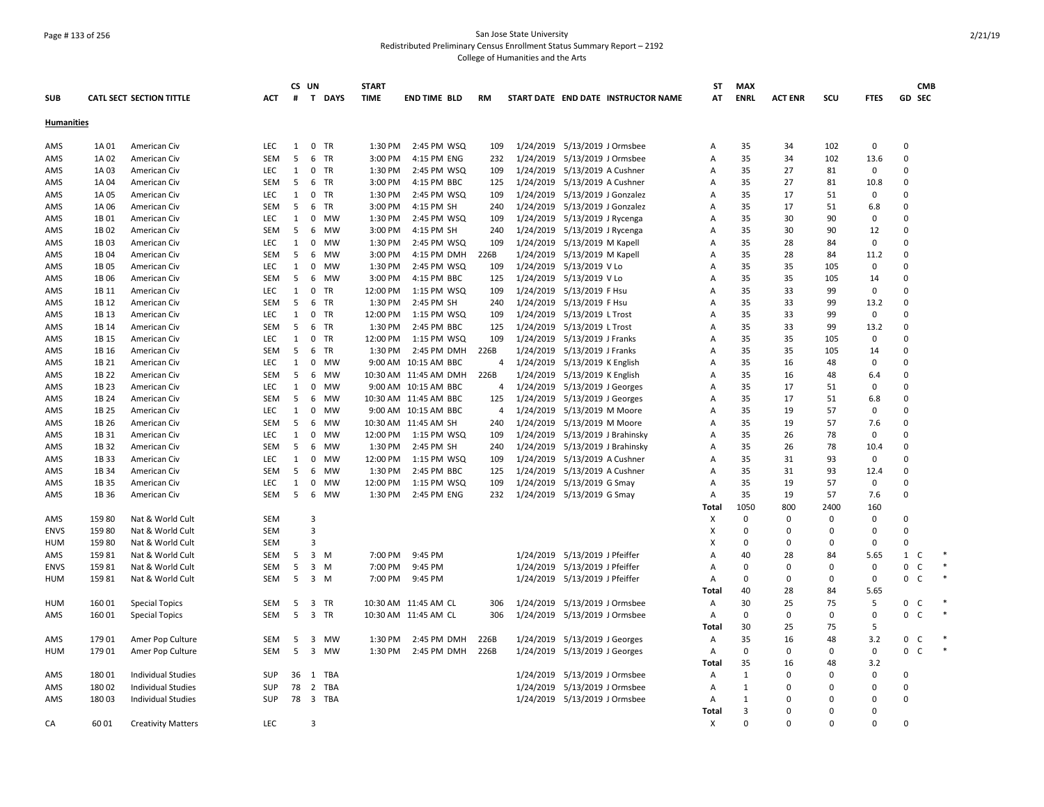San Jose State University
Redistributed Preliminary Census Enrollment Status Summary Report – 2192
College of Humanities and the Arts

| SUB | CATL | SECT | SECTION TITTLE | ACT | CS # | UN T | DAYS | START TIME | END TIME | BLD | RM | START DATE | END DATE | INSTRUCTOR NAME | ST AT | MAX ENRL | ACT ENR | SCU | FTES | GD | CMB SEC | |
|---|---|---|---|---|---|---|---|---|---|---|---|---|---|---|---|---|---|---|---|---|---|---|
| **Humanities** | | | | | | | | | | | | | | | | | | | | | | |
| AMS | 1A | 01 | American Civ | LEC | 1 | 0 | TR | 1:30 PM | 2:45 PM | WSQ | 109 | 1/24/2019 | 5/13/2019 | J Ormsbee | A | 35 | 34 | 102 | 0 | 0 | | |
| AMS | 1A | 02 | American Civ | SEM | 5 | 6 | TR | 3:00 PM | 4:15 PM | ENG | 232 | 1/24/2019 | 5/13/2019 | J Ormsbee | A | 35 | 34 | 102 | 13.6 | 0 | | |
| AMS | 1A | 03 | American Civ | LEC | 1 | 0 | TR | 1:30 PM | 2:45 PM | WSQ | 109 | 1/24/2019 | 5/13/2019 | A Cushner | A | 35 | 27 | 81 | 0 | 0 | | |
| AMS | 1A | 04 | American Civ | SEM | 5 | 6 | TR | 3:00 PM | 4:15 PM | BBC | 125 | 1/24/2019 | 5/13/2019 | A Cushner | A | 35 | 27 | 81 | 10.8 | 0 | | |
| AMS | 1A | 05 | American Civ | LEC | 1 | 0 | TR | 1:30 PM | 2:45 PM | WSQ | 109 | 1/24/2019 | 5/13/2019 | J Gonzalez | A | 35 | 17 | 51 | 0 | 0 | | |
| AMS | 1A | 06 | American Civ | SEM | 5 | 6 | TR | 3:00 PM | 4:15 PM | SH | 240 | 1/24/2019 | 5/13/2019 | J Gonzalez | A | 35 | 17 | 51 | 6.8 | 0 | | |
| AMS | 1B | 01 | American Civ | LEC | 1 | 0 | MW | 1:30 PM | 2:45 PM | WSQ | 109 | 1/24/2019 | 5/13/2019 | J Rycenga | A | 35 | 30 | 90 | 0 | 0 | | |
| AMS | 1B | 02 | American Civ | SEM | 5 | 6 | MW | 3:00 PM | 4:15 PM | SH | 240 | 1/24/2019 | 5/13/2019 | J Rycenga | A | 35 | 30 | 90 | 12 | 0 | | |
| AMS | 1B | 03 | American Civ | LEC | 1 | 0 | MW | 1:30 PM | 2:45 PM | WSQ | 109 | 1/24/2019 | 5/13/2019 | M Kapell | A | 35 | 28 | 84 | 0 | 0 | | |
| AMS | 1B | 04 | American Civ | SEM | 5 | 6 | MW | 3:00 PM | 4:15 PM | DMH | 226B | 1/24/2019 | 5/13/2019 | M Kapell | A | 35 | 28 | 84 | 11.2 | 0 | | |
| AMS | 1B | 05 | American Civ | LEC | 1 | 0 | MW | 1:30 PM | 2:45 PM | WSQ | 109 | 1/24/2019 | 5/13/2019 | V Lo | A | 35 | 35 | 105 | 0 | 0 | | |
| AMS | 1B | 06 | American Civ | SEM | 5 | 6 | MW | 3:00 PM | 4:15 PM | BBC | 125 | 1/24/2019 | 5/13/2019 | V Lo | A | 35 | 35 | 105 | 14 | 0 | | |
| AMS | 1B | 11 | American Civ | LEC | 1 | 0 | TR | 12:00 PM | 1:15 PM | WSQ | 109 | 1/24/2019 | 5/13/2019 | F Hsu | A | 35 | 33 | 99 | 0 | 0 | | |
| AMS | 1B | 12 | American Civ | SEM | 5 | 6 | TR | 1:30 PM | 2:45 PM | SH | 240 | 1/24/2019 | 5/13/2019 | F Hsu | A | 35 | 33 | 99 | 13.2 | 0 | | |
| AMS | 1B | 13 | American Civ | LEC | 1 | 0 | TR | 12:00 PM | 1:15 PM | WSQ | 109 | 1/24/2019 | 5/13/2019 | L Trost | A | 35 | 33 | 99 | 0 | 0 | | |
| AMS | 1B | 14 | American Civ | SEM | 5 | 6 | TR | 1:30 PM | 2:45 PM | BBC | 125 | 1/24/2019 | 5/13/2019 | L Trost | A | 35 | 33 | 99 | 13.2 | 0 | | |
| AMS | 1B | 15 | American Civ | LEC | 1 | 0 | TR | 12:00 PM | 1:15 PM | WSQ | 109 | 1/24/2019 | 5/13/2019 | J Franks | A | 35 | 35 | 105 | 0 | 0 | | |
| AMS | 1B | 16 | American Civ | SEM | 5 | 6 | TR | 1:30 PM | 2:45 PM | DMH | 226B | 1/24/2019 | 5/13/2019 | J Franks | A | 35 | 35 | 105 | 14 | 0 | | |
| AMS | 1B | 21 | American Civ | LEC | 1 | 0 | MW | 9:00 AM | 10:15 AM | BBC | 4 | 1/24/2019 | 5/13/2019 | K English | A | 35 | 16 | 48 | 0 | 0 | | |
| AMS | 1B | 22 | American Civ | SEM | 5 | 6 | MW | 10:30 AM | 11:45 AM | DMH | 226B | 1/24/2019 | 5/13/2019 | K English | A | 35 | 16 | 48 | 6.4 | 0 | | |
| AMS | 1B | 23 | American Civ | LEC | 1 | 0 | MW | 9:00 AM | 10:15 AM | BBC | 4 | 1/24/2019 | 5/13/2019 | J Georges | A | 35 | 17 | 51 | 0 | 0 | | |
| AMS | 1B | 24 | American Civ | SEM | 5 | 6 | MW | 10:30 AM | 11:45 AM | BBC | 125 | 1/24/2019 | 5/13/2019 | J Georges | A | 35 | 17 | 51 | 6.8 | 0 | | |
| AMS | 1B | 25 | American Civ | LEC | 1 | 0 | MW | 9:00 AM | 10:15 AM | BBC | 4 | 1/24/2019 | 5/13/2019 | M Moore | A | 35 | 19 | 57 | 0 | 0 | | |
| AMS | 1B | 26 | American Civ | SEM | 5 | 6 | MW | 10:30 AM | 11:45 AM | SH | 240 | 1/24/2019 | 5/13/2019 | M Moore | A | 35 | 19 | 57 | 7.6 | 0 | | |
| AMS | 1B | 31 | American Civ | LEC | 1 | 0 | MW | 12:00 PM | 1:15 PM | WSQ | 109 | 1/24/2019 | 5/13/2019 | J Brahinsky | A | 35 | 26 | 78 | 0 | 0 | | |
| AMS | 1B | 32 | American Civ | SEM | 5 | 6 | MW | 1:30 PM | 2:45 PM | SH | 240 | 1/24/2019 | 5/13/2019 | J Brahinsky | A | 35 | 26 | 78 | 10.4 | 0 | | |
| AMS | 1B | 33 | American Civ | LEC | 1 | 0 | MW | 12:00 PM | 1:15 PM | WSQ | 109 | 1/24/2019 | 5/13/2019 | A Cushner | A | 35 | 31 | 93 | 0 | 0 | | |
| AMS | 1B | 34 | American Civ | SEM | 5 | 6 | MW | 1:30 PM | 2:45 PM | BBC | 125 | 1/24/2019 | 5/13/2019 | A Cushner | A | 35 | 31 | 93 | 12.4 | 0 | | |
| AMS | 1B | 35 | American Civ | LEC | 1 | 0 | MW | 12:00 PM | 1:15 PM | WSQ | 109 | 1/24/2019 | 5/13/2019 | G Smay | A | 35 | 19 | 57 | 0 | 0 | | |
| AMS | 1B | 36 | American Civ | SEM | 5 | 6 | MW | 1:30 PM | 2:45 PM | ENG | 232 | 1/24/2019 | 5/13/2019 | G Smay | A | 35 | 19 | 57 | 7.6 | 0 | | |
| | | | | | | | | | | | | | | | Total | 1050 | 800 | 2400 | 160 | | | |
| AMS | 159 | 80 | Nat & World Cult | SEM | | 3 | | | | | | | | | X | 0 | 0 | 0 | 0 | 0 | | |
| ENVS | 159 | 80 | Nat & World Cult | SEM | | 3 | | | | | | | | | X | 0 | 0 | 0 | 0 | 0 | | |
| HUM | 159 | 80 | Nat & World Cult | SEM | | 3 | | | | | | | | | X | 0 | 0 | 0 | 0 | 0 | | |
| AMS | 159 | 81 | Nat & World Cult | SEM | 5 | 3 | M | 7:00 PM | 9:45 PM | | | 1/24/2019 | 5/13/2019 | J Pfeiffer | A | 40 | 28 | 84 | 5.65 | 1 | C | * |
| ENVS | 159 | 81 | Nat & World Cult | SEM | 5 | 3 | M | 7:00 PM | 9:45 PM | | | 1/24/2019 | 5/13/2019 | J Pfeiffer | A | 0 | 0 | 0 | 0 | 0 | C | * |
| HUM | 159 | 81 | Nat & World Cult | SEM | 5 | 3 | M | 7:00 PM | 9:45 PM | | | 1/24/2019 | 5/13/2019 | J Pfeiffer | A | 0 | 0 | 0 | 0 | 0 | C | * |
| | | | | | | | | | | | | | | | Total | 40 | 28 | 84 | 5.65 | | | |
| HUM | 160 | 01 | Special Topics | SEM | 5 | 3 | TR | 10:30 AM | 11:45 AM | CL | 306 | 1/24/2019 | 5/13/2019 | J Ormsbee | A | 30 | 25 | 75 | 5 | 0 | C | * |
| AMS | 160 | 01 | Special Topics | SEM | 5 | 3 | TR | 10:30 AM | 11:45 AM | CL | 306 | 1/24/2019 | 5/13/2019 | J Ormsbee | A | 0 | 0 | 0 | 0 | 0 | C | * |
| | | | | | | | | | | | | | | | Total | 30 | 25 | 75 | 5 | | | |
| AMS | 179 | 01 | Amer Pop Culture | SEM | 5 | 3 | MW | 1:30 PM | 2:45 PM | DMH | 226B | 1/24/2019 | 5/13/2019 | J Georges | A | 35 | 16 | 48 | 3.2 | 0 | C | * |
| HUM | 179 | 01 | Amer Pop Culture | SEM | 5 | 3 | MW | 1:30 PM | 2:45 PM | DMH | 226B | 1/24/2019 | 5/13/2019 | J Georges | A | 0 | 0 | 0 | 0 | 0 | C | * |
| | | | | | | | | | | | | | | | Total | 35 | 16 | 48 | 3.2 | | | |
| AMS | 180 | 01 | Individual Studies | SUP | 36 | 1 | TBA | | | | | 1/24/2019 | 5/13/2019 | J Ormsbee | A | 1 | 0 | 0 | 0 | 0 | | |
| AMS | 180 | 02 | Individual Studies | SUP | 78 | 2 | TBA | | | | | 1/24/2019 | 5/13/2019 | J Ormsbee | A | 1 | 0 | 0 | 0 | 0 | | |
| AMS | 180 | 03 | Individual Studies | SUP | 78 | 3 | TBA | | | | | 1/24/2019 | 5/13/2019 | J Ormsbee | A | 1 | 0 | 0 | 0 | 0 | | |
| | | | | | | | | | | | | | | | Total | 3 | 0 | 0 | 0 | | | |
| CA | 60 | 01 | Creativity Matters | LEC | | 3 | | | | | | | | | X | 0 | 0 | 0 | 0 | 0 | | |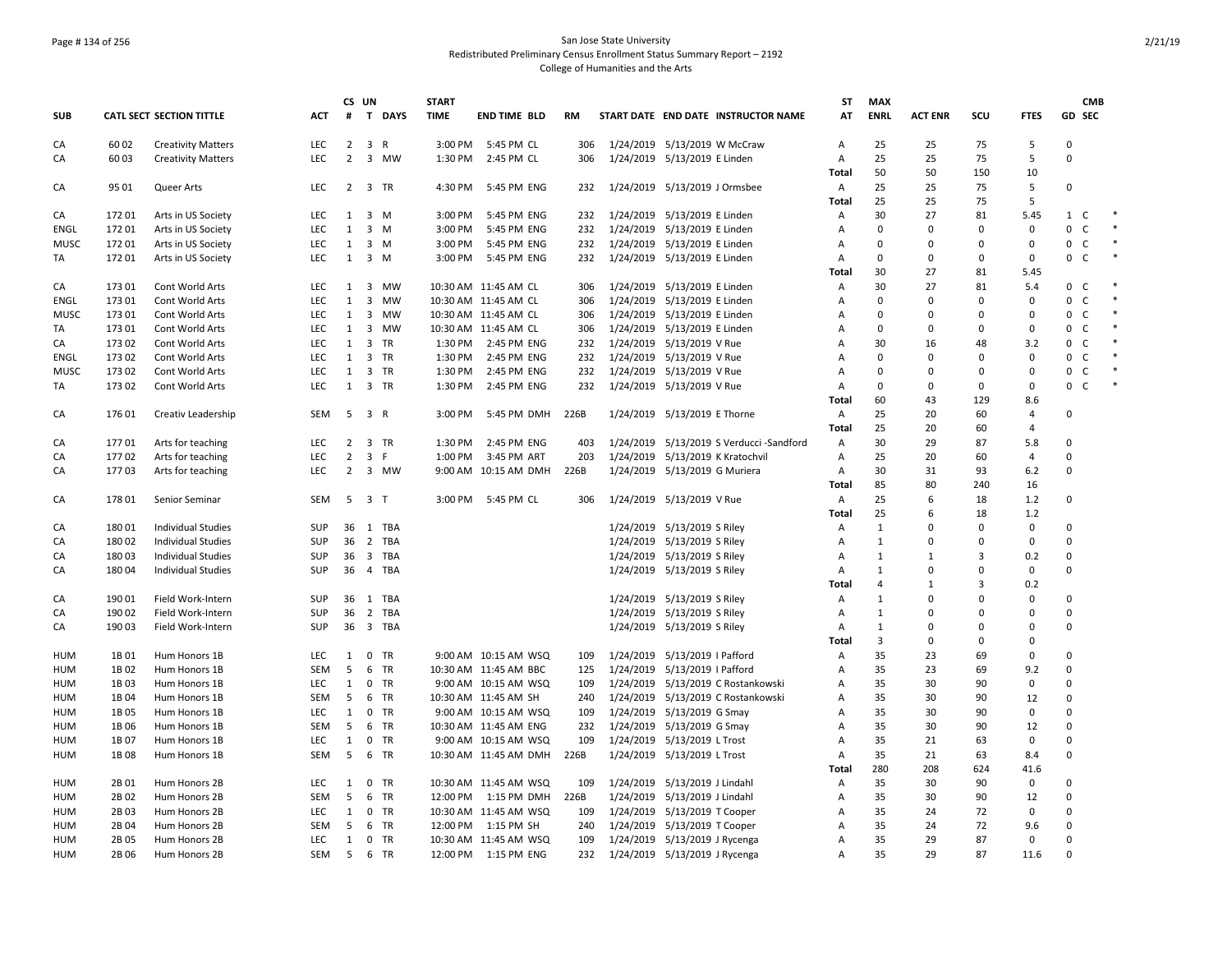San Jose State University
Redistributed Preliminary Census Enrollment Status Summary Report – 2192
College of Humanities and the Arts

| SUB | CATL SECT | SECTION TITTLE | ACT | CS # | UN T | DAYS | START TIME | END TIME | BLD | RM | START DATE | END DATE | INSTRUCTOR NAME | ST AT | MAX ENRL | ACT ENR | SCU | FTES | GD | CMB SEC | |
|---|---|---|---|---|---|---|---|---|---|---|---|---|---|---|---|---|---|---|---|---|---|
| CA | 60 02 | Creativity Matters | LEC | 2 | 3 | R | 3:00 PM | 5:45 PM | CL | 306 | 1/24/2019 | 5/13/2019 | W McCraw | A | 25 | 25 | 75 | 5 | 0 | | |
| CA | 60 03 | Creativity Matters | LEC | 2 | 3 | MW | 1:30 PM | 2:45 PM | CL | 306 | 1/24/2019 | 5/13/2019 | E Linden | A | 25 | 25 | 75 | 5 | 0 | | |
| | | | | | | | | | | | | | | Total | 50 | 50 | 150 | 10 | | | |
| CA | 95 01 | Queer Arts | LEC | 2 | 3 | TR | 4:30 PM | 5:45 PM | ENG | 232 | 1/24/2019 | 5/13/2019 | J Ormsbee | A | 25 | 25 | 75 | 5 | 0 | | |
| | | | | | | | | | | | | | | Total | 25 | 25 | 75 | 5 | | | |
| CA | 172 01 | Arts in US Society | LEC | 1 | 3 | M | 3:00 PM | 5:45 PM | ENG | 232 | 1/24/2019 | 5/13/2019 | E Linden | A | 30 | 27 | 81 | 5.45 | 1 | C | * |
| ENGL | 172 01 | Arts in US Society | LEC | 1 | 3 | M | 3:00 PM | 5:45 PM | ENG | 232 | 1/24/2019 | 5/13/2019 | E Linden | A | 0 | 0 | 0 | 0 | 0 | C | * |
| MUSC | 172 01 | Arts in US Society | LEC | 1 | 3 | M | 3:00 PM | 5:45 PM | ENG | 232 | 1/24/2019 | 5/13/2019 | E Linden | A | 0 | 0 | 0 | 0 | 0 | C | * |
| TA | 172 01 | Arts in US Society | LEC | 1 | 3 | M | 3:00 PM | 5:45 PM | ENG | 232 | 1/24/2019 | 5/13/2019 | E Linden | A | 0 | 0 | 0 | 0 | 0 | C | * |
| | | | | | | | | | | | | | | Total | 30 | 27 | 81 | 5.45 | | | |
| CA | 173 01 | Cont World Arts | LEC | 1 | 3 | MW | 10:30 AM | 11:45 AM | CL | 306 | 1/24/2019 | 5/13/2019 | E Linden | A | 30 | 27 | 81 | 5.4 | 0 | C | * |
| ENGL | 173 01 | Cont World Arts | LEC | 1 | 3 | MW | 10:30 AM | 11:45 AM | CL | 306 | 1/24/2019 | 5/13/2019 | E Linden | A | 0 | 0 | 0 | 0 | 0 | C | * |
| MUSC | 173 01 | Cont World Arts | LEC | 1 | 3 | MW | 10:30 AM | 11:45 AM | CL | 306 | 1/24/2019 | 5/13/2019 | E Linden | A | 0 | 0 | 0 | 0 | 0 | C | * |
| TA | 173 01 | Cont World Arts | LEC | 1 | 3 | MW | 10:30 AM | 11:45 AM | CL | 306 | 1/24/2019 | 5/13/2019 | E Linden | A | 0 | 0 | 0 | 0 | 0 | C | * |
| CA | 173 02 | Cont World Arts | LEC | 1 | 3 | TR | 1:30 PM | 2:45 PM | ENG | 232 | 1/24/2019 | 5/13/2019 | V Rue | A | 30 | 16 | 48 | 3.2 | 0 | C | * |
| ENGL | 173 02 | Cont World Arts | LEC | 1 | 3 | TR | 1:30 PM | 2:45 PM | ENG | 232 | 1/24/2019 | 5/13/2019 | V Rue | A | 0 | 0 | 0 | 0 | 0 | C | * |
| MUSC | 173 02 | Cont World Arts | LEC | 1 | 3 | TR | 1:30 PM | 2:45 PM | ENG | 232 | 1/24/2019 | 5/13/2019 | V Rue | A | 0 | 0 | 0 | 0 | 0 | C | * |
| TA | 173 02 | Cont World Arts | LEC | 1 | 3 | TR | 1:30 PM | 2:45 PM | ENG | 232 | 1/24/2019 | 5/13/2019 | V Rue | A | 0 | 0 | 0 | 0 | 0 | C | * |
| | | | | | | | | | | | | | | Total | 60 | 43 | 129 | 8.6 | | | |
| CA | 176 01 | Creativ Leadership | SEM | 5 | 3 | R | 3:00 PM | 5:45 PM | DMH | 226B | 1/24/2019 | 5/13/2019 | E Thorne | A | 25 | 20 | 60 | 4 | 0 | | |
| | | | | | | | | | | | | | | Total | 25 | 20 | 60 | 4 | | | |
| CA | 177 01 | Arts for teaching | LEC | 2 | 3 | TR | 1:30 PM | 2:45 PM | ENG | 403 | 1/24/2019 | 5/13/2019 | S Verducci -Sandford | A | 30 | 29 | 87 | 5.8 | 0 | | |
| CA | 177 02 | Arts for teaching | LEC | 2 | 3 | F | 1:00 PM | 3:45 PM | ART | 203 | 1/24/2019 | 5/13/2019 | K Kratochvil | A | 25 | 20 | 60 | 4 | 0 | | |
| CA | 177 03 | Arts for teaching | LEC | 2 | 3 | MW | 9:00 AM | 10:15 AM | DMH | 226B | 1/24/2019 | 5/13/2019 | G Muriera | A | 30 | 31 | 93 | 6.2 | 0 | | |
| | | | | | | | | | | | | | | Total | 85 | 80 | 240 | 16 | | | |
| CA | 178 01 | Senior Seminar | SEM | 5 | 3 | T | 3:00 PM | 5:45 PM | CL | 306 | 1/24/2019 | 5/13/2019 | V Rue | A | 25 | 6 | 18 | 1.2 | 0 | | |
| | | | | | | | | | | | | | | Total | 25 | 6 | 18 | 1.2 | | | |
| CA | 180 01 | Individual Studies | SUP | 36 | 1 | TBA | | | | | 1/24/2019 | 5/13/2019 | S Riley | A | 1 | 0 | 0 | 0 | 0 | | |
| CA | 180 02 | Individual Studies | SUP | 36 | 2 | TBA | | | | | 1/24/2019 | 5/13/2019 | S Riley | A | 1 | 0 | 0 | 0 | 0 | | |
| CA | 180 03 | Individual Studies | SUP | 36 | 3 | TBA | | | | | 1/24/2019 | 5/13/2019 | S Riley | A | 1 | 1 | 3 | 0.2 | 0 | | |
| CA | 180 04 | Individual Studies | SUP | 36 | 4 | TBA | | | | | 1/24/2019 | 5/13/2019 | S Riley | A | 1 | 0 | 0 | 0 | 0 | | |
| | | | | | | | | | | | | | | Total | 4 | 1 | 3 | 0.2 | | | |
| CA | 190 01 | Field Work-Intern | SUP | 36 | 1 | TBA | | | | | 1/24/2019 | 5/13/2019 | S Riley | A | 1 | 0 | 0 | 0 | 0 | | |
| CA | 190 02 | Field Work-Intern | SUP | 36 | 2 | TBA | | | | | 1/24/2019 | 5/13/2019 | S Riley | A | 1 | 0 | 0 | 0 | 0 | | |
| CA | 190 03 | Field Work-Intern | SUP | 36 | 3 | TBA | | | | | 1/24/2019 | 5/13/2019 | S Riley | A | 1 | 0 | 0 | 0 | 0 | | |
| | | | | | | | | | | | | | | Total | 3 | 0 | 0 | 0 | | | |
| HUM | 1B 01 | Hum Honors 1B | LEC | 1 | 0 | TR | 9:00 AM | 10:15 AM | WSQ | 109 | 1/24/2019 | 5/13/2019 | I Pafford | A | 35 | 23 | 69 | 0 | 0 | | |
| HUM | 1B 02 | Hum Honors 1B | SEM | 5 | 6 | TR | 10:30 AM | 11:45 AM | BBC | 125 | 1/24/2019 | 5/13/2019 | I Pafford | A | 35 | 23 | 69 | 9.2 | 0 | | |
| HUM | 1B 03 | Hum Honors 1B | LEC | 1 | 0 | TR | 9:00 AM | 10:15 AM | WSQ | 109 | 1/24/2019 | 5/13/2019 | C Rostankowski | A | 35 | 30 | 90 | 0 | 0 | | |
| HUM | 1B 04 | Hum Honors 1B | SEM | 5 | 6 | TR | 10:30 AM | 11:45 AM | SH | 240 | 1/24/2019 | 5/13/2019 | C Rostankowski | A | 35 | 30 | 90 | 12 | 0 | | |
| HUM | 1B 05 | Hum Honors 1B | LEC | 1 | 0 | TR | 9:00 AM | 10:15 AM | WSQ | 109 | 1/24/2019 | 5/13/2019 | G Smay | A | 35 | 30 | 90 | 0 | 0 | | |
| HUM | 1B 06 | Hum Honors 1B | SEM | 5 | 6 | TR | 10:30 AM | 11:45 AM | ENG | 232 | 1/24/2019 | 5/13/2019 | G Smay | A | 35 | 30 | 90 | 12 | 0 | | |
| HUM | 1B 07 | Hum Honors 1B | LEC | 1 | 0 | TR | 9:00 AM | 10:15 AM | WSQ | 109 | 1/24/2019 | 5/13/2019 | L Trost | A | 35 | 21 | 63 | 0 | 0 | | |
| HUM | 1B 08 | Hum Honors 1B | SEM | 5 | 6 | TR | 10:30 AM | 11:45 AM | DMH | 226B | 1/24/2019 | 5/13/2019 | L Trost | A | 35 | 21 | 63 | 8.4 | 0 | | |
| | | | | | | | | | | | | | | Total | 280 | 208 | 624 | 41.6 | | | |
| HUM | 2B 01 | Hum Honors 2B | LEC | 1 | 0 | TR | 10:30 AM | 11:45 AM | WSQ | 109 | 1/24/2019 | 5/13/2019 | J Lindahl | A | 35 | 30 | 90 | 0 | 0 | | |
| HUM | 2B 02 | Hum Honors 2B | SEM | 5 | 6 | TR | 12:00 PM | 1:15 PM | DMH | 226B | 1/24/2019 | 5/13/2019 | J Lindahl | A | 35 | 30 | 90 | 12 | 0 | | |
| HUM | 2B 03 | Hum Honors 2B | LEC | 1 | 0 | TR | 10:30 AM | 11:45 AM | WSQ | 109 | 1/24/2019 | 5/13/2019 | T Cooper | A | 35 | 24 | 72 | 0 | 0 | | |
| HUM | 2B 04 | Hum Honors 2B | SEM | 5 | 6 | TR | 12:00 PM | 1:15 PM | SH | 240 | 1/24/2019 | 5/13/2019 | T Cooper | A | 35 | 24 | 72 | 9.6 | 0 | | |
| HUM | 2B 05 | Hum Honors 2B | LEC | 1 | 0 | TR | 10:30 AM | 11:45 AM | WSQ | 109 | 1/24/2019 | 5/13/2019 | J Rycenga | A | 35 | 29 | 87 | 0 | 0 | | |
| HUM | 2B 06 | Hum Honors 2B | SEM | 5 | 6 | TR | 12:00 PM | 1:15 PM | ENG | 232 | 1/24/2019 | 5/13/2019 | J Rycenga | A | 35 | 29 | 87 | 11.6 | 0 | | |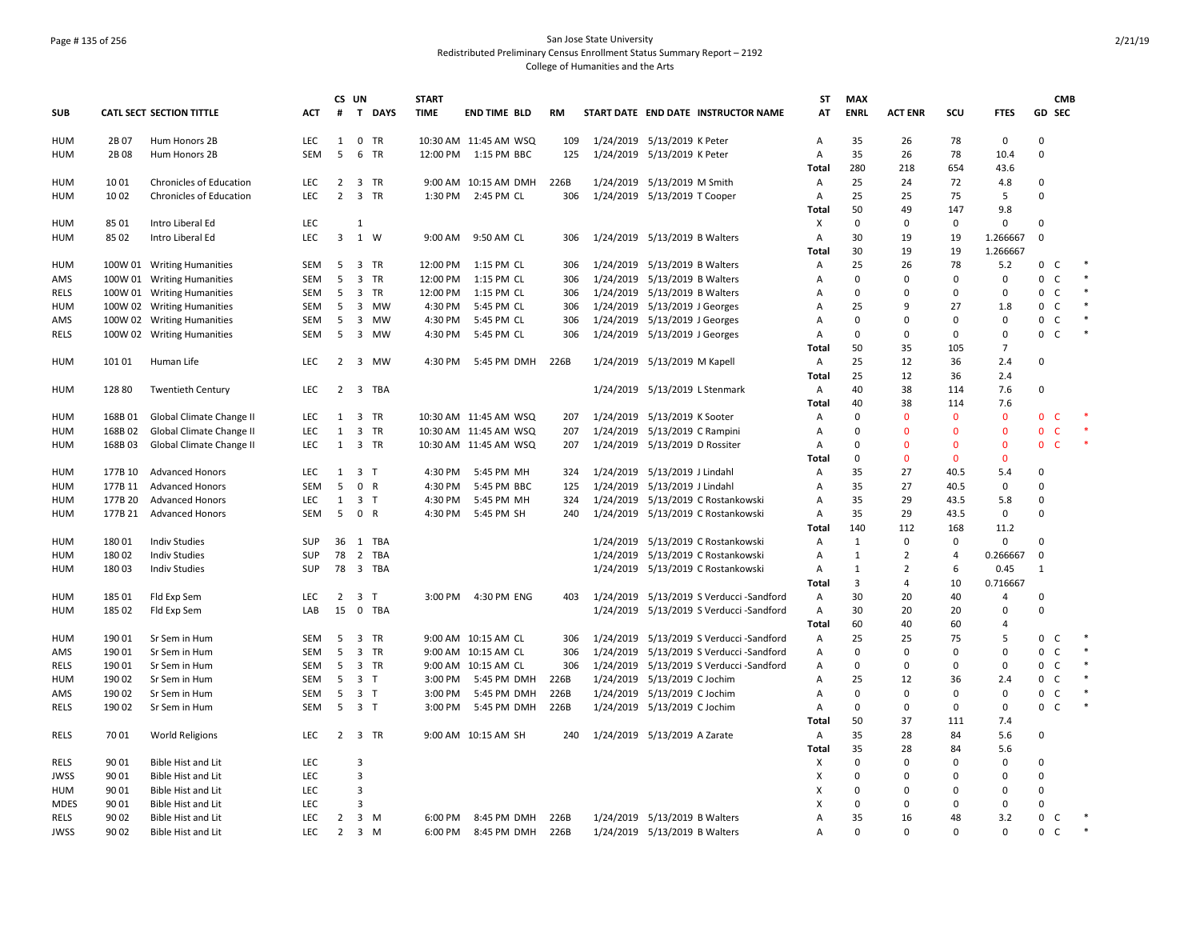San Jose State University
Redistributed Preliminary Census Enrollment Status Summary Report – 2192
College of Humanities and the Arts

| SUB | CATL SECT | SECTION TITTLE | ACT | CS # | UN T | DAYS | START TIME | END TIME | BLD | RM | START DATE | END DATE | INSTRUCTOR NAME | ST AT | MAX ENRL | ACT ENR | SCU | FTES | GD | CMB SEC | |
|---|---|---|---|---|---|---|---|---|---|---|---|---|---|---|---|---|---|---|---|---|---|
| HUM | 2B 07 | Hum Honors 2B | LEC | 1 | 0 | TR | 10:30 AM | 11:45 AM | WSQ | 109 | 1/24/2019 | 5/13/2019 | K Peter | A | 35 | 26 | 78 | 0 | 0 | | |
| HUM | 2B 08 | Hum Honors 2B | SEM | 5 | 6 | TR | 12:00 PM | 1:15 PM | BBC | 125 | 1/24/2019 | 5/13/2019 | K Peter | A | 35 | 26 | 78 | 10.4 | 0 | | |
| | | | | | | | | | | | | | | Total | 280 | 218 | 654 | 43.6 | | | |
| HUM | 10 01 | Chronicles of Education | LEC | 2 | 3 | TR | 9:00 AM | 10:15 AM | DMH | 226B | 1/24/2019 | 5/13/2019 | M Smith | A | 25 | 24 | 72 | 4.8 | 0 | | |
| HUM | 10 02 | Chronicles of Education | LEC | 2 | 3 | TR | 1:30 PM | 2:45 PM | CL | 306 | 1/24/2019 | 5/13/2019 | T Cooper | A | 25 | 25 | 75 | 5 | 0 | | |
| | | | | | | | | | | | | | | Total | 50 | 49 | 147 | 9.8 | | | |
| HUM | 85 01 | Intro Liberal Ed | LEC | | 1 | | | | | | | | | X | 0 | 0 | 0 | 0 | 0 | | |
| HUM | 85 02 | Intro Liberal Ed | LEC | 3 | 1 | W | 9:00 AM | 9:50 AM | CL | 306 | 1/24/2019 | 5/13/2019 | B Walters | A | 30 | 19 | 19 | 1.266667 | 0 | | |
| | | | | | | | | | | | | | | Total | 30 | 19 | 19 | 1.266667 | | | |
| HUM | 100W 01 | Writing Humanities | SEM | 5 | 3 | TR | 12:00 PM | 1:15 PM | CL | 306 | 1/24/2019 | 5/13/2019 | B Walters | A | 25 | 26 | 78 | 5.2 | 0 | C | * |
| AMS | 100W 01 | Writing Humanities | SEM | 5 | 3 | TR | 12:00 PM | 1:15 PM | CL | 306 | 1/24/2019 | 5/13/2019 | B Walters | A | 0 | 0 | 0 | 0 | 0 | C | * |
| RELS | 100W 01 | Writing Humanities | SEM | 5 | 3 | TR | 12:00 PM | 1:15 PM | CL | 306 | 1/24/2019 | 5/13/2019 | B Walters | A | 0 | 0 | 0 | 0 | 0 | C | * |
| HUM | 100W 02 | Writing Humanities | SEM | 5 | 3 | MW | 4:30 PM | 5:45 PM | CL | 306 | 1/24/2019 | 5/13/2019 | J Georges | A | 25 | 9 | 27 | 1.8 | 0 | C | * |
| AMS | 100W 02 | Writing Humanities | SEM | 5 | 3 | MW | 4:30 PM | 5:45 PM | CL | 306 | 1/24/2019 | 5/13/2019 | J Georges | A | 0 | 0 | 0 | 0 | 0 | C | * |
| RELS | 100W 02 | Writing Humanities | SEM | 5 | 3 | MW | 4:30 PM | 5:45 PM | CL | 306 | 1/24/2019 | 5/13/2019 | J Georges | A | 0 | 0 | 0 | 0 | 0 | C | * |
| | | | | | | | | | | | | | | Total | 50 | 35 | 105 | 7 | | | |
| HUM | 101 01 | Human Life | LEC | 2 | 3 | MW | 4:30 PM | 5:45 PM | DMH | 226B | 1/24/2019 | 5/13/2019 | M Kapell | A | 25 | 12 | 36 | 2.4 | 0 | | |
| | | | | | | | | | | | | | | Total | 25 | 12 | 36 | 2.4 | | | |
| HUM | 128 80 | Twentieth Century | LEC | 2 | 3 | TBA | | | | | 1/24/2019 | 5/13/2019 | L Stenmark | A | 40 | 38 | 114 | 7.6 | 0 | | |
| | | | | | | | | | | | | | | Total | 40 | 38 | 114 | 7.6 | | | |
| HUM | 168B 01 | Global Climate Change II | LEC | 1 | 3 | TR | 10:30 AM | 11:45 AM | WSQ | 207 | 1/24/2019 | 5/13/2019 | K Sooter | A | 0 | 0 | 0 | 0 | 0 | C | * |
| HUM | 168B 02 | Global Climate Change II | LEC | 1 | 3 | TR | 10:30 AM | 11:45 AM | WSQ | 207 | 1/24/2019 | 5/13/2019 | C Rampini | A | 0 | 0 | 0 | 0 | 0 | C | * |
| HUM | 168B 03 | Global Climate Change II | LEC | 1 | 3 | TR | 10:30 AM | 11:45 AM | WSQ | 207 | 1/24/2019 | 5/13/2019 | D Rossiter | A | 0 | 0 | 0 | 0 | 0 | C | * |
| | | | | | | | | | | | | | | Total | 0 | 0 | 0 | 0 | | | |
| HUM | 177B 10 | Advanced Honors | LEC | 1 | 3 | T | 4:30 PM | 5:45 PM | MH | 324 | 1/24/2019 | 5/13/2019 | J Lindahl | A | 35 | 27 | 40.5 | 5.4 | 0 | | |
| HUM | 177B 11 | Advanced Honors | SEM | 5 | 0 | R | 4:30 PM | 5:45 PM | BBC | 125 | 1/24/2019 | 5/13/2019 | J Lindahl | A | 35 | 27 | 40.5 | 0 | 0 | | |
| HUM | 177B 20 | Advanced Honors | LEC | 1 | 3 | T | 4:30 PM | 5:45 PM | MH | 324 | 1/24/2019 | 5/13/2019 | C Rostankowski | A | 35 | 29 | 43.5 | 5.8 | 0 | | |
| HUM | 177B 21 | Advanced Honors | SEM | 5 | 0 | R | 4:30 PM | 5:45 PM | SH | 240 | 1/24/2019 | 5/13/2019 | C Rostankowski | A | 35 | 29 | 43.5 | 0 | 0 | | |
| | | | | | | | | | | | | | | Total | 140 | 112 | 168 | 11.2 | | | |
| HUM | 180 01 | Indiv Studies | SUP | 36 | 1 | TBA | | | | | 1/24/2019 | 5/13/2019 | C Rostankowski | A | 1 | 0 | 0 | 0 | 0 | | |
| HUM | 180 02 | Indiv Studies | SUP | 78 | 2 | TBA | | | | | 1/24/2019 | 5/13/2019 | C Rostankowski | A | 1 | 2 | 4 | 0.266667 | 0 | | |
| HUM | 180 03 | Indiv Studies | SUP | 78 | 3 | TBA | | | | | 1/24/2019 | 5/13/2019 | C Rostankowski | A | 1 | 2 | 6 | 0.45 | 1 | | |
| | | | | | | | | | | | | | | Total | 3 | 4 | 10 | 0.716667 | | | |
| HUM | 185 01 | Fld Exp Sem | LEC | 2 | 3 | T | 3:00 PM | 4:30 PM | ENG | 403 | 1/24/2019 | 5/13/2019 | S Verducci -Sandford | A | 30 | 20 | 40 | 4 | 0 | | |
| HUM | 185 02 | Fld Exp Sem | LAB | 15 | 0 | TBA | | | | | 1/24/2019 | 5/13/2019 | S Verducci -Sandford | A | 30 | 20 | 20 | 0 | 0 | | |
| | | | | | | | | | | | | | | Total | 60 | 40 | 60 | 4 | | | |
| HUM | 190 01 | Sr Sem in Hum | SEM | 5 | 3 | TR | 9:00 AM | 10:15 AM | CL | 306 | 1/24/2019 | 5/13/2019 | S Verducci -Sandford | A | 25 | 25 | 75 | 5 | 0 | C | * |
| AMS | 190 01 | Sr Sem in Hum | SEM | 5 | 3 | TR | 9:00 AM | 10:15 AM | CL | 306 | 1/24/2019 | 5/13/2019 | S Verducci -Sandford | A | 0 | 0 | 0 | 0 | 0 | C | * |
| RELS | 190 01 | Sr Sem in Hum | SEM | 5 | 3 | TR | 9:00 AM | 10:15 AM | CL | 306 | 1/24/2019 | 5/13/2019 | S Verducci -Sandford | A | 0 | 0 | 0 | 0 | 0 | C | * |
| HUM | 190 02 | Sr Sem in Hum | SEM | 5 | 3 | T | 3:00 PM | 5:45 PM | DMH | 226B | 1/24/2019 | 5/13/2019 | C Jochim | A | 25 | 12 | 36 | 2.4 | 0 | C | * |
| AMS | 190 02 | Sr Sem in Hum | SEM | 5 | 3 | T | 3:00 PM | 5:45 PM | DMH | 226B | 1/24/2019 | 5/13/2019 | C Jochim | A | 0 | 0 | 0 | 0 | 0 | C | * |
| RELS | 190 02 | Sr Sem in Hum | SEM | 5 | 3 | T | 3:00 PM | 5:45 PM | DMH | 226B | 1/24/2019 | 5/13/2019 | C Jochim | A | 0 | 0 | 0 | 0 | 0 | C | * |
| | | | | | | | | | | | | | | Total | 50 | 37 | 111 | 7.4 | | | |
| RELS | 70 01 | World Religions | LEC | 2 | 3 | TR | 9:00 AM | 10:15 AM | SH | 240 | 1/24/2019 | 5/13/2019 | A Zarate | A | 35 | 28 | 84 | 5.6 | 0 | | |
| | | | | | | | | | | | | | | Total | 35 | 28 | 84 | 5.6 | | | |
| RELS | 90 01 | Bible Hist and Lit | LEC | | 3 | | | | | | | | | X | 0 | 0 | 0 | 0 | 0 | | |
| JWSS | 90 01 | Bible Hist and Lit | LEC | | 3 | | | | | | | | | X | 0 | 0 | 0 | 0 | 0 | | |
| HUM | 90 01 | Bible Hist and Lit | LEC | | 3 | | | | | | | | | X | 0 | 0 | 0 | 0 | 0 | | |
| MDES | 90 01 | Bible Hist and Lit | LEC | | 3 | | | | | | | | | X | 0 | 0 | 0 | 0 | 0 | | |
| RELS | 90 02 | Bible Hist and Lit | LEC | 2 | 3 | M | 6:00 PM | 8:45 PM | DMH | 226B | 1/24/2019 | 5/13/2019 | B Walters | A | 35 | 16 | 48 | 3.2 | 0 | C | * |
| JWSS | 90 02 | Bible Hist and Lit | LEC | 2 | 3 | M | 6:00 PM | 8:45 PM | DMH | 226B | 1/24/2019 | 5/13/2019 | B Walters | A | 0 | 0 | 0 | 0 | 0 | C | * |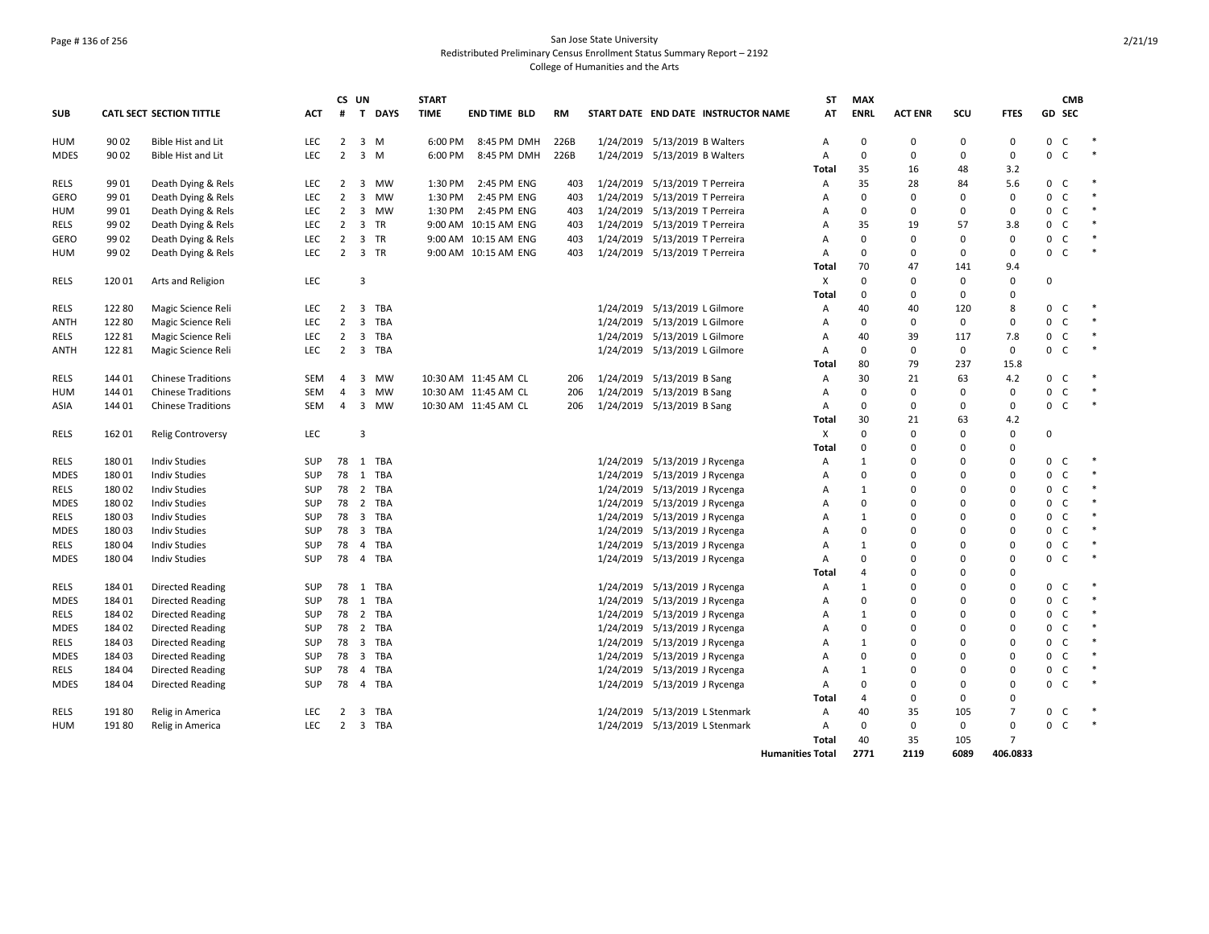San Jose State University
Redistributed Preliminary Census Enrollment Status Summary Report – 2192
College of Humanities and the Arts

| SUB | CATL SECT | SECTION TITTLE | ACT | CS # | UN T | DAYS | START TIME | END TIME | BLD | RM | START DATE | END DATE | INSTRUCTOR NAME | ST AT | MAX ENRL | ACT ENR | SCU | FTES | GD | CMB SEC | |
|---|---|---|---|---|---|---|---|---|---|---|---|---|---|---|---|---|---|---|---|---|---|
| HUM | 90 02 | Bible Hist and Lit | LEC | 2 | 3 | M | 6:00 PM | 8:45 PM | DMH | 226B | 1/24/2019 | 5/13/2019 | B Walters | A | 0 | 0 | 0 | 0 | 0 | C | * |
| MDES | 90 02 | Bible Hist and Lit | LEC | 2 | 3 | M | 6:00 PM | 8:45 PM | DMH | 226B | 1/24/2019 | 5/13/2019 | B Walters | A | 0 | 0 | 0 | 0 | 0 | C | * |
| | | | | | | | | | | | | | | Total | 35 | 16 | 48 | 3.2 | | | |
| RELS | 99 01 | Death Dying & Rels | LEC | 2 | 3 | MW | 1:30 PM | 2:45 PM | ENG | 403 | 1/24/2019 | 5/13/2019 | T Perreira | A | 35 | 28 | 84 | 5.6 | 0 | C | * |
| GERO | 99 01 | Death Dying & Rels | LEC | 2 | 3 | MW | 1:30 PM | 2:45 PM | ENG | 403 | 1/24/2019 | 5/13/2019 | T Perreira | A | 0 | 0 | 0 | 0 | 0 | C | * |
| HUM | 99 01 | Death Dying & Rels | LEC | 2 | 3 | MW | 1:30 PM | 2:45 PM | ENG | 403 | 1/24/2019 | 5/13/2019 | T Perreira | A | 0 | 0 | 0 | 0 | 0 | C | * |
| RELS | 99 02 | Death Dying & Rels | LEC | 2 | 3 | TR | 9:00 AM | 10:15 AM | ENG | 403 | 1/24/2019 | 5/13/2019 | T Perreira | A | 35 | 19 | 57 | 3.8 | 0 | C | * |
| GERO | 99 02 | Death Dying & Rels | LEC | 2 | 3 | TR | 9:00 AM | 10:15 AM | ENG | 403 | 1/24/2019 | 5/13/2019 | T Perreira | A | 0 | 0 | 0 | 0 | 0 | C | * |
| HUM | 99 02 | Death Dying & Rels | LEC | 2 | 3 | TR | 9:00 AM | 10:15 AM | ENG | 403 | 1/24/2019 | 5/13/2019 | T Perreira | A | 0 | 0 | 0 | 0 | 0 | C | * |
| | | | | | | | | | | | | | | Total | 70 | 47 | 141 | 9.4 | | | |
| RELS | 120 01 | Arts and Religion | LEC | | 3 | | | | | | | | | X | 0 | 0 | 0 | 0 | 0 | | |
| | | | | | | | | | | | | | | Total | 0 | 0 | 0 | 0 | | | |
| RELS | 122 80 | Magic Science Reli | LEC | 2 | 3 | TBA | | | | | 1/24/2019 | 5/13/2019 | L Gilmore | A | 40 | 40 | 120 | 8 | 0 | C | * |
| ANTH | 122 80 | Magic Science Reli | LEC | 2 | 3 | TBA | | | | | 1/24/2019 | 5/13/2019 | L Gilmore | A | 0 | 0 | 0 | 0 | 0 | C | * |
| RELS | 122 81 | Magic Science Reli | LEC | 2 | 3 | TBA | | | | | 1/24/2019 | 5/13/2019 | L Gilmore | A | 40 | 39 | 117 | 7.8 | 0 | C | * |
| ANTH | 122 81 | Magic Science Reli | LEC | 2 | 3 | TBA | | | | | 1/24/2019 | 5/13/2019 | L Gilmore | A | 0 | 0 | 0 | 0 | 0 | C | * |
| | | | | | | | | | | | | | | Total | 80 | 79 | 237 | 15.8 | | | |
| RELS | 144 01 | Chinese Traditions | SEM | 4 | 3 | MW | 10:30 AM | 11:45 AM | CL | 206 | 1/24/2019 | 5/13/2019 | B Sang | A | 30 | 21 | 63 | 4.2 | 0 | C | * |
| HUM | 144 01 | Chinese Traditions | SEM | 4 | 3 | MW | 10:30 AM | 11:45 AM | CL | 206 | 1/24/2019 | 5/13/2019 | B Sang | A | 0 | 0 | 0 | 0 | 0 | C | * |
| ASIA | 144 01 | Chinese Traditions | SEM | 4 | 3 | MW | 10:30 AM | 11:45 AM | CL | 206 | 1/24/2019 | 5/13/2019 | B Sang | A | 0 | 0 | 0 | 0 | 0 | C | * |
| | | | | | | | | | | | | | | Total | 30 | 21 | 63 | 4.2 | | | |
| RELS | 162 01 | Relig Controversy | LEC | | 3 | | | | | | | | | X | 0 | 0 | 0 | 0 | 0 | | |
| | | | | | | | | | | | | | | Total | 0 | 0 | 0 | 0 | | | |
| RELS | 180 01 | Indiv Studies | SUP | 78 | 1 | TBA | | | | | 1/24/2019 | 5/13/2019 | J Rycenga | A | 1 | 0 | 0 | 0 | 0 | C | * |
| MDES | 180 01 | Indiv Studies | SUP | 78 | 1 | TBA | | | | | 1/24/2019 | 5/13/2019 | J Rycenga | A | 0 | 0 | 0 | 0 | 0 | C | * |
| RELS | 180 02 | Indiv Studies | SUP | 78 | 2 | TBA | | | | | 1/24/2019 | 5/13/2019 | J Rycenga | A | 1 | 0 | 0 | 0 | 0 | C | * |
| MDES | 180 02 | Indiv Studies | SUP | 78 | 2 | TBA | | | | | 1/24/2019 | 5/13/2019 | J Rycenga | A | 0 | 0 | 0 | 0 | 0 | C | * |
| RELS | 180 03 | Indiv Studies | SUP | 78 | 3 | TBA | | | | | 1/24/2019 | 5/13/2019 | J Rycenga | A | 1 | 0 | 0 | 0 | 0 | C | * |
| MDES | 180 03 | Indiv Studies | SUP | 78 | 3 | TBA | | | | | 1/24/2019 | 5/13/2019 | J Rycenga | A | 0 | 0 | 0 | 0 | 0 | C | * |
| RELS | 180 04 | Indiv Studies | SUP | 78 | 4 | TBA | | | | | 1/24/2019 | 5/13/2019 | J Rycenga | A | 1 | 0 | 0 | 0 | 0 | C | * |
| MDES | 180 04 | Indiv Studies | SUP | 78 | 4 | TBA | | | | | 1/24/2019 | 5/13/2019 | J Rycenga | A | 0 | 0 | 0 | 0 | 0 | C | * |
| | | | | | | | | | | | | | | Total | 4 | 0 | 0 | 0 | | | |
| RELS | 184 01 | Directed Reading | SUP | 78 | 1 | TBA | | | | | 1/24/2019 | 5/13/2019 | J Rycenga | A | 1 | 0 | 0 | 0 | 0 | C | * |
| MDES | 184 01 | Directed Reading | SUP | 78 | 1 | TBA | | | | | 1/24/2019 | 5/13/2019 | J Rycenga | A | 0 | 0 | 0 | 0 | 0 | C | * |
| RELS | 184 02 | Directed Reading | SUP | 78 | 2 | TBA | | | | | 1/24/2019 | 5/13/2019 | J Rycenga | A | 1 | 0 | 0 | 0 | 0 | C | * |
| MDES | 184 02 | Directed Reading | SUP | 78 | 2 | TBA | | | | | 1/24/2019 | 5/13/2019 | J Rycenga | A | 0 | 0 | 0 | 0 | 0 | C | * |
| RELS | 184 03 | Directed Reading | SUP | 78 | 3 | TBA | | | | | 1/24/2019 | 5/13/2019 | J Rycenga | A | 1 | 0 | 0 | 0 | 0 | C | * |
| MDES | 184 03 | Directed Reading | SUP | 78 | 3 | TBA | | | | | 1/24/2019 | 5/13/2019 | J Rycenga | A | 0 | 0 | 0 | 0 | 0 | C | * |
| RELS | 184 04 | Directed Reading | SUP | 78 | 4 | TBA | | | | | 1/24/2019 | 5/13/2019 | J Rycenga | A | 1 | 0 | 0 | 0 | 0 | C | * |
| MDES | 184 04 | Directed Reading | SUP | 78 | 4 | TBA | | | | | 1/24/2019 | 5/13/2019 | J Rycenga | A | 0 | 0 | 0 | 0 | 0 | C | * |
| | | | | | | | | | | | | | | Total | 4 | 0 | 0 | 0 | | | |
| RELS | 191 80 | Relig in America | LEC | 2 | 3 | TBA | | | | | 1/24/2019 | 5/13/2019 | L Stenmark | A | 40 | 35 | 105 | 7 | 0 | C | * |
| HUM | 191 80 | Relig in America | LEC | 2 | 3 | TBA | | | | | 1/24/2019 | 5/13/2019 | L Stenmark | A | 0 | 0 | 0 | 0 | 0 | C | * |
| | | | | | | | | | | | | | | Total | 40 | 35 | 105 | 7 | | | |
| | | | | | | | | | | | | | | Humanities Total | 2771 | 2119 | 6089 | 406.0833 | | | |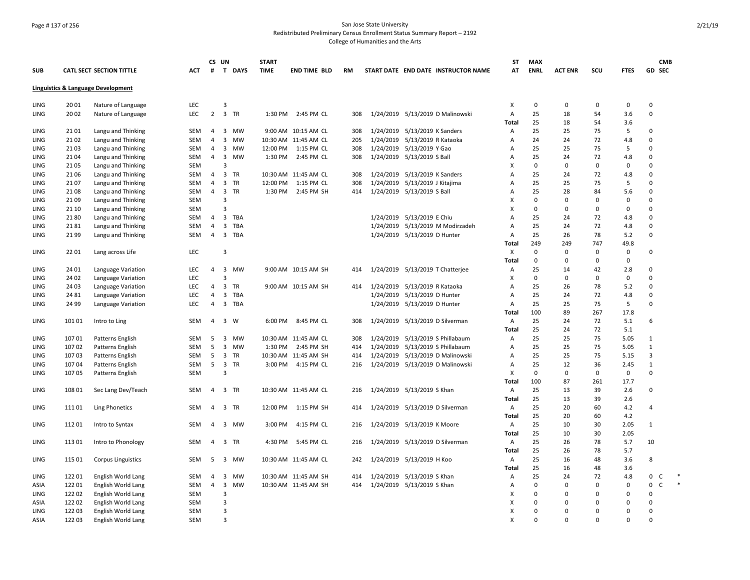San Jose State University
Redistributed Preliminary Census Enrollment Status Summary Report – 2192
College of Humanities and the Arts

2/21/19

| SUB | CATL | SECT | SECTION TITTLE | ACT | CS # | UN T | DAYS | START TIME | END TIME | BLD | RM | START DATE | END DATE | INSTRUCTOR NAME | ST AT | MAX ENRL | ACT ENR | SCU | FTES | GD | CMB SEC |
|---|---|---|---|---|---|---|---|---|---|---|---|---|---|---|---|---|---|---|---|---|---|
| **Linguistics & Language Development** | | | | | | | | | | | | | | | | | | | | | |
| LING | 20 | 01 | Nature of Language | LEC | | 3 | | | | | | | | | X | 0 | 0 | 0 | 0 | 0 | |
| LING | 20 | 02 | Nature of Language | LEC | 2 | 3 | TR | 1:30 PM | 2:45 PM | CL | 308 | 1/24/2019 | 5/13/2019 | D Malinowski | A | 25 | 18 | 54 | 3.6 | 0 | |
| | | | | | | | | | | | | | | | Total | 25 | 18 | 54 | 3.6 | | |
| LING | 21 | 01 | Langu and Thinking | SEM | 4 | 3 | MW | 9:00 AM | 10:15 AM | CL | 308 | 1/24/2019 | 5/13/2019 | K Sanders | A | 25 | 25 | 75 | 5 | 0 | |
| LING | 21 | 02 | Langu and Thinking | SEM | 4 | 3 | MW | 10:30 AM | 11:45 AM | CL | 205 | 1/24/2019 | 5/13/2019 | R Kataoka | A | 24 | 24 | 72 | 4.8 | 0 | |
| LING | 21 | 03 | Langu and Thinking | SEM | 4 | 3 | MW | 12:00 PM | 1:15 PM | CL | 308 | 1/24/2019 | 5/13/2019 | Y Gao | A | 25 | 25 | 75 | 5 | 0 | |
| LING | 21 | 04 | Langu and Thinking | SEM | 4 | 3 | MW | 1:30 PM | 2:45 PM | CL | 308 | 1/24/2019 | 5/13/2019 | S Ball | A | 25 | 24 | 72 | 4.8 | 0 | |
| LING | 21 | 05 | Langu and Thinking | SEM | | 3 | | | | | | | | | X | 0 | 0 | 0 | 0 | 0 | |
| LING | 21 | 06 | Langu and Thinking | SEM | 4 | 3 | TR | 10:30 AM | 11:45 AM | CL | 308 | 1/24/2019 | 5/13/2019 | K Sanders | A | 25 | 24 | 72 | 4.8 | 0 | |
| LING | 21 | 07 | Langu and Thinking | SEM | 4 | 3 | TR | 12:00 PM | 1:15 PM | CL | 308 | 1/24/2019 | 5/13/2019 | J Kitajima | A | 25 | 25 | 75 | 5 | 0 | |
| LING | 21 | 08 | Langu and Thinking | SEM | 4 | 3 | TR | 1:30 PM | 2:45 PM | SH | 414 | 1/24/2019 | 5/13/2019 | S Ball | A | 25 | 28 | 84 | 5.6 | 0 | |
| LING | 21 | 09 | Langu and Thinking | SEM | | 3 | | | | | | | | | X | 0 | 0 | 0 | 0 | 0 | |
| LING | 21 | 10 | Langu and Thinking | SEM | | 3 | | | | | | | | | X | 0 | 0 | 0 | 0 | 0 | |
| LING | 21 | 80 | Langu and Thinking | SEM | 4 | 3 | TBA | | | | | 1/24/2019 | 5/13/2019 | E Chiu | A | 25 | 24 | 72 | 4.8 | 0 | |
| LING | 21 | 81 | Langu and Thinking | SEM | 4 | 3 | TBA | | | | | 1/24/2019 | 5/13/2019 | M Modirzadeh | A | 25 | 24 | 72 | 4.8 | 0 | |
| LING | 21 | 99 | Langu and Thinking | SEM | 4 | 3 | TBA | | | | | 1/24/2019 | 5/13/2019 | D Hunter | A | 25 | 26 | 78 | 5.2 | 0 | |
| | | | | | | | | | | | | | | | Total | 249 | 249 | 747 | 49.8 | | |
| LING | 22 | 01 | Lang across Life | LEC | | 3 | | | | | | | | | X | 0 | 0 | 0 | 0 | 0 | |
| | | | | | | | | | | | | | | | Total | 0 | 0 | 0 | 0 | | |
| LING | 24 | 01 | Language Variation | LEC | 4 | 3 | MW | 9:00 AM | 10:15 AM | SH | 414 | 1/24/2019 | 5/13/2019 | T Chatterjee | A | 25 | 14 | 42 | 2.8 | 0 | |
| LING | 24 | 02 | Language Variation | LEC | | 3 | | | | | | | | | X | 0 | 0 | 0 | 0 | 0 | |
| LING | 24 | 03 | Language Variation | LEC | 4 | 3 | TR | 9:00 AM | 10:15 AM | SH | 414 | 1/24/2019 | 5/13/2019 | R Kataoka | A | 25 | 26 | 78 | 5.2 | 0 | |
| LING | 24 | 81 | Language Variation | LEC | 4 | 3 | TBA | | | | | 1/24/2019 | 5/13/2019 | D Hunter | A | 25 | 24 | 72 | 4.8 | 0 | |
| LING | 24 | 99 | Language Variation | LEC | 4 | 3 | TBA | | | | | 1/24/2019 | 5/13/2019 | D Hunter | A | 25 | 25 | 75 | 5 | 0 | |
| | | | | | | | | | | | | | | | Total | 100 | 89 | 267 | 17.8 | | |
| LING | 101 | 01 | Intro to Ling | SEM | 4 | 3 | W | 6:00 PM | 8:45 PM | CL | 308 | 1/24/2019 | 5/13/2019 | D Silverman | A | 25 | 24 | 72 | 5.1 | 6 | |
| | | | | | | | | | | | | | | | Total | 25 | 24 | 72 | 5.1 | | |
| LING | 107 | 01 | Patterns English | SEM | 5 | 3 | MW | 10:30 AM | 11:45 AM | CL | 308 | 1/24/2019 | 5/13/2019 | S Phillabaum | A | 25 | 25 | 75 | 5.05 | 1 | |
| LING | 107 | 02 | Patterns English | SEM | 5 | 3 | MW | 1:30 PM | 2:45 PM | SH | 414 | 1/24/2019 | 5/13/2019 | S Phillabaum | A | 25 | 25 | 75 | 5.05 | 1 | |
| LING | 107 | 03 | Patterns English | SEM | 5 | 3 | TR | 10:30 AM | 11:45 AM | SH | 414 | 1/24/2019 | 5/13/2019 | D Malinowski | A | 25 | 25 | 75 | 5.15 | 3 | |
| LING | 107 | 04 | Patterns English | SEM | 5 | 3 | TR | 3:00 PM | 4:15 PM | CL | 216 | 1/24/2019 | 5/13/2019 | D Malinowski | A | 25 | 12 | 36 | 2.45 | 1 | |
| LING | 107 | 05 | Patterns English | SEM | | 3 | | | | | | | | | X | 0 | 0 | 0 | 0 | 0 | |
| | | | | | | | | | | | | | | | Total | 100 | 87 | 261 | 17.7 | | |
| LING | 108 | 01 | Sec Lang Dev/Teach | SEM | 4 | 3 | TR | 10:30 AM | 11:45 AM | CL | 216 | 1/24/2019 | 5/13/2019 | S Khan | A | 25 | 13 | 39 | 2.6 | 0 | |
| | | | | | | | | | | | | | | | Total | 25 | 13 | 39 | 2.6 | | |
| LING | 111 | 01 | Ling Phonetics | SEM | 4 | 3 | TR | 12:00 PM | 1:15 PM | SH | 414 | 1/24/2019 | 5/13/2019 | D Silverman | A | 25 | 20 | 60 | 4.2 | 4 | |
| | | | | | | | | | | | | | | | Total | 25 | 20 | 60 | 4.2 | | |
| LING | 112 | 01 | Intro to Syntax | SEM | 4 | 3 | MW | 3:00 PM | 4:15 PM | CL | 216 | 1/24/2019 | 5/13/2019 | K Moore | A | 25 | 10 | 30 | 2.05 | 1 | |
| | | | | | | | | | | | | | | | Total | 25 | 10 | 30 | 2.05 | | |
| LING | 113 | 01 | Intro to Phonology | SEM | 4 | 3 | TR | 4:30 PM | 5:45 PM | CL | 216 | 1/24/2019 | 5/13/2019 | D Silverman | A | 25 | 26 | 78 | 5.7 | 10 | |
| | | | | | | | | | | | | | | | Total | 25 | 26 | 78 | 5.7 | | |
| LING | 115 | 01 | Corpus Linguistics | SEM | 5 | 3 | MW | 10:30 AM | 11:45 AM | CL | 242 | 1/24/2019 | 5/13/2019 | H Koo | A | 25 | 16 | 48 | 3.6 | 8 | |
| | | | | | | | | | | | | | | | Total | 25 | 16 | 48 | 3.6 | | |
| LING | 122 | 01 | English World Lang | SEM | 4 | 3 | MW | 10:30 AM | 11:45 AM | SH | 414 | 1/24/2019 | 5/13/2019 | S Khan | A | 25 | 24 | 72 | 4.8 | 0 | C * |
| ASIA | 122 | 01 | English World Lang | SEM | 4 | 3 | MW | 10:30 AM | 11:45 AM | SH | 414 | 1/24/2019 | 5/13/2019 | S Khan | A | 0 | 0 | 0 | 0 | 0 | C * |
| LING | 122 | 02 | English World Lang | SEM | | 3 | | | | | | | | | X | 0 | 0 | 0 | 0 | 0 | |
| ASIA | 122 | 02 | English World Lang | SEM | | 3 | | | | | | | | | X | 0 | 0 | 0 | 0 | 0 | |
| LING | 122 | 03 | English World Lang | SEM | | 3 | | | | | | | | | X | 0 | 0 | 0 | 0 | 0 | |
| ASIA | 122 | 03 | English World Lang | SEM | | 3 | | | | | | | | | X | 0 | 0 | 0 | 0 | 0 | |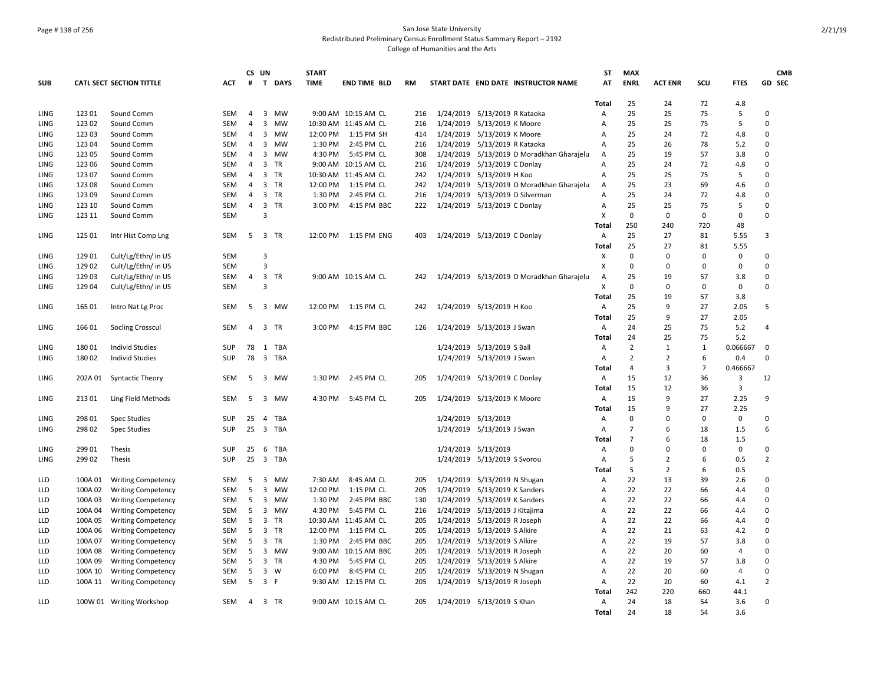San Jose State University
Redistributed Preliminary Census Enrollment Status Summary Report – 2192
College of Humanities and the Arts

| SUB | CATL SECT | SECTION TITTLE | ACT | CS # | UN T | DAYS | START TIME | END TIME | BLD | RM | START DATE | END DATE | INSTRUCTOR NAME | ST AT | MAX ENRL | ACT ENR | SCU | FTES | GD | CMB SEC |
|---|---|---|---|---|---|---|---|---|---|---|---|---|---|---|---|---|---|---|---|---|
| | | | | | | | | | | | | | | Total | 25 | 24 | 72 | 4.8 | | |
| LING | 123 01 | Sound Comm | SEM | 4 | 3 | MW | 9:00 AM | 10:15 AM | CL | 216 | 1/24/2019 | 5/13/2019 | R Kataoka | A | 25 | 25 | 75 | 5 | 0 | |
| LING | 123 02 | Sound Comm | SEM | 4 | 3 | MW | 10:30 AM | 11:45 AM | CL | 216 | 1/24/2019 | 5/13/2019 | K Moore | A | 25 | 25 | 75 | 5 | 0 | |
| LING | 123 03 | Sound Comm | SEM | 4 | 3 | MW | 12:00 PM | 1:15 PM | SH | 414 | 1/24/2019 | 5/13/2019 | K Moore | A | 25 | 24 | 72 | 4.8 | 0 | |
| LING | 123 04 | Sound Comm | SEM | 4 | 3 | MW | 1:30 PM | 2:45 PM | CL | 216 | 1/24/2019 | 5/13/2019 | R Kataoka | A | 25 | 26 | 78 | 5.2 | 0 | |
| LING | 123 05 | Sound Comm | SEM | 4 | 3 | MW | 4:30 PM | 5:45 PM | CL | 308 | 1/24/2019 | 5/13/2019 | D Moradkhan Gharajelu | A | 25 | 19 | 57 | 3.8 | 0 | |
| LING | 123 06 | Sound Comm | SEM | 4 | 3 | TR | 9:00 AM | 10:15 AM | CL | 216 | 1/24/2019 | 5/13/2019 | C Donlay | A | 25 | 24 | 72 | 4.8 | 0 | |
| LING | 123 07 | Sound Comm | SEM | 4 | 3 | TR | 10:30 AM | 11:45 AM | CL | 242 | 1/24/2019 | 5/13/2019 | H Koo | A | 25 | 25 | 75 | 5 | 0 | |
| LING | 123 08 | Sound Comm | SEM | 4 | 3 | TR | 12:00 PM | 1:15 PM | CL | 242 | 1/24/2019 | 5/13/2019 | D Moradkhan Gharajelu | A | 25 | 23 | 69 | 4.6 | 0 | |
| LING | 123 09 | Sound Comm | SEM | 4 | 3 | TR | 1:30 PM | 2:45 PM | CL | 216 | 1/24/2019 | 5/13/2019 | D Silverman | A | 25 | 24 | 72 | 4.8 | 0 | |
| LING | 123 10 | Sound Comm | SEM | 4 | 3 | TR | 3:00 PM | 4:15 PM | BBC | 222 | 1/24/2019 | 5/13/2019 | C Donlay | A | 25 | 25 | 75 | 5 | 0 | |
| LING | 123 11 | Sound Comm | SEM | | 3 | | | | | | | | | X | 0 | 0 | 0 | 0 | 0 | |
| | | | | | | | | | | | | | | Total | 250 | 240 | 720 | 48 | | |
| LING | 125 01 | Intr Hist Comp Lng | SEM | 5 | 3 | TR | 12:00 PM | 1:15 PM | ENG | 403 | 1/24/2019 | 5/13/2019 | C Donlay | A | 25 | 27 | 81 | 5.55 | 3 | |
| | | | | | | | | | | | | | | Total | 25 | 27 | 81 | 5.55 | | |
| LING | 129 01 | Cult/Lg/Ethn/ in US | SEM | | 3 | | | | | | | | | X | 0 | 0 | 0 | 0 | 0 | |
| LING | 129 02 | Cult/Lg/Ethn/ in US | SEM | | 3 | | | | | | | | | X | 0 | 0 | 0 | 0 | 0 | |
| LING | 129 03 | Cult/Lg/Ethn/ in US | SEM | 4 | 3 | TR | 9:00 AM | 10:15 AM | CL | 242 | 1/24/2019 | 5/13/2019 | D Moradkhan Gharajelu | A | 25 | 19 | 57 | 3.8 | 0 | |
| LING | 129 04 | Cult/Lg/Ethn/ in US | SEM | | 3 | | | | | | | | | X | 0 | 0 | 0 | 0 | 0 | |
| | | | | | | | | | | | | | | Total | 25 | 19 | 57 | 3.8 | | |
| LING | 165 01 | Intro Nat Lg Proc | SEM | 5 | 3 | MW | 12:00 PM | 1:15 PM | CL | 242 | 1/24/2019 | 5/13/2019 | H Koo | A | 25 | 9 | 27 | 2.05 | 5 | |
| | | | | | | | | | | | | | | Total | 25 | 9 | 27 | 2.05 | | |
| LING | 166 01 | Socling Crosscul | SEM | 4 | 3 | TR | 3:00 PM | 4:15 PM | BBC | 126 | 1/24/2019 | 5/13/2019 | J Swan | A | 24 | 25 | 75 | 5.2 | 4 | |
| | | | | | | | | | | | | | | Total | 24 | 25 | 75 | 5.2 | | |
| LING | 180 01 | Individ Studies | SUP | 78 | 1 | TBA | | | | | 1/24/2019 | 5/13/2019 | S Ball | A | 2 | 1 | 1 | 0.066667 | 0 | |
| LING | 180 02 | Individ Studies | SUP | 78 | 3 | TBA | | | | | 1/24/2019 | 5/13/2019 | J Swan | A | 2 | 2 | 6 | 0.4 | 0 | |
| | | | | | | | | | | | | | | Total | 4 | 3 | 7 | 0.466667 | | |
| LING | 202A 01 | Syntactic Theory | SEM | 5 | 3 | MW | 1:30 PM | 2:45 PM | CL | 205 | 1/24/2019 | 5/13/2019 | C Donlay | A | 15 | 12 | 36 | 3 | 12 | |
| | | | | | | | | | | | | | | Total | 15 | 12 | 36 | 3 | | |
| LING | 213 01 | Ling Field Methods | SEM | 5 | 3 | MW | 4:30 PM | 5:45 PM | CL | 205 | 1/24/2019 | 5/13/2019 | K Moore | A | 15 | 9 | 27 | 2.25 | 9 | |
| | | | | | | | | | | | | | | Total | 15 | 9 | 27 | 2.25 | | |
| LING | 298 01 | Spec Studies | SUP | 25 | 4 | TBA | | | | | 1/24/2019 | 5/13/2019 | | A | 0 | 0 | 0 | 0 | 0 | |
| LING | 298 02 | Spec Studies | SUP | 25 | 3 | TBA | | | | | 1/24/2019 | 5/13/2019 | J Swan | A | 7 | 6 | 18 | 1.5 | 6 | |
| | | | | | | | | | | | | | | Total | 7 | 6 | 18 | 1.5 | | |
| LING | 299 01 | Thesis | SUP | 25 | 6 | TBA | | | | | 1/24/2019 | 5/13/2019 | | A | 0 | 0 | 0 | 0 | 0 | |
| LING | 299 02 | Thesis | SUP | 25 | 3 | TBA | | | | | 1/24/2019 | 5/13/2019 | S Svorou | A | 5 | 2 | 6 | 0.5 | 2 | |
| | | | | | | | | | | | | | | Total | 5 | 2 | 6 | 0.5 | | |
| LLD | 100A 01 | Writing Competency | SEM | 5 | 3 | MW | 7:30 AM | 8:45 AM | CL | 205 | 1/24/2019 | 5/13/2019 | N Shugan | A | 22 | 13 | 39 | 2.6 | 0 | |
| LLD | 100A 02 | Writing Competency | SEM | 5 | 3 | MW | 12:00 PM | 1:15 PM | CL | 205 | 1/24/2019 | 5/13/2019 | K Sanders | A | 22 | 22 | 66 | 4.4 | 0 | |
| LLD | 100A 03 | Writing Competency | SEM | 5 | 3 | MW | 1:30 PM | 2:45 PM | BBC | 130 | 1/24/2019 | 5/13/2019 | K Sanders | A | 22 | 22 | 66 | 4.4 | 0 | |
| LLD | 100A 04 | Writing Competency | SEM | 5 | 3 | MW | 4:30 PM | 5:45 PM | CL | 216 | 1/24/2019 | 5/13/2019 | J Kitajima | A | 22 | 22 | 66 | 4.4 | 0 | |
| LLD | 100A 05 | Writing Competency | SEM | 5 | 3 | TR | 10:30 AM | 11:45 AM | CL | 205 | 1/24/2019 | 5/13/2019 | R Joseph | A | 22 | 22 | 66 | 4.4 | 0 | |
| LLD | 100A 06 | Writing Competency | SEM | 5 | 3 | TR | 12:00 PM | 1:15 PM | CL | 205 | 1/24/2019 | 5/13/2019 | S Alkire | A | 22 | 21 | 63 | 4.2 | 0 | |
| LLD | 100A 07 | Writing Competency | SEM | 5 | 3 | TR | 1:30 PM | 2:45 PM | BBC | 205 | 1/24/2019 | 5/13/2019 | S Alkire | A | 22 | 19 | 57 | 3.8 | 0 | |
| LLD | 100A 08 | Writing Competency | SEM | 5 | 3 | MW | 9:00 AM | 10:15 AM | BBC | 205 | 1/24/2019 | 5/13/2019 | R Joseph | A | 22 | 20 | 60 | 4 | 0 | |
| LLD | 100A 09 | Writing Competency | SEM | 5 | 3 | TR | 4:30 PM | 5:45 PM | CL | 205 | 1/24/2019 | 5/13/2019 | S Alkire | A | 22 | 19 | 57 | 3.8 | 0 | |
| LLD | 100A 10 | Writing Competency | SEM | 5 | 3 | W | 6:00 PM | 8:45 PM | CL | 205 | 1/24/2019 | 5/13/2019 | N Shugan | A | 22 | 20 | 60 | 4 | 0 | |
| LLD | 100A 11 | Writing Competency | SEM | 5 | 3 | F | 9:30 AM | 12:15 PM | CL | 205 | 1/24/2019 | 5/13/2019 | R Joseph | A | 22 | 20 | 60 | 4.1 | 2 | |
| | | | | | | | | | | | | | | Total | 242 | 220 | 660 | 44.1 | | |
| LLD | 100W 01 | Writing Workshop | SEM | 4 | 3 | TR | 9:00 AM | 10:15 AM | CL | 205 | 1/24/2019 | 5/13/2019 | S Khan | A | 24 | 18 | 54 | 3.6 | 0 | |
| | | | | | | | | | | | | | | Total | 24 | 18 | 54 | 3.6 | | |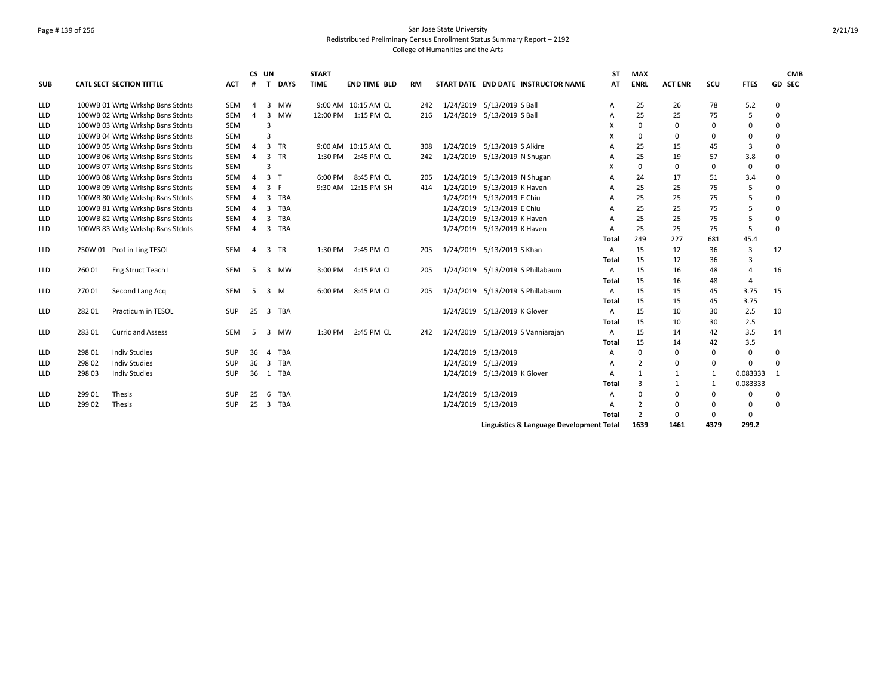San Jose State University
Redistributed Preliminary Census Enrollment Status Summary Report – 2192
College of Humanities and the Arts

| SUB | CATL SECT SECTION TITTLE | ACT | CS # | UN T | DAYS | START TIME | END TIME | BLD | RM | START DATE | END DATE | INSTRUCTOR NAME | ST AT | MAX ENRL | ACT ENR | SCU | FTES | GD | CMB SEC |
|---|---|---|---|---|---|---|---|---|---|---|---|---|---|---|---|---|---|---|---|
| LLD | 100WB 01 Wrtg Wrkshp Bsns Stdnts | SEM | 4 | 3 | MW | 9:00 AM | 10:15 AM | CL | 242 | 1/24/2019 | 5/13/2019 | S Ball | A | 25 | 26 | 78 | 5.2 | 0 | |
| LLD | 100WB 02 Wrtg Wrkshp Bsns Stdnts | SEM | 4 | 3 | MW | 12:00 PM | 1:15 PM | CL | 216 | 1/24/2019 | 5/13/2019 | S Ball | A | 25 | 25 | 75 | 5 | 0 | |
| LLD | 100WB 03 Wrtg Wrkshp Bsns Stdnts | SEM | | 3 | | | | | | | | | X | 0 | 0 | 0 | 0 | 0 | |
| LLD | 100WB 04 Wrtg Wrkshp Bsns Stdnts | SEM | | 3 | | | | | | | | | X | 0 | 0 | 0 | 0 | 0 | |
| LLD | 100WB 05 Wrtg Wrkshp Bsns Stdnts | SEM | 4 | 3 | TR | 9:00 AM | 10:15 AM | CL | 308 | 1/24/2019 | 5/13/2019 | S Alkire | A | 25 | 15 | 45 | 3 | 0 | |
| LLD | 100WB 06 Wrtg Wrkshp Bsns Stdnts | SEM | 4 | 3 | TR | 1:30 PM | 2:45 PM | CL | 242 | 1/24/2019 | 5/13/2019 | N Shugan | A | 25 | 19 | 57 | 3.8 | 0 | |
| LLD | 100WB 07 Wrtg Wrkshp Bsns Stdnts | SEM | | 3 | | | | | | | | | X | 0 | 0 | 0 | 0 | 0 | |
| LLD | 100WB 08 Wrtg Wrkshp Bsns Stdnts | SEM | 4 | 3 | T | 6:00 PM | 8:45 PM | CL | 205 | 1/24/2019 | 5/13/2019 | N Shugan | A | 24 | 17 | 51 | 3.4 | 0 | |
| LLD | 100WB 09 Wrtg Wrkshp Bsns Stdnts | SEM | 4 | 3 | F | 9:30 AM | 12:15 PM | SH | 414 | 1/24/2019 | 5/13/2019 | K Haven | A | 25 | 25 | 75 | 5 | 0 | |
| LLD | 100WB 80 Wrtg Wrkshp Bsns Stdnts | SEM | 4 | 3 | TBA | | | | | 1/24/2019 | 5/13/2019 | E Chiu | A | 25 | 25 | 75 | 5 | 0 | |
| LLD | 100WB 81 Wrtg Wrkshp Bsns Stdnts | SEM | 4 | 3 | TBA | | | | | 1/24/2019 | 5/13/2019 | E Chiu | A | 25 | 25 | 75 | 5 | 0 | |
| LLD | 100WB 82 Wrtg Wrkshp Bsns Stdnts | SEM | 4 | 3 | TBA | | | | | 1/24/2019 | 5/13/2019 | K Haven | A | 25 | 25 | 75 | 5 | 0 | |
| LLD | 100WB 83 Wrtg Wrkshp Bsns Stdnts | SEM | 4 | 3 | TBA | | | | | 1/24/2019 | 5/13/2019 | K Haven | A | 25 | 25 | 75 | 5 | 0 | |
| | | | | | | | | | | | | | Total | 249 | 227 | 681 | 45.4 | | |
| LLD | 250W 01 Prof in Ling TESOL | SEM | 4 | 3 | TR | 1:30 PM | 2:45 PM | CL | 205 | 1/24/2019 | 5/13/2019 | S Khan | A | 15 | 12 | 36 | 3 | 12 | |
| | | | | | | | | | | | | | Total | 15 | 12 | 36 | 3 | | |
| LLD | 260 01 Eng Struct Teach I | SEM | 5 | 3 | MW | 3:00 PM | 4:15 PM | CL | 205 | 1/24/2019 | 5/13/2019 | S Phillabaum | A | 15 | 16 | 48 | 4 | 16 | |
| | | | | | | | | | | | | | Total | 15 | 16 | 48 | 4 | | |
| LLD | 270 01 Second Lang Acq | SEM | 5 | 3 | M | 6:00 PM | 8:45 PM | CL | 205 | 1/24/2019 | 5/13/2019 | S Phillabaum | A | 15 | 15 | 45 | 3.75 | 15 | |
| | | | | | | | | | | | | | Total | 15 | 15 | 45 | 3.75 | | |
| LLD | 282 01 Practicum in TESOL | SUP | 25 | 3 | TBA | | | | | 1/24/2019 | 5/13/2019 | K Glover | A | 15 | 10 | 30 | 2.5 | 10 | |
| | | | | | | | | | | | | | Total | 15 | 10 | 30 | 2.5 | | |
| LLD | 283 01 Curric and Assess | SEM | 5 | 3 | MW | 1:30 PM | 2:45 PM | CL | 242 | 1/24/2019 | 5/13/2019 | S Vanniarajan | A | 15 | 14 | 42 | 3.5 | 14 | |
| | | | | | | | | | | | | | Total | 15 | 14 | 42 | 3.5 | | |
| LLD | 298 01 Indiv Studies | SUP | 36 | 4 | TBA | | | | | 1/24/2019 | 5/13/2019 | | A | 0 | 0 | 0 | 0 | 0 | |
| LLD | 298 02 Indiv Studies | SUP | 36 | 3 | TBA | | | | | 1/24/2019 | 5/13/2019 | | A | 2 | 0 | 0 | 0 | 0 | |
| LLD | 298 03 Indiv Studies | SUP | 36 | 1 | TBA | | | | | 1/24/2019 | 5/13/2019 | K Glover | A | 1 | 1 | 1 | 0.083333 | 1 | |
| | | | | | | | | | | | | | Total | 3 | 1 | 1 | 0.083333 | | |
| LLD | 299 01 Thesis | SUP | 25 | 6 | TBA | | | | | 1/24/2019 | 5/13/2019 | | A | 0 | 0 | 0 | 0 | 0 | |
| LLD | 299 02 Thesis | SUP | 25 | 3 | TBA | | | | | 1/24/2019 | 5/13/2019 | | A | 2 | 0 | 0 | 0 | 0 | |
| | | | | | | | | | | | | | Total | 2 | 0 | 0 | 0 | | |
| | | | | | | | | | | | | Linguistics & Language Development Total | | 1639 | 1461 | 4379 | 299.2 | | |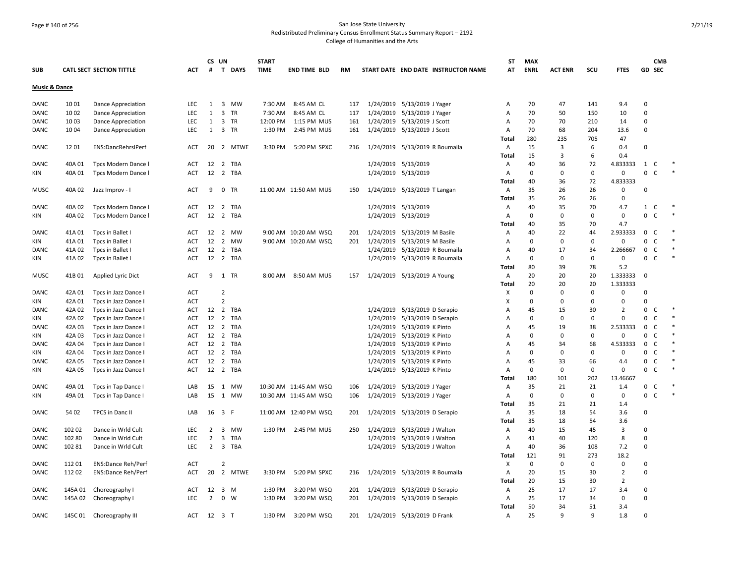San Jose State University
Redistributed Preliminary Census Enrollment Status Summary Report – 2192
College of Humanities and the Arts

| SUB | CATL SECT | SECTION TITTLE | ACT | CS # | UN T | DAYS | START TIME | END TIME | BLD | RM | START DATE | END DATE | INSTRUCTOR NAME | ST AT | MAX ENRL | ACT ENR | SCU | FTES | GD | CMB SEC |
|---|---|---|---|---|---|---|---|---|---|---|---|---|---|---|---|---|---|---|---|---|
| **Music & Dance** | | | | | | | | | | | | | | | | | | | | |
| DANC | 10 01 | Dance Appreciation | LEC | 1 | 3 | MW | 7:30 AM | 8:45 AM | CL | 117 | 1/24/2019 | 5/13/2019 | J Yager | A | 70 | 47 | 141 | 9.4 | 0 | |
| DANC | 10 02 | Dance Appreciation | LEC | 1 | 3 | TR | 7:30 AM | 8:45 AM | CL | 117 | 1/24/2019 | 5/13/2019 | J Yager | A | 70 | 50 | 150 | 10 | 0 | |
| DANC | 10 03 | Dance Appreciation | LEC | 1 | 3 | TR | 12:00 PM | 1:15 PM | MUS | 161 | 1/24/2019 | 5/13/2019 | J Scott | A | 70 | 70 | 210 | 14 | 0 | |
| DANC | 10 04 | Dance Appreciation | LEC | 1 | 3 | TR | 1:30 PM | 2:45 PM | MUS | 161 | 1/24/2019 | 5/13/2019 | J Scott | A | 70 | 68 | 204 | 13.6 | 0 | |
| | | | | | | | | | | | | | | Total | 280 | 235 | 705 | 47 | | |
| DANC | 12 01 | ENS:DancRehrslPerf | ACT | 20 | 2 | MTWE | 3:30 PM | 5:20 PM | SPXC | 216 | 1/24/2019 | 5/13/2019 | R Boumaila | A | 15 | 3 | 6 | 0.4 | 0 | |
| | | | | | | | | | | | | | | Total | 15 | 3 | 6 | 0.4 | | |
| DANC | 40A 01 | Tpcs Modern Dance I | ACT | 12 | 2 | TBA | | | | | 1/24/2019 | 5/13/2019 | | A | 40 | 36 | 72 | 4.833333 | 1 | C * |
| KIN | 40A 01 | Tpcs Modern Dance I | ACT | 12 | 2 | TBA | | | | | 1/24/2019 | 5/13/2019 | | A | 0 | 0 | 0 | 0 | 0 | C * |
| | | | | | | | | | | | | | | Total | 40 | 36 | 72 | 4.833333 | | |
| MUSC | 40A 02 | Jazz Improv - I | ACT | 9 | 0 | TR | 11:00 AM | 11:50 AM | MUS | 150 | 1/24/2019 | 5/13/2019 | T Langan | A | 35 | 26 | 26 | 0 | 0 | |
| | | | | | | | | | | | | | | Total | 35 | 26 | 26 | 0 | | |
| DANC | 40A 02 | Tpcs Modern Dance I | ACT | 12 | 2 | TBA | | | | | 1/24/2019 | 5/13/2019 | | A | 40 | 35 | 70 | 4.7 | 1 | C * |
| KIN | 40A 02 | Tpcs Modern Dance I | ACT | 12 | 2 | TBA | | | | | 1/24/2019 | 5/13/2019 | | A | 0 | 0 | 0 | 0 | 0 | C * |
| | | | | | | | | | | | | | | Total | 40 | 35 | 70 | 4.7 | | |
| DANC | 41A 01 | Tpcs in Ballet I | ACT | 12 | 2 | MW | 9:00 AM | 10:20 AM | WSQ | 201 | 1/24/2019 | 5/13/2019 | M Basile | A | 40 | 22 | 44 | 2.933333 | 0 | C * |
| KIN | 41A 01 | Tpcs in Ballet I | ACT | 12 | 2 | MW | 9:00 AM | 10:20 AM | WSQ | 201 | 1/24/2019 | 5/13/2019 | M Basile | A | 0 | 0 | 0 | 0 | 0 | C * |
| DANC | 41A 02 | Tpcs in Ballet I | ACT | 12 | 2 | TBA | | | | | 1/24/2019 | 5/13/2019 | R Boumaila | A | 40 | 17 | 34 | 2.266667 | 0 | C * |
| KIN | 41A 02 | Tpcs in Ballet I | ACT | 12 | 2 | TBA | | | | | 1/24/2019 | 5/13/2019 | R Boumaila | A | 0 | 0 | 0 | 0 | 0 | C * |
| | | | | | | | | | | | | | | Total | 80 | 39 | 78 | 5.2 | | |
| MUSC | 41B 01 | Applied Lyric Dict | ACT | 9 | 1 | TR | 8:00 AM | 8:50 AM | MUS | 157 | 1/24/2019 | 5/13/2019 | A Young | A | 20 | 20 | 20 | 1.333333 | 0 | |
| | | | | | | | | | | | | | | Total | 20 | 20 | 20 | 1.333333 | | |
| DANC | 42A 01 | Tpcs in Jazz Dance I | ACT | | 2 | | | | | | | | | X | 0 | 0 | 0 | 0 | 0 | |
| KIN | 42A 01 | Tpcs in Jazz Dance I | ACT | | 2 | | | | | | | | | X | 0 | 0 | 0 | 0 | 0 | |
| DANC | 42A 02 | Tpcs in Jazz Dance I | ACT | 12 | 2 | TBA | | | | | 1/24/2019 | 5/13/2019 | D Serapio | A | 45 | 15 | 30 | 2 | 0 | C * |
| KIN | 42A 02 | Tpcs in Jazz Dance I | ACT | 12 | 2 | TBA | | | | | 1/24/2019 | 5/13/2019 | D Serapio | A | 0 | 0 | 0 | 0 | 0 | C * |
| DANC | 42A 03 | Tpcs in Jazz Dance I | ACT | 12 | 2 | TBA | | | | | 1/24/2019 | 5/13/2019 | K Pinto | A | 45 | 19 | 38 | 2.533333 | 0 | C * |
| KIN | 42A 03 | Tpcs in Jazz Dance I | ACT | 12 | 2 | TBA | | | | | 1/24/2019 | 5/13/2019 | K Pinto | A | 0 | 0 | 0 | 0 | 0 | C * |
| DANC | 42A 04 | Tpcs in Jazz Dance I | ACT | 12 | 2 | TBA | | | | | 1/24/2019 | 5/13/2019 | K Pinto | A | 45 | 34 | 68 | 4.533333 | 0 | C * |
| KIN | 42A 04 | Tpcs in Jazz Dance I | ACT | 12 | 2 | TBA | | | | | 1/24/2019 | 5/13/2019 | K Pinto | A | 0 | 0 | 0 | 0 | 0 | C * |
| DANC | 42A 05 | Tpcs in Jazz Dance I | ACT | 12 | 2 | TBA | | | | | 1/24/2019 | 5/13/2019 | K Pinto | A | 45 | 33 | 66 | 4.4 | 0 | C * |
| KIN | 42A 05 | Tpcs in Jazz Dance I | ACT | 12 | 2 | TBA | | | | | 1/24/2019 | 5/13/2019 | K Pinto | A | 0 | 0 | 0 | 0 | 0 | C * |
| | | | | | | | | | | | | | | Total | 180 | 101 | 202 | 13.46667 | | |
| DANC | 49A 01 | Tpcs in Tap Dance I | LAB | 15 | 1 | MW | 10:30 AM | 11:45 AM | WSQ | 106 | 1/24/2019 | 5/13/2019 | J Yager | A | 35 | 21 | 21 | 1.4 | 0 | C * |
| KIN | 49A 01 | Tpcs in Tap Dance I | LAB | 15 | 1 | MW | 10:30 AM | 11:45 AM | WSQ | 106 | 1/24/2019 | 5/13/2019 | J Yager | A | 0 | 0 | 0 | 0 | 0 | C * |
| | | | | | | | | | | | | | | Total | 35 | 21 | 21 | 1.4 | | |
| DANC | 54 02 | TPCS in Danc II | LAB | 16 | 3 | F | 11:00 AM | 12:40 PM | WSQ | 201 | 1/24/2019 | 5/13/2019 | D Serapio | A | 35 | 18 | 54 | 3.6 | 0 | |
| | | | | | | | | | | | | | | Total | 35 | 18 | 54 | 3.6 | | |
| DANC | 102 02 | Dance in Wrld Cult | LEC | 2 | 3 | MW | 1:30 PM | 2:45 PM | MUS | 250 | 1/24/2019 | 5/13/2019 | J Walton | A | 40 | 15 | 45 | 3 | 0 | |
| DANC | 102 80 | Dance in Wrld Cult | LEC | 2 | 3 | TBA | | | | | 1/24/2019 | 5/13/2019 | J Walton | A | 41 | 40 | 120 | 8 | 0 | |
| DANC | 102 81 | Dance in Wrld Cult | LEC | 2 | 3 | TBA | | | | | 1/24/2019 | 5/13/2019 | J Walton | A | 40 | 36 | 108 | 7.2 | 0 | |
| | | | | | | | | | | | | | | Total | 121 | 91 | 273 | 18.2 | | |
| DANC | 112 01 | ENS:Dance Reh/Perf | ACT | | 2 | | | | | | | | | X | 0 | 0 | 0 | 0 | 0 | |
| DANC | 112 02 | ENS:Dance Reh/Perf | ACT | 20 | 2 | MTWE | 3:30 PM | 5:20 PM | SPXC | 216 | 1/24/2019 | 5/13/2019 | R Boumaila | A | 20 | 15 | 30 | 2 | 0 | |
| | | | | | | | | | | | | | | Total | 20 | 15 | 30 | 2 | | |
| DANC | 145A 01 | Choreography I | ACT | 12 | 3 | M | 1:30 PM | 3:20 PM | WSQ | 201 | 1/24/2019 | 5/13/2019 | D Serapio | A | 25 | 17 | 17 | 3.4 | 0 | |
| DANC | 145A 02 | Choreography I | LEC | 2 | 0 | W | 1:30 PM | 3:20 PM | WSQ | 201 | 1/24/2019 | 5/13/2019 | D Serapio | A | 25 | 17 | 34 | 0 | 0 | |
| | | | | | | | | | | | | | | Total | 50 | 34 | 51 | 3.4 | | |
| DANC | 145C 01 | Choreography III | ACT | 12 | 3 | T | 1:30 PM | 3:20 PM | WSQ | 201 | 1/24/2019 | 5/13/2019 | D Frank | A | 25 | 9 | 9 | 1.8 | 0 | |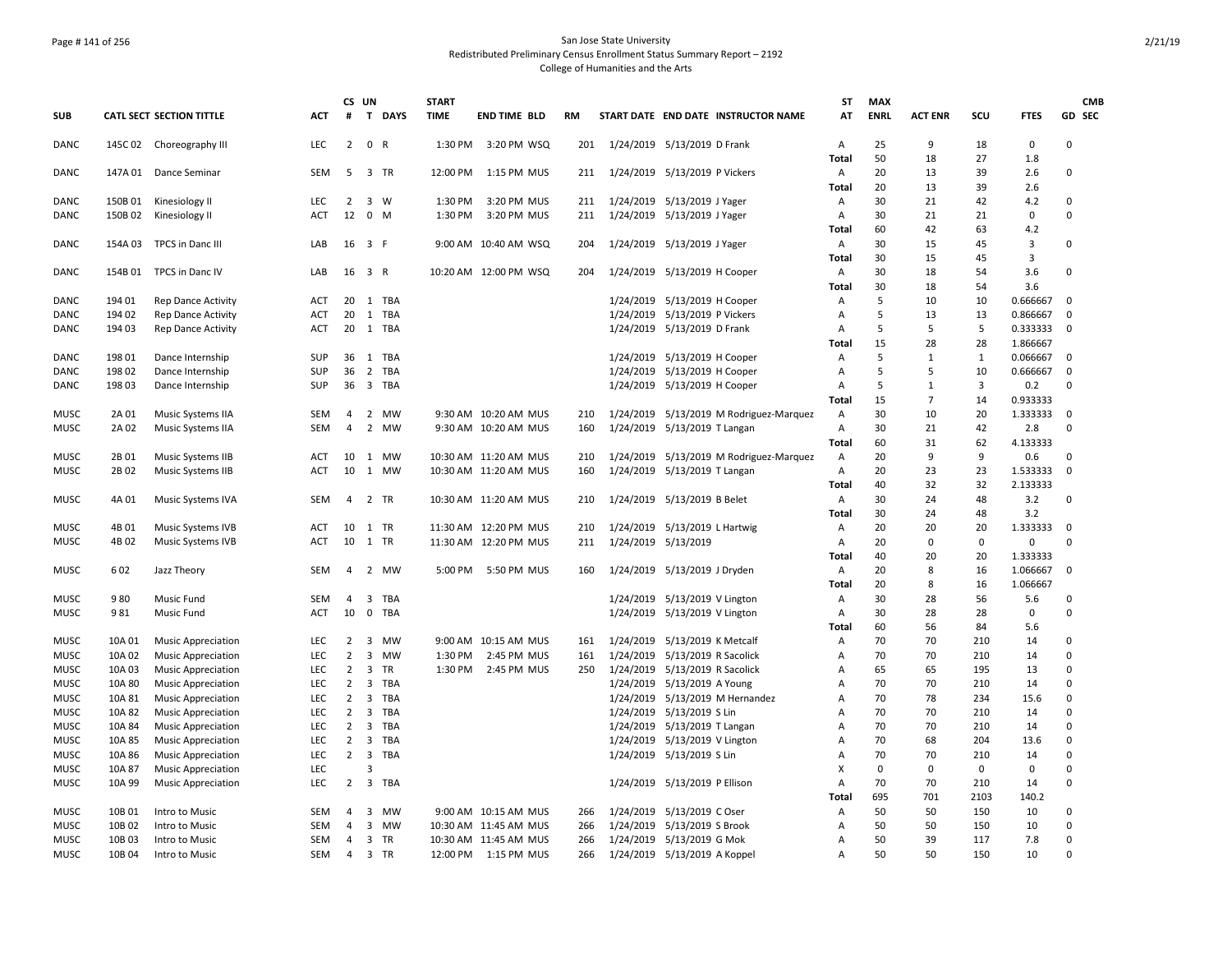San Jose State University
Redistributed Preliminary Census Enrollment Status Summary Report – 2192
College of Humanities and the Arts

| SUB | CATL SECT | SECTION TITTLE | ACT | CS # | UN T | DAYS | START TIME | END TIME | BLD | RM | START DATE | END DATE | INSTRUCTOR NAME | ST AT | MAX ENRL | ACT ENR | SCU | FTES | GD | CMB SEC |
|---|---|---|---|---|---|---|---|---|---|---|---|---|---|---|---|---|---|---|---|---|
| DANC | 145C 02 | Choreography III | LEC | 2 | 0 | R | 1:30 PM | 3:20 PM | WSQ | 201 | 1/24/2019 | 5/13/2019 | D Frank | A | 25 | 9 | 18 | 0 | 0 | |
| | | | | | | | | | | | | | | Total | 50 | 18 | 27 | 1.8 | | |
| DANC | 147A 01 | Dance Seminar | SEM | 5 | 3 | TR | 12:00 PM | 1:15 PM | MUS | 211 | 1/24/2019 | 5/13/2019 | P Vickers | A | 20 | 13 | 39 | 2.6 | 0 | |
| | | | | | | | | | | | | | | Total | 20 | 13 | 39 | 2.6 | | |
| DANC | 150B 01 | Kinesiology II | LEC | 2 | 3 | W | 1:30 PM | 3:20 PM | MUS | 211 | 1/24/2019 | 5/13/2019 | J Yager | A | 30 | 21 | 42 | 4.2 | 0 | |
| DANC | 150B 02 | Kinesiology II | ACT | 12 | 0 | M | 1:30 PM | 3:20 PM | MUS | 211 | 1/24/2019 | 5/13/2019 | J Yager | A | 30 | 21 | 21 | 0 | 0 | |
| | | | | | | | | | | | | | | Total | 60 | 42 | 63 | 4.2 | | |
| DANC | 154A 03 | TPCS in Danc III | LAB | 16 | 3 | F | 9:00 AM | 10:40 AM | WSQ | 204 | 1/24/2019 | 5/13/2019 | J Yager | A | 30 | 15 | 45 | 3 | 0 | |
| | | | | | | | | | | | | | | Total | 30 | 15 | 45 | 3 | | |
| DANC | 154B 01 | TPCS in Danc IV | LAB | 16 | 3 | R | 10:20 AM | 12:00 PM | WSQ | 204 | 1/24/2019 | 5/13/2019 | H Cooper | A | 30 | 18 | 54 | 3.6 | 0 | |
| | | | | | | | | | | | | | | Total | 30 | 18 | 54 | 3.6 | | |
| DANC | 194 01 | Rep Dance Activity | ACT | 20 | 1 | TBA | | | | | 1/24/2019 | 5/13/2019 | H Cooper | A | 5 | 10 | 10 | 0.666667 | 0 | |
| DANC | 194 02 | Rep Dance Activity | ACT | 20 | 1 | TBA | | | | | 1/24/2019 | 5/13/2019 | P Vickers | A | 5 | 13 | 13 | 0.866667 | 0 | |
| DANC | 194 03 | Rep Dance Activity | ACT | 20 | 1 | TBA | | | | | 1/24/2019 | 5/13/2019 | D Frank | A | 5 | 5 | 5 | 0.333333 | 0 | |
| | | | | | | | | | | | | | | Total | 15 | 28 | 28 | 1.866667 | | |
| DANC | 198 01 | Dance Internship | SUP | 36 | 1 | TBA | | | | | 1/24/2019 | 5/13/2019 | H Cooper | A | 5 | 1 | 1 | 0.066667 | 0 | |
| DANC | 198 02 | Dance Internship | SUP | 36 | 2 | TBA | | | | | 1/24/2019 | 5/13/2019 | H Cooper | A | 5 | 5 | 10 | 0.666667 | 0 | |
| DANC | 198 03 | Dance Internship | SUP | 36 | 3 | TBA | | | | | 1/24/2019 | 5/13/2019 | H Cooper | A | 5 | 1 | 3 | 0.2 | 0 | |
| | | | | | | | | | | | | | | Total | 15 | 7 | 14 | 0.933333 | | |
| MUSC | 2A 01 | Music Systems IIA | SEM | 4 | 2 | MW | 9:30 AM | 10:20 AM | MUS | 210 | 1/24/2019 | 5/13/2019 | M Rodriguez-Marquez | A | 30 | 10 | 20 | 1.333333 | 0 | |
| MUSC | 2A 02 | Music Systems IIA | SEM | 4 | 2 | MW | 9:30 AM | 10:20 AM | MUS | 160 | 1/24/2019 | 5/13/2019 | T Langan | A | 30 | 21 | 42 | 2.8 | 0 | |
| | | | | | | | | | | | | | | Total | 60 | 31 | 62 | 4.133333 | | |
| MUSC | 2B 01 | Music Systems IIB | ACT | 10 | 1 | MW | 10:30 AM | 11:20 AM | MUS | 210 | 1/24/2019 | 5/13/2019 | M Rodriguez-Marquez | A | 20 | 9 | 9 | 0.6 | 0 | |
| MUSC | 2B 02 | Music Systems IIB | ACT | 10 | 1 | MW | 10:30 AM | 11:20 AM | MUS | 160 | 1/24/2019 | 5/13/2019 | T Langan | A | 20 | 23 | 23 | 1.533333 | 0 | |
| | | | | | | | | | | | | | | Total | 40 | 32 | 32 | 2.133333 | | |
| MUSC | 4A 01 | Music Systems IVA | SEM | 4 | 2 | TR | 10:30 AM | 11:20 AM | MUS | 210 | 1/24/2019 | 5/13/2019 | B Belet | A | 30 | 24 | 48 | 3.2 | 0 | |
| | | | | | | | | | | | | | | Total | 30 | 24 | 48 | 3.2 | | |
| MUSC | 4B 01 | Music Systems IVB | ACT | 10 | 1 | TR | 11:30 AM | 12:20 PM | MUS | 210 | 1/24/2019 | 5/13/2019 | L Hartwig | A | 20 | 20 | 20 | 1.333333 | 0 | |
| MUSC | 4B 02 | Music Systems IVB | ACT | 10 | 1 | TR | 11:30 AM | 12:20 PM | MUS | 211 | 1/24/2019 | 5/13/2019 | | A | 20 | 0 | 0 | 0 | 0 | |
| | | | | | | | | | | | | | | Total | 40 | 20 | 20 | 1.333333 | | |
| MUSC | 6 02 | Jazz Theory | SEM | 4 | 2 | MW | 5:00 PM | 5:50 PM | MUS | 160 | 1/24/2019 | 5/13/2019 | J Dryden | A | 20 | 8 | 16 | 1.066667 | 0 | |
| | | | | | | | | | | | | | | Total | 20 | 8 | 16 | 1.066667 | | |
| MUSC | 9 80 | Music Fund | SEM | 4 | 3 | TBA | | | | | 1/24/2019 | 5/13/2019 | V Lington | A | 30 | 28 | 56 | 5.6 | 0 | |
| MUSC | 9 81 | Music Fund | ACT | 10 | 0 | TBA | | | | | 1/24/2019 | 5/13/2019 | V Lington | A | 30 | 28 | 28 | 0 | 0 | |
| | | | | | | | | | | | | | | Total | 60 | 56 | 84 | 5.6 | | |
| MUSC | 10A 01 | Music Appreciation | LEC | 2 | 3 | MW | 9:00 AM | 10:15 AM | MUS | 161 | 1/24/2019 | 5/13/2019 | K Metcalf | A | 70 | 70 | 210 | 14 | 0 | |
| MUSC | 10A 02 | Music Appreciation | LEC | 2 | 3 | MW | 1:30 PM | 2:45 PM | MUS | 161 | 1/24/2019 | 5/13/2019 | R Sacolick | A | 70 | 70 | 210 | 14 | 0 | |
| MUSC | 10A 03 | Music Appreciation | LEC | 2 | 3 | TR | 1:30 PM | 2:45 PM | MUS | 250 | 1/24/2019 | 5/13/2019 | R Sacolick | A | 65 | 65 | 195 | 13 | 0 | |
| MUSC | 10A 80 | Music Appreciation | LEC | 2 | 3 | TBA | | | | | 1/24/2019 | 5/13/2019 | A Young | A | 70 | 70 | 210 | 14 | 0 | |
| MUSC | 10A 81 | Music Appreciation | LEC | 2 | 3 | TBA | | | | | 1/24/2019 | 5/13/2019 | M Hernandez | A | 70 | 78 | 234 | 15.6 | 0 | |
| MUSC | 10A 82 | Music Appreciation | LEC | 2 | 3 | TBA | | | | | 1/24/2019 | 5/13/2019 | S Lin | A | 70 | 70 | 210 | 14 | 0 | |
| MUSC | 10A 84 | Music Appreciation | LEC | 2 | 3 | TBA | | | | | 1/24/2019 | 5/13/2019 | T Langan | A | 70 | 70 | 210 | 14 | 0 | |
| MUSC | 10A 85 | Music Appreciation | LEC | 2 | 3 | TBA | | | | | 1/24/2019 | 5/13/2019 | V Lington | A | 70 | 68 | 204 | 13.6 | 0 | |
| MUSC | 10A 86 | Music Appreciation | LEC | 2 | 3 | TBA | | | | | 1/24/2019 | 5/13/2019 | S Lin | A | 70 | 70 | 210 | 14 | 0 | |
| MUSC | 10A 87 | Music Appreciation | LEC | | 3 | | | | | | | | | X | 0 | 0 | 0 | 0 | 0 | |
| MUSC | 10A 99 | Music Appreciation | LEC | 2 | 3 | TBA | | | | | 1/24/2019 | 5/13/2019 | P Ellison | A | 70 | 70 | 210 | 14 | 0 | |
| | | | | | | | | | | | | | | Total | 695 | 701 | 2103 | 140.2 | | |
| MUSC | 10B 01 | Intro to Music | SEM | 4 | 3 | MW | 9:00 AM | 10:15 AM | MUS | 266 | 1/24/2019 | 5/13/2019 | C Oser | A | 50 | 50 | 150 | 10 | 0 | |
| MUSC | 10B 02 | Intro to Music | SEM | 4 | 3 | MW | 10:30 AM | 11:45 AM | MUS | 266 | 1/24/2019 | 5/13/2019 | S Brook | A | 50 | 50 | 150 | 10 | 0 | |
| MUSC | 10B 03 | Intro to Music | SEM | 4 | 3 | TR | 10:30 AM | 11:45 AM | MUS | 266 | 1/24/2019 | 5/13/2019 | G Mok | A | 50 | 39 | 117 | 7.8 | 0 | |
| MUSC | 10B 04 | Intro to Music | SEM | 4 | 3 | TR | 12:00 PM | 1:15 PM | MUS | 266 | 1/24/2019 | 5/13/2019 | A Koppel | A | 50 | 50 | 150 | 10 | 0 | |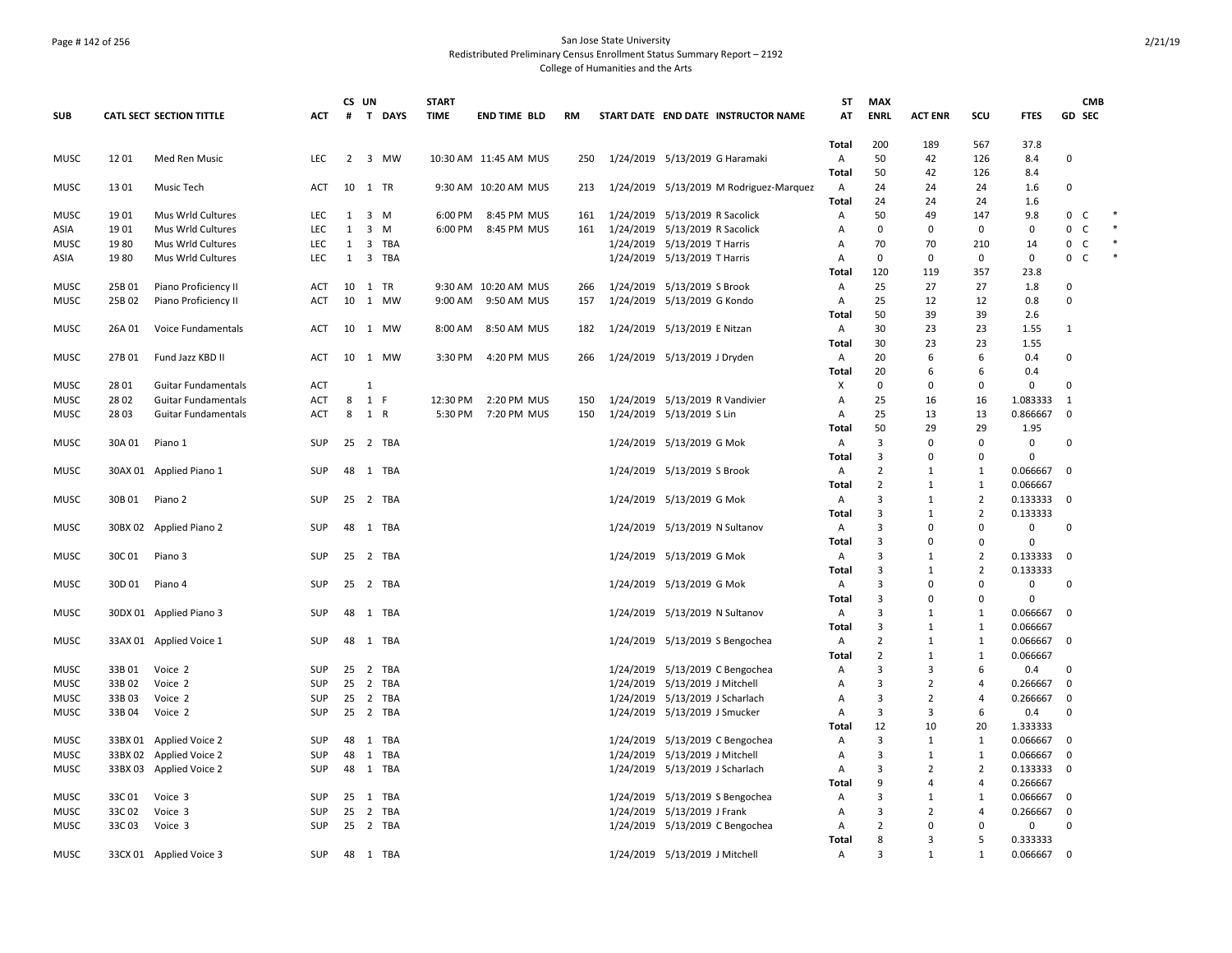San Jose State University
Redistributed Preliminary Census Enrollment Status Summary Report – 2192
College of Humanities and the Arts

| SUB | CATL SECT | SECTION TITTLE | ACT | CS # | UN T | DAYS | START TIME | END TIME | BLD | RM | START DATE | END DATE | INSTRUCTOR NAME | ST AT | MAX ENRL | ACT ENR | SCU | FTES | GD | CMB SEC | |
|---|---|---|---|---|---|---|---|---|---|---|---|---|---|---|---|---|---|---|---|---|---|
| | | | | | | | | | | | | | | Total | 200 | 189 | 567 | 37.8 | | | |
| MUSC | 12 01 | Med Ren Music | LEC | 2 | 3 | MW | 10:30 AM | 11:45 AM | MUS | 250 | 1/24/2019 | 5/13/2019 | G Haramaki | A | 50 | 42 | 126 | 8.4 | 0 | | |
| | | | | | | | | | | | | | | Total | 50 | 42 | 126 | 8.4 | | | |
| MUSC | 13 01 | Music Tech | ACT | 10 | 1 | TR | 9:30 AM | 10:20 AM | MUS | 213 | 1/24/2019 | 5/13/2019 | M Rodriguez-Marquez | A | 24 | 24 | 24 | 1.6 | 0 | | |
| | | | | | | | | | | | | | | Total | 24 | 24 | 24 | 1.6 | | | |
| MUSC | 19 01 | Mus Wrld Cultures | LEC | 1 | 3 | M | 6:00 PM | 8:45 PM | MUS | 161 | 1/24/2019 | 5/13/2019 | R Sacolick | A | 50 | 49 | 147 | 9.8 | 0 | C | * |
| ASIA | 19 01 | Mus Wrld Cultures | LEC | 1 | 3 | M | 6:00 PM | 8:45 PM | MUS | 161 | 1/24/2019 | 5/13/2019 | R Sacolick | A | 0 | 0 | 0 | 0 | 0 | C | * |
| MUSC | 19 80 | Mus Wrld Cultures | LEC | 1 | 3 | TBA | | | | | 1/24/2019 | 5/13/2019 | T Harris | A | 70 | 70 | 210 | 14 | 0 | C | * |
| ASIA | 19 80 | Mus Wrld Cultures | LEC | 1 | 3 | TBA | | | | | 1/24/2019 | 5/13/2019 | T Harris | A | 0 | 0 | 0 | 0 | 0 | C | * |
| | | | | | | | | | | | | | | Total | 120 | 119 | 357 | 23.8 | | | |
| MUSC | 25B 01 | Piano Proficiency II | ACT | 10 | 1 | TR | 9:30 AM | 10:20 AM | MUS | 266 | 1/24/2019 | 5/13/2019 | S Brook | A | 25 | 27 | 27 | 1.8 | 0 | | |
| MUSC | 25B 02 | Piano Proficiency II | ACT | 10 | 1 | MW | 9:00 AM | 9:50 AM | MUS | 157 | 1/24/2019 | 5/13/2019 | G Kondo | A | 25 | 12 | 12 | 0.8 | 0 | | |
| | | | | | | | | | | | | | | Total | 50 | 39 | 39 | 2.6 | | | |
| MUSC | 26A 01 | Voice Fundamentals | ACT | 10 | 1 | MW | 8:00 AM | 8:50 AM | MUS | 182 | 1/24/2019 | 5/13/2019 | E Nitzan | A | 30 | 23 | 23 | 1.55 | 1 | | |
| | | | | | | | | | | | | | | Total | 30 | 23 | 23 | 1.55 | | | |
| MUSC | 27B 01 | Fund Jazz KBD II | ACT | 10 | 1 | MW | 3:30 PM | 4:20 PM | MUS | 266 | 1/24/2019 | 5/13/2019 | J Dryden | A | 20 | 6 | 6 | 0.4 | 0 | | |
| | | | | | | | | | | | | | | Total | 20 | 6 | 6 | 0.4 | | | |
| MUSC | 28 01 | Guitar Fundamentals | ACT | | 1 | | | | | | | | | X | 0 | 0 | 0 | 0 | 0 | | |
| MUSC | 28 02 | Guitar Fundamentals | ACT | 8 | 1 | F | 12:30 PM | 2:20 PM | MUS | 150 | 1/24/2019 | 5/13/2019 | R Vandivier | A | 25 | 16 | 16 | 1.083333 | 1 | | |
| MUSC | 28 03 | Guitar Fundamentals | ACT | 8 | 1 | R | 5:30 PM | 7:20 PM | MUS | 150 | 1/24/2019 | 5/13/2019 | S Lin | A | 25 | 13 | 13 | 0.866667 | 0 | | |
| | | | | | | | | | | | | | | Total | 50 | 29 | 29 | 1.95 | | | |
| MUSC | 30A 01 | Piano 1 | SUP | 25 | 2 | TBA | | | | | 1/24/2019 | 5/13/2019 | G Mok | A | 3 | 0 | 0 | 0 | 0 | | |
| | | | | | | | | | | | | | | Total | 3 | 0 | 0 | 0 | | | |
| MUSC | 30AX 01 | Applied Piano 1 | SUP | 48 | 1 | TBA | | | | | 1/24/2019 | 5/13/2019 | S Brook | A | 2 | 1 | 1 | 0.066667 | 0 | | |
| | | | | | | | | | | | | | | Total | 2 | 1 | 1 | 0.066667 | | | |
| MUSC | 30B 01 | Piano 2 | SUP | 25 | 2 | TBA | | | | | 1/24/2019 | 5/13/2019 | G Mok | A | 3 | 1 | 2 | 0.133333 | 0 | | |
| | | | | | | | | | | | | | | Total | 3 | 1 | 2 | 0.133333 | | | |
| MUSC | 30BX 02 | Applied Piano 2 | SUP | 48 | 1 | TBA | | | | | 1/24/2019 | 5/13/2019 | N Sultanov | A | 3 | 0 | 0 | 0 | 0 | | |
| | | | | | | | | | | | | | | Total | 3 | 0 | 0 | 0 | | | |
| MUSC | 30C 01 | Piano 3 | SUP | 25 | 2 | TBA | | | | | 1/24/2019 | 5/13/2019 | G Mok | A | 3 | 1 | 2 | 0.133333 | 0 | | |
| | | | | | | | | | | | | | | Total | 3 | 1 | 2 | 0.133333 | | | |
| MUSC | 30D 01 | Piano 4 | SUP | 25 | 2 | TBA | | | | | 1/24/2019 | 5/13/2019 | G Mok | A | 3 | 0 | 0 | 0 | 0 | | |
| | | | | | | | | | | | | | | Total | 3 | 0 | 0 | 0 | | | |
| MUSC | 30DX 01 | Applied Piano 3 | SUP | 48 | 1 | TBA | | | | | 1/24/2019 | 5/13/2019 | N Sultanov | A | 3 | 1 | 1 | 0.066667 | 0 | | |
| | | | | | | | | | | | | | | Total | 3 | 1 | 1 | 0.066667 | | | |
| MUSC | 33AX 01 | Applied Voice 1 | SUP | 48 | 1 | TBA | | | | | 1/24/2019 | 5/13/2019 | S Bengochea | A | 2 | 1 | 1 | 0.066667 | 0 | | |
| | | | | | | | | | | | | | | Total | 2 | 1 | 1 | 0.066667 | | | |
| MUSC | 33B 01 | Voice 2 | SUP | 25 | 2 | TBA | | | | | 1/24/2019 | 5/13/2019 | C Bengochea | A | 3 | 3 | 6 | 0.4 | 0 | | |
| MUSC | 33B 02 | Voice 2 | SUP | 25 | 2 | TBA | | | | | 1/24/2019 | 5/13/2019 | J Mitchell | A | 3 | 2 | 4 | 0.266667 | 0 | | |
| MUSC | 33B 03 | Voice 2 | SUP | 25 | 2 | TBA | | | | | 1/24/2019 | 5/13/2019 | J Scharlach | A | 3 | 2 | 4 | 0.266667 | 0 | | |
| MUSC | 33B 04 | Voice 2 | SUP | 25 | 2 | TBA | | | | | 1/24/2019 | 5/13/2019 | J Smucker | A | 3 | 3 | 6 | 0.4 | 0 | | |
| | | | | | | | | | | | | | | Total | 12 | 10 | 20 | 1.333333 | | | |
| MUSC | 33BX 01 | Applied Voice 2 | SUP | 48 | 1 | TBA | | | | | 1/24/2019 | 5/13/2019 | C Bengochea | A | 3 | 1 | 1 | 0.066667 | 0 | | |
| MUSC | 33BX 02 | Applied Voice 2 | SUP | 48 | 1 | TBA | | | | | 1/24/2019 | 5/13/2019 | J Mitchell | A | 3 | 1 | 1 | 0.066667 | 0 | | |
| MUSC | 33BX 03 | Applied Voice 2 | SUP | 48 | 1 | TBA | | | | | 1/24/2019 | 5/13/2019 | J Scharlach | A | 3 | 2 | 2 | 0.133333 | 0 | | |
| | | | | | | | | | | | | | | Total | 9 | 4 | 4 | 0.266667 | | | |
| MUSC | 33C 01 | Voice 3 | SUP | 25 | 1 | TBA | | | | | 1/24/2019 | 5/13/2019 | S Bengochea | A | 3 | 1 | 1 | 0.066667 | 0 | | |
| MUSC | 33C 02 | Voice 3 | SUP | 25 | 2 | TBA | | | | | 1/24/2019 | 5/13/2019 | J Frank | A | 3 | 2 | 4 | 0.266667 | 0 | | |
| MUSC | 33C 03 | Voice 3 | SUP | 25 | 2 | TBA | | | | | 1/24/2019 | 5/13/2019 | C Bengochea | A | 2 | 0 | 0 | 0 | 0 | | |
| | | | | | | | | | | | | | | Total | 8 | 3 | 5 | 0.333333 | | | |
| MUSC | 33CX 01 | Applied Voice 3 | SUP | 48 | 1 | TBA | | | | | 1/24/2019 | 5/13/2019 | J Mitchell | A | 3 | 1 | 1 | 0.066667 | 0 | | |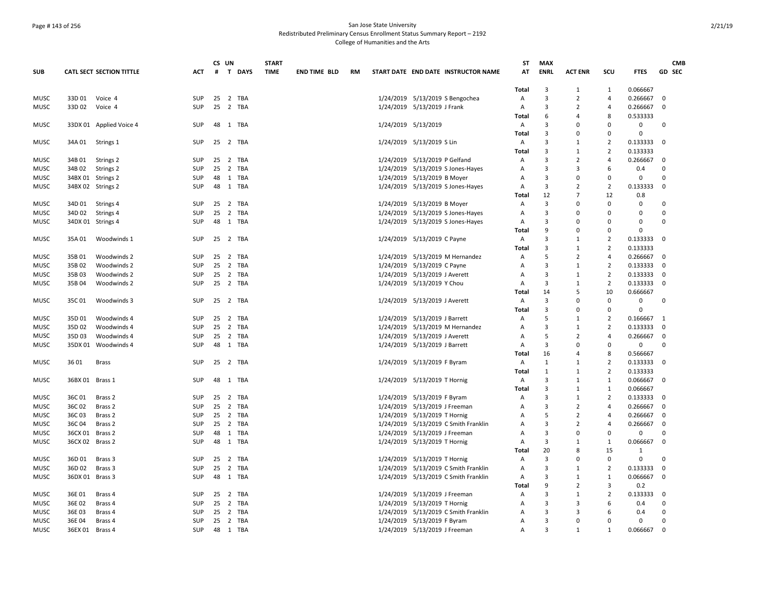San Jose State University
Redistributed Preliminary Census Enrollment Status Summary Report – 2192
College of Humanities and the Arts

| SUB | CATL SECT | SECTION TITTLE | ACT | CS # | UN T | DAYS | START TIME | END TIME | BLD | RM | START DATE | END DATE | INSTRUCTOR NAME | ST AT | MAX ENRL | ACT ENR | SCU | FTES | GD | CMB SEC |
|---|---|---|---|---|---|---|---|---|---|---|---|---|---|---|---|---|---|---|---|---|
| | | | | | | | | | | | | | | Total | 3 | 1 | 1 | 0.066667 | | |
| MUSC | 33D 01 | Voice 4 | SUP | 25 | 2 | TBA | | | | | 1/24/2019 | 5/13/2019 | S Bengochea | A | 3 | 2 | 4 | 0.266667 | 0 | |
| MUSC | 33D 02 | Voice 4 | SUP | 25 | 2 | TBA | | | | | 1/24/2019 | 5/13/2019 | J Frank | A | 3 | 2 | 4 | 0.266667 | 0 | |
| | | | | | | | | | | | | | | Total | 6 | 4 | 8 | 0.533333 | | |
| MUSC | 33DX 01 | Applied Voice 4 | SUP | 48 | 1 | TBA | | | | | 1/24/2019 | 5/13/2019 | | A | 3 | 0 | 0 | 0 | 0 | |
| | | | | | | | | | | | | | | Total | 3 | 0 | 0 | 0 | | |
| MUSC | 34A 01 | Strings 1 | SUP | 25 | 2 | TBA | | | | | 1/24/2019 | 5/13/2019 | S Lin | A | 3 | 1 | 2 | 0.133333 | 0 | |
| | | | | | | | | | | | | | | Total | 3 | 1 | 2 | 0.133333 | | |
| MUSC | 34B 01 | Strings 2 | SUP | 25 | 2 | TBA | | | | | 1/24/2019 | 5/13/2019 | P Gelfand | A | 3 | 2 | 4 | 0.266667 | 0 | |
| MUSC | 34B 02 | Strings 2 | SUP | 25 | 2 | TBA | | | | | 1/24/2019 | 5/13/2019 | S Jones-Hayes | A | 3 | 3 | 6 | 0.4 | 0 | |
| MUSC | 34BX 01 | Strings 2 | SUP | 48 | 1 | TBA | | | | | 1/24/2019 | 5/13/2019 | B Moyer | A | 3 | 0 | 0 | 0 | 0 | |
| MUSC | 34BX 02 | Strings 2 | SUP | 48 | 1 | TBA | | | | | 1/24/2019 | 5/13/2019 | S Jones-Hayes | A | 3 | 2 | 2 | 0.133333 | 0 | |
| | | | | | | | | | | | | | | Total | 12 | 7 | 12 | 0.8 | | |
| MUSC | 34D 01 | Strings 4 | SUP | 25 | 2 | TBA | | | | | 1/24/2019 | 5/13/2019 | B Moyer | A | 3 | 0 | 0 | 0 | 0 | |
| MUSC | 34D 02 | Strings 4 | SUP | 25 | 2 | TBA | | | | | 1/24/2019 | 5/13/2019 | S Jones-Hayes | A | 3 | 0 | 0 | 0 | 0 | |
| MUSC | 34DX 01 | Strings 4 | SUP | 48 | 1 | TBA | | | | | 1/24/2019 | 5/13/2019 | S Jones-Hayes | A | 3 | 0 | 0 | 0 | 0 | |
| | | | | | | | | | | | | | | Total | 9 | 0 | 0 | 0 | | |
| MUSC | 35A 01 | Woodwinds 1 | SUP | 25 | 2 | TBA | | | | | 1/24/2019 | 5/13/2019 | C Payne | A | 3 | 1 | 2 | 0.133333 | 0 | |
| | | | | | | | | | | | | | | Total | 3 | 1 | 2 | 0.133333 | | |
| MUSC | 35B 01 | Woodwinds 2 | SUP | 25 | 2 | TBA | | | | | 1/24/2019 | 5/13/2019 | M Hernandez | A | 5 | 2 | 4 | 0.266667 | 0 | |
| MUSC | 35B 02 | Woodwinds 2 | SUP | 25 | 2 | TBA | | | | | 1/24/2019 | 5/13/2019 | C Payne | A | 3 | 1 | 2 | 0.133333 | 0 | |
| MUSC | 35B 03 | Woodwinds 2 | SUP | 25 | 2 | TBA | | | | | 1/24/2019 | 5/13/2019 | J Averett | A | 3 | 1 | 2 | 0.133333 | 0 | |
| MUSC | 35B 04 | Woodwinds 2 | SUP | 25 | 2 | TBA | | | | | 1/24/2019 | 5/13/2019 | Y Chou | A | 3 | 1 | 2 | 0.133333 | 0 | |
| | | | | | | | | | | | | | | Total | 14 | 5 | 10 | 0.666667 | | |
| MUSC | 35C 01 | Woodwinds 3 | SUP | 25 | 2 | TBA | | | | | 1/24/2019 | 5/13/2019 | J Averett | A | 3 | 0 | 0 | 0 | 0 | |
| | | | | | | | | | | | | | | Total | 3 | 0 | 0 | 0 | | |
| MUSC | 35D 01 | Woodwinds 4 | SUP | 25 | 2 | TBA | | | | | 1/24/2019 | 5/13/2019 | J Barrett | A | 5 | 1 | 2 | 0.166667 | 1 | |
| MUSC | 35D 02 | Woodwinds 4 | SUP | 25 | 2 | TBA | | | | | 1/24/2019 | 5/13/2019 | M Hernandez | A | 3 | 1 | 2 | 0.133333 | 0 | |
| MUSC | 35D 03 | Woodwinds 4 | SUP | 25 | 2 | TBA | | | | | 1/24/2019 | 5/13/2019 | J Averett | A | 5 | 2 | 4 | 0.266667 | 0 | |
| MUSC | 35DX 01 | Woodwinds 4 | SUP | 48 | 1 | TBA | | | | | 1/24/2019 | 5/13/2019 | J Barrett | A | 3 | 0 | 0 | 0 | 0 | |
| | | | | | | | | | | | | | | Total | 16 | 4 | 8 | 0.566667 | | |
| MUSC | 36 01 | Brass | SUP | 25 | 2 | TBA | | | | | 1/24/2019 | 5/13/2019 | F Byram | A | 1 | 1 | 2 | 0.133333 | 0 | |
| | | | | | | | | | | | | | | Total | 1 | 1 | 2 | 0.133333 | | |
| MUSC | 36BX 01 | Brass 1 | SUP | 48 | 1 | TBA | | | | | 1/24/2019 | 5/13/2019 | T Hornig | A | 3 | 1 | 1 | 0.066667 | 0 | |
| | | | | | | | | | | | | | | Total | 3 | 1 | 1 | 0.066667 | | |
| MUSC | 36C 01 | Brass 2 | SUP | 25 | 2 | TBA | | | | | 1/24/2019 | 5/13/2019 | F Byram | A | 3 | 1 | 2 | 0.133333 | 0 | |
| MUSC | 36C 02 | Brass 2 | SUP | 25 | 2 | TBA | | | | | 1/24/2019 | 5/13/2019 | J Freeman | A | 3 | 2 | 4 | 0.266667 | 0 | |
| MUSC | 36C 03 | Brass 2 | SUP | 25 | 2 | TBA | | | | | 1/24/2019 | 5/13/2019 | T Hornig | A | 5 | 2 | 4 | 0.266667 | 0 | |
| MUSC | 36C 04 | Brass 2 | SUP | 25 | 2 | TBA | | | | | 1/24/2019 | 5/13/2019 | C Smith Franklin | A | 3 | 2 | 4 | 0.266667 | 0 | |
| MUSC | 36CX 01 | Brass 2 | SUP | 48 | 1 | TBA | | | | | 1/24/2019 | 5/13/2019 | J Freeman | A | 3 | 0 | 0 | 0 | 0 | |
| MUSC | 36CX 02 | Brass 2 | SUP | 48 | 1 | TBA | | | | | 1/24/2019 | 5/13/2019 | T Hornig | A | 3 | 1 | 1 | 0.066667 | 0 | |
| | | | | | | | | | | | | | | Total | 20 | 8 | 15 | 1 | | |
| MUSC | 36D 01 | Brass 3 | SUP | 25 | 2 | TBA | | | | | 1/24/2019 | 5/13/2019 | T Hornig | A | 3 | 0 | 0 | 0 | 0 | |
| MUSC | 36D 02 | Brass 3 | SUP | 25 | 2 | TBA | | | | | 1/24/2019 | 5/13/2019 | C Smith Franklin | A | 3 | 1 | 2 | 0.133333 | 0 | |
| MUSC | 36DX 01 | Brass 3 | SUP | 48 | 1 | TBA | | | | | 1/24/2019 | 5/13/2019 | C Smith Franklin | A | 3 | 1 | 1 | 0.066667 | 0 | |
| | | | | | | | | | | | | | | Total | 9 | 2 | 3 | 0.2 | | |
| MUSC | 36E 01 | Brass 4 | SUP | 25 | 2 | TBA | | | | | 1/24/2019 | 5/13/2019 | J Freeman | A | 3 | 1 | 2 | 0.133333 | 0 | |
| MUSC | 36E 02 | Brass 4 | SUP | 25 | 2 | TBA | | | | | 1/24/2019 | 5/13/2019 | T Hornig | A | 3 | 3 | 6 | 0.4 | 0 | |
| MUSC | 36E 03 | Brass 4 | SUP | 25 | 2 | TBA | | | | | 1/24/2019 | 5/13/2019 | C Smith Franklin | A | 3 | 3 | 6 | 0.4 | 0 | |
| MUSC | 36E 04 | Brass 4 | SUP | 25 | 2 | TBA | | | | | 1/24/2019 | 5/13/2019 | F Byram | A | 3 | 0 | 0 | 0 | 0 | |
| MUSC | 36EX 01 | Brass 4 | SUP | 48 | 1 | TBA | | | | | 1/24/2019 | 5/13/2019 | J Freeman | A | 3 | 1 | 1 | 0.066667 | 0 | |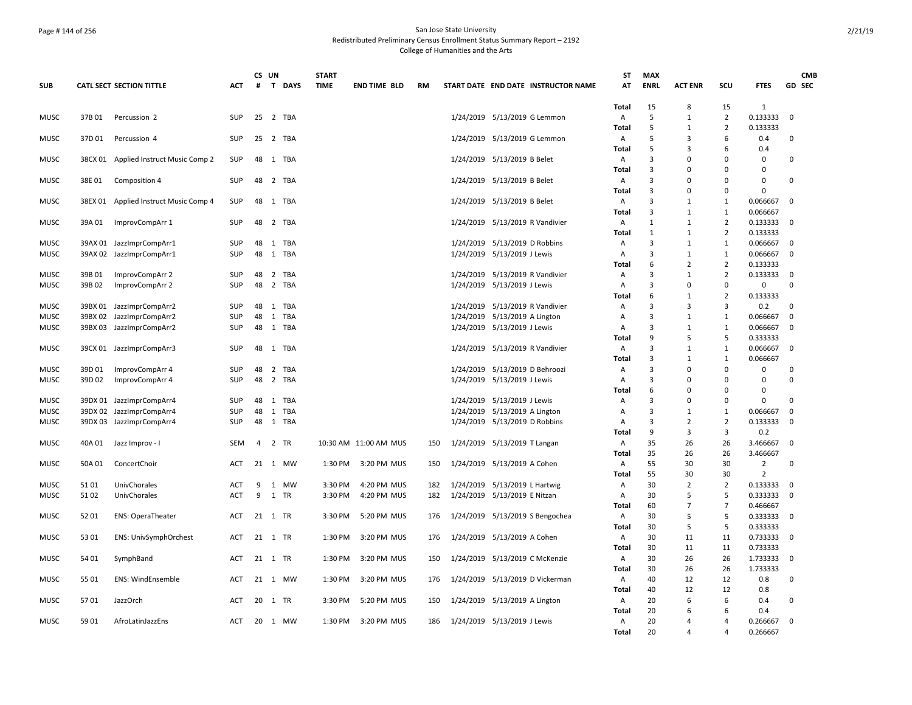San Jose State University
Redistributed Preliminary Census Enrollment Status Summary Report – 2192
College of Humanities and the Arts

| SUB | CATL SECT | SECTION TITTLE | ACT | CS # | UN T | DAYS | START TIME | END TIME | BLD | RM | START DATE | END DATE | INSTRUCTOR NAME | ST AT | MAX ENRL | ACT ENR | SCU | FTES | GD | CMB SEC |
|---|---|---|---|---|---|---|---|---|---|---|---|---|---|---|---|---|---|---|---|---|
| | | | | | | | | | | | | | | Total | 15 | 8 | 15 | 1 | | |
| MUSC | 37B 01 | Percussion 2 | SUP | 25 | 2 | TBA | | | | | 1/24/2019 | 5/13/2019 | G Lemmon | A | 5 | 1 | 2 | 0.133333 | 0 | |
| | | | | | | | | | | | | | | Total | 5 | 1 | 2 | 0.133333 | | |
| MUSC | 37D 01 | Percussion 4 | SUP | 25 | 2 | TBA | | | | | 1/24/2019 | 5/13/2019 | G Lemmon | A | 5 | 3 | 6 | 0.4 | 0 | |
| | | | | | | | | | | | | | | Total | 5 | 3 | 6 | 0.4 | | |
| MUSC | 38CX 01 | Applied Instruct Music Comp 2 | SUP | 48 | 1 | TBA | | | | | 1/24/2019 | 5/13/2019 | B Belet | A | 3 | 0 | 0 | 0 | 0 | |
| | | | | | | | | | | | | | | Total | 3 | 0 | 0 | 0 | | |
| MUSC | 38E 01 | Composition 4 | SUP | 48 | 2 | TBA | | | | | 1/24/2019 | 5/13/2019 | B Belet | A | 3 | 0 | 0 | 0 | 0 | |
| | | | | | | | | | | | | | | Total | 3 | 0 | 0 | 0 | | |
| MUSC | 38EX 01 | Applied Instruct Music Comp 4 | SUP | 48 | 1 | TBA | | | | | 1/24/2019 | 5/13/2019 | B Belet | A | 3 | 1 | 1 | 0.066667 | 0 | |
| | | | | | | | | | | | | | | Total | 3 | 1 | 1 | 0.066667 | | |
| MUSC | 39A 01 | ImprovCompArr 1 | SUP | 48 | 2 | TBA | | | | | 1/24/2019 | 5/13/2019 | R Vandivier | A | 1 | 1 | 2 | 0.133333 | 0 | |
| | | | | | | | | | | | | | | Total | 1 | 1 | 2 | 0.133333 | | |
| MUSC | 39AX 01 | JazzImprCompArr1 | SUP | 48 | 1 | TBA | | | | | 1/24/2019 | 5/13/2019 | D Robbins | A | 3 | 1 | 1 | 0.066667 | 0 | |
| MUSC | 39AX 02 | JazzImprCompArr1 | SUP | 48 | 1 | TBA | | | | | 1/24/2019 | 5/13/2019 | J Lewis | A | 3 | 1 | 1 | 0.066667 | 0 | |
| | | | | | | | | | | | | | | Total | 6 | 2 | 2 | 0.133333 | | |
| MUSC | 39B 01 | ImprovCompArr 2 | SUP | 48 | 2 | TBA | | | | | 1/24/2019 | 5/13/2019 | R Vandivier | A | 3 | 1 | 2 | 0.133333 | 0 | |
| MUSC | 39B 02 | ImprovCompArr 2 | SUP | 48 | 2 | TBA | | | | | 1/24/2019 | 5/13/2019 | J Lewis | A | 3 | 0 | 0 | 0 | 0 | |
| | | | | | | | | | | | | | | Total | 6 | 1 | 2 | 0.133333 | | |
| MUSC | 39BX 01 | JazzImprCompArr2 | SUP | 48 | 1 | TBA | | | | | 1/24/2019 | 5/13/2019 | R Vandivier | A | 3 | 3 | 3 | 0.2 | 0 | |
| MUSC | 39BX 02 | JazzImprCompArr2 | SUP | 48 | 1 | TBA | | | | | 1/24/2019 | 5/13/2019 | A Lington | A | 3 | 1 | 1 | 0.066667 | 0 | |
| MUSC | 39BX 03 | JazzImprCompArr2 | SUP | 48 | 1 | TBA | | | | | 1/24/2019 | 5/13/2019 | J Lewis | A | 3 | 1 | 1 | 0.066667 | 0 | |
| | | | | | | | | | | | | | | Total | 9 | 5 | 5 | 0.333333 | | |
| MUSC | 39CX 01 | JazzImprCompArr3 | SUP | 48 | 1 | TBA | | | | | 1/24/2019 | 5/13/2019 | R Vandivier | A | 3 | 1 | 1 | 0.066667 | 0 | |
| | | | | | | | | | | | | | | Total | 3 | 1 | 1 | 0.066667 | | |
| MUSC | 39D 01 | ImprovCompArr 4 | SUP | 48 | 2 | TBA | | | | | 1/24/2019 | 5/13/2019 | D Behroozi | A | 3 | 0 | 0 | 0 | 0 | |
| MUSC | 39D 02 | ImprovCompArr 4 | SUP | 48 | 2 | TBA | | | | | 1/24/2019 | 5/13/2019 | J Lewis | A | 3 | 0 | 0 | 0 | 0 | |
| | | | | | | | | | | | | | | Total | 6 | 0 | 0 | 0 | | |
| MUSC | 39DX 01 | JazzImprCompArr4 | SUP | 48 | 1 | TBA | | | | | 1/24/2019 | 5/13/2019 | J Lewis | A | 3 | 0 | 0 | 0 | 0 | |
| MUSC | 39DX 02 | JazzImprCompArr4 | SUP | 48 | 1 | TBA | | | | | 1/24/2019 | 5/13/2019 | A Lington | A | 3 | 1 | 1 | 0.066667 | 0 | |
| MUSC | 39DX 03 | JazzImprCompArr4 | SUP | 48 | 1 | TBA | | | | | 1/24/2019 | 5/13/2019 | D Robbins | A | 3 | 2 | 2 | 0.133333 | 0 | |
| | | | | | | | | | | | | | | Total | 9 | 3 | 3 | 0.2 | | |
| MUSC | 40A 01 | Jazz Improv - I | SEM | 4 | 2 | TR | 10:30 AM | 11:00 AM | MUS | 150 | 1/24/2019 | 5/13/2019 | T Langan | A | 35 | 26 | 26 | 3.466667 | 0 | |
| | | | | | | | | | | | | | | Total | 35 | 26 | 26 | 3.466667 | | |
| MUSC | 50A 01 | ConcertChoir | ACT | 21 | 1 | MW | 1:30 PM | 3:20 PM | MUS | 150 | 1/24/2019 | 5/13/2019 | A Cohen | A | 55 | 30 | 30 | 2 | 0 | |
| | | | | | | | | | | | | | | Total | 55 | 30 | 30 | 2 | | |
| MUSC | 51 01 | UnivChorales | ACT | 9 | 1 | MW | 3:30 PM | 4:20 PM | MUS | 182 | 1/24/2019 | 5/13/2019 | L Hartwig | A | 30 | 2 | 2 | 0.133333 | 0 | |
| MUSC | 51 02 | UnivChorales | ACT | 9 | 1 | TR | 3:30 PM | 4:20 PM | MUS | 182 | 1/24/2019 | 5/13/2019 | E Nitzan | A | 30 | 5 | 5 | 0.333333 | 0 | |
| | | | | | | | | | | | | | | Total | 60 | 7 | 7 | 0.466667 | | |
| MUSC | 52 01 | ENS: OperaTheater | ACT | 21 | 1 | TR | 3:30 PM | 5:20 PM | MUS | 176 | 1/24/2019 | 5/13/2019 | S Bengochea | A | 30 | 5 | 5 | 0.333333 | 0 | |
| | | | | | | | | | | | | | | Total | 30 | 5 | 5 | 0.333333 | | |
| MUSC | 53 01 | ENS: UnivSymphOrchest | ACT | 21 | 1 | TR | 1:30 PM | 3:20 PM | MUS | 176 | 1/24/2019 | 5/13/2019 | A Cohen | A | 30 | 11 | 11 | 0.733333 | 0 | |
| | | | | | | | | | | | | | | Total | 30 | 11 | 11 | 0.733333 | | |
| MUSC | 54 01 | SymphBand | ACT | 21 | 1 | TR | 1:30 PM | 3:20 PM | MUS | 150 | 1/24/2019 | 5/13/2019 | C McKenzie | A | 30 | 26 | 26 | 1.733333 | 0 | |
| | | | | | | | | | | | | | | Total | 30 | 26 | 26 | 1.733333 | | |
| MUSC | 55 01 | ENS: WindEnsemble | ACT | 21 | 1 | MW | 1:30 PM | 3:20 PM | MUS | 176 | 1/24/2019 | 5/13/2019 | D Vickerman | A | 40 | 12 | 12 | 0.8 | 0 | |
| | | | | | | | | | | | | | | Total | 40 | 12 | 12 | 0.8 | | |
| MUSC | 57 01 | JazzOrch | ACT | 20 | 1 | TR | 3:30 PM | 5:20 PM | MUS | 150 | 1/24/2019 | 5/13/2019 | A Lington | A | 20 | 6 | 6 | 0.4 | 0 | |
| | | | | | | | | | | | | | | Total | 20 | 6 | 6 | 0.4 | | |
| MUSC | 59 01 | AfroLatinJazzEns | ACT | 20 | 1 | MW | 1:30 PM | 3:20 PM | MUS | 186 | 1/24/2019 | 5/13/2019 | J Lewis | A | 20 | 4 | 4 | 0.266667 | 0 | |
| | | | | | | | | | | | | | | Total | 20 | 4 | 4 | 0.266667 | | |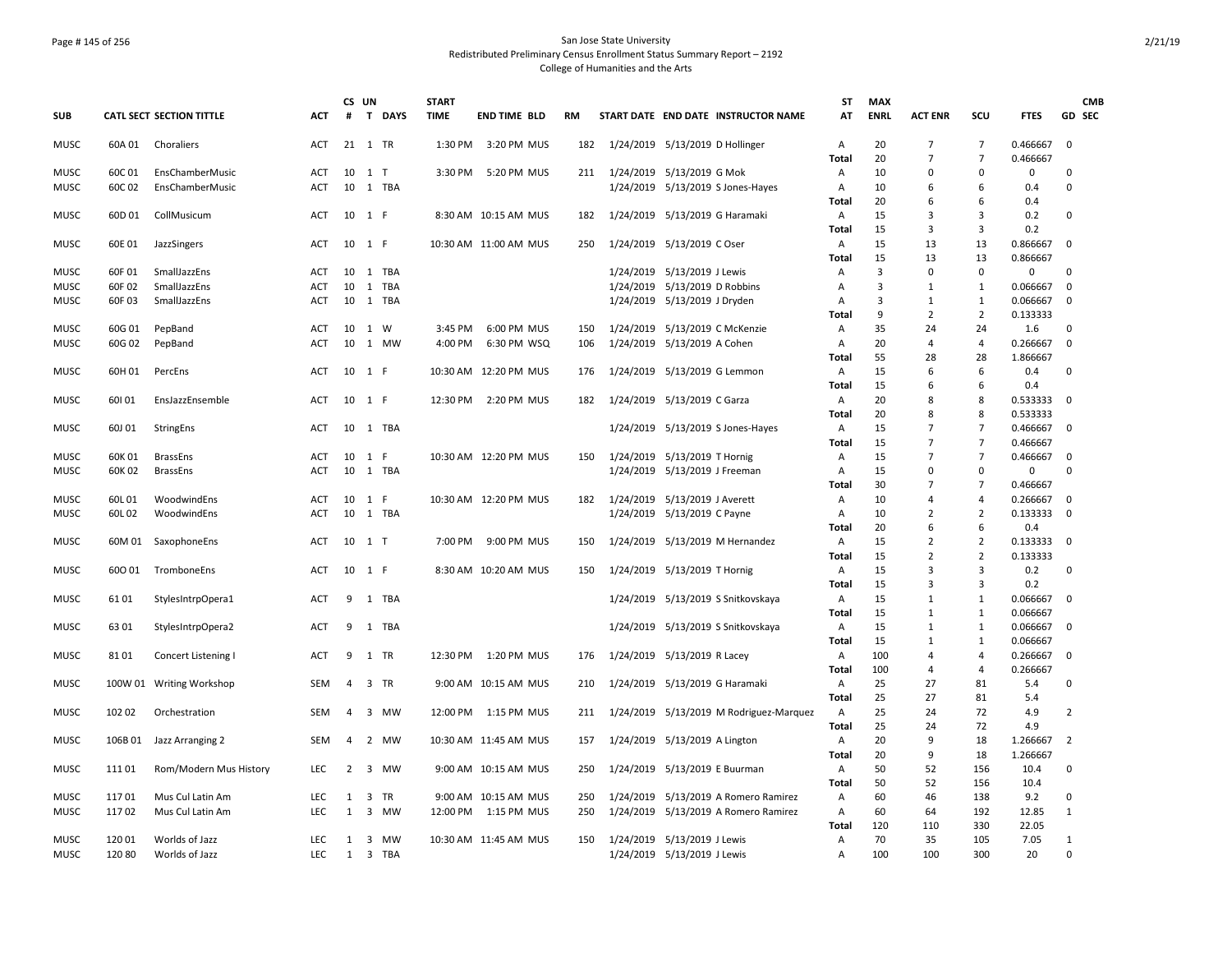San Jose State University
Redistributed Preliminary Census Enrollment Status Summary Report – 2192
College of Humanities and the Arts

| SUB | CATL SECT | SECTION TITTLE | ACT | CS # | UN T | DAYS | START TIME | END TIME | BLD | RM | START DATE | END DATE | INSTRUCTOR NAME | ST AT | MAX ENRL | ACT ENR | SCU | FTES | GD | CMB SEC |
|---|---|---|---|---|---|---|---|---|---|---|---|---|---|---|---|---|---|---|---|---|
| MUSC | 60A 01 | Choraliers | ACT | 21 | 1 | TR | 1:30 PM | 3:20 PM | MUS | 182 | 1/24/2019 | 5/13/2019 | D Hollinger | A | 20 | 7 | 7 | 0.466667 | 0 | |
| | | | | | | | | | | | | | | Total | 20 | 7 | 7 | 0.466667 | | |
| MUSC | 60C 01 | EnsChamberMusic | ACT | 10 | 1 | T | 3:30 PM | 5:20 PM | MUS | 211 | 1/24/2019 | 5/13/2019 | G Mok | A | 10 | 0 | 0 | 0 | 0 | |
| MUSC | 60C 02 | EnsChamberMusic | ACT | 10 | 1 | TBA | | | | | 1/24/2019 | 5/13/2019 | S Jones-Hayes | A | 10 | 6 | 6 | 0.4 | 0 | |
| | | | | | | | | | | | | | | Total | 20 | 6 | 6 | 0.4 | | |
| MUSC | 60D 01 | CollMusicum | ACT | 10 | 1 | F | 8:30 AM | 10:15 AM | MUS | 182 | 1/24/2019 | 5/13/2019 | G Haramaki | A | 15 | 3 | 3 | 0.2 | 0 | |
| | | | | | | | | | | | | | | Total | 15 | 3 | 3 | 0.2 | | |
| MUSC | 60E 01 | JazzSingers | ACT | 10 | 1 | F | 10:30 AM | 11:00 AM | MUS | 250 | 1/24/2019 | 5/13/2019 | C Oser | A | 15 | 13 | 13 | 0.866667 | 0 | |
| | | | | | | | | | | | | | | Total | 15 | 13 | 13 | 0.866667 | | |
| MUSC | 60F 01 | SmallJazzEns | ACT | 10 | 1 | TBA | | | | | 1/24/2019 | 5/13/2019 | J Lewis | A | 3 | 0 | 0 | 0 | 0 | |
| MUSC | 60F 02 | SmallJazzEns | ACT | 10 | 1 | TBA | | | | | 1/24/2019 | 5/13/2019 | D Robbins | A | 3 | 1 | 1 | 0.066667 | 0 | |
| MUSC | 60F 03 | SmallJazzEns | ACT | 10 | 1 | TBA | | | | | 1/24/2019 | 5/13/2019 | J Dryden | A | 3 | 1 | 1 | 0.066667 | 0 | |
| | | | | | | | | | | | | | | Total | 9 | 2 | 2 | 0.133333 | | |
| MUSC | 60G 01 | PepBand | ACT | 10 | 1 | W | 3:45 PM | 6:00 PM | MUS | 150 | 1/24/2019 | 5/13/2019 | C McKenzie | A | 35 | 24 | 24 | 1.6 | 0 | |
| MUSC | 60G 02 | PepBand | ACT | 10 | 1 | MW | 4:00 PM | 6:30 PM | WSQ | 106 | 1/24/2019 | 5/13/2019 | A Cohen | A | 20 | 4 | 4 | 0.266667 | 0 | |
| | | | | | | | | | | | | | | Total | 55 | 28 | 28 | 1.866667 | | |
| MUSC | 60H 01 | PercEns | ACT | 10 | 1 | F | 10:30 AM | 12:20 PM | MUS | 176 | 1/24/2019 | 5/13/2019 | G Lemmon | A | 15 | 6 | 6 | 0.4 | 0 | |
| | | | | | | | | | | | | | | Total | 15 | 6 | 6 | 0.4 | | |
| MUSC | 60I 01 | EnsJazzEnsemble | ACT | 10 | 1 | F | 12:30 PM | 2:20 PM | MUS | 182 | 1/24/2019 | 5/13/2019 | C Garza | A | 20 | 8 | 8 | 0.533333 | 0 | |
| | | | | | | | | | | | | | | Total | 20 | 8 | 8 | 0.533333 | | |
| MUSC | 60J 01 | StringEns | ACT | 10 | 1 | TBA | | | | | 1/24/2019 | 5/13/2019 | S Jones-Hayes | A | 15 | 7 | 7 | 0.466667 | 0 | |
| | | | | | | | | | | | | | | Total | 15 | 7 | 7 | 0.466667 | | |
| MUSC | 60K 01 | BrassEns | ACT | 10 | 1 | F | 10:30 AM | 12:20 PM | MUS | 150 | 1/24/2019 | 5/13/2019 | T Hornig | A | 15 | 7 | 7 | 0.466667 | 0 | |
| MUSC | 60K 02 | BrassEns | ACT | 10 | 1 | TBA | | | | | 1/24/2019 | 5/13/2019 | J Freeman | A | 15 | 0 | 0 | 0 | 0 | |
| | | | | | | | | | | | | | | Total | 30 | 7 | 7 | 0.466667 | | |
| MUSC | 60L 01 | WoodwindEns | ACT | 10 | 1 | F | 10:30 AM | 12:20 PM | MUS | 182 | 1/24/2019 | 5/13/2019 | J Averett | A | 10 | 4 | 4 | 0.266667 | 0 | |
| MUSC | 60L 02 | WoodwindEns | ACT | 10 | 1 | TBA | | | | | 1/24/2019 | 5/13/2019 | C Payne | A | 10 | 2 | 2 | 0.133333 | 0 | |
| | | | | | | | | | | | | | | Total | 20 | 6 | 6 | 0.4 | | |
| MUSC | 60M 01 | SaxophoneEns | ACT | 10 | 1 | T | 7:00 PM | 9:00 PM | MUS | 150 | 1/24/2019 | 5/13/2019 | M Hernandez | A | 15 | 2 | 2 | 0.133333 | 0 | |
| | | | | | | | | | | | | | | Total | 15 | 2 | 2 | 0.133333 | | |
| MUSC | 60O 01 | TromboneEns | ACT | 10 | 1 | F | 8:30 AM | 10:20 AM | MUS | 150 | 1/24/2019 | 5/13/2019 | T Hornig | A | 15 | 3 | 3 | 0.2 | 0 | |
| | | | | | | | | | | | | | | Total | 15 | 3 | 3 | 0.2 | | |
| MUSC | 61 01 | StylesIntrpOpera1 | ACT | 9 | 1 | TBA | | | | | 1/24/2019 | 5/13/2019 | S Snitkovskaya | A | 15 | 1 | 1 | 0.066667 | 0 | |
| | | | | | | | | | | | | | | Total | 15 | 1 | 1 | 0.066667 | | |
| MUSC | 63 01 | StylesIntrpOpera2 | ACT | 9 | 1 | TBA | | | | | 1/24/2019 | 5/13/2019 | S Snitkovskaya | A | 15 | 1 | 1 | 0.066667 | 0 | |
| | | | | | | | | | | | | | | Total | 15 | 1 | 1 | 0.066667 | | |
| MUSC | 81 01 | Concert Listening I | ACT | 9 | 1 | TR | 12:30 PM | 1:20 PM | MUS | 176 | 1/24/2019 | 5/13/2019 | R Lacey | A | 100 | 4 | 4 | 0.266667 | 0 | |
| | | | | | | | | | | | | | | Total | 100 | 4 | 4 | 0.266667 | | |
| MUSC | 100W 01 | Writing Workshop | SEM | 4 | 3 | TR | 9:00 AM | 10:15 AM | MUS | 210 | 1/24/2019 | 5/13/2019 | G Haramaki | A | 25 | 27 | 81 | 5.4 | 0 | |
| | | | | | | | | | | | | | | Total | 25 | 27 | 81 | 5.4 | | |
| MUSC | 102 02 | Orchestration | SEM | 4 | 3 | MW | 12:00 PM | 1:15 PM | MUS | 211 | 1/24/2019 | 5/13/2019 | M Rodriguez-Marquez | A | 25 | 24 | 72 | 4.9 | 2 | |
| | | | | | | | | | | | | | | Total | 25 | 24 | 72 | 4.9 | | |
| MUSC | 106B 01 | Jazz Arranging 2 | SEM | 4 | 2 | MW | 10:30 AM | 11:45 AM | MUS | 157 | 1/24/2019 | 5/13/2019 | A Lington | A | 20 | 9 | 18 | 1.266667 | 2 | |
| | | | | | | | | | | | | | | Total | 20 | 9 | 18 | 1.266667 | | |
| MUSC | 111 01 | Rom/Modern Mus History | LEC | 2 | 3 | MW | 9:00 AM | 10:15 AM | MUS | 250 | 1/24/2019 | 5/13/2019 | E Buurman | A | 50 | 52 | 156 | 10.4 | 0 | |
| | | | | | | | | | | | | | | Total | 50 | 52 | 156 | 10.4 | | |
| MUSC | 117 01 | Mus Cul Latin Am | LEC | 1 | 3 | TR | 9:00 AM | 10:15 AM | MUS | 250 | 1/24/2019 | 5/13/2019 | A Romero Ramirez | A | 60 | 46 | 138 | 9.2 | 0 | |
| MUSC | 117 02 | Mus Cul Latin Am | LEC | 1 | 3 | MW | 12:00 PM | 1:15 PM | MUS | 250 | 1/24/2019 | 5/13/2019 | A Romero Ramirez | A | 60 | 64 | 192 | 12.85 | 1 | |
| | | | | | | | | | | | | | | Total | 120 | 110 | 330 | 22.05 | | |
| MUSC | 120 01 | Worlds of Jazz | LEC | 1 | 3 | MW | 10:30 AM | 11:45 AM | MUS | 150 | 1/24/2019 | 5/13/2019 | J Lewis | A | 70 | 35 | 105 | 7.05 | 1 | |
| MUSC | 120 80 | Worlds of Jazz | LEC | 1 | 3 | TBA | | | | | 1/24/2019 | 5/13/2019 | J Lewis | A | 100 | 100 | 300 | 20 | 0 | |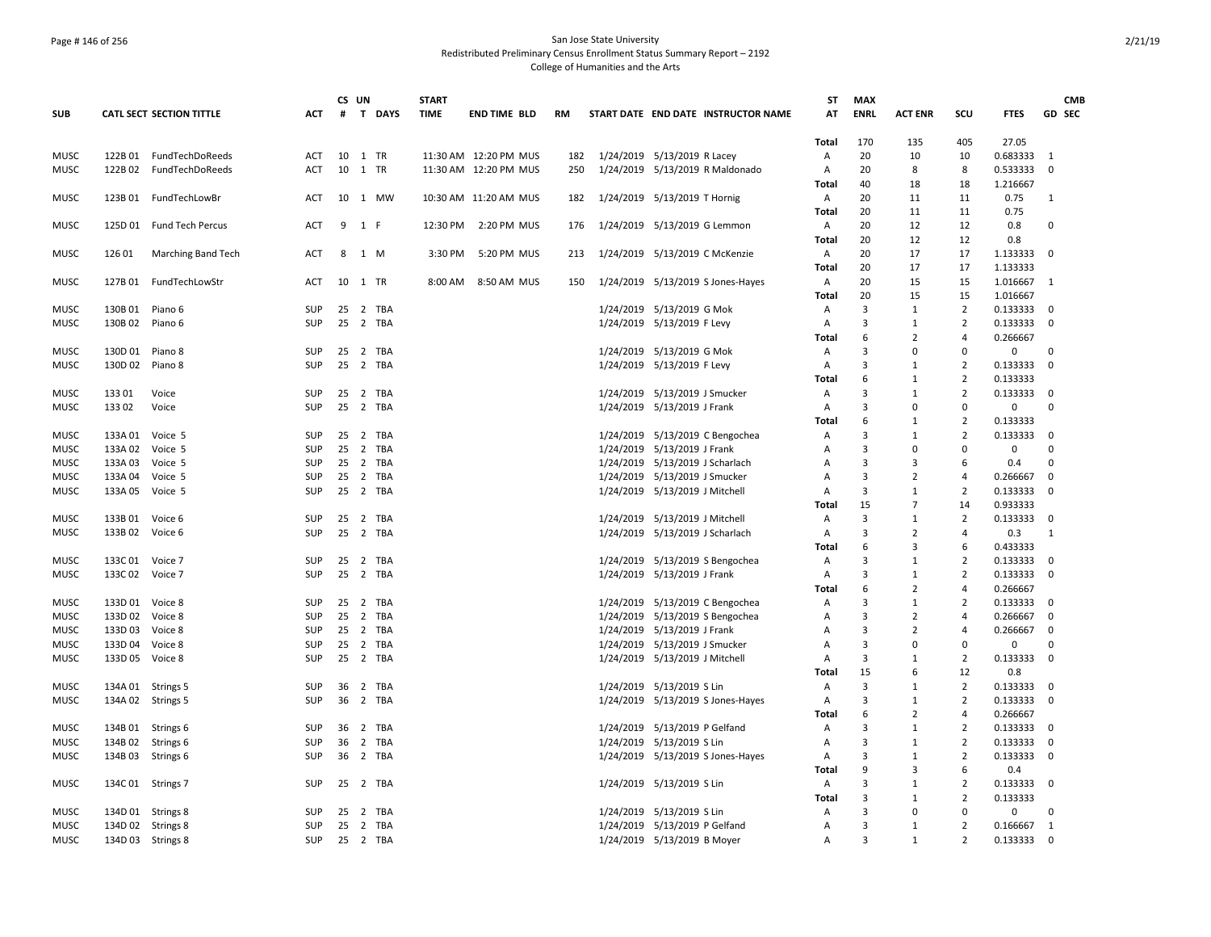San Jose State University
Redistributed Preliminary Census Enrollment Status Summary Report – 2192
College of Humanities and the Arts

| SUB | CATL SECT | SECTION TITTLE | ACT | CS # | UN T | DAYS | START TIME | END TIME | BLD | RM | START DATE | END DATE | INSTRUCTOR NAME | ST AT | MAX ENRL | ACT ENR | SCU | FTES | GD | CMB SEC |
|---|---|---|---|---|---|---|---|---|---|---|---|---|---|---|---|---|---|---|---|---|
| | | | | | | | | | | | | | | Total | 170 | 135 | 405 | 27.05 | | |
| MUSC | 122B 01 | FundTechDoReeds | ACT | 10 | 1 | TR | 11:30 AM | 12:20 PM | MUS | 182 | 1/24/2019 | 5/13/2019 | R Lacey | A | 20 | 10 | 10 | 0.683333 | 1 | |
| MUSC | 122B 02 | FundTechDoReeds | ACT | 10 | 1 | TR | 11:30 AM | 12:20 PM | MUS | 250 | 1/24/2019 | 5/13/2019 | R Maldonado | A | 20 | 8 | 8 | 0.533333 | 0 | |
| | | | | | | | | | | | | | | Total | 40 | 18 | 18 | 1.216667 | | |
| MUSC | 123B 01 | FundTechLowBr | ACT | 10 | 1 | MW | 10:30 AM | 11:20 AM | MUS | 182 | 1/24/2019 | 5/13/2019 | T Hornig | A | 20 | 11 | 11 | 0.75 | 1 | |
| | | | | | | | | | | | | | | Total | 20 | 11 | 11 | 0.75 | | |
| MUSC | 125D 01 | Fund Tech Percus | ACT | 9 | 1 | F | 12:30 PM | 2:20 PM | MUS | 176 | 1/24/2019 | 5/13/2019 | G Lemmon | A | 20 | 12 | 12 | 0.8 | 0 | |
| | | | | | | | | | | | | | | Total | 20 | 12 | 12 | 0.8 | | |
| MUSC | 126 01 | Marching Band Tech | ACT | 8 | 1 | M | 3:30 PM | 5:20 PM | MUS | 213 | 1/24/2019 | 5/13/2019 | C McKenzie | A | 20 | 17 | 17 | 1.133333 | 0 | |
| | | | | | | | | | | | | | | Total | 20 | 17 | 17 | 1.133333 | | |
| MUSC | 127B 01 | FundTechLowStr | ACT | 10 | 1 | TR | 8:00 AM | 8:50 AM | MUS | 150 | 1/24/2019 | 5/13/2019 | S Jones-Hayes | A | 20 | 15 | 15 | 1.016667 | 1 | |
| | | | | | | | | | | | | | | Total | 20 | 15 | 15 | 1.016667 | | |
| MUSC | 130B 01 | Piano 6 | SUP | 25 | 2 | TBA | | | | | 1/24/2019 | 5/13/2019 | G Mok | A | 3 | 1 | 2 | 0.133333 | 0 | |
| MUSC | 130B 02 | Piano 6 | SUP | 25 | 2 | TBA | | | | | 1/24/2019 | 5/13/2019 | F Levy | A | 3 | 1 | 2 | 0.133333 | 0 | |
| | | | | | | | | | | | | | | Total | 6 | 2 | 4 | 0.266667 | | |
| MUSC | 130D 01 | Piano 8 | SUP | 25 | 2 | TBA | | | | | 1/24/2019 | 5/13/2019 | G Mok | A | 3 | 0 | 0 | 0 | 0 | |
| MUSC | 130D 02 | Piano 8 | SUP | 25 | 2 | TBA | | | | | 1/24/2019 | 5/13/2019 | F Levy | A | 3 | 1 | 2 | 0.133333 | 0 | |
| | | | | | | | | | | | | | | Total | 6 | 1 | 2 | 0.133333 | | |
| MUSC | 133 01 | Voice | SUP | 25 | 2 | TBA | | | | | 1/24/2019 | 5/13/2019 | J Smucker | A | 3 | 1 | 2 | 0.133333 | 0 | |
| MUSC | 133 02 | Voice | SUP | 25 | 2 | TBA | | | | | 1/24/2019 | 5/13/2019 | J Frank | A | 3 | 0 | 0 | 0 | 0 | |
| | | | | | | | | | | | | | | Total | 6 | 1 | 2 | 0.133333 | | |
| MUSC | 133A 01 | Voice 5 | SUP | 25 | 2 | TBA | | | | | 1/24/2019 | 5/13/2019 | C Bengochea | A | 3 | 1 | 2 | 0.133333 | 0 | |
| MUSC | 133A 02 | Voice 5 | SUP | 25 | 2 | TBA | | | | | 1/24/2019 | 5/13/2019 | J Frank | A | 3 | 0 | 0 | 0 | 0 | |
| MUSC | 133A 03 | Voice 5 | SUP | 25 | 2 | TBA | | | | | 1/24/2019 | 5/13/2019 | J Scharlach | A | 3 | 3 | 6 | 0.4 | 0 | |
| MUSC | 133A 04 | Voice 5 | SUP | 25 | 2 | TBA | | | | | 1/24/2019 | 5/13/2019 | J Smucker | A | 3 | 2 | 4 | 0.266667 | 0 | |
| MUSC | 133A 05 | Voice 5 | SUP | 25 | 2 | TBA | | | | | 1/24/2019 | 5/13/2019 | J Mitchell | A | 3 | 1 | 2 | 0.133333 | 0 | |
| | | | | | | | | | | | | | | Total | 15 | 7 | 14 | 0.933333 | | |
| MUSC | 133B 01 | Voice 6 | SUP | 25 | 2 | TBA | | | | | 1/24/2019 | 5/13/2019 | J Mitchell | A | 3 | 1 | 2 | 0.133333 | 0 | |
| MUSC | 133B 02 | Voice 6 | SUP | 25 | 2 | TBA | | | | | 1/24/2019 | 5/13/2019 | J Scharlach | A | 3 | 2 | 4 | 0.3 | 1 | |
| | | | | | | | | | | | | | | Total | 6 | 3 | 6 | 0.433333 | | |
| MUSC | 133C 01 | Voice 7 | SUP | 25 | 2 | TBA | | | | | 1/24/2019 | 5/13/2019 | S Bengochea | A | 3 | 1 | 2 | 0.133333 | 0 | |
| MUSC | 133C 02 | Voice 7 | SUP | 25 | 2 | TBA | | | | | 1/24/2019 | 5/13/2019 | J Frank | A | 3 | 1 | 2 | 0.133333 | 0 | |
| | | | | | | | | | | | | | | Total | 6 | 2 | 4 | 0.266667 | | |
| MUSC | 133D 01 | Voice 8 | SUP | 25 | 2 | TBA | | | | | 1/24/2019 | 5/13/2019 | C Bengochea | A | 3 | 1 | 2 | 0.133333 | 0 | |
| MUSC | 133D 02 | Voice 8 | SUP | 25 | 2 | TBA | | | | | 1/24/2019 | 5/13/2019 | S Bengochea | A | 3 | 2 | 4 | 0.266667 | 0 | |
| MUSC | 133D 03 | Voice 8 | SUP | 25 | 2 | TBA | | | | | 1/24/2019 | 5/13/2019 | J Frank | A | 3 | 2 | 4 | 0.266667 | 0 | |
| MUSC | 133D 04 | Voice 8 | SUP | 25 | 2 | TBA | | | | | 1/24/2019 | 5/13/2019 | J Smucker | A | 3 | 0 | 0 | 0 | 0 | |
| MUSC | 133D 05 | Voice 8 | SUP | 25 | 2 | TBA | | | | | 1/24/2019 | 5/13/2019 | J Mitchell | A | 3 | 1 | 2 | 0.133333 | 0 | |
| | | | | | | | | | | | | | | Total | 15 | 6 | 12 | 0.8 | | |
| MUSC | 134A 01 | Strings 5 | SUP | 36 | 2 | TBA | | | | | 1/24/2019 | 5/13/2019 | S Lin | A | 3 | 1 | 2 | 0.133333 | 0 | |
| MUSC | 134A 02 | Strings 5 | SUP | 36 | 2 | TBA | | | | | 1/24/2019 | 5/13/2019 | S Jones-Hayes | A | 3 | 1 | 2 | 0.133333 | 0 | |
| | | | | | | | | | | | | | | Total | 6 | 2 | 4 | 0.266667 | | |
| MUSC | 134B 01 | Strings 6 | SUP | 36 | 2 | TBA | | | | | 1/24/2019 | 5/13/2019 | P Gelfand | A | 3 | 1 | 2 | 0.133333 | 0 | |
| MUSC | 134B 02 | Strings 6 | SUP | 36 | 2 | TBA | | | | | 1/24/2019 | 5/13/2019 | S Lin | A | 3 | 1 | 2 | 0.133333 | 0 | |
| MUSC | 134B 03 | Strings 6 | SUP | 36 | 2 | TBA | | | | | 1/24/2019 | 5/13/2019 | S Jones-Hayes | A | 3 | 1 | 2 | 0.133333 | 0 | |
| | | | | | | | | | | | | | | Total | 9 | 3 | 6 | 0.4 | | |
| MUSC | 134C 01 | Strings 7 | SUP | 25 | 2 | TBA | | | | | 1/24/2019 | 5/13/2019 | S Lin | A | 3 | 1 | 2 | 0.133333 | 0 | |
| | | | | | | | | | | | | | | Total | 3 | 1 | 2 | 0.133333 | | |
| MUSC | 134D 01 | Strings 8 | SUP | 25 | 2 | TBA | | | | | 1/24/2019 | 5/13/2019 | S Lin | A | 3 | 0 | 0 | 0 | 0 | |
| MUSC | 134D 02 | Strings 8 | SUP | 25 | 2 | TBA | | | | | 1/24/2019 | 5/13/2019 | P Gelfand | A | 3 | 1 | 2 | 0.166667 | 1 | |
| MUSC | 134D 03 | Strings 8 | SUP | 25 | 2 | TBA | | | | | 1/24/2019 | 5/13/2019 | B Moyer | A | 3 | 1 | 2 | 0.133333 | 0 | |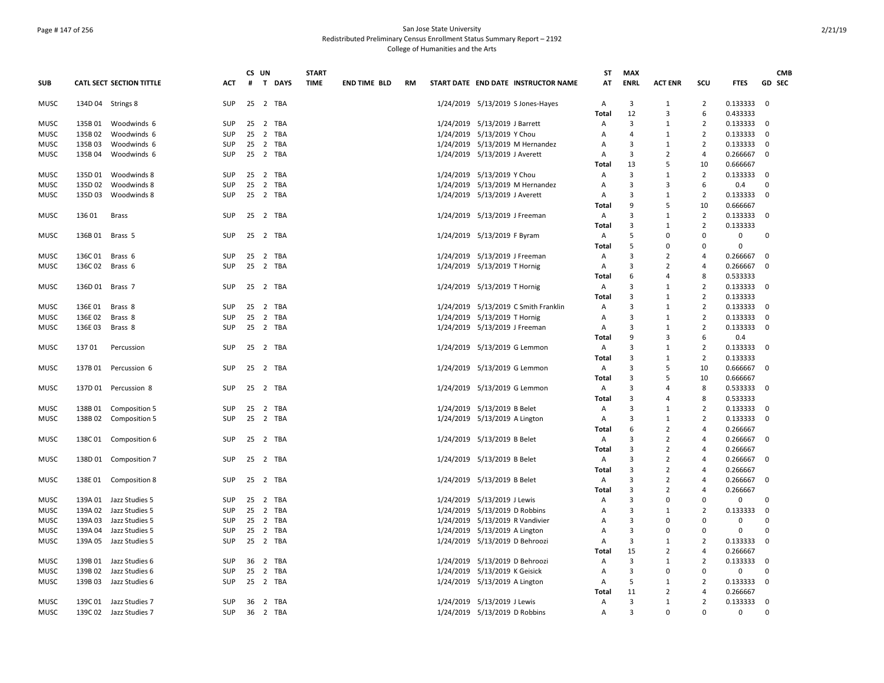San Jose State University
Redistributed Preliminary Census Enrollment Status Summary Report – 2192
College of Humanities and the Arts

| SUB | CATL SECT | SECTION TITTLE | ACT | CS # | UN T | DAYS | START TIME | END TIME | BLD | RM | START DATE | END DATE | INSTRUCTOR NAME | ST AT | MAX ENRL | ACT ENR | SCU | FTES | GD | CMB SEC |
|---|---|---|---|---|---|---|---|---|---|---|---|---|---|---|---|---|---|---|---|---|
| MUSC | 134D 04 | Strings 8 | SUP | 25 | 2 | TBA | | | | | 1/24/2019 | 5/13/2019 | S Jones-Hayes | A | 3 | 1 | 2 | 0.133333 | 0 | |
| | | | | | | | | | | | | | | Total | 12 | 3 | 6 | 0.433333 | | |
| MUSC | 135B 01 | Woodwinds 6 | SUP | 25 | 2 | TBA | | | | | 1/24/2019 | 5/13/2019 | J Barrett | A | 3 | 1 | 2 | 0.133333 | 0 | |
| MUSC | 135B 02 | Woodwinds 6 | SUP | 25 | 2 | TBA | | | | | 1/24/2019 | 5/13/2019 | Y Chou | A | 4 | 1 | 2 | 0.133333 | 0 | |
| MUSC | 135B 03 | Woodwinds 6 | SUP | 25 | 2 | TBA | | | | | 1/24/2019 | 5/13/2019 | M Hernandez | A | 3 | 1 | 2 | 0.133333 | 0 | |
| MUSC | 135B 04 | Woodwinds 6 | SUP | 25 | 2 | TBA | | | | | 1/24/2019 | 5/13/2019 | J Averett | A | 3 | 2 | 4 | 0.266667 | 0 | |
| | | | | | | | | | | | | | | Total | 13 | 5 | 10 | 0.666667 | | |
| MUSC | 135D 01 | Woodwinds 8 | SUP | 25 | 2 | TBA | | | | | 1/24/2019 | 5/13/2019 | Y Chou | A | 3 | 1 | 2 | 0.133333 | 0 | |
| MUSC | 135D 02 | Woodwinds 8 | SUP | 25 | 2 | TBA | | | | | 1/24/2019 | 5/13/2019 | M Hernandez | A | 3 | 3 | 6 | 0.4 | 0 | |
| MUSC | 135D 03 | Woodwinds 8 | SUP | 25 | 2 | TBA | | | | | 1/24/2019 | 5/13/2019 | J Averett | A | 3 | 1 | 2 | 0.133333 | 0 | |
| | | | | | | | | | | | | | | Total | 9 | 5 | 10 | 0.666667 | | |
| MUSC | 136 01 | Brass | SUP | 25 | 2 | TBA | | | | | 1/24/2019 | 5/13/2019 | J Freeman | A | 3 | 1 | 2 | 0.133333 | 0 | |
| | | | | | | | | | | | | | | Total | 3 | 1 | 2 | 0.133333 | | |
| MUSC | 136B 01 | Brass 5 | SUP | 25 | 2 | TBA | | | | | 1/24/2019 | 5/13/2019 | F Byram | A | 5 | 0 | 0 | 0 | 0 | |
| | | | | | | | | | | | | | | Total | 5 | 0 | 0 | 0 | | |
| MUSC | 136C 01 | Brass 6 | SUP | 25 | 2 | TBA | | | | | 1/24/2019 | 5/13/2019 | J Freeman | A | 3 | 2 | 4 | 0.266667 | 0 | |
| MUSC | 136C 02 | Brass 6 | SUP | 25 | 2 | TBA | | | | | 1/24/2019 | 5/13/2019 | T Hornig | A | 3 | 2 | 4 | 0.266667 | 0 | |
| | | | | | | | | | | | | | | Total | 6 | 4 | 8 | 0.533333 | | |
| MUSC | 136D 01 | Brass 7 | SUP | 25 | 2 | TBA | | | | | 1/24/2019 | 5/13/2019 | T Hornig | A | 3 | 1 | 2 | 0.133333 | 0 | |
| | | | | | | | | | | | | | | Total | 3 | 1 | 2 | 0.133333 | | |
| MUSC | 136E 01 | Brass 8 | SUP | 25 | 2 | TBA | | | | | 1/24/2019 | 5/13/2019 | C Smith Franklin | A | 3 | 1 | 2 | 0.133333 | 0 | |
| MUSC | 136E 02 | Brass 8 | SUP | 25 | 2 | TBA | | | | | 1/24/2019 | 5/13/2019 | T Hornig | A | 3 | 1 | 2 | 0.133333 | 0 | |
| MUSC | 136E 03 | Brass 8 | SUP | 25 | 2 | TBA | | | | | 1/24/2019 | 5/13/2019 | J Freeman | A | 3 | 1 | 2 | 0.133333 | 0 | |
| | | | | | | | | | | | | | | Total | 9 | 3 | 6 | 0.4 | | |
| MUSC | 137 01 | Percussion | SUP | 25 | 2 | TBA | | | | | 1/24/2019 | 5/13/2019 | G Lemmon | A | 3 | 1 | 2 | 0.133333 | 0 | |
| | | | | | | | | | | | | | | Total | 3 | 1 | 2 | 0.133333 | | |
| MUSC | 137B 01 | Percussion 6 | SUP | 25 | 2 | TBA | | | | | 1/24/2019 | 5/13/2019 | G Lemmon | A | 3 | 5 | 10 | 0.666667 | 0 | |
| | | | | | | | | | | | | | | Total | 3 | 5 | 10 | 0.666667 | | |
| MUSC | 137D 01 | Percussion 8 | SUP | 25 | 2 | TBA | | | | | 1/24/2019 | 5/13/2019 | G Lemmon | A | 3 | 4 | 8 | 0.533333 | 0 | |
| | | | | | | | | | | | | | | Total | 3 | 4 | 8 | 0.533333 | | |
| MUSC | 138B 01 | Composition 5 | SUP | 25 | 2 | TBA | | | | | 1/24/2019 | 5/13/2019 | B Belet | A | 3 | 1 | 2 | 0.133333 | 0 | |
| MUSC | 138B 02 | Composition 5 | SUP | 25 | 2 | TBA | | | | | 1/24/2019 | 5/13/2019 | A Lington | A | 3 | 1 | 2 | 0.133333 | 0 | |
| | | | | | | | | | | | | | | Total | 6 | 2 | 4 | 0.266667 | | |
| MUSC | 138C 01 | Composition 6 | SUP | 25 | 2 | TBA | | | | | 1/24/2019 | 5/13/2019 | B Belet | A | 3 | 2 | 4 | 0.266667 | 0 | |
| | | | | | | | | | | | | | | Total | 3 | 2 | 4 | 0.266667 | | |
| MUSC | 138D 01 | Composition 7 | SUP | 25 | 2 | TBA | | | | | 1/24/2019 | 5/13/2019 | B Belet | A | 3 | 2 | 4 | 0.266667 | 0 | |
| | | | | | | | | | | | | | | Total | 3 | 2 | 4 | 0.266667 | | |
| MUSC | 138E 01 | Composition 8 | SUP | 25 | 2 | TBA | | | | | 1/24/2019 | 5/13/2019 | B Belet | A | 3 | 2 | 4 | 0.266667 | 0 | |
| | | | | | | | | | | | | | | Total | 3 | 2 | 4 | 0.266667 | | |
| MUSC | 139A 01 | Jazz Studies 5 | SUP | 25 | 2 | TBA | | | | | 1/24/2019 | 5/13/2019 | J Lewis | A | 3 | 0 | 0 | 0 | 0 | |
| MUSC | 139A 02 | Jazz Studies 5 | SUP | 25 | 2 | TBA | | | | | 1/24/2019 | 5/13/2019 | D Robbins | A | 3 | 1 | 2 | 0.133333 | 0 | |
| MUSC | 139A 03 | Jazz Studies 5 | SUP | 25 | 2 | TBA | | | | | 1/24/2019 | 5/13/2019 | R Vandivier | A | 3 | 0 | 0 | 0 | 0 | |
| MUSC | 139A 04 | Jazz Studies 5 | SUP | 25 | 2 | TBA | | | | | 1/24/2019 | 5/13/2019 | A Lington | A | 3 | 0 | 0 | 0 | 0 | |
| MUSC | 139A 05 | Jazz Studies 5 | SUP | 25 | 2 | TBA | | | | | 1/24/2019 | 5/13/2019 | D Behroozi | A | 3 | 1 | 2 | 0.133333 | 0 | |
| | | | | | | | | | | | | | | Total | 15 | 2 | 4 | 0.266667 | | |
| MUSC | 139B 01 | Jazz Studies 6 | SUP | 36 | 2 | TBA | | | | | 1/24/2019 | 5/13/2019 | D Behroozi | A | 3 | 1 | 2 | 0.133333 | 0 | |
| MUSC | 139B 02 | Jazz Studies 6 | SUP | 25 | 2 | TBA | | | | | 1/24/2019 | 5/13/2019 | K Geisick | A | 3 | 0 | 0 | 0 | 0 | |
| MUSC | 139B 03 | Jazz Studies 6 | SUP | 25 | 2 | TBA | | | | | 1/24/2019 | 5/13/2019 | A Lington | A | 5 | 1 | 2 | 0.133333 | 0 | |
| | | | | | | | | | | | | | | Total | 11 | 2 | 4 | 0.266667 | | |
| MUSC | 139C 01 | Jazz Studies 7 | SUP | 36 | 2 | TBA | | | | | 1/24/2019 | 5/13/2019 | J Lewis | A | 3 | 1 | 2 | 0.133333 | 0 | |
| MUSC | 139C 02 | Jazz Studies 7 | SUP | 36 | 2 | TBA | | | | | 1/24/2019 | 5/13/2019 | D Robbins | A | 3 | 0 | 0 | 0 | 0 | |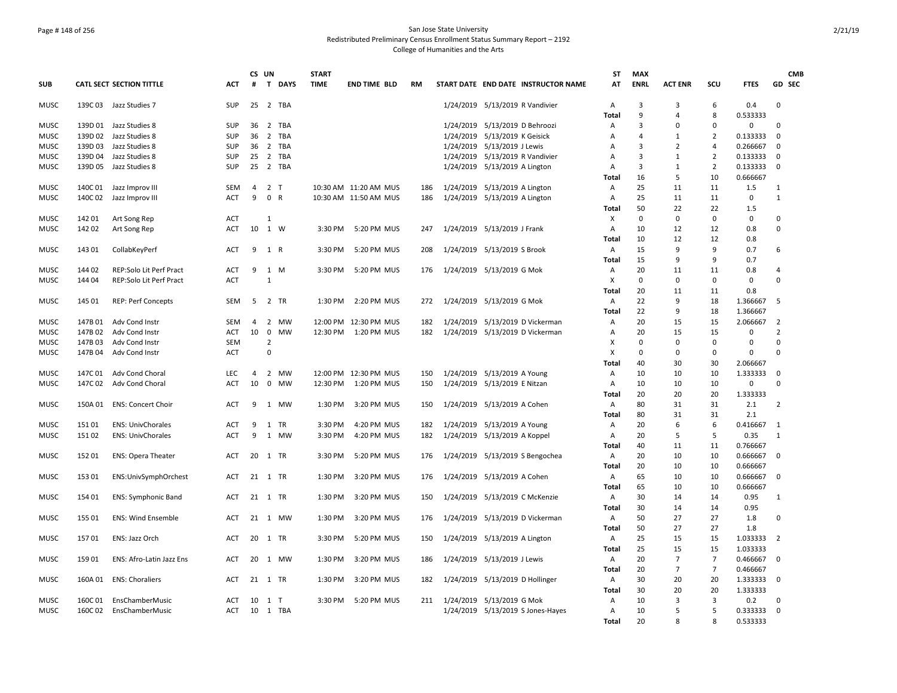San Jose State University
Redistributed Preliminary Census Enrollment Status Summary Report – 2192
College of Humanities and the Arts

| SUB | CATL SECT | SECTION TITTLE | ACT | CS # | UN T | DAYS | START TIME | END TIME | BLD | RM | START DATE | END DATE | INSTRUCTOR NAME | ST AT | MAX ENRL | ACT ENR | SCU | FTES | GD | CMB SEC |
|---|---|---|---|---|---|---|---|---|---|---|---|---|---|---|---|---|---|---|---|---|
| MUSC | 139C 03 | Jazz Studies 7 | SUP | 25 | 2 | TBA | | | | | 1/24/2019 | 5/13/2019 | R Vandivier | A | 3 | 3 | 6 | 0.4 | 0 | |
| | | | | | | | | | | | | | | Total | 9 | 4 | 8 | 0.533333 | | |
| MUSC | 139D 01 | Jazz Studies 8 | SUP | 36 | 2 | TBA | | | | | 1/24/2019 | 5/13/2019 | D Behroozi | A | 3 | 0 | 0 | 0 | 0 | |
| MUSC | 139D 02 | Jazz Studies 8 | SUP | 36 | 2 | TBA | | | | | 1/24/2019 | 5/13/2019 | K Geisick | A | 4 | 1 | 2 | 0.133333 | 0 | |
| MUSC | 139D 03 | Jazz Studies 8 | SUP | 36 | 2 | TBA | | | | | 1/24/2019 | 5/13/2019 | J Lewis | A | 3 | 2 | 4 | 0.266667 | 0 | |
| MUSC | 139D 04 | Jazz Studies 8 | SUP | 25 | 2 | TBA | | | | | 1/24/2019 | 5/13/2019 | R Vandivier | A | 3 | 1 | 2 | 0.133333 | 0 | |
| MUSC | 139D 05 | Jazz Studies 8 | SUP | 25 | 2 | TBA | | | | | 1/24/2019 | 5/13/2019 | A Lington | A | 3 | 1 | 2 | 0.133333 | 0 | |
| | | | | | | | | | | | | | | Total | 16 | 5 | 10 | 0.666667 | | |
| MUSC | 140C 01 | Jazz Improv III | SEM | 4 | 2 | T | 10:30 AM | 11:20 AM | MUS | 186 | 1/24/2019 | 5/13/2019 | A Lington | A | 25 | 11 | 11 | 1.5 | 1 | |
| MUSC | 140C 02 | Jazz Improv III | ACT | 9 | 0 | R | 10:30 AM | 11:50 AM | MUS | 186 | 1/24/2019 | 5/13/2019 | A Lington | A | 25 | 11 | 11 | 0 | 1 | |
| | | | | | | | | | | | | | | Total | 50 | 22 | 22 | 1.5 | | |
| MUSC | 142 01 | Art Song Rep | ACT | | 1 | | | | | | | | | X | 0 | 0 | 0 | 0 | 0 | |
| MUSC | 142 02 | Art Song Rep | ACT | 10 | 1 | W | 3:30 PM | 5:20 PM | MUS | 247 | 1/24/2019 | 5/13/2019 | J Frank | A | 10 | 12 | 12 | 0.8 | 0 | |
| | | | | | | | | | | | | | | Total | 10 | 12 | 12 | 0.8 | | |
| MUSC | 143 01 | CollabKeyPerf | ACT | 9 | 1 | R | 3:30 PM | 5:20 PM | MUS | 208 | 1/24/2019 | 5/13/2019 | S Brook | A | 15 | 9 | 9 | 0.7 | 6 | |
| | | | | | | | | | | | | | | Total | 15 | 9 | 9 | 0.7 | | |
| MUSC | 144 02 | REP:Solo Lit Perf Pract | ACT | 9 | 1 | M | 3:30 PM | 5:20 PM | MUS | 176 | 1/24/2019 | 5/13/2019 | G Mok | A | 20 | 11 | 11 | 0.8 | 4 | |
| MUSC | 144 04 | REP:Solo Lit Perf Pract | ACT | | 1 | | | | | | | | | X | 0 | 0 | 0 | 0 | 0 | |
| | | | | | | | | | | | | | | Total | 20 | 11 | 11 | 0.8 | | |
| MUSC | 145 01 | REP: Perf Concepts | SEM | 5 | 2 | TR | 1:30 PM | 2:20 PM | MUS | 272 | 1/24/2019 | 5/13/2019 | G Mok | A | 22 | 9 | 18 | 1.366667 | 5 | |
| | | | | | | | | | | | | | | Total | 22 | 9 | 18 | 1.366667 | | |
| MUSC | 147B 01 | Adv Cond Instr | SEM | 4 | 2 | MW | 12:00 PM | 12:30 PM | MUS | 182 | 1/24/2019 | 5/13/2019 | D Vickerman | A | 20 | 15 | 15 | 2.066667 | 2 | |
| MUSC | 147B 02 | Adv Cond Instr | ACT | 10 | 0 | MW | 12:30 PM | 1:20 PM | MUS | 182 | 1/24/2019 | 5/13/2019 | D Vickerman | A | 20 | 15 | 15 | 0 | 2 | |
| MUSC | 147B 03 | Adv Cond Instr | SEM | | 2 | | | | | | | | | X | 0 | 0 | 0 | 0 | 0 | |
| MUSC | 147B 04 | Adv Cond Instr | ACT | | 0 | | | | | | | | | X | 0 | 0 | 0 | 0 | 0 | |
| | | | | | | | | | | | | | | Total | 40 | 30 | 30 | 2.066667 | | |
| MUSC | 147C 01 | Adv Cond Choral | LEC | 4 | 2 | MW | 12:00 PM | 12:30 PM | MUS | 150 | 1/24/2019 | 5/13/2019 | A Young | A | 10 | 10 | 10 | 1.333333 | 0 | |
| MUSC | 147C 02 | Adv Cond Choral | ACT | 10 | 0 | MW | 12:30 PM | 1:20 PM | MUS | 150 | 1/24/2019 | 5/13/2019 | E Nitzan | A | 10 | 10 | 10 | 0 | 0 | |
| | | | | | | | | | | | | | | Total | 20 | 20 | 20 | 1.333333 | | |
| MUSC | 150A 01 | ENS: Concert Choir | ACT | 9 | 1 | MW | 1:30 PM | 3:20 PM | MUS | 150 | 1/24/2019 | 5/13/2019 | A Cohen | A | 80 | 31 | 31 | 2.1 | 2 | |
| | | | | | | | | | | | | | | Total | 80 | 31 | 31 | 2.1 | | |
| MUSC | 151 01 | ENS: UnivChorales | ACT | 9 | 1 | TR | 3:30 PM | 4:20 PM | MUS | 182 | 1/24/2019 | 5/13/2019 | A Young | A | 20 | 6 | 6 | 0.416667 | 1 | |
| MUSC | 151 02 | ENS: UnivChorales | ACT | 9 | 1 | MW | 3:30 PM | 4:20 PM | MUS | 182 | 1/24/2019 | 5/13/2019 | A Koppel | A | 20 | 5 | 5 | 0.35 | 1 | |
| | | | | | | | | | | | | | | Total | 40 | 11 | 11 | 0.766667 | | |
| MUSC | 152 01 | ENS: Opera Theater | ACT | 20 | 1 | TR | 3:30 PM | 5:20 PM | MUS | 176 | 1/24/2019 | 5/13/2019 | S Bengochea | A | 20 | 10 | 10 | 0.666667 | 0 | |
| | | | | | | | | | | | | | | Total | 20 | 10 | 10 | 0.666667 | | |
| MUSC | 153 01 | ENS:UnivSymphOrchest | ACT | 21 | 1 | TR | 1:30 PM | 3:20 PM | MUS | 176 | 1/24/2019 | 5/13/2019 | A Cohen | A | 65 | 10 | 10 | 0.666667 | 0 | |
| | | | | | | | | | | | | | | Total | 65 | 10 | 10 | 0.666667 | | |
| MUSC | 154 01 | ENS: Symphonic Band | ACT | 21 | 1 | TR | 1:30 PM | 3:20 PM | MUS | 150 | 1/24/2019 | 5/13/2019 | C McKenzie | A | 30 | 14 | 14 | 0.95 | 1 | |
| | | | | | | | | | | | | | | Total | 30 | 14 | 14 | 0.95 | | |
| MUSC | 155 01 | ENS: Wind Ensemble | ACT | 21 | 1 | MW | 1:30 PM | 3:20 PM | MUS | 176 | 1/24/2019 | 5/13/2019 | D Vickerman | A | 50 | 27 | 27 | 1.8 | 0 | |
| | | | | | | | | | | | | | | Total | 50 | 27 | 27 | 1.8 | | |
| MUSC | 157 01 | ENS: Jazz Orch | ACT | 20 | 1 | TR | 3:30 PM | 5:20 PM | MUS | 150 | 1/24/2019 | 5/13/2019 | A Lington | A | 25 | 15 | 15 | 1.033333 | 2 | |
| | | | | | | | | | | | | | | Total | 25 | 15 | 15 | 1.033333 | | |
| MUSC | 159 01 | ENS: Afro-Latin Jazz Ens | ACT | 20 | 1 | MW | 1:30 PM | 3:20 PM | MUS | 186 | 1/24/2019 | 5/13/2019 | J Lewis | A | 20 | 7 | 7 | 0.466667 | 0 | |
| | | | | | | | | | | | | | | Total | 20 | 7 | 7 | 0.466667 | | |
| MUSC | 160A 01 | ENS: Choraliers | ACT | 21 | 1 | TR | 1:30 PM | 3:20 PM | MUS | 182 | 1/24/2019 | 5/13/2019 | D Hollinger | A | 30 | 20 | 20 | 1.333333 | 0 | |
| | | | | | | | | | | | | | | Total | 30 | 20 | 20 | 1.333333 | | |
| MUSC | 160C 01 | EnsChamberMusic | ACT | 10 | 1 | T | 3:30 PM | 5:20 PM | MUS | 211 | 1/24/2019 | 5/13/2019 | G Mok | A | 10 | 3 | 3 | 0.2 | 0 | |
| MUSC | 160C 02 | EnsChamberMusic | ACT | 10 | 1 | TBA | | | | | 1/24/2019 | 5/13/2019 | S Jones-Hayes | A | 10 | 5 | 5 | 0.333333 | 0 | |
| | | | | | | | | | | | | | | Total | 20 | 8 | 8 | 0.533333 | | |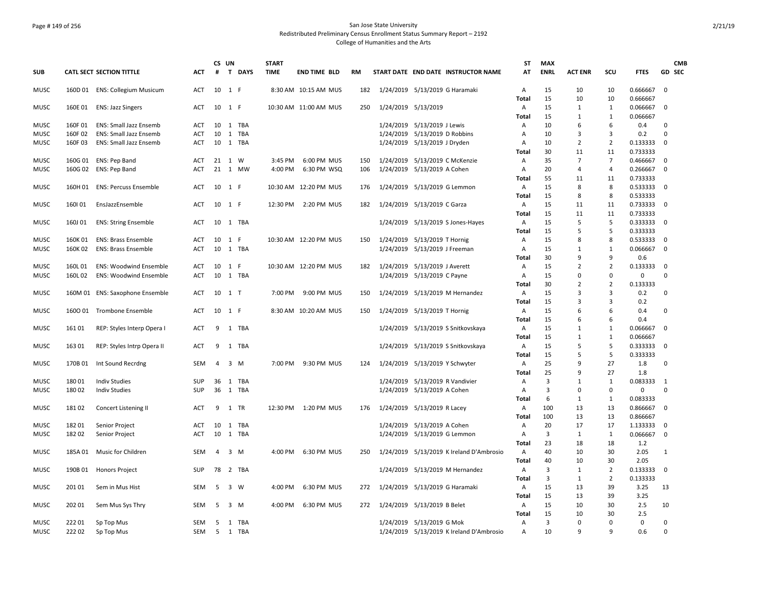San Jose State University
Redistributed Preliminary Census Enrollment Status Summary Report – 2192
College of Humanities and the Arts

| SUB | CATL SECT | SECTION TITTLE | ACT | CS # | UN T | DAYS | START TIME | END TIME | BLD | RM | START DATE | END DATE | INSTRUCTOR NAME | ST AT | MAX ENRL | ACT ENR | SCU | FTES | GD | CMB SEC |
|---|---|---|---|---|---|---|---|---|---|---|---|---|---|---|---|---|---|---|---|---|
| MUSC | 160D 01 | ENS: Collegium Musicum | ACT | 10 | 1 | F | 8:30 AM | 10:15 AM | MUS | 182 | 1/24/2019 | 5/13/2019 | G Haramaki | A | 15 | 10 | 10 | 0.666667 | 0 | |
| | | | | | | | | | | | | | | Total | 15 | 10 | 10 | 0.666667 | | |
| MUSC | 160E 01 | ENS: Jazz Singers | ACT | 10 | 1 | F | 10:30 AM | 11:00 AM | MUS | 250 | 1/24/2019 | 5/13/2019 | | A | 15 | 1 | 1 | 0.066667 | 0 | |
| | | | | | | | | | | | | | | Total | 15 | 1 | 1 | 0.066667 | | |
| MUSC | 160F 01 | ENS: Small Jazz Ensemb | ACT | 10 | 1 | TBA | | | | | 1/24/2019 | 5/13/2019 | J Lewis | A | 10 | 6 | 6 | 0.4 | 0 | |
| MUSC | 160F 02 | ENS: Small Jazz Ensemb | ACT | 10 | 1 | TBA | | | | | 1/24/2019 | 5/13/2019 | D Robbins | A | 10 | 3 | 3 | 0.2 | 0 | |
| MUSC | 160F 03 | ENS: Small Jazz Ensemb | ACT | 10 | 1 | TBA | | | | | 1/24/2019 | 5/13/2019 | J Dryden | A | 10 | 2 | 2 | 0.133333 | 0 | |
| | | | | | | | | | | | | | | Total | 30 | 11 | 11 | 0.733333 | | |
| MUSC | 160G 01 | ENS: Pep Band | ACT | 21 | 1 | W | 3:45 PM | 6:00 PM | MUS | 150 | 1/24/2019 | 5/13/2019 | C McKenzie | A | 35 | 7 | 7 | 0.466667 | 0 | |
| MUSC | 160G 02 | ENS: Pep Band | ACT | 21 | 1 | MW | 4:00 PM | 6:30 PM | WSQ | 106 | 1/24/2019 | 5/13/2019 | A Cohen | A | 20 | 4 | 4 | 0.266667 | 0 | |
| | | | | | | | | | | | | | | Total | 55 | 11 | 11 | 0.733333 | | |
| MUSC | 160H 01 | ENS: Percuss Ensemble | ACT | 10 | 1 | F | 10:30 AM | 12:20 PM | MUS | 176 | 1/24/2019 | 5/13/2019 | G Lemmon | A | 15 | 8 | 8 | 0.533333 | 0 | |
| | | | | | | | | | | | | | | Total | 15 | 8 | 8 | 0.533333 | | |
| MUSC | 160I 01 | EnsJazzEnsemble | ACT | 10 | 1 | F | 12:30 PM | 2:20 PM | MUS | 182 | 1/24/2019 | 5/13/2019 | C Garza | A | 15 | 11 | 11 | 0.733333 | 0 | |
| | | | | | | | | | | | | | | Total | 15 | 11 | 11 | 0.733333 | | |
| MUSC | 160J 01 | ENS: String Ensemble | ACT | 10 | 1 | TBA | | | | | 1/24/2019 | 5/13/2019 | S Jones-Hayes | A | 15 | 5 | 5 | 0.333333 | 0 | |
| | | | | | | | | | | | | | | Total | 15 | 5 | 5 | 0.333333 | | |
| MUSC | 160K 01 | ENS: Brass Ensemble | ACT | 10 | 1 | F | 10:30 AM | 12:20 PM | MUS | 150 | 1/24/2019 | 5/13/2019 | T Hornig | A | 15 | 8 | 8 | 0.533333 | 0 | |
| MUSC | 160K 02 | ENS: Brass Ensemble | ACT | 10 | 1 | TBA | | | | | 1/24/2019 | 5/13/2019 | J Freeman | A | 15 | 1 | 1 | 0.066667 | 0 | |
| | | | | | | | | | | | | | | Total | 30 | 9 | 9 | 0.6 | | |
| MUSC | 160L 01 | ENS: Woodwind Ensemble | ACT | 10 | 1 | F | 10:30 AM | 12:20 PM | MUS | 182 | 1/24/2019 | 5/13/2019 | J Averett | A | 15 | 2 | 2 | 0.133333 | 0 | |
| MUSC | 160L 02 | ENS: Woodwind Ensemble | ACT | 10 | 1 | TBA | | | | | 1/24/2019 | 5/13/2019 | C Payne | A | 15 | 0 | 0 | 0 | 0 | |
| | | | | | | | | | | | | | | Total | 30 | 2 | 2 | 0.133333 | | |
| MUSC | 160M 01 | ENS: Saxophone Ensemble | ACT | 10 | 1 | T | 7:00 PM | 9:00 PM | MUS | 150 | 1/24/2019 | 5/13/2019 | M Hernandez | A | 15 | 3 | 3 | 0.2 | 0 | |
| | | | | | | | | | | | | | | Total | 15 | 3 | 3 | 0.2 | | |
| MUSC | 160O 01 | Trombone Ensemble | ACT | 10 | 1 | F | 8:30 AM | 10:20 AM | MUS | 150 | 1/24/2019 | 5/13/2019 | T Hornig | A | 15 | 6 | 6 | 0.4 | 0 | |
| | | | | | | | | | | | | | | Total | 15 | 6 | 6 | 0.4 | | |
| MUSC | 161 01 | REP: Styles Interp Opera I | ACT | 9 | 1 | TBA | | | | | 1/24/2019 | 5/13/2019 | S Snitkovskaya | A | 15 | 1 | 1 | 0.066667 | 0 | |
| | | | | | | | | | | | | | | Total | 15 | 1 | 1 | 0.066667 | | |
| MUSC | 163 01 | REP: Styles Intrp Opera II | ACT | 9 | 1 | TBA | | | | | 1/24/2019 | 5/13/2019 | S Snitkovskaya | A | 15 | 5 | 5 | 0.333333 | 0 | |
| | | | | | | | | | | | | | | Total | 15 | 5 | 5 | 0.333333 | | |
| MUSC | 170B 01 | Int Sound Recrdng | SEM | 4 | 3 | M | 7:00 PM | 9:30 PM | MUS | 124 | 1/24/2019 | 5/13/2019 | Y Schwyter | A | 25 | 9 | 27 | 1.8 | 0 | |
| | | | | | | | | | | | | | | Total | 25 | 9 | 27 | 1.8 | | |
| MUSC | 180 01 | Indiv Studies | SUP | 36 | 1 | TBA | | | | | 1/24/2019 | 5/13/2019 | R Vandivier | A | 3 | 1 | 1 | 0.083333 | 1 | |
| MUSC | 180 02 | Indiv Studies | SUP | 36 | 1 | TBA | | | | | 1/24/2019 | 5/13/2019 | A Cohen | A | 3 | 0 | 0 | 0 | 0 | |
| | | | | | | | | | | | | | | Total | 6 | 1 | 1 | 0.083333 | | |
| MUSC | 181 02 | Concert Listening II | ACT | 9 | 1 | TR | 12:30 PM | 1:20 PM | MUS | 176 | 1/24/2019 | 5/13/2019 | R Lacey | A | 100 | 13 | 13 | 0.866667 | 0 | |
| | | | | | | | | | | | | | | Total | 100 | 13 | 13 | 0.866667 | | |
| MUSC | 182 01 | Senior Project | ACT | 10 | 1 | TBA | | | | | 1/24/2019 | 5/13/2019 | A Cohen | A | 20 | 17 | 17 | 1.133333 | 0 | |
| MUSC | 182 02 | Senior Project | ACT | 10 | 1 | TBA | | | | | 1/24/2019 | 5/13/2019 | G Lemmon | A | 3 | 1 | 1 | 0.066667 | 0 | |
| | | | | | | | | | | | | | | Total | 23 | 18 | 18 | 1.2 | | |
| MUSC | 185A 01 | Music for Children | SEM | 4 | 3 | M | 4:00 PM | 6:30 PM | MUS | 250 | 1/24/2019 | 5/13/2019 | K Ireland D'Ambrosio | A | 40 | 10 | 30 | 2.05 | 1 | |
| | | | | | | | | | | | | | | Total | 40 | 10 | 30 | 2.05 | | |
| MUSC | 190B 01 | Honors Project | SUP | 78 | 2 | TBA | | | | | 1/24/2019 | 5/13/2019 | M Hernandez | A | 3 | 1 | 2 | 0.133333 | 0 | |
| | | | | | | | | | | | | | | Total | 3 | 1 | 2 | 0.133333 | | |
| MUSC | 201 01 | Sem in Mus Hist | SEM | 5 | 3 | W | 4:00 PM | 6:30 PM | MUS | 272 | 1/24/2019 | 5/13/2019 | G Haramaki | A | 15 | 13 | 39 | 3.25 | 13 | |
| | | | | | | | | | | | | | | Total | 15 | 13 | 39 | 3.25 | | |
| MUSC | 202 01 | Sem Mus Sys Thry | SEM | 5 | 3 | M | 4:00 PM | 6:30 PM | MUS | 272 | 1/24/2019 | 5/13/2019 | B Belet | A | 15 | 10 | 30 | 2.5 | 10 | |
| | | | | | | | | | | | | | | Total | 15 | 10 | 30 | 2.5 | | |
| MUSC | 222 01 | Sp Top Mus | SEM | 5 | 1 | TBA | | | | | 1/24/2019 | 5/13/2019 | G Mok | A | 3 | 0 | 0 | 0 | 0 | |
| MUSC | 222 02 | Sp Top Mus | SEM | 5 | 1 | TBA | | | | | 1/24/2019 | 5/13/2019 | K Ireland D'Ambrosio | A | 10 | 9 | 9 | 0.6 | 0 | |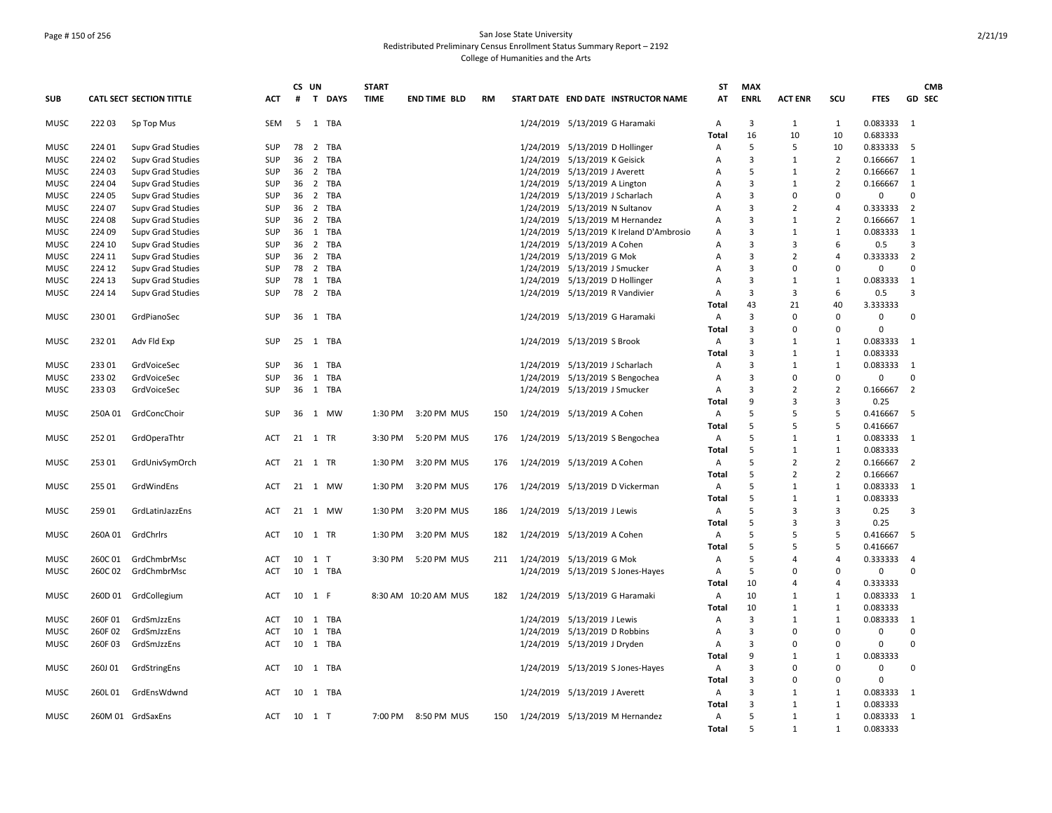San Jose State University
Redistributed Preliminary Census Enrollment Status Summary Report – 2192
College of Humanities and the Arts

| SUB | CATL | SECT | SECTION TITTLE | ACT | CS # | UN T | DAYS | START TIME | END TIME | BLD | RM | START DATE | END DATE | INSTRUCTOR NAME | ST AT | MAX ENRL | ACT ENR | SCU | FTES | GD | CMB SEC |
|---|---|---|---|---|---|---|---|---|---|---|---|---|---|---|---|---|---|---|---|---|---|
| MUSC | 222 | 03 | Sp Top Mus | SEM | 5 | 1 | TBA | | | | | 1/24/2019 | 5/13/2019 | G Haramaki | A | 3 | 1 | 1 | 0.083333 | 1 | |
| | | | | | | | | | | | | | | | Total | 16 | 10 | 10 | 0.683333 | | |
| MUSC | 224 | 01 | Supv Grad Studies | SUP | 78 | 2 | TBA | | | | | 1/24/2019 | 5/13/2019 | D Hollinger | A | 5 | 5 | 10 | 0.833333 | 5 | |
| MUSC | 224 | 02 | Supv Grad Studies | SUP | 36 | 2 | TBA | | | | | 1/24/2019 | 5/13/2019 | K Geisick | A | 3 | 1 | 2 | 0.166667 | 1 | |
| MUSC | 224 | 03 | Supv Grad Studies | SUP | 36 | 2 | TBA | | | | | 1/24/2019 | 5/13/2019 | J Averett | A | 5 | 1 | 2 | 0.166667 | 1 | |
| MUSC | 224 | 04 | Supv Grad Studies | SUP | 36 | 2 | TBA | | | | | 1/24/2019 | 5/13/2019 | A Lington | A | 3 | 1 | 2 | 0.166667 | 1 | |
| MUSC | 224 | 05 | Supv Grad Studies | SUP | 36 | 2 | TBA | | | | | 1/24/2019 | 5/13/2019 | J Scharlach | A | 3 | 0 | 0 | 0 | 0 | |
| MUSC | 224 | 07 | Supv Grad Studies | SUP | 36 | 2 | TBA | | | | | 1/24/2019 | 5/13/2019 | N Sultanov | A | 3 | 2 | 4 | 0.333333 | 2 | |
| MUSC | 224 | 08 | Supv Grad Studies | SUP | 36 | 2 | TBA | | | | | 1/24/2019 | 5/13/2019 | M Hernandez | A | 3 | 1 | 2 | 0.166667 | 1 | |
| MUSC | 224 | 09 | Supv Grad Studies | SUP | 36 | 1 | TBA | | | | | 1/24/2019 | 5/13/2019 | K Ireland D'Ambrosio | A | 3 | 1 | 1 | 0.083333 | 1 | |
| MUSC | 224 | 10 | Supv Grad Studies | SUP | 36 | 2 | TBA | | | | | 1/24/2019 | 5/13/2019 | A Cohen | A | 3 | 3 | 6 | 0.5 | 3 | |
| MUSC | 224 | 11 | Supv Grad Studies | SUP | 36 | 2 | TBA | | | | | 1/24/2019 | 5/13/2019 | G Mok | A | 3 | 2 | 4 | 0.333333 | 2 | |
| MUSC | 224 | 12 | Supv Grad Studies | SUP | 78 | 2 | TBA | | | | | 1/24/2019 | 5/13/2019 | J Smucker | A | 3 | 0 | 0 | 0 | 0 | |
| MUSC | 224 | 13 | Supv Grad Studies | SUP | 78 | 1 | TBA | | | | | 1/24/2019 | 5/13/2019 | D Hollinger | A | 3 | 1 | 1 | 0.083333 | 1 | |
| MUSC | 224 | 14 | Supv Grad Studies | SUP | 78 | 2 | TBA | | | | | 1/24/2019 | 5/13/2019 | R Vandivier | A | 3 | 3 | 6 | 0.5 | 3 | |
| | | | | | | | | | | | | | | | Total | 43 | 21 | 40 | 3.333333 | | |
| MUSC | 230 | 01 | GrdPianoSec | SUP | 36 | 1 | TBA | | | | | 1/24/2019 | 5/13/2019 | G Haramaki | A | 3 | 0 | 0 | 0 | 0 | |
| | | | | | | | | | | | | | | | Total | 3 | 0 | 0 | 0 | | |
| MUSC | 232 | 01 | Adv Fld Exp | SUP | 25 | 1 | TBA | | | | | 1/24/2019 | 5/13/2019 | S Brook | A | 3 | 1 | 1 | 0.083333 | 1 | |
| | | | | | | | | | | | | | | | Total | 3 | 1 | 1 | 0.083333 | | |
| MUSC | 233 | 01 | GrdVoiceSec | SUP | 36 | 1 | TBA | | | | | 1/24/2019 | 5/13/2019 | J Scharlach | A | 3 | 1 | 1 | 0.083333 | 1 | |
| MUSC | 233 | 02 | GrdVoiceSec | SUP | 36 | 1 | TBA | | | | | 1/24/2019 | 5/13/2019 | S Bengochea | A | 3 | 0 | 0 | 0 | 0 | |
| MUSC | 233 | 03 | GrdVoiceSec | SUP | 36 | 1 | TBA | | | | | 1/24/2019 | 5/13/2019 | J Smucker | A | 3 | 2 | 2 | 0.166667 | 2 | |
| | | | | | | | | | | | | | | | Total | 9 | 3 | 3 | 0.25 | | |
| MUSC | 250A | 01 | GrdConcChoir | SUP | 36 | 1 | MW | 1:30 PM | 3:20 PM | MUS | 150 | 1/24/2019 | 5/13/2019 | A Cohen | A | 5 | 5 | 5 | 0.416667 | 5 | |
| | | | | | | | | | | | | | | | Total | 5 | 5 | 5 | 0.416667 | | |
| MUSC | 252 | 01 | GrdOperaThtr | ACT | 21 | 1 | TR | 3:30 PM | 5:20 PM | MUS | 176 | 1/24/2019 | 5/13/2019 | S Bengochea | A | 5 | 1 | 1 | 0.083333 | 1 | |
| | | | | | | | | | | | | | | | Total | 5 | 1 | 1 | 0.083333 | | |
| MUSC | 253 | 01 | GrdUnivSymOrch | ACT | 21 | 1 | TR | 1:30 PM | 3:20 PM | MUS | 176 | 1/24/2019 | 5/13/2019 | A Cohen | A | 5 | 2 | 2 | 0.166667 | 2 | |
| | | | | | | | | | | | | | | | Total | 5 | 2 | 2 | 0.166667 | | |
| MUSC | 255 | 01 | GrdWindEns | ACT | 21 | 1 | MW | 1:30 PM | 3:20 PM | MUS | 176 | 1/24/2019 | 5/13/2019 | D Vickerman | A | 5 | 1 | 1 | 0.083333 | 1 | |
| | | | | | | | | | | | | | | | Total | 5 | 1 | 1 | 0.083333 | | |
| MUSC | 259 | 01 | GrdLatinJazzEns | ACT | 21 | 1 | MW | 1:30 PM | 3:20 PM | MUS | 186 | 1/24/2019 | 5/13/2019 | J Lewis | A | 5 | 3 | 3 | 0.25 | 3 | |
| | | | | | | | | | | | | | | | Total | 5 | 3 | 3 | 0.25 | | |
| MUSC | 260A | 01 | GrdChrlrs | ACT | 10 | 1 | TR | 1:30 PM | 3:20 PM | MUS | 182 | 1/24/2019 | 5/13/2019 | A Cohen | A | 5 | 5 | 5 | 0.416667 | 5 | |
| | | | | | | | | | | | | | | | Total | 5 | 5 | 5 | 0.416667 | | |
| MUSC | 260C | 01 | GrdChmbrMsc | ACT | 10 | 1 | T | 3:30 PM | 5:20 PM | MUS | 211 | 1/24/2019 | 5/13/2019 | G Mok | A | 5 | 4 | 4 | 0.333333 | 4 | |
| MUSC | 260C | 02 | GrdChmbrMsc | ACT | 10 | 1 | TBA | | | | | 1/24/2019 | 5/13/2019 | S Jones-Hayes | A | 5 | 0 | 0 | 0 | 0 | |
| | | | | | | | | | | | | | | | Total | 10 | 4 | 4 | 0.333333 | | |
| MUSC | 260D | 01 | GrdCollegium | ACT | 10 | 1 | F | 8:30 AM | 10:20 AM | MUS | 182 | 1/24/2019 | 5/13/2019 | G Haramaki | A | 10 | 1 | 1 | 0.083333 | 1 | |
| | | | | | | | | | | | | | | | Total | 10 | 1 | 1 | 0.083333 | | |
| MUSC | 260F | 01 | GrdSmJzzEns | ACT | 10 | 1 | TBA | | | | | 1/24/2019 | 5/13/2019 | J Lewis | A | 3 | 1 | 1 | 0.083333 | 1 | |
| MUSC | 260F | 02 | GrdSmJzzEns | ACT | 10 | 1 | TBA | | | | | 1/24/2019 | 5/13/2019 | D Robbins | A | 3 | 0 | 0 | 0 | 0 | |
| MUSC | 260F | 03 | GrdSmJzzEns | ACT | 10 | 1 | TBA | | | | | 1/24/2019 | 5/13/2019 | J Dryden | A | 3 | 0 | 0 | 0 | 0 | |
| | | | | | | | | | | | | | | | Total | 9 | 1 | 1 | 0.083333 | | |
| MUSC | 260J | 01 | GrdStringEns | ACT | 10 | 1 | TBA | | | | | 1/24/2019 | 5/13/2019 | S Jones-Hayes | A | 3 | 0 | 0 | 0 | 0 | |
| | | | | | | | | | | | | | | | Total | 3 | 0 | 0 | 0 | | |
| MUSC | 260L | 01 | GrdEnsWdwnd | ACT | 10 | 1 | TBA | | | | | 1/24/2019 | 5/13/2019 | J Averett | A | 3 | 1 | 1 | 0.083333 | 1 | |
| | | | | | | | | | | | | | | | Total | 3 | 1 | 1 | 0.083333 | | |
| MUSC | 260M | 01 | GrdSaxEns | ACT | 10 | 1 | T | 7:00 PM | 8:50 PM | MUS | 150 | 1/24/2019 | 5/13/2019 | M Hernandez | A | 5 | 1 | 1 | 0.083333 | 1 | |
| | | | | | | | | | | | | | | | Total | 5 | 1 | 1 | 0.083333 | | |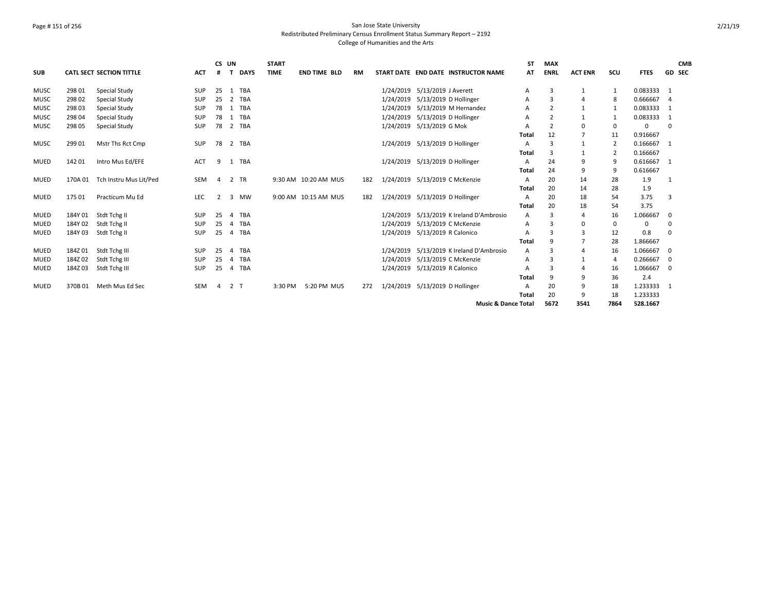San Jose State University
Redistributed Preliminary Census Enrollment Status Summary Report – 2192
College of Humanities and the Arts

| SUB | CATL | SECT | SECTION TITTLE | ACT | CS # | UN T | DAYS | START TIME | END TIME | BLD | RM | START DATE | END DATE | INSTRUCTOR NAME | ST AT | MAX ENRL | ACT ENR | SCU | FTES | GD | CMB SEC |
|---|---|---|---|---|---|---|---|---|---|---|---|---|---|---|---|---|---|---|---|---|---|
| MUSC | 298 | 01 | Special Study | SUP | 25 | 1 | TBA | | | | | 1/24/2019 | 5/13/2019 | J Averett | A | 3 | 1 | 1 | 0.083333 | 1 | |
| MUSC | 298 | 02 | Special Study | SUP | 25 | 2 | TBA | | | | | 1/24/2019 | 5/13/2019 | D Hollinger | A | 3 | 4 | 8 | 0.666667 | 4 | |
| MUSC | 298 | 03 | Special Study | SUP | 78 | 1 | TBA | | | | | 1/24/2019 | 5/13/2019 | M Hernandez | A | 2 | 1 | 1 | 0.083333 | 1 | |
| MUSC | 298 | 04 | Special Study | SUP | 78 | 1 | TBA | | | | | 1/24/2019 | 5/13/2019 | D Hollinger | A | 2 | 1 | 1 | 0.083333 | 1 | |
| MUSC | 298 | 05 | Special Study | SUP | 78 | 2 | TBA | | | | | 1/24/2019 | 5/13/2019 | G Mok | A | 2 | 0 | 0 | 0 | 0 | |
| | | | | | | | | | | | | | | | Total | 12 | 7 | 11 | 0.916667 | | |
| MUSC | 299 | 01 | Mstr Ths Rct Cmp | SUP | 78 | 2 | TBA | | | | | 1/24/2019 | 5/13/2019 | D Hollinger | A | 3 | 1 | 2 | 0.166667 | 1 | |
| | | | | | | | | | | | | | | | Total | 3 | 1 | 2 | 0.166667 | | |
| MUED | 142 | 01 | Intro Mus Ed/EFE | ACT | 9 | 1 | TBA | | | | | 1/24/2019 | 5/13/2019 | D Hollinger | A | 24 | 9 | 9 | 0.616667 | 1 | |
| | | | | | | | | | | | | | | | Total | 24 | 9 | 9 | 0.616667 | | |
| MUED | 170A | 01 | Tch Instru Mus Lit/Ped | SEM | 4 | 2 | TR | 9:30 AM | 10:20 AM | MUS | 182 | 1/24/2019 | 5/13/2019 | C McKenzie | A | 20 | 14 | 28 | 1.9 | 1 | |
| | | | | | | | | | | | | | | | Total | 20 | 14 | 28 | 1.9 | | |
| MUED | 175 | 01 | Practicum Mu Ed | LEC | 2 | 3 | MW | 9:00 AM | 10:15 AM | MUS | 182 | 1/24/2019 | 5/13/2019 | D Hollinger | A | 20 | 18 | 54 | 3.75 | 3 | |
| | | | | | | | | | | | | | | | Total | 20 | 18 | 54 | 3.75 | | |
| MUED | 184Y | 01 | Stdt Tchg II | SUP | 25 | 4 | TBA | | | | | 1/24/2019 | 5/13/2019 | K Ireland D'Ambrosio | A | 3 | 4 | 16 | 1.066667 | 0 | |
| MUED | 184Y | 02 | Stdt Tchg II | SUP | 25 | 4 | TBA | | | | | 1/24/2019 | 5/13/2019 | C McKenzie | A | 3 | 0 | 0 | 0 | 0 | |
| MUED | 184Y | 03 | Stdt Tchg II | SUP | 25 | 4 | TBA | | | | | 1/24/2019 | 5/13/2019 | R Calonico | A | 3 | 3 | 12 | 0.8 | 0 | |
| | | | | | | | | | | | | | | | Total | 9 | 7 | 28 | 1.866667 | | |
| MUED | 184Z | 01 | Stdt Tchg III | SUP | 25 | 4 | TBA | | | | | 1/24/2019 | 5/13/2019 | K Ireland D'Ambrosio | A | 3 | 4 | 16 | 1.066667 | 0 | |
| MUED | 184Z | 02 | Stdt Tchg III | SUP | 25 | 4 | TBA | | | | | 1/24/2019 | 5/13/2019 | C McKenzie | A | 3 | 1 | 4 | 0.266667 | 0 | |
| MUED | 184Z | 03 | Stdt Tchg III | SUP | 25 | 4 | TBA | | | | | 1/24/2019 | 5/13/2019 | R Calonico | A | 3 | 4 | 16 | 1.066667 | 0 | |
| | | | | | | | | | | | | | | | Total | 9 | 9 | 36 | 2.4 | | |
| MUED | 370B | 01 | Meth Mus Ed Sec | SEM | 4 | 2 | T | 3:30 PM | 5:20 PM | MUS | 272 | 1/24/2019 | 5/13/2019 | D Hollinger | A | 20 | 9 | 18 | 1.233333 | 1 | |
| | | | | | | | | | | | | | | | Total | 20 | 9 | 18 | 1.233333 | | |
| | | | | | | | | | | | | | | **Music & Dance Total** | | **5672** | **3541** | **7864** | **528.1667** | | |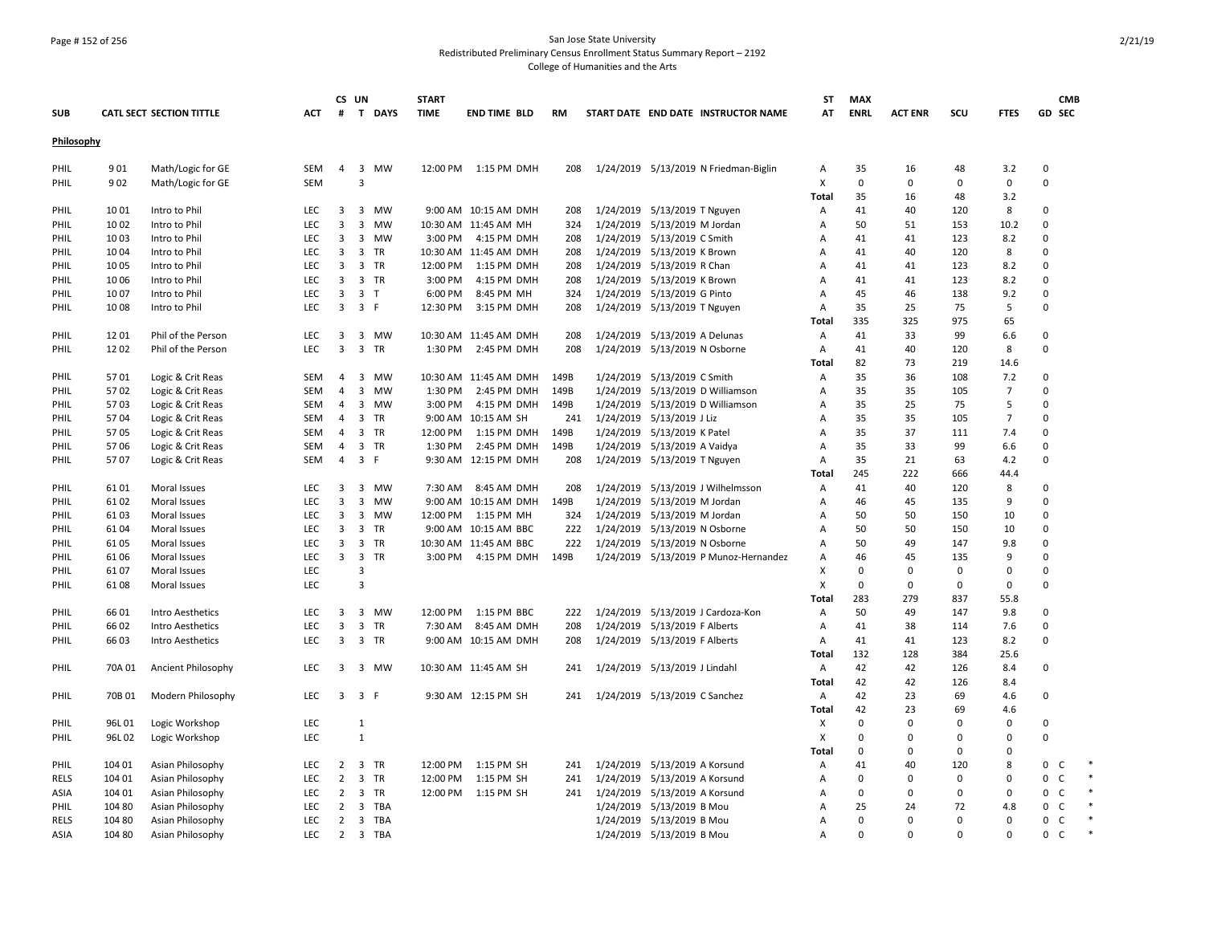San Jose State University
Redistributed Preliminary Census Enrollment Status Summary Report – 2192
College of Humanities and the Arts

| SUB | CATL SECT | SECTION TITTLE | ACT | CS # | UN T | DAYS | START TIME | END TIME | BLD | RM | START DATE | END DATE | INSTRUCTOR NAME | ST AT | MAX ENRL | ACT ENR | SCU | FTES | GD | CMB SEC |
|---|---|---|---|---|---|---|---|---|---|---|---|---|---|---|---|---|---|---|---|---|
| **Philosophy** | | | | | | | | | | | | | | | | | | | | |
| PHIL | 9 01 | Math/Logic for GE | SEM | 4 | 3 | MW | 12:00 PM | 1:15 PM | DMH | 208 | 1/24/2019 | 5/13/2019 | N Friedman-Biglin | A | 35 | 16 | 48 | 3.2 | 0 | |
| PHIL | 9 02 | Math/Logic for GE | SEM | | 3 | | | | | | | | | X | 0 | 0 | 0 | 0 | 0 | |
| | | | | | | | | | | | | | | Total | 35 | 16 | 48 | 3.2 | | |
| PHIL | 10 01 | Intro to Phil | LEC | 3 | 3 | MW | 9:00 AM | 10:15 AM | DMH | 208 | 1/24/2019 | 5/13/2019 | T Nguyen | A | 41 | 40 | 120 | 8 | 0 | |
| PHIL | 10 02 | Intro to Phil | LEC | 3 | 3 | MW | 10:30 AM | 11:45 AM | MH | 324 | 1/24/2019 | 5/13/2019 | M Jordan | A | 50 | 51 | 153 | 10.2 | 0 | |
| PHIL | 10 03 | Intro to Phil | LEC | 3 | 3 | MW | 3:00 PM | 4:15 PM | DMH | 208 | 1/24/2019 | 5/13/2019 | C Smith | A | 41 | 41 | 123 | 8.2 | 0 | |
| PHIL | 10 04 | Intro to Phil | LEC | 3 | 3 | TR | 10:30 AM | 11:45 AM | DMH | 208 | 1/24/2019 | 5/13/2019 | K Brown | A | 41 | 40 | 120 | 8 | 0 | |
| PHIL | 10 05 | Intro to Phil | LEC | 3 | 3 | TR | 12:00 PM | 1:15 PM | DMH | 208 | 1/24/2019 | 5/13/2019 | R Chan | A | 41 | 41 | 123 | 8.2 | 0 | |
| PHIL | 10 06 | Intro to Phil | LEC | 3 | 3 | TR | 3:00 PM | 4:15 PM | DMH | 208 | 1/24/2019 | 5/13/2019 | K Brown | A | 41 | 41 | 123 | 8.2 | 0 | |
| PHIL | 10 07 | Intro to Phil | LEC | 3 | 3 | T | 6:00 PM | 8:45 PM | MH | 324 | 1/24/2019 | 5/13/2019 | G Pinto | A | 45 | 46 | 138 | 9.2 | 0 | |
| PHIL | 10 08 | Intro to Phil | LEC | 3 | 3 | F | 12:30 PM | 3:15 PM | DMH | 208 | 1/24/2019 | 5/13/2019 | T Nguyen | A | 35 | 25 | 75 | 5 | 0 | |
| | | | | | | | | | | | | | | Total | 335 | 325 | 975 | 65 | | |
| PHIL | 12 01 | Phil of the Person | LEC | 3 | 3 | MW | 10:30 AM | 11:45 AM | DMH | 208 | 1/24/2019 | 5/13/2019 | A Delunas | A | 41 | 33 | 99 | 6.6 | 0 | |
| PHIL | 12 02 | Phil of the Person | LEC | 3 | 3 | TR | 1:30 PM | 2:45 PM | DMH | 208 | 1/24/2019 | 5/13/2019 | N Osborne | A | 41 | 40 | 120 | 8 | 0 | |
| | | | | | | | | | | | | | | Total | 82 | 73 | 219 | 14.6 | | |
| PHIL | 57 01 | Logic & Crit Reas | SEM | 4 | 3 | MW | 10:30 AM | 11:45 AM | DMH | 149B | 1/24/2019 | 5/13/2019 | C Smith | A | 35 | 36 | 108 | 7.2 | 0 | |
| PHIL | 57 02 | Logic & Crit Reas | SEM | 4 | 3 | MW | 1:30 PM | 2:45 PM | DMH | 149B | 1/24/2019 | 5/13/2019 | D Williamson | A | 35 | 35 | 105 | 7 | 0 | |
| PHIL | 57 03 | Logic & Crit Reas | SEM | 4 | 3 | MW | 3:00 PM | 4:15 PM | DMH | 149B | 1/24/2019 | 5/13/2019 | D Williamson | A | 35 | 25 | 75 | 5 | 0 | |
| PHIL | 57 04 | Logic & Crit Reas | SEM | 4 | 3 | TR | 9:00 AM | 10:15 AM | SH | 241 | 1/24/2019 | 5/13/2019 | J Liz | A | 35 | 35 | 105 | 7 | 0 | |
| PHIL | 57 05 | Logic & Crit Reas | SEM | 4 | 3 | TR | 12:00 PM | 1:15 PM | DMH | 149B | 1/24/2019 | 5/13/2019 | K Patel | A | 35 | 37 | 111 | 7.4 | 0 | |
| PHIL | 57 06 | Logic & Crit Reas | SEM | 4 | 3 | TR | 1:30 PM | 2:45 PM | DMH | 149B | 1/24/2019 | 5/13/2019 | A Vaidya | A | 35 | 33 | 99 | 6.6 | 0 | |
| PHIL | 57 07 | Logic & Crit Reas | SEM | 4 | 3 | F | 9:30 AM | 12:15 PM | DMH | 208 | 1/24/2019 | 5/13/2019 | T Nguyen | A | 35 | 21 | 63 | 4.2 | 0 | |
| | | | | | | | | | | | | | | Total | 245 | 222 | 666 | 44.4 | | |
| PHIL | 61 01 | Moral Issues | LEC | 3 | 3 | MW | 7:30 AM | 8:45 AM | DMH | 208 | 1/24/2019 | 5/13/2019 | J Wilhelmsson | A | 41 | 40 | 120 | 8 | 0 | |
| PHIL | 61 02 | Moral Issues | LEC | 3 | 3 | MW | 9:00 AM | 10:15 AM | DMH | 149B | 1/24/2019 | 5/13/2019 | M Jordan | A | 46 | 45 | 135 | 9 | 0 | |
| PHIL | 61 03 | Moral Issues | LEC | 3 | 3 | MW | 12:00 PM | 1:15 PM | MH | 324 | 1/24/2019 | 5/13/2019 | M Jordan | A | 50 | 50 | 150 | 10 | 0 | |
| PHIL | 61 04 | Moral Issues | LEC | 3 | 3 | TR | 9:00 AM | 10:15 AM | BBC | 222 | 1/24/2019 | 5/13/2019 | N Osborne | A | 50 | 50 | 150 | 10 | 0 | |
| PHIL | 61 05 | Moral Issues | LEC | 3 | 3 | TR | 10:30 AM | 11:45 AM | BBC | 222 | 1/24/2019 | 5/13/2019 | N Osborne | A | 50 | 49 | 147 | 9.8 | 0 | |
| PHIL | 61 06 | Moral Issues | LEC | 3 | 3 | TR | 3:00 PM | 4:15 PM | DMH | 149B | 1/24/2019 | 5/13/2019 | P Munoz-Hernandez | A | 46 | 45 | 135 | 9 | 0 | |
| PHIL | 61 07 | Moral Issues | LEC | | 3 | | | | | | | | | X | 0 | 0 | 0 | 0 | 0 | |
| PHIL | 61 08 | Moral Issues | LEC | | 3 | | | | | | | | | X | 0 | 0 | 0 | 0 | 0 | |
| | | | | | | | | | | | | | | Total | 283 | 279 | 837 | 55.8 | | |
| PHIL | 66 01 | Intro Aesthetics | LEC | 3 | 3 | MW | 12:00 PM | 1:15 PM | BBC | 222 | 1/24/2019 | 5/13/2019 | J Cardoza-Kon | A | 50 | 49 | 147 | 9.8 | 0 | |
| PHIL | 66 02 | Intro Aesthetics | LEC | 3 | 3 | TR | 7:30 AM | 8:45 AM | DMH | 208 | 1/24/2019 | 5/13/2019 | F Alberts | A | 41 | 38 | 114 | 7.6 | 0 | |
| PHIL | 66 03 | Intro Aesthetics | LEC | 3 | 3 | TR | 9:00 AM | 10:15 AM | DMH | 208 | 1/24/2019 | 5/13/2019 | F Alberts | A | 41 | 41 | 123 | 8.2 | 0 | |
| | | | | | | | | | | | | | | Total | 132 | 128 | 384 | 25.6 | | |
| PHIL | 70A 01 | Ancient Philosophy | LEC | 3 | 3 | MW | 10:30 AM | 11:45 AM | SH | 241 | 1/24/2019 | 5/13/2019 | J Lindahl | A | 42 | 42 | 126 | 8.4 | 0 | |
| | | | | | | | | | | | | | | Total | 42 | 42 | 126 | 8.4 | | |
| PHIL | 70B 01 | Modern Philosophy | LEC | 3 | 3 | F | 9:30 AM | 12:15 PM | SH | 241 | 1/24/2019 | 5/13/2019 | C Sanchez | A | 42 | 23 | 69 | 4.6 | 0 | |
| | | | | | | | | | | | | | | Total | 42 | 23 | 69 | 4.6 | | |
| PHIL | 96L 01 | Logic Workshop | LEC | | 1 | | | | | | | | | X | 0 | 0 | 0 | 0 | 0 | |
| PHIL | 96L 02 | Logic Workshop | LEC | | 1 | | | | | | | | | X | 0 | 0 | 0 | 0 | 0 | |
| | | | | | | | | | | | | | | Total | 0 | 0 | 0 | 0 | | |
| PHIL | 104 01 | Asian Philosophy | LEC | 2 | 3 | TR | 12:00 PM | 1:15 PM | SH | 241 | 1/24/2019 | 5/13/2019 | A Korsund | A | 41 | 40 | 120 | 8 | 0 | C * |
| RELS | 104 01 | Asian Philosophy | LEC | 2 | 3 | TR | 12:00 PM | 1:15 PM | SH | 241 | 1/24/2019 | 5/13/2019 | A Korsund | A | 0 | 0 | 0 | 0 | 0 | C * |
| ASIA | 104 01 | Asian Philosophy | LEC | 2 | 3 | TR | 12:00 PM | 1:15 PM | SH | 241 | 1/24/2019 | 5/13/2019 | A Korsund | A | 0 | 0 | 0 | 0 | 0 | C * |
| PHIL | 104 80 | Asian Philosophy | LEC | 2 | 3 | TBA | | | | | 1/24/2019 | 5/13/2019 | B Mou | A | 25 | 24 | 72 | 4.8 | 0 | C * |
| RELS | 104 80 | Asian Philosophy | LEC | 2 | 3 | TBA | | | | | 1/24/2019 | 5/13/2019 | B Mou | A | 0 | 0 | 0 | 0 | 0 | C * |
| ASIA | 104 80 | Asian Philosophy | LEC | 2 | 3 | TBA | | | | | 1/24/2019 | 5/13/2019 | B Mou | A | 0 | 0 | 0 | 0 | 0 | C * |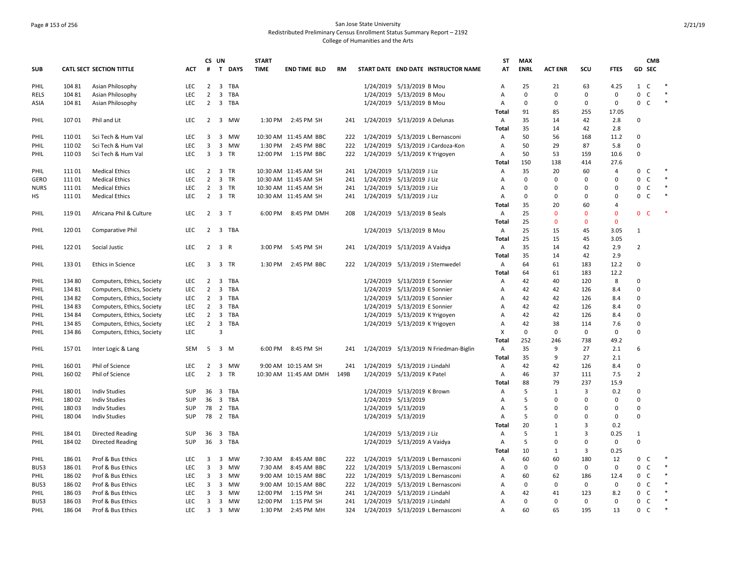San Jose State University
Redistributed Preliminary Census Enrollment Status Summary Report – 2192
College of Humanities and the Arts

| SUB | CATL | SECT | SECTION TITTLE | ACT | CS # | UN T | DAYS | START TIME | END TIME | BLD | RM | START DATE | END DATE | INSTRUCTOR NAME | ST AT | MAX ENRL | ACT ENR | SCU | FTES | GD | CMB SEC | |
|---|---|---|---|---|---|---|---|---|---|---|---|---|---|---|---|---|---|---|---|---|---|---|
| PHIL | 104 | 81 | Asian Philosophy | LEC | 2 | 3 | TBA | | | | | 1/24/2019 | 5/13/2019 | B Mou | A | 25 | 21 | 63 | 4.25 | 1 | C | * |
| RELS | 104 | 81 | Asian Philosophy | LEC | 2 | 3 | TBA | | | | | 1/24/2019 | 5/13/2019 | B Mou | A | 0 | 0 | 0 | 0 | 0 | C | * |
| ASIA | 104 | 81 | Asian Philosophy | LEC | 2 | 3 | TBA | | | | | 1/24/2019 | 5/13/2019 | B Mou | A | 0 | 0 | 0 | 0 | 0 | C | * |
| | | | | | | | | | | | | | | | Total | 91 | 85 | 255 | 17.05 | | | |
| PHIL | 107 | 01 | Phil and Lit | LEC | 2 | 3 | MW | 1:30 PM | 2:45 PM | SH | 241 | 1/24/2019 | 5/13/2019 | A Delunas | A | 35 | 14 | 42 | 2.8 | 0 | | |
| | | | | | | | | | | | | | | | Total | 35 | 14 | 42 | 2.8 | | | |
| PHIL | 110 | 01 | Sci Tech & Hum Val | LEC | 3 | 3 | MW | 10:30 AM | 11:45 AM | BBC | 222 | 1/24/2019 | 5/13/2019 | L Bernasconi | A | 50 | 56 | 168 | 11.2 | 0 | | |
| PHIL | 110 | 02 | Sci Tech & Hum Val | LEC | 3 | 3 | MW | 1:30 PM | 2:45 PM | BBC | 222 | 1/24/2019 | 5/13/2019 | J Cardoza-Kon | A | 50 | 29 | 87 | 5.8 | 0 | | |
| PHIL | 110 | 03 | Sci Tech & Hum Val | LEC | 3 | 3 | TR | 12:00 PM | 1:15 PM | BBC | 222 | 1/24/2019 | 5/13/2019 | K Yrigoyen | A | 50 | 53 | 159 | 10.6 | 0 | | |
| | | | | | | | | | | | | | | | Total | 150 | 138 | 414 | 27.6 | | | |
| PHIL | 111 | 01 | Medical Ethics | LEC | 2 | 3 | TR | 10:30 AM | 11:45 AM | SH | 241 | 1/24/2019 | 5/13/2019 | J Liz | A | 35 | 20 | 60 | 4 | 0 | C | * |
| GERO | 111 | 01 | Medical Ethics | LEC | 2 | 3 | TR | 10:30 AM | 11:45 AM | SH | 241 | 1/24/2019 | 5/13/2019 | J Liz | A | 0 | 0 | 0 | 0 | 0 | C | * |
| NURS | 111 | 01 | Medical Ethics | LEC | 2 | 3 | TR | 10:30 AM | 11:45 AM | SH | 241 | 1/24/2019 | 5/13/2019 | J Liz | A | 0 | 0 | 0 | 0 | 0 | C | * |
| HS | 111 | 01 | Medical Ethics | LEC | 2 | 3 | TR | 10:30 AM | 11:45 AM | SH | 241 | 1/24/2019 | 5/13/2019 | J Liz | A | 0 | 0 | 0 | 0 | 0 | C | * |
| | | | | | | | | | | | | | | | Total | 35 | 20 | 60 | 4 | | | |
| PHIL | 119 | 01 | Africana Phil & Culture | LEC | 2 | 3 | T | 6:00 PM | 8:45 PM | DMH | 208 | 1/24/2019 | 5/13/2019 | B Seals | A | 25 | 0 | 0 | 0 | 0 | C | * |
| | | | | | | | | | | | | | | | Total | 25 | 0 | 0 | 0 | | | |
| PHIL | 120 | 01 | Comparative Phil | LEC | 2 | 3 | TBA | | | | | 1/24/2019 | 5/13/2019 | B Mou | A | 25 | 15 | 45 | 3.05 | 1 | | |
| | | | | | | | | | | | | | | | Total | 25 | 15 | 45 | 3.05 | | | |
| PHIL | 122 | 01 | Social Justic | LEC | 2 | 3 | R | 3:00 PM | 5:45 PM | SH | 241 | 1/24/2019 | 5/13/2019 | A Vaidya | A | 35 | 14 | 42 | 2.9 | 2 | | |
| | | | | | | | | | | | | | | | Total | 35 | 14 | 42 | 2.9 | | | |
| PHIL | 133 | 01 | Ethics in Science | LEC | 3 | 3 | TR | 1:30 PM | 2:45 PM | BBC | 222 | 1/24/2019 | 5/13/2019 | J Stemwedel | A | 64 | 61 | 183 | 12.2 | 0 | | |
| | | | | | | | | | | | | | | | Total | 64 | 61 | 183 | 12.2 | | | |
| PHIL | 134 | 80 | Computers, Ethics, Society | LEC | 2 | 3 | TBA | | | | | 1/24/2019 | 5/13/2019 | E Sonnier | A | 42 | 40 | 120 | 8 | 0 | | |
| PHIL | 134 | 81 | Computers, Ethics, Society | LEC | 2 | 3 | TBA | | | | | 1/24/2019 | 5/13/2019 | E Sonnier | A | 42 | 42 | 126 | 8.4 | 0 | | |
| PHIL | 134 | 82 | Computers, Ethics, Society | LEC | 2 | 3 | TBA | | | | | 1/24/2019 | 5/13/2019 | E Sonnier | A | 42 | 42 | 126 | 8.4 | 0 | | |
| PHIL | 134 | 83 | Computers, Ethics, Society | LEC | 2 | 3 | TBA | | | | | 1/24/2019 | 5/13/2019 | E Sonnier | A | 42 | 42 | 126 | 8.4 | 0 | | |
| PHIL | 134 | 84 | Computers, Ethics, Society | LEC | 2 | 3 | TBA | | | | | 1/24/2019 | 5/13/2019 | K Yrigoyen | A | 42 | 42 | 126 | 8.4 | 0 | | |
| PHIL | 134 | 85 | Computers, Ethics, Society | LEC | 2 | 3 | TBA | | | | | 1/24/2019 | 5/13/2019 | K Yrigoyen | A | 42 | 38 | 114 | 7.6 | 0 | | |
| PHIL | 134 | 86 | Computers, Ethics, Society | LEC | | 3 | | | | | | | | | X | 0 | 0 | 0 | 0 | 0 | | |
| | | | | | | | | | | | | | | | Total | 252 | 246 | 738 | 49.2 | | | |
| PHIL | 157 | 01 | Inter Logic & Lang | SEM | 5 | 3 | M | 6:00 PM | 8:45 PM | SH | 241 | 1/24/2019 | 5/13/2019 | N Friedman-Biglin | A | 35 | 9 | 27 | 2.1 | 6 | | |
| | | | | | | | | | | | | | | | Total | 35 | 9 | 27 | 2.1 | | | |
| PHIL | 160 | 01 | Phil of Science | LEC | 2 | 3 | MW | 9:00 AM | 10:15 AM | SH | 241 | 1/24/2019 | 5/13/2019 | J Lindahl | A | 42 | 42 | 126 | 8.4 | 0 | | |
| PHIL | 160 | 02 | Phil of Science | LEC | 2 | 3 | TR | 10:30 AM | 11:45 AM | DMH | 149B | 1/24/2019 | 5/13/2019 | K Patel | A | 46 | 37 | 111 | 7.5 | 2 | | |
| | | | | | | | | | | | | | | | Total | 88 | 79 | 237 | 15.9 | | | |
| PHIL | 180 | 01 | Indiv Studies | SUP | 36 | 3 | TBA | | | | | 1/24/2019 | 5/13/2019 | K Brown | A | 5 | 1 | 3 | 0.2 | 0 | | |
| PHIL | 180 | 02 | Indiv Studies | SUP | 36 | 3 | TBA | | | | | 1/24/2019 | 5/13/2019 | | A | 5 | 0 | 0 | 0 | 0 | | |
| PHIL | 180 | 03 | Indiv Studies | SUP | 78 | 2 | TBA | | | | | 1/24/2019 | 5/13/2019 | | A | 5 | 0 | 0 | 0 | 0 | | |
| PHIL | 180 | 04 | Indiv Studies | SUP | 78 | 2 | TBA | | | | | 1/24/2019 | 5/13/2019 | | A | 5 | 0 | 0 | 0 | 0 | | |
| | | | | | | | | | | | | | | | Total | 20 | 1 | 3 | 0.2 | | | |
| PHIL | 184 | 01 | Directed Reading | SUP | 36 | 3 | TBA | | | | | 1/24/2019 | 5/13/2019 | J Liz | A | 5 | 1 | 3 | 0.25 | 1 | | |
| PHIL | 184 | 02 | Directed Reading | SUP | 36 | 3 | TBA | | | | | 1/24/2019 | 5/13/2019 | A Vaidya | A | 5 | 0 | 0 | 0 | 0 | | |
| | | | | | | | | | | | | | | | Total | 10 | 1 | 3 | 0.25 | | | |
| PHIL | 186 | 01 | Prof & Bus Ethics | LEC | 3 | 3 | MW | 7:30 AM | 8:45 AM | BBC | 222 | 1/24/2019 | 5/13/2019 | L Bernasconi | A | 60 | 60 | 180 | 12 | 0 | C | * |
| BUS3 | 186 | 01 | Prof & Bus Ethics | LEC | 3 | 3 | MW | 7:30 AM | 8:45 AM | BBC | 222 | 1/24/2019 | 5/13/2019 | L Bernasconi | A | 0 | 0 | 0 | 0 | 0 | C | * |
| PHIL | 186 | 02 | Prof & Bus Ethics | LEC | 3 | 3 | MW | 9:00 AM | 10:15 AM | BBC | 222 | 1/24/2019 | 5/13/2019 | L Bernasconi | A | 60 | 62 | 186 | 12.4 | 0 | C | * |
| BUS3 | 186 | 02 | Prof & Bus Ethics | LEC | 3 | 3 | MW | 9:00 AM | 10:15 AM | BBC | 222 | 1/24/2019 | 5/13/2019 | L Bernasconi | A | 0 | 0 | 0 | 0 | 0 | C | * |
| PHIL | 186 | 03 | Prof & Bus Ethics | LEC | 3 | 3 | MW | 12:00 PM | 1:15 PM | SH | 241 | 1/24/2019 | 5/13/2019 | J Lindahl | A | 42 | 41 | 123 | 8.2 | 0 | C | * |
| BUS3 | 186 | 03 | Prof & Bus Ethics | LEC | 3 | 3 | MW | 12:00 PM | 1:15 PM | SH | 241 | 1/24/2019 | 5/13/2019 | J Lindahl | A | 0 | 0 | 0 | 0 | 0 | C | * |
| PHIL | 186 | 04 | Prof & Bus Ethics | LEC | 3 | 3 | MW | 1:30 PM | 2:45 PM | MH | 324 | 1/24/2019 | 5/13/2019 | L Bernasconi | A | 60 | 65 | 195 | 13 | 0 | C | * |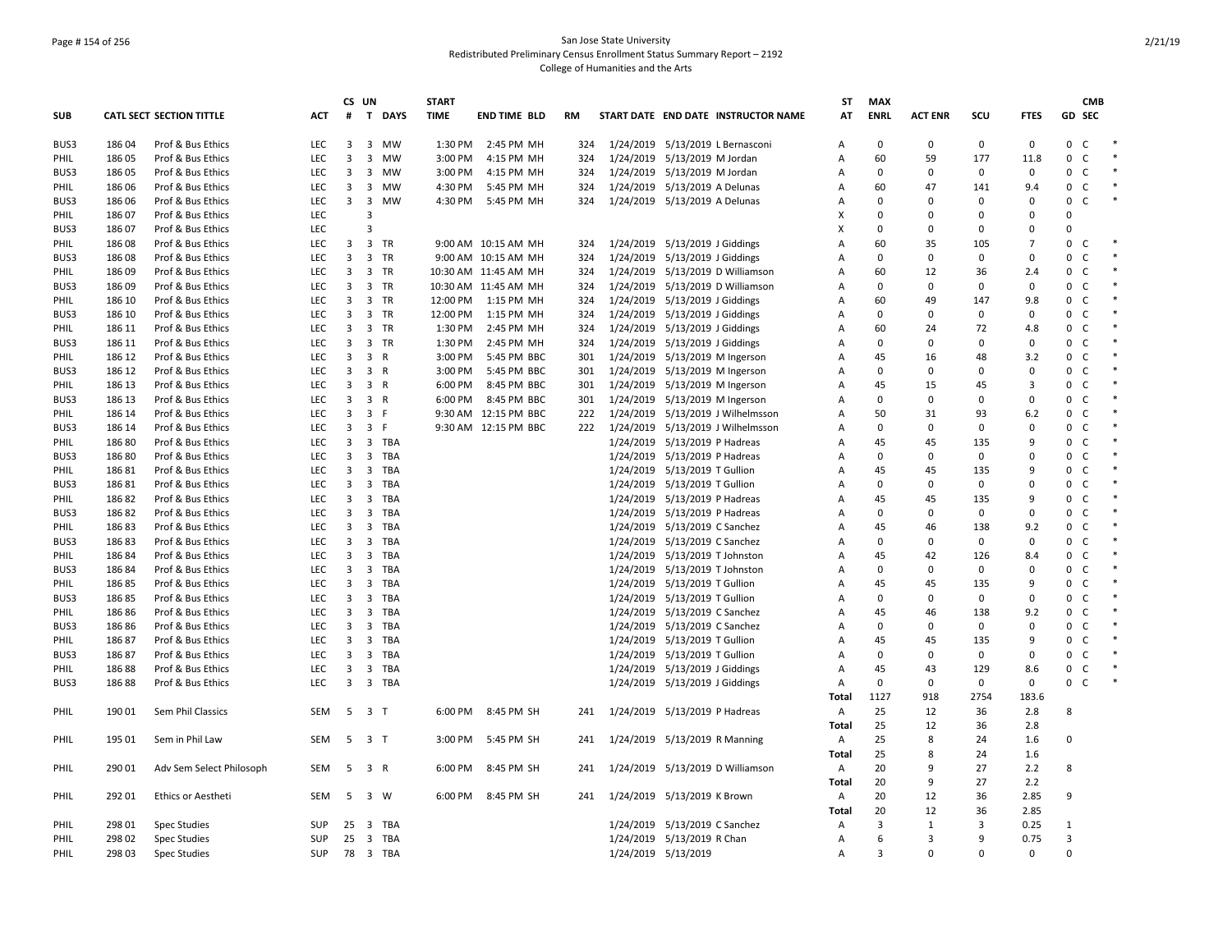San Jose State University
Redistributed Preliminary Census Enrollment Status Summary Report – 2192
College of Humanities and the Arts

| SUB | CATL | SECT | SECTION TITTLE | ACT | CS # | UN T | DAYS | START TIME | END TIME | BLD | RM | START DATE | END DATE | INSTRUCTOR NAME | ST AT | MAX ENRL | ACT ENR | SCU | FTES | GD | CMB SEC | |
|---|---|---|---|---|---|---|---|---|---|---|---|---|---|---|---|---|---|---|---|---|---|---|
| BUS3 | 186 | 04 | Prof & Bus Ethics | LEC | 3 | 3 | MW | 1:30 PM | 2:45 PM | MH | 324 | 1/24/2019 | 5/13/2019 | L Bernasconi | A | 0 | 0 | 0 | 0 | 0 | C | * |
| PHIL | 186 | 05 | Prof & Bus Ethics | LEC | 3 | 3 | MW | 3:00 PM | 4:15 PM | MH | 324 | 1/24/2019 | 5/13/2019 | M Jordan | A | 60 | 59 | 177 | 11.8 | 0 | C | * |
| BUS3 | 186 | 05 | Prof & Bus Ethics | LEC | 3 | 3 | MW | 3:00 PM | 4:15 PM | MH | 324 | 1/24/2019 | 5/13/2019 | M Jordan | A | 0 | 0 | 0 | 0 | 0 | C | * |
| PHIL | 186 | 06 | Prof & Bus Ethics | LEC | 3 | 3 | MW | 4:30 PM | 5:45 PM | MH | 324 | 1/24/2019 | 5/13/2019 | A Delunas | A | 60 | 47 | 141 | 9.4 | 0 | C | * |
| BUS3 | 186 | 06 | Prof & Bus Ethics | LEC | 3 | 3 | MW | 4:30 PM | 5:45 PM | MH | 324 | 1/24/2019 | 5/13/2019 | A Delunas | A | 0 | 0 | 0 | 0 | 0 | C | * |
| PHIL | 186 | 07 | Prof & Bus Ethics | LEC | | 3 | | | | | | | | | X | 0 | 0 | 0 | 0 | 0 | | |
| BUS3 | 186 | 07 | Prof & Bus Ethics | LEC | | 3 | | | | | | | | | X | 0 | 0 | 0 | 0 | 0 | | |
| PHIL | 186 | 08 | Prof & Bus Ethics | LEC | 3 | 3 | TR | 9:00 AM | 10:15 AM | MH | 324 | 1/24/2019 | 5/13/2019 | J Giddings | A | 60 | 35 | 105 | 7 | 0 | C | * |
| BUS3 | 186 | 08 | Prof & Bus Ethics | LEC | 3 | 3 | TR | 9:00 AM | 10:15 AM | MH | 324 | 1/24/2019 | 5/13/2019 | J Giddings | A | 0 | 0 | 0 | 0 | 0 | C | * |
| PHIL | 186 | 09 | Prof & Bus Ethics | LEC | 3 | 3 | TR | 10:30 AM | 11:45 AM | MH | 324 | 1/24/2019 | 5/13/2019 | D Williamson | A | 60 | 12 | 36 | 2.4 | 0 | C | * |
| BUS3 | 186 | 09 | Prof & Bus Ethics | LEC | 3 | 3 | TR | 10:30 AM | 11:45 AM | MH | 324 | 1/24/2019 | 5/13/2019 | D Williamson | A | 0 | 0 | 0 | 0 | 0 | C | * |
| PHIL | 186 | 10 | Prof & Bus Ethics | LEC | 3 | 3 | TR | 12:00 PM | 1:15 PM | MH | 324 | 1/24/2019 | 5/13/2019 | J Giddings | A | 60 | 49 | 147 | 9.8 | 0 | C | * |
| BUS3 | 186 | 10 | Prof & Bus Ethics | LEC | 3 | 3 | TR | 12:00 PM | 1:15 PM | MH | 324 | 1/24/2019 | 5/13/2019 | J Giddings | A | 0 | 0 | 0 | 0 | 0 | C | * |
| PHIL | 186 | 11 | Prof & Bus Ethics | LEC | 3 | 3 | TR | 1:30 PM | 2:45 PM | MH | 324 | 1/24/2019 | 5/13/2019 | J Giddings | A | 60 | 24 | 72 | 4.8 | 0 | C | * |
| BUS3 | 186 | 11 | Prof & Bus Ethics | LEC | 3 | 3 | TR | 1:30 PM | 2:45 PM | MH | 324 | 1/24/2019 | 5/13/2019 | J Giddings | A | 0 | 0 | 0 | 0 | 0 | C | * |
| PHIL | 186 | 12 | Prof & Bus Ethics | LEC | 3 | 3 | R | 3:00 PM | 5:45 PM | BBC | 301 | 1/24/2019 | 5/13/2019 | M Ingerson | A | 45 | 16 | 48 | 3.2 | 0 | C | * |
| BUS3 | 186 | 12 | Prof & Bus Ethics | LEC | 3 | 3 | R | 3:00 PM | 5:45 PM | BBC | 301 | 1/24/2019 | 5/13/2019 | M Ingerson | A | 0 | 0 | 0 | 0 | 0 | C | * |
| PHIL | 186 | 13 | Prof & Bus Ethics | LEC | 3 | 3 | R | 6:00 PM | 8:45 PM | BBC | 301 | 1/24/2019 | 5/13/2019 | M Ingerson | A | 45 | 15 | 45 | 3 | 0 | C | * |
| BUS3 | 186 | 13 | Prof & Bus Ethics | LEC | 3 | 3 | R | 6:00 PM | 8:45 PM | BBC | 301 | 1/24/2019 | 5/13/2019 | M Ingerson | A | 0 | 0 | 0 | 0 | 0 | C | * |
| PHIL | 186 | 14 | Prof & Bus Ethics | LEC | 3 | 3 | F | 9:30 AM | 12:15 PM | BBC | 222 | 1/24/2019 | 5/13/2019 | J Wilhelmsson | A | 50 | 31 | 93 | 6.2 | 0 | C | * |
| BUS3 | 186 | 14 | Prof & Bus Ethics | LEC | 3 | 3 | F | 9:30 AM | 12:15 PM | BBC | 222 | 1/24/2019 | 5/13/2019 | J Wilhelmsson | A | 0 | 0 | 0 | 0 | 0 | C | * |
| PHIL | 186 | 80 | Prof & Bus Ethics | LEC | 3 | 3 | TBA | | | | | 1/24/2019 | 5/13/2019 | P Hadreas | A | 45 | 45 | 135 | 9 | 0 | C | * |
| BUS3 | 186 | 80 | Prof & Bus Ethics | LEC | 3 | 3 | TBA | | | | | 1/24/2019 | 5/13/2019 | P Hadreas | A | 0 | 0 | 0 | 0 | 0 | C | * |
| PHIL | 186 | 81 | Prof & Bus Ethics | LEC | 3 | 3 | TBA | | | | | 1/24/2019 | 5/13/2019 | T Gullion | A | 45 | 45 | 135 | 9 | 0 | C | * |
| BUS3 | 186 | 81 | Prof & Bus Ethics | LEC | 3 | 3 | TBA | | | | | 1/24/2019 | 5/13/2019 | T Gullion | A | 0 | 0 | 0 | 0 | 0 | C | * |
| PHIL | 186 | 82 | Prof & Bus Ethics | LEC | 3 | 3 | TBA | | | | | 1/24/2019 | 5/13/2019 | P Hadreas | A | 45 | 45 | 135 | 9 | 0 | C | * |
| BUS3 | 186 | 82 | Prof & Bus Ethics | LEC | 3 | 3 | TBA | | | | | 1/24/2019 | 5/13/2019 | P Hadreas | A | 0 | 0 | 0 | 0 | 0 | C | * |
| PHIL | 186 | 83 | Prof & Bus Ethics | LEC | 3 | 3 | TBA | | | | | 1/24/2019 | 5/13/2019 | C Sanchez | A | 45 | 46 | 138 | 9.2 | 0 | C | * |
| BUS3 | 186 | 83 | Prof & Bus Ethics | LEC | 3 | 3 | TBA | | | | | 1/24/2019 | 5/13/2019 | C Sanchez | A | 0 | 0 | 0 | 0 | 0 | C | * |
| PHIL | 186 | 84 | Prof & Bus Ethics | LEC | 3 | 3 | TBA | | | | | 1/24/2019 | 5/13/2019 | T Johnston | A | 45 | 42 | 126 | 8.4 | 0 | C | * |
| BUS3 | 186 | 84 | Prof & Bus Ethics | LEC | 3 | 3 | TBA | | | | | 1/24/2019 | 5/13/2019 | T Johnston | A | 0 | 0 | 0 | 0 | 0 | C | * |
| PHIL | 186 | 85 | Prof & Bus Ethics | LEC | 3 | 3 | TBA | | | | | 1/24/2019 | 5/13/2019 | T Gullion | A | 45 | 45 | 135 | 9 | 0 | C | * |
| BUS3 | 186 | 85 | Prof & Bus Ethics | LEC | 3 | 3 | TBA | | | | | 1/24/2019 | 5/13/2019 | T Gullion | A | 0 | 0 | 0 | 0 | 0 | C | * |
| PHIL | 186 | 86 | Prof & Bus Ethics | LEC | 3 | 3 | TBA | | | | | 1/24/2019 | 5/13/2019 | C Sanchez | A | 45 | 46 | 138 | 9.2 | 0 | C | * |
| BUS3 | 186 | 86 | Prof & Bus Ethics | LEC | 3 | 3 | TBA | | | | | 1/24/2019 | 5/13/2019 | C Sanchez | A | 0 | 0 | 0 | 0 | 0 | C | * |
| PHIL | 186 | 87 | Prof & Bus Ethics | LEC | 3 | 3 | TBA | | | | | 1/24/2019 | 5/13/2019 | T Gullion | A | 45 | 45 | 135 | 9 | 0 | C | * |
| BUS3 | 186 | 87 | Prof & Bus Ethics | LEC | 3 | 3 | TBA | | | | | 1/24/2019 | 5/13/2019 | T Gullion | A | 0 | 0 | 0 | 0 | 0 | C | * |
| PHIL | 186 | 88 | Prof & Bus Ethics | LEC | 3 | 3 | TBA | | | | | 1/24/2019 | 5/13/2019 | J Giddings | A | 45 | 43 | 129 | 8.6 | 0 | C | * |
| BUS3 | 186 | 88 | Prof & Bus Ethics | LEC | 3 | 3 | TBA | | | | | 1/24/2019 | 5/13/2019 | J Giddings | A | 0 | 0 | 0 | 0 | 0 | C | * |
| | | | | | | | | | | | | | | | Total | 1127 | 918 | 2754 | 183.6 | | | |
| PHIL | 190 | 01 | Sem Phil Classics | SEM | 5 | 3 | T | 6:00 PM | 8:45 PM | SH | 241 | 1/24/2019 | 5/13/2019 | P Hadreas | A | 25 | 12 | 36 | 2.8 | 8 | | |
| | | | | | | | | | | | | | | | Total | 25 | 12 | 36 | 2.8 | | | |
| PHIL | 195 | 01 | Sem in Phil Law | SEM | 5 | 3 | T | 3:00 PM | 5:45 PM | SH | 241 | 1/24/2019 | 5/13/2019 | R Manning | A | 25 | 8 | 24 | 1.6 | 0 | | |
| | | | | | | | | | | | | | | | Total | 25 | 8 | 24 | 1.6 | | | |
| PHIL | 290 | 01 | Adv Sem Select Philosoph | SEM | 5 | 3 | R | 6:00 PM | 8:45 PM | SH | 241 | 1/24/2019 | 5/13/2019 | D Williamson | A | 20 | 9 | 27 | 2.2 | 8 | | |
| | | | | | | | | | | | | | | | Total | 20 | 9 | 27 | 2.2 | | | |
| PHIL | 292 | 01 | Ethics or Aestheti | SEM | 5 | 3 | W | 6:00 PM | 8:45 PM | SH | 241 | 1/24/2019 | 5/13/2019 | K Brown | A | 20 | 12 | 36 | 2.85 | 9 | | |
| | | | | | | | | | | | | | | | Total | 20 | 12 | 36 | 2.85 | | | |
| PHIL | 298 | 01 | Spec Studies | SUP | 25 | 3 | TBA | | | | | 1/24/2019 | 5/13/2019 | C Sanchez | A | 3 | 1 | 3 | 0.25 | 1 | | |
| PHIL | 298 | 02 | Spec Studies | SUP | 25 | 3 | TBA | | | | | 1/24/2019 | 5/13/2019 | R Chan | A | 6 | 3 | 9 | 0.75 | 3 | | |
| PHIL | 298 | 03 | Spec Studies | SUP | 78 | 3 | TBA | | | | | 1/24/2019 | 5/13/2019 | | A | 3 | 0 | 0 | 0 | 0 | | |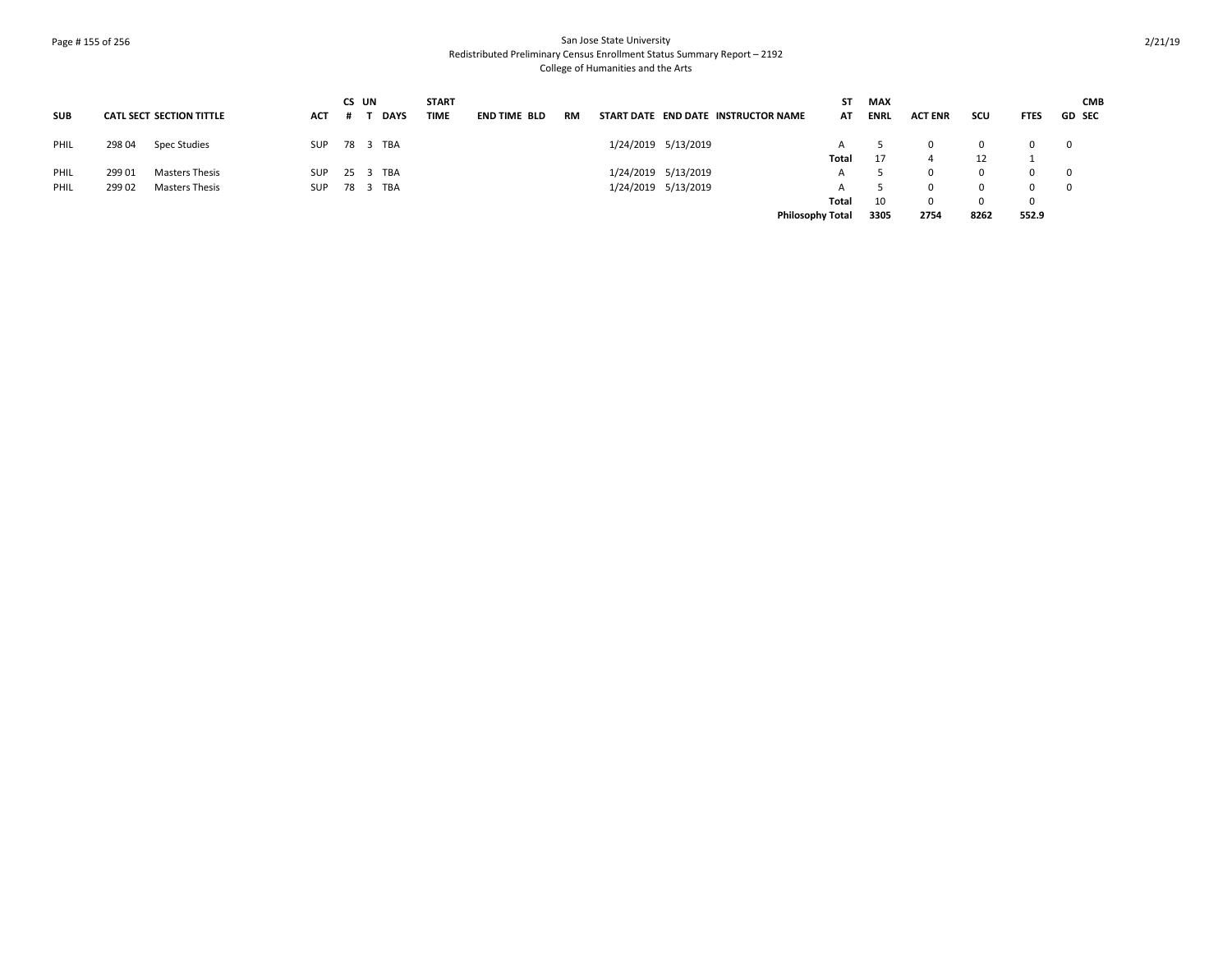| SUB | CATL | SECT | SECTION TITTLE | ACT | CS # | UN T | DAYS | START TIME | END TIME | BLD | RM | START DATE | END DATE | INSTRUCTOR NAME | ST AT | MAX ENRL | ACT ENR | SCU | FTES | GD | CMB SEC |
|---|---|---|---|---|---|---|---|---|---|---|---|---|---|---|---|---|---|---|---|---|---|
| PHIL | 298 | 04 | Spec Studies | SUP | 78 | 3 | TBA | | | | | 1/24/2019 | 5/13/2019 | | A | 5 | 0 | 0 | 0 | 0 | |
| | | | | | | | | | | | | | | | **Total** | 17 | 4 | 12 | 1 | | |
| PHIL | 299 | 01 | Masters Thesis | SUP | 25 | 3 | TBA | | | | | 1/24/2019 | 5/13/2019 | | A | 5 | 0 | 0 | 0 | 0 | |
| PHIL | 299 | 02 | Masters Thesis | SUP | 78 | 3 | TBA | | | | | 1/24/2019 | 5/13/2019 | | A | 5 | 0 | 0 | 0 | 0 | |
| | | | | | | | | | | | | | | | **Total** | 10 | 0 | 0 | 0 | | |
| | | | | | | | | | | | | | | | **Philosophy Total** | **3305** | **2754** | **8262** | **552.9** | | |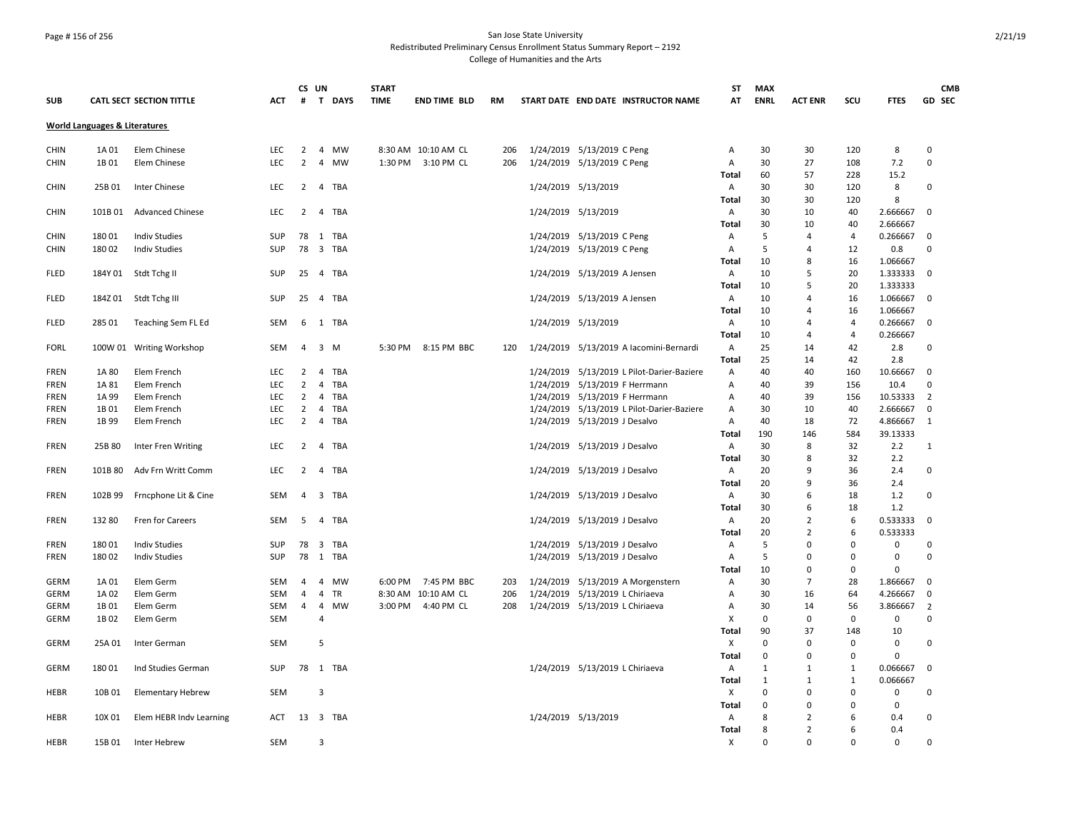San Jose State University
Redistributed Preliminary Census Enrollment Status Summary Report – 2192
College of Humanities and the Arts

| SUB | CATL SECT | SECTION TITTLE | ACT | CS # | UN T | DAYS | START TIME | END TIME | BLD | RM | START DATE | END DATE | INSTRUCTOR NAME | ST AT | MAX ENRL | ACT ENR | SCU | FTES | GD | CMB SEC |
|---|---|---|---|---|---|---|---|---|---|---|---|---|---|---|---|---|---|---|---|---|
| **World Languages & Literatures** | | | | | | | | | | | | | | | | | | | | |
| CHIN | 1A 01 | Elem Chinese | LEC | 2 | 4 | MW | 8:30 AM | 10:10 AM | CL | 206 | 1/24/2019 | 5/13/2019 | C Peng | A | 30 | 30 | 120 | 8 | 0 | |
| CHIN | 1B 01 | Elem Chinese | LEC | 2 | 4 | MW | 1:30 PM | 3:10 PM | CL | 206 | 1/24/2019 | 5/13/2019 | C Peng | A | 30 | 27 | 108 | 7.2 | 0 | |
| | | | | | | | | | | | | | | Total | 60 | 57 | 228 | 15.2 | | |
| CHIN | 25B 01 | Inter Chinese | LEC | 2 | 4 | TBA | | | | | 1/24/2019 | 5/13/2019 | | A | 30 | 30 | 120 | 8 | 0 | |
| | | | | | | | | | | | | | | Total | 30 | 30 | 120 | 8 | | |
| CHIN | 101B 01 | Advanced Chinese | LEC | 2 | 4 | TBA | | | | | 1/24/2019 | 5/13/2019 | | A | 30 | 10 | 40 | 2.666667 | 0 | |
| | | | | | | | | | | | | | | Total | 30 | 10 | 40 | 2.666667 | | |
| CHIN | 180 01 | Indiv Studies | SUP | 78 | 1 | TBA | | | | | 1/24/2019 | 5/13/2019 | C Peng | A | 5 | 4 | 4 | 0.266667 | 0 | |
| CHIN | 180 02 | Indiv Studies | SUP | 78 | 3 | TBA | | | | | 1/24/2019 | 5/13/2019 | C Peng | A | 5 | 4 | 12 | 0.8 | 0 | |
| | | | | | | | | | | | | | | Total | 10 | 8 | 16 | 1.066667 | | |
| FLED | 184Y 01 | Stdt Tchg II | SUP | 25 | 4 | TBA | | | | | 1/24/2019 | 5/13/2019 | A Jensen | A | 10 | 5 | 20 | 1.333333 | 0 | |
| | | | | | | | | | | | | | | Total | 10 | 5 | 20 | 1.333333 | | |
| FLED | 184Z 01 | Stdt Tchg III | SUP | 25 | 4 | TBA | | | | | 1/24/2019 | 5/13/2019 | A Jensen | A | 10 | 4 | 16 | 1.066667 | 0 | |
| | | | | | | | | | | | | | | Total | 10 | 4 | 16 | 1.066667 | | |
| FLED | 285 01 | Teaching Sem FL Ed | SEM | 6 | 1 | TBA | | | | | 1/24/2019 | 5/13/2019 | | A | 10 | 4 | 4 | 0.266667 | 0 | |
| | | | | | | | | | | | | | | Total | 10 | 4 | 4 | 0.266667 | | |
| FORL | 100W 01 | Writing Workshop | SEM | 4 | 3 | M | 5:30 PM | 8:15 PM | BBC | 120 | 1/24/2019 | 5/13/2019 | A Iacomini-Bernardi | A | 25 | 14 | 42 | 2.8 | 0 | |
| | | | | | | | | | | | | | | Total | 25 | 14 | 42 | 2.8 | | |
| FREN | 1A 80 | Elem French | LEC | 2 | 4 | TBA | | | | | 1/24/2019 | 5/13/2019 | L Pilot-Darier-Baziere | A | 40 | 40 | 160 | 10.66667 | 0 | |
| FREN | 1A 81 | Elem French | LEC | 2 | 4 | TBA | | | | | 1/24/2019 | 5/13/2019 | F Herrmann | A | 40 | 39 | 156 | 10.4 | 0 | |
| FREN | 1A 99 | Elem French | LEC | 2 | 4 | TBA | | | | | 1/24/2019 | 5/13/2019 | F Herrmann | A | 40 | 39 | 156 | 10.53333 | 2 | |
| FREN | 1B 01 | Elem French | LEC | 2 | 4 | TBA | | | | | 1/24/2019 | 5/13/2019 | L Pilot-Darier-Baziere | A | 30 | 10 | 40 | 2.666667 | 0 | |
| FREN | 1B 99 | Elem French | LEC | 2 | 4 | TBA | | | | | 1/24/2019 | 5/13/2019 | J Desalvo | A | 40 | 18 | 72 | 4.866667 | 1 | |
| | | | | | | | | | | | | | | Total | 190 | 146 | 584 | 39.13333 | | |
| FREN | 25B 80 | Inter Fren Writing | LEC | 2 | 4 | TBA | | | | | 1/24/2019 | 5/13/2019 | J Desalvo | A | 30 | 8 | 32 | 2.2 | 1 | |
| | | | | | | | | | | | | | | Total | 30 | 8 | 32 | 2.2 | | |
| FREN | 101B 80 | Adv Frn Writt Comm | LEC | 2 | 4 | TBA | | | | | 1/24/2019 | 5/13/2019 | J Desalvo | A | 20 | 9 | 36 | 2.4 | 0 | |
| | | | | | | | | | | | | | | Total | 20 | 9 | 36 | 2.4 | | |
| FREN | 102B 99 | Frncphone Lit & Cine | SEM | 4 | 3 | TBA | | | | | 1/24/2019 | 5/13/2019 | J Desalvo | A | 30 | 6 | 18 | 1.2 | 0 | |
| | | | | | | | | | | | | | | Total | 30 | 6 | 18 | 1.2 | | |
| FREN | 132 80 | Fren for Careers | SEM | 5 | 4 | TBA | | | | | 1/24/2019 | 5/13/2019 | J Desalvo | A | 20 | 2 | 6 | 0.533333 | 0 | |
| | | | | | | | | | | | | | | Total | 20 | 2 | 6 | 0.533333 | | |
| FREN | 180 01 | Indiv Studies | SUP | 78 | 3 | TBA | | | | | 1/24/2019 | 5/13/2019 | J Desalvo | A | 5 | 0 | 0 | 0 | 0 | |
| FREN | 180 02 | Indiv Studies | SUP | 78 | 1 | TBA | | | | | 1/24/2019 | 5/13/2019 | J Desalvo | A | 5 | 0 | 0 | 0 | 0 | |
| | | | | | | | | | | | | | | Total | 10 | 0 | 0 | 0 | | |
| GERM | 1A 01 | Elem Germ | SEM | 4 | 4 | MW | 6:00 PM | 7:45 PM | BBC | 203 | 1/24/2019 | 5/13/2019 | A Morgenstern | A | 30 | 7 | 28 | 1.866667 | 0 | |
| GERM | 1A 02 | Elem Germ | SEM | 4 | 4 | TR | 8:30 AM | 10:10 AM | CL | 206 | 1/24/2019 | 5/13/2019 | L Chiriaeva | A | 30 | 16 | 64 | 4.266667 | 0 | |
| GERM | 1B 01 | Elem Germ | SEM | 4 | 4 | MW | 3:00 PM | 4:40 PM | CL | 208 | 1/24/2019 | 5/13/2019 | L Chiriaeva | A | 30 | 14 | 56 | 3.866667 | 2 | |
| GERM | 1B 02 | Elem Germ | SEM | | 4 | | | | | | | | | X | 0 | 0 | 0 | 0 | 0 | |
| | | | | | | | | | | | | | | Total | 90 | 37 | 148 | 10 | | |
| GERM | 25A 01 | Inter German | SEM | | 5 | | | | | | | | | X | 0 | 0 | 0 | 0 | 0 | |
| | | | | | | | | | | | | | | Total | 0 | 0 | 0 | 0 | | |
| GERM | 180 01 | Ind Studies German | SUP | 78 | 1 | TBA | | | | | 1/24/2019 | 5/13/2019 | L Chiriaeva | A | 1 | 1 | 1 | 0.066667 | 0 | |
| | | | | | | | | | | | | | | Total | 1 | 1 | 1 | 0.066667 | | |
| HEBR | 10B 01 | Elementary Hebrew | SEM | | 3 | | | | | | | | | X | 0 | 0 | 0 | 0 | 0 | |
| | | | | | | | | | | | | | | Total | 0 | 0 | 0 | 0 | | |
| HEBR | 10X 01 | Elem HEBR Indv Learning | ACT | 13 | 3 | TBA | | | | | 1/24/2019 | 5/13/2019 | | A | 8 | 2 | 6 | 0.4 | 0 | |
| | | | | | | | | | | | | | | Total | 8 | 2 | 6 | 0.4 | | |
| HEBR | 15B 01 | Inter Hebrew | SEM | | 3 | | | | | | | | | X | 0 | 0 | 0 | 0 | 0 | |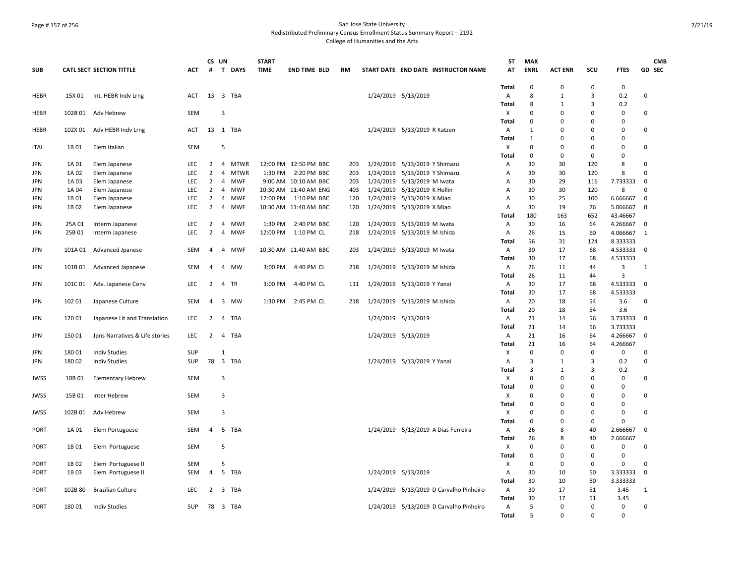San Jose State University
Redistributed Preliminary Census Enrollment Status Summary Report – 2192
College of Humanities and the Arts

| SUB | CATL SECT | SECTION TITTLE | ACT | CS # | UN T | DAYS | START TIME | END TIME | BLD | RM | START DATE | END DATE | INSTRUCTOR NAME | ST AT | MAX ENRL | ACT ENR | SCU | FTES | GD | CMB SEC |
|---|---|---|---|---|---|---|---|---|---|---|---|---|---|---|---|---|---|---|---|---|
| | | | | | | | | | | | | | | Total | 0 | 0 | 0 | 0 | | |
| HEBR | 15X 01 | Int. HEBR Indv Lrng | ACT | 13 | 3 | TBA | | | | | 1/24/2019 | 5/13/2019 | | A | 8 | 1 | 3 | 0.2 | 0 | |
| | | | | | | | | | | | | | | Total | 8 | 1 | 3 | 0.2 | | |
| HEBR | 102B 01 | Adv Hebrew | SEM | | 3 | | | | | | | | | X | 0 | 0 | 0 | 0 | 0 | |
| | | | | | | | | | | | | | | Total | 0 | 0 | 0 | 0 | | |
| HEBR | 102X 01 | Adv HEBR Indv Lrng | ACT | 13 | 1 | TBA | | | | | 1/24/2019 | 5/13/2019 | R Katzen | A | 1 | 0 | 0 | 0 | 0 | |
| | | | | | | | | | | | | | | Total | 1 | 0 | 0 | 0 | | |
| ITAL | 1B 01 | Elem Italian | SEM | | 5 | | | | | | | | | X | 0 | 0 | 0 | 0 | 0 | |
| | | | | | | | | | | | | | | Total | 0 | 0 | 0 | 0 | | |
| JPN | 1A 01 | Elem Japanese | LEC | 2 | 4 | MTWR | 12:00 PM | 12:50 PM | BBC | 203 | 1/24/2019 | 5/13/2019 | Y Shimazu | A | 30 | 30 | 120 | 8 | 0 | |
| JPN | 1A 02 | Elem Japanese | LEC | 2 | 4 | MTWR | 1:30 PM | 2:20 PM | BBC | 203 | 1/24/2019 | 5/13/2019 | Y Shimazu | A | 30 | 30 | 120 | 8 | 0 | |
| JPN | 1A 03 | Elem Japanese | LEC | 2 | 4 | MWF | 9:00 AM | 10:10 AM | BBC | 203 | 1/24/2019 | 5/13/2019 | M Iwata | A | 30 | 29 | 116 | 7.733333 | 0 | |
| JPN | 1A 04 | Elem Japanese | LEC | 2 | 4 | MWF | 10:30 AM | 11:40 AM | ENG | 403 | 1/24/2019 | 5/13/2019 | K Hollin | A | 30 | 30 | 120 | 8 | 0 | |
| JPN | 1B 01 | Elem Japanese | LEC | 2 | 4 | MWF | 12:00 PM | 1:10 PM | BBC | 120 | 1/24/2019 | 5/13/2019 | X Miao | A | 30 | 25 | 100 | 6.666667 | 0 | |
| JPN | 1B 02 | Elem Japanese | LEC | 2 | 4 | MWF | 10:30 AM | 11:40 AM | BBC | 120 | 1/24/2019 | 5/13/2019 | X Miao | A | 30 | 19 | 76 | 5.066667 | 0 | |
| | | | | | | | | | | | | | | Total | 180 | 163 | 652 | 43.46667 | | |
| JPN | 25A 01 | Interm Japanese | LEC | 2 | 4 | MWF | 1:30 PM | 2:40 PM | BBC | 120 | 1/24/2019 | 5/13/2019 | M Iwata | A | 30 | 16 | 64 | 4.266667 | 0 | |
| JPN | 25B 01 | Interm Japanese | LEC | 2 | 4 | MWF | 12:00 PM | 1:10 PM | CL | 218 | 1/24/2019 | 5/13/2019 | M Ishida | A | 26 | 15 | 60 | 4.066667 | 1 | |
| | | | | | | | | | | | | | | Total | 56 | 31 | 124 | 8.333333 | | |
| JPN | 101A 01 | Advanced Jpanese | SEM | 4 | 4 | MWF | 10:30 AM | 11:40 AM | BBC | 203 | 1/24/2019 | 5/13/2019 | M Iwata | A | 30 | 17 | 68 | 4.533333 | 0 | |
| | | | | | | | | | | | | | | Total | 30 | 17 | 68 | 4.533333 | | |
| JPN | 101B 01 | Advanced Japanese | SEM | 4 | 4 | MW | 3:00 PM | 4:40 PM | CL | 218 | 1/24/2019 | 5/13/2019 | M Ishida | A | 26 | 11 | 44 | 3 | 1 | |
| | | | | | | | | | | | | | | Total | 26 | 11 | 44 | 3 | | |
| JPN | 101C 01 | Adv. Japanese Conv | LEC | 2 | 4 | TR | 3:00 PM | 4:40 PM | CL | 111 | 1/24/2019 | 5/13/2019 | Y Yanai | A | 30 | 17 | 68 | 4.533333 | 0 | |
| | | | | | | | | | | | | | | Total | 30 | 17 | 68 | 4.533333 | | |
| JPN | 102 01 | Japanese Culture | SEM | 4 | 3 | MW | 1:30 PM | 2:45 PM | CL | 218 | 1/24/2019 | 5/13/2019 | M Ishida | A | 20 | 18 | 54 | 3.6 | 0 | |
| | | | | | | | | | | | | | | Total | 20 | 18 | 54 | 3.6 | | |
| JPN | 120 01 | Japanese Lit and Translation | LEC | 2 | 4 | TBA | | | | | 1/24/2019 | 5/13/2019 | | A | 21 | 14 | 56 | 3.733333 | 0 | |
| | | | | | | | | | | | | | | Total | 21 | 14 | 56 | 3.733333 | | |
| JPN | 150 01 | Jpns Narratives & Life stories | LEC | 2 | 4 | TBA | | | | | 1/24/2019 | 5/13/2019 | | A | 21 | 16 | 64 | 4.266667 | 0 | |
| | | | | | | | | | | | | | | Total | 21 | 16 | 64 | 4.266667 | | |
| JPN | 180 01 | Indiv Studies | SUP | | 1 | | | | | | | | | X | 0 | 0 | 0 | 0 | 0 | |
| JPN | 180 02 | Indiv Studies | SUP | 78 | 3 | TBA | | | | | 1/24/2019 | 5/13/2019 | Y Yanai | A | 3 | 1 | 3 | 0.2 | 0 | |
| | | | | | | | | | | | | | | Total | 3 | 1 | 3 | 0.2 | | |
| JWSS | 10B 01 | Elementary Hebrew | SEM | | 3 | | | | | | | | | X | 0 | 0 | 0 | 0 | 0 | |
| | | | | | | | | | | | | | | Total | 0 | 0 | 0 | 0 | | |
| JWSS | 15B 01 | Inter Hebrew | SEM | | 3 | | | | | | | | | X | 0 | 0 | 0 | 0 | 0 | |
| | | | | | | | | | | | | | | Total | 0 | 0 | 0 | 0 | | |
| JWSS | 102B 01 | Adv Hebrew | SEM | | 3 | | | | | | | | | X | 0 | 0 | 0 | 0 | 0 | |
| | | | | | | | | | | | | | | Total | 0 | 0 | 0 | 0 | | |
| PORT | 1A 01 | Elem Portuguese | SEM | 4 | 5 | TBA | | | | | 1/24/2019 | 5/13/2019 | A Dias Ferreira | A | 26 | 8 | 40 | 2.666667 | 0 | |
| | | | | | | | | | | | | | | Total | 26 | 8 | 40 | 2.666667 | | |
| PORT | 1B 01 | Elem Portuguese | SEM | | 5 | | | | | | | | | X | 0 | 0 | 0 | 0 | 0 | |
| | | | | | | | | | | | | | | Total | 0 | 0 | 0 | 0 | | |
| PORT | 1B 02 | Elem Portuguese II | SEM | | 5 | | | | | | | | | X | 0 | 0 | 0 | 0 | 0 | |
| PORT | 1B 03 | Elem Portuguese II | SEM | 4 | 5 | TBA | | | | | 1/24/2019 | 5/13/2019 | | A | 30 | 10 | 50 | 3.333333 | 0 | |
| | | | | | | | | | | | | | | Total | 30 | 10 | 50 | 3.333333 | | |
| PORT | 102B 80 | Brazilian Culture | LEC | 2 | 3 | TBA | | | | | 1/24/2019 | 5/13/2019 | D Carvalho Pinheiro | A | 30 | 17 | 51 | 3.45 | 1 | |
| | | | | | | | | | | | | | | Total | 30 | 17 | 51 | 3.45 | | |
| PORT | 180 01 | Indiv Studies | SUP | 78 | 3 | TBA | | | | | 1/24/2019 | 5/13/2019 | D Carvalho Pinheiro | A | 5 | 0 | 0 | 0 | 0 | |
| | | | | | | | | | | | | | | Total | 5 | 0 | 0 | 0 | | |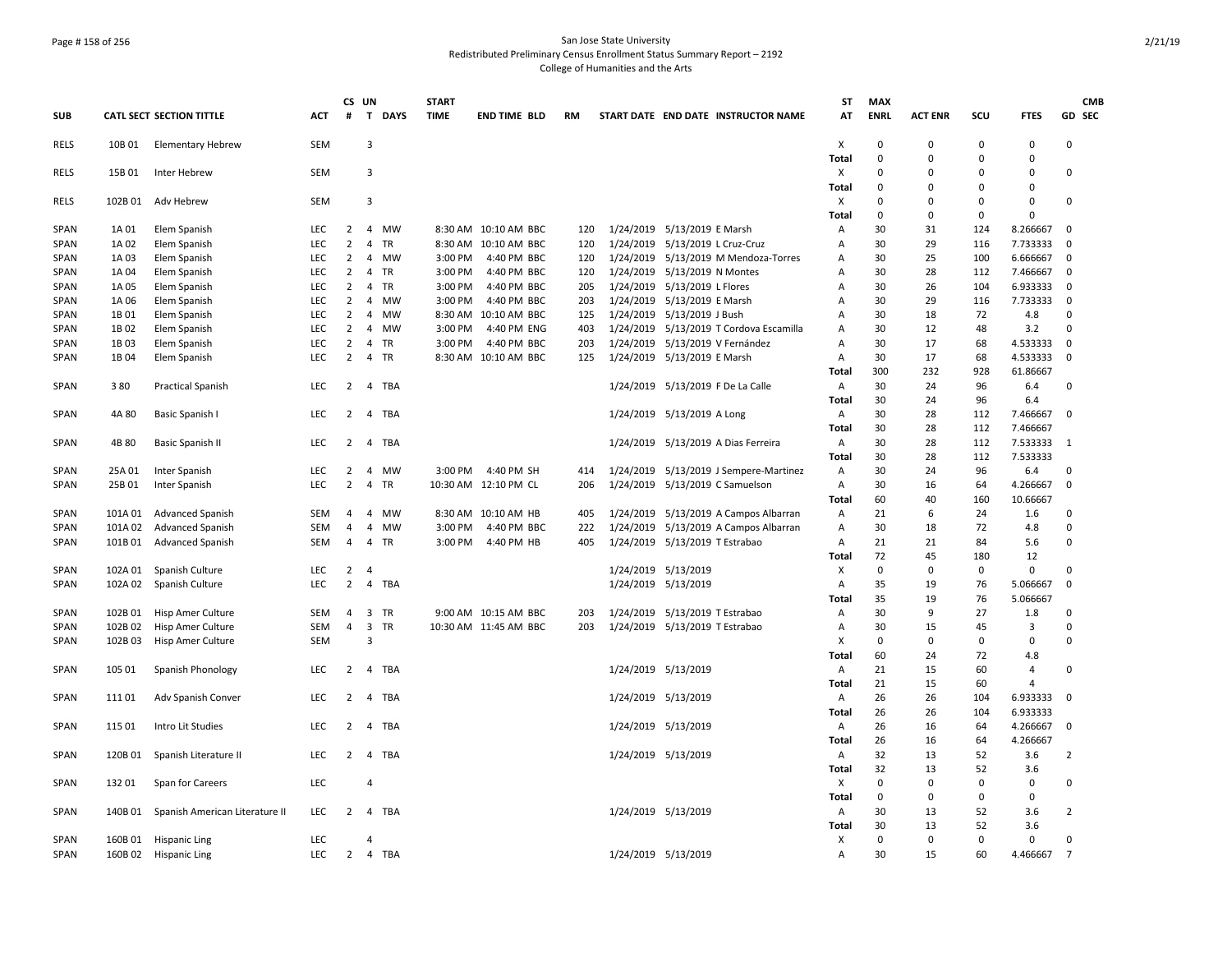San Jose State University
Redistributed Preliminary Census Enrollment Status Summary Report – 2192
College of Humanities and the Arts

| SUB | CATL | SECT | SECTION TITTLE | ACT | CS # | UN T | DAYS | START TIME | END TIME | BLD | RM | START DATE | END DATE | INSTRUCTOR NAME | ST AT | MAX ENRL | ACT ENR | SCU | FTES | GD | CMB SEC |
|---|---|---|---|---|---|---|---|---|---|---|---|---|---|---|---|---|---|---|---|---|---|
| RELS | 10B | 01 | Elementary Hebrew | SEM | | 3 | | | | | | | | | X | 0 | 0 | 0 | 0 | 0 | |
| | | | | | | | | | | | | | | | Total | 0 | 0 | 0 | 0 | | |
| RELS | 15B | 01 | Inter Hebrew | SEM | | 3 | | | | | | | | | X | 0 | 0 | 0 | 0 | 0 | |
| | | | | | | | | | | | | | | | Total | 0 | 0 | 0 | 0 | | |
| RELS | 102B | 01 | Adv Hebrew | SEM | | 3 | | | | | | | | | X | 0 | 0 | 0 | 0 | 0 | |
| | | | | | | | | | | | | | | | Total | 0 | 0 | 0 | 0 | | |
| SPAN | 1A | 01 | Elem Spanish | LEC | 2 | 4 | MW | 8:30 AM | 10:10 AM | BBC | 120 | 1/24/2019 | 5/13/2019 | E Marsh | A | 30 | 31 | 124 | 8.266667 | 0 | |
| SPAN | 1A | 02 | Elem Spanish | LEC | 2 | 4 | TR | 8:30 AM | 10:10 AM | BBC | 120 | 1/24/2019 | 5/13/2019 | L Cruz-Cruz | A | 30 | 29 | 116 | 7.733333 | 0 | |
| SPAN | 1A | 03 | Elem Spanish | LEC | 2 | 4 | MW | 3:00 PM | 4:40 PM | BBC | 120 | 1/24/2019 | 5/13/2019 | M Mendoza-Torres | A | 30 | 25 | 100 | 6.666667 | 0 | |
| SPAN | 1A | 04 | Elem Spanish | LEC | 2 | 4 | TR | 3:00 PM | 4:40 PM | BBC | 120 | 1/24/2019 | 5/13/2019 | N Montes | A | 30 | 28 | 112 | 7.466667 | 0 | |
| SPAN | 1A | 05 | Elem Spanish | LEC | 2 | 4 | TR | 3:00 PM | 4:40 PM | BBC | 205 | 1/24/2019 | 5/13/2019 | L Flores | A | 30 | 26 | 104 | 6.933333 | 0 | |
| SPAN | 1A | 06 | Elem Spanish | LEC | 2 | 4 | MW | 3:00 PM | 4:40 PM | BBC | 203 | 1/24/2019 | 5/13/2019 | E Marsh | A | 30 | 29 | 116 | 7.733333 | 0 | |
| SPAN | 1B | 01 | Elem Spanish | LEC | 2 | 4 | MW | 8:30 AM | 10:10 AM | BBC | 125 | 1/24/2019 | 5/13/2019 | J Bush | A | 30 | 18 | 72 | 4.8 | 0 | |
| SPAN | 1B | 02 | Elem Spanish | LEC | 2 | 4 | MW | 3:00 PM | 4:40 PM | ENG | 403 | 1/24/2019 | 5/13/2019 | T Cordova Escamilla | A | 30 | 12 | 48 | 3.2 | 0 | |
| SPAN | 1B | 03 | Elem Spanish | LEC | 2 | 4 | TR | 3:00 PM | 4:40 PM | BBC | 203 | 1/24/2019 | 5/13/2019 | V Fernández | A | 30 | 17 | 68 | 4.533333 | 0 | |
| SPAN | 1B | 04 | Elem Spanish | LEC | 2 | 4 | TR | 8:30 AM | 10:10 AM | BBC | 125 | 1/24/2019 | 5/13/2019 | E Marsh | A | 30 | 17 | 68 | 4.533333 | 0 | |
| | | | | | | | | | | | | | | | Total | 300 | 232 | 928 | 61.86667 | | |
| SPAN | 3 | 80 | Practical Spanish | LEC | 2 | 4 | TBA | | | | | 1/24/2019 | 5/13/2019 | F De La Calle | A | 30 | 24 | 96 | 6.4 | 0 | |
| | | | | | | | | | | | | | | | Total | 30 | 24 | 96 | 6.4 | | |
| SPAN | 4A | 80 | Basic Spanish I | LEC | 2 | 4 | TBA | | | | | 1/24/2019 | 5/13/2019 | A Long | A | 30 | 28 | 112 | 7.466667 | 0 | |
| | | | | | | | | | | | | | | | Total | 30 | 28 | 112 | 7.466667 | | |
| SPAN | 4B | 80 | Basic Spanish II | LEC | 2 | 4 | TBA | | | | | 1/24/2019 | 5/13/2019 | A Dias Ferreira | A | 30 | 28 | 112 | 7.533333 | 1 | |
| | | | | | | | | | | | | | | | Total | 30 | 28 | 112 | 7.533333 | | |
| SPAN | 25A | 01 | Inter Spanish | LEC | 2 | 4 | MW | 3:00 PM | 4:40 PM | SH | 414 | 1/24/2019 | 5/13/2019 | J Sempere-Martinez | A | 30 | 24 | 96 | 6.4 | 0 | |
| SPAN | 25B | 01 | Inter Spanish | LEC | 2 | 4 | TR | 10:30 AM | 12:10 PM | CL | 206 | 1/24/2019 | 5/13/2019 | C Samuelson | A | 30 | 16 | 64 | 4.266667 | 0 | |
| | | | | | | | | | | | | | | | Total | 60 | 40 | 160 | 10.66667 | | |
| SPAN | 101A | 01 | Advanced Spanish | SEM | 4 | 4 | MW | 8:30 AM | 10:10 AM | HB | 405 | 1/24/2019 | 5/13/2019 | A Campos Albarran | A | 21 | 6 | 24 | 1.6 | 0 | |
| SPAN | 101A | 02 | Advanced Spanish | SEM | 4 | 4 | MW | 3:00 PM | 4:40 PM | BBC | 222 | 1/24/2019 | 5/13/2019 | A Campos Albarran | A | 30 | 18 | 72 | 4.8 | 0 | |
| SPAN | 101B | 01 | Advanced Spanish | SEM | 4 | 4 | TR | 3:00 PM | 4:40 PM | HB | 405 | 1/24/2019 | 5/13/2019 | T Estrabao | A | 21 | 21 | 84 | 5.6 | 0 | |
| | | | | | | | | | | | | | | | Total | 72 | 45 | 180 | 12 | | |
| SPAN | 102A | 01 | Spanish Culture | LEC | 2 | 4 | | | | | | 1/24/2019 | 5/13/2019 | | X | 0 | 0 | 0 | 0 | 0 | |
| SPAN | 102A | 02 | Spanish Culture | LEC | 2 | 4 | TBA | | | | | 1/24/2019 | 5/13/2019 | | A | 35 | 19 | 76 | 5.066667 | 0 | |
| | | | | | | | | | | | | | | | Total | 35 | 19 | 76 | 5.066667 | | |
| SPAN | 102B | 01 | Hisp Amer Culture | SEM | 4 | 3 | TR | 9:00 AM | 10:15 AM | BBC | 203 | 1/24/2019 | 5/13/2019 | T Estrabao | A | 30 | 9 | 27 | 1.8 | 0 | |
| SPAN | 102B | 02 | Hisp Amer Culture | SEM | 4 | 3 | TR | 10:30 AM | 11:45 AM | BBC | 203 | 1/24/2019 | 5/13/2019 | T Estrabao | A | 30 | 15 | 45 | 3 | 0 | |
| SPAN | 102B | 03 | Hisp Amer Culture | SEM | | 3 | | | | | | | | | X | 0 | 0 | 0 | 0 | 0 | |
| | | | | | | | | | | | | | | | Total | 60 | 24 | 72 | 4.8 | | |
| SPAN | 105 | 01 | Spanish Phonology | LEC | 2 | 4 | TBA | | | | | 1/24/2019 | 5/13/2019 | | A | 21 | 15 | 60 | 4 | 0 | |
| | | | | | | | | | | | | | | | Total | 21 | 15 | 60 | 4 | | |
| SPAN | 111 | 01 | Adv Spanish Conver | LEC | 2 | 4 | TBA | | | | | 1/24/2019 | 5/13/2019 | | A | 26 | 26 | 104 | 6.933333 | 0 | |
| | | | | | | | | | | | | | | | Total | 26 | 26 | 104 | 6.933333 | | |
| SPAN | 115 | 01 | Intro Lit Studies | LEC | 2 | 4 | TBA | | | | | 1/24/2019 | 5/13/2019 | | A | 26 | 16 | 64 | 4.266667 | 0 | |
| | | | | | | | | | | | | | | | Total | 26 | 16 | 64 | 4.266667 | | |
| SPAN | 120B | 01 | Spanish Literature II | LEC | 2 | 4 | TBA | | | | | 1/24/2019 | 5/13/2019 | | A | 32 | 13 | 52 | 3.6 | 2 | |
| | | | | | | | | | | | | | | | Total | 32 | 13 | 52 | 3.6 | | |
| SPAN | 132 | 01 | Span for Careers | LEC | | 4 | | | | | | | | | X | 0 | 0 | 0 | 0 | 0 | |
| | | | | | | | | | | | | | | | Total | 0 | 0 | 0 | 0 | | |
| SPAN | 140B | 01 | Spanish American Literature II | LEC | 2 | 4 | TBA | | | | | 1/24/2019 | 5/13/2019 | | A | 30 | 13 | 52 | 3.6 | 2 | |
| | | | | | | | | | | | | | | | Total | 30 | 13 | 52 | 3.6 | | |
| SPAN | 160B | 01 | Hispanic Ling | LEC | | 4 | | | | | | | | | X | 0 | 0 | 0 | 0 | 0 | |
| SPAN | 160B | 02 | Hispanic Ling | LEC | 2 | 4 | TBA | | | | | 1/24/2019 | 5/13/2019 | | A | 30 | 15 | 60 | 4.466667 | 7 | |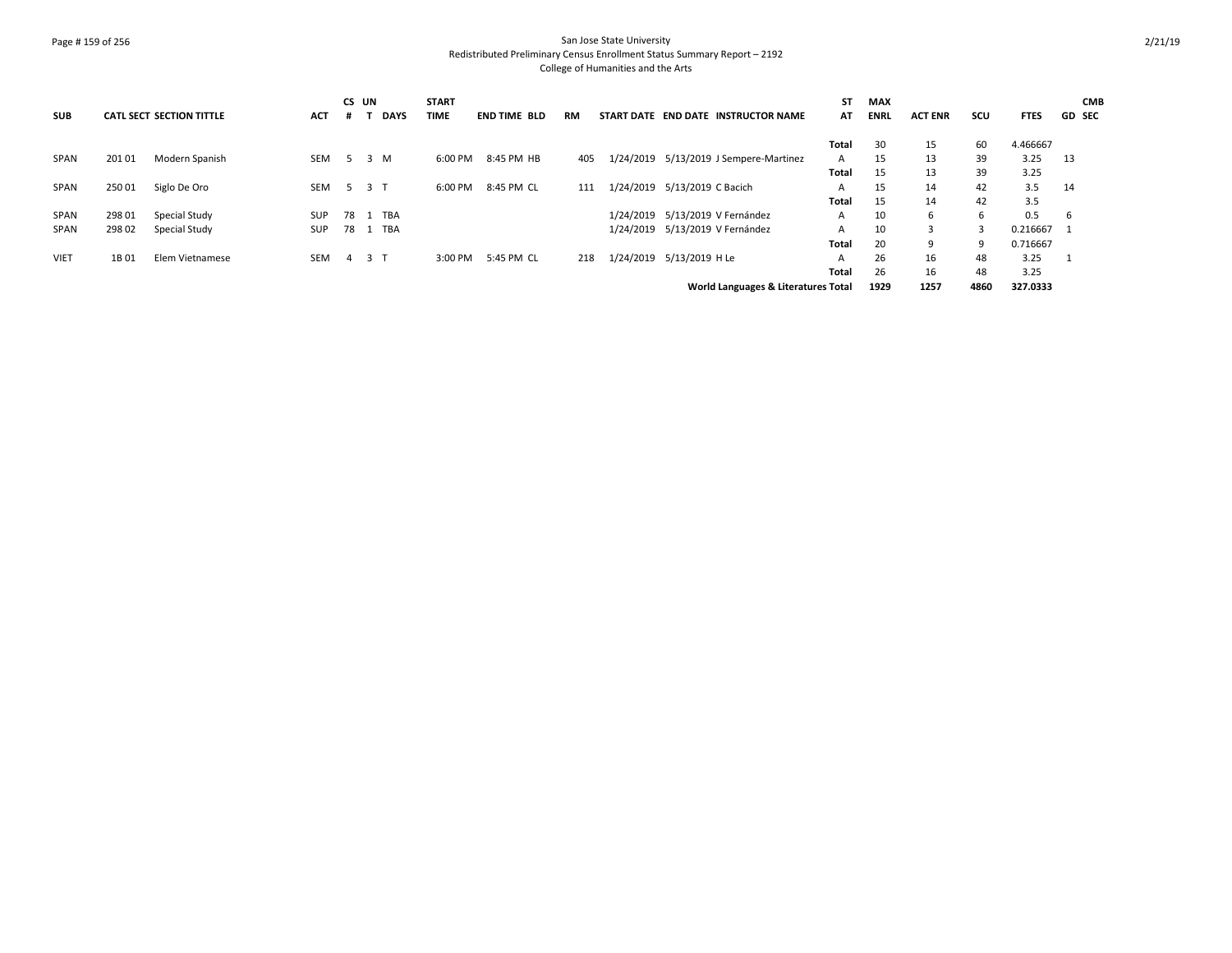| SUB | CATL SECT | SECTION TITTLE | ACT | CS # | UN T | DAYS | START TIME | END TIME | BLD | RM | START DATE | END DATE | INSTRUCTOR NAME | ST AT | MAX ENRL | ACT ENR | SCU | FTES | GD | CMB SEC |
|---|---|---|---|---|---|---|---|---|---|---|---|---|---|---|---|---|---|---|---|---|
| | | | | | | | | | | | | | | Total | 30 | 15 | 60 | 4.466667 | | |
| SPAN | 201 01 | Modern Spanish | SEM | 5 | 3 | M | 6:00 PM | 8:45 PM | HB | 405 | 1/24/2019 | 5/13/2019 | J Sempere-Martinez | A | 15 | 13 | 39 | 3.25 | 13 | |
| | | | | | | | | | | | | | | Total | 15 | 13 | 39 | 3.25 | | |
| SPAN | 250 01 | Siglo De Oro | SEM | 5 | 3 | T | 6:00 PM | 8:45 PM | CL | 111 | 1/24/2019 | 5/13/2019 | C Bacich | A | 15 | 14 | 42 | 3.5 | 14 | |
| | | | | | | | | | | | | | | Total | 15 | 14 | 42 | 3.5 | | |
| SPAN | 298 01 | Special Study | SUP | 78 | 1 | TBA | | | | | 1/24/2019 | 5/13/2019 | V Fernández | A | 10 | 6 | 6 | 0.5 | 6 | |
| SPAN | 298 02 | Special Study | SUP | 78 | 1 | TBA | | | | | 1/24/2019 | 5/13/2019 | V Fernández | A | 10 | 3 | 3 | 0.216667 | 1 | |
| | | | | | | | | | | | | | | Total | 20 | 9 | 9 | 0.716667 | | |
| VIET | 1B 01 | Elem Vietnamese | SEM | 4 | 3 | T | 3:00 PM | 5:45 PM | CL | 218 | 1/24/2019 | 5/13/2019 | H Le | A | 26 | 16 | 48 | 3.25 | 1 | |
| | | | | | | | | | | | | | | Total | 26 | 16 | 48 | 3.25 | | |
| | | | | | | | | | | | | | **World Languages & Literatures Total** | | **1929** | **1257** | **4860** | **327.0333** | | |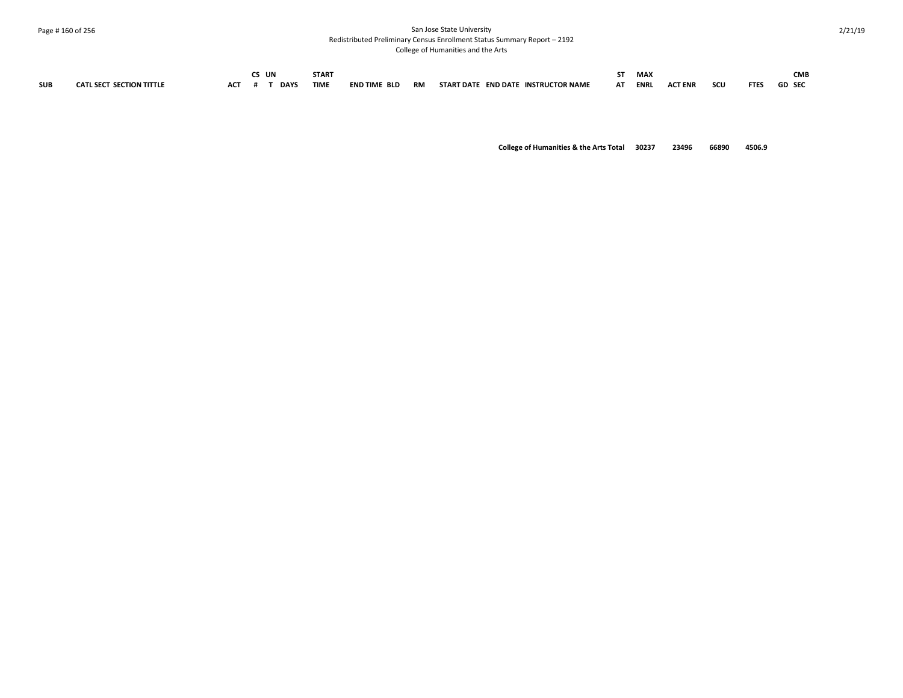| SUB | CATL SECT SECTION TITTLE | ACT | CS # | UNT | DAYS | START TIME | END TIME | BLD | RM | START DATE | END DATE | INSTRUCTOR NAME | STAT | MAX ENRL | ACT ENR | SCU | FTES | GD | CMB SEC |
|---|---|---|---|---|---|---|---|---|---|---|---|---|---|---|---|---|---|---|---|
| | | | | | | | | | | | | **College of Humanities & the Arts Total** | | **30237** | **23496** | **66890** | **4506.9** | | |